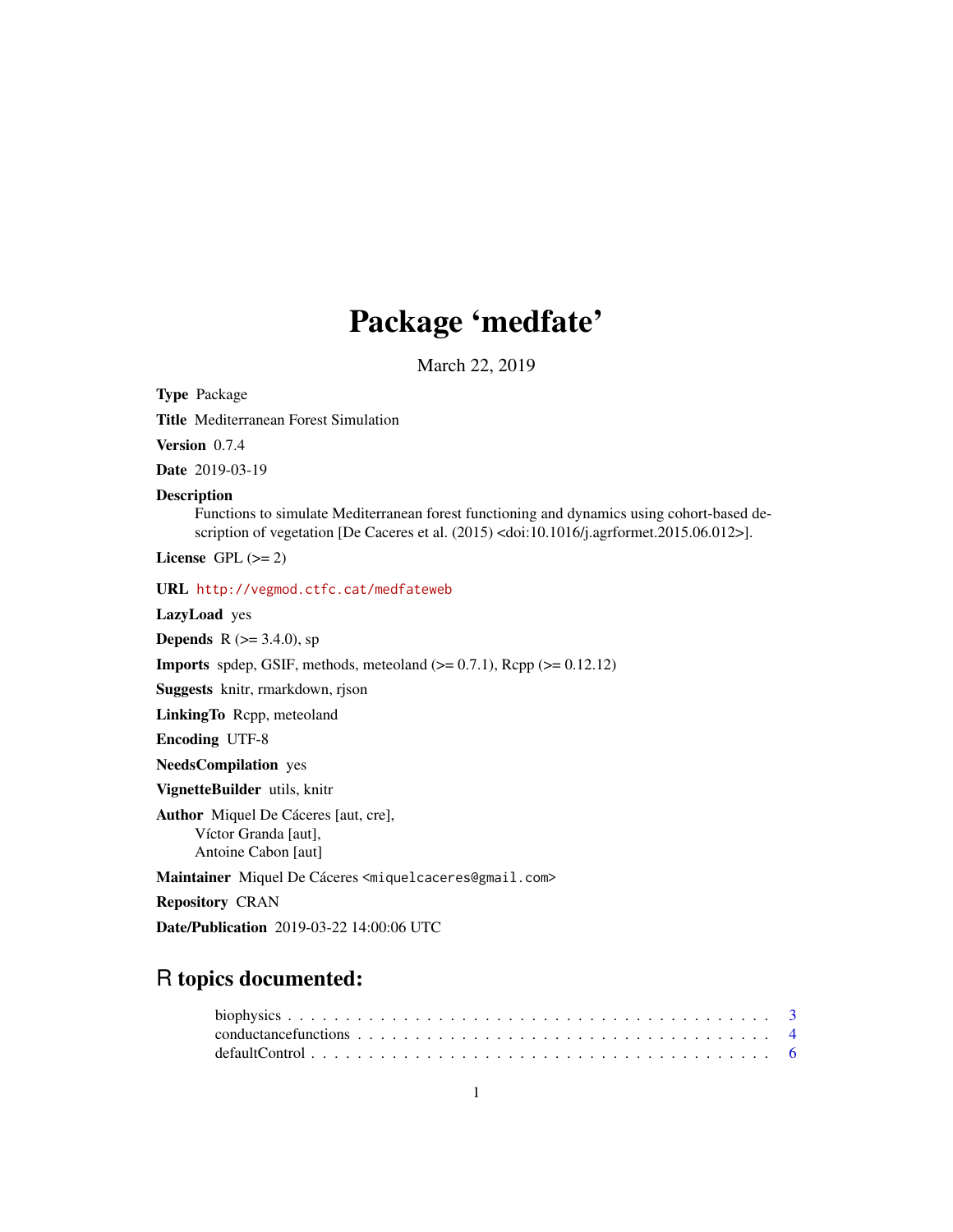# Package 'medfate'

March 22, 2019

**Type** Package

**Title** Mediterranean Forest Simulation

**Version** 0.7.4

**Date** 2019-03-19

**Description**
Functions to simulate Mediterranean forest functioning and dynamics using cohort-based description of vegetation [De Caceres et al. (2015) <doi:10.1016/j.agrformet.2015.06.012>].

**License** GPL (>= 2)

**URL** http://vegmod.ctfc.cat/medfateweb

**LazyLoad** yes

**Depends** R (>= 3.4.0), sp

**Imports** spdep, GSIF, methods, meteoland (>= 0.7.1), Rcpp (>= 0.12.12)

**Suggests** knitr, rmarkdown, rjson

**LinkingTo** Rcpp, meteoland

**Encoding** UTF-8

**NeedsCompilation** yes

**VignetteBuilder** utils, knitr

**Author** Miquel De Cáceres [aut, cre],
Víctor Granda [aut],
Antoine Cabon [aut]

**Maintainer** Miquel De Cáceres <miquelcaceres@gmail.com>

**Repository** CRAN

**Date/Publication** 2019-03-22 14:00:06 UTC

## R topics documented:

biophysics . . . . . . . . . . . . . . . . . . . . . . . . . . . . . . . . . . . . . . . . . . 3
conductancefunctions . . . . . . . . . . . . . . . . . . . . . . . . . . . . . . . . . . . . . 4
defaultControl . . . . . . . . . . . . . . . . . . . . . . . . . . . . . . . . . . . . . . . . 6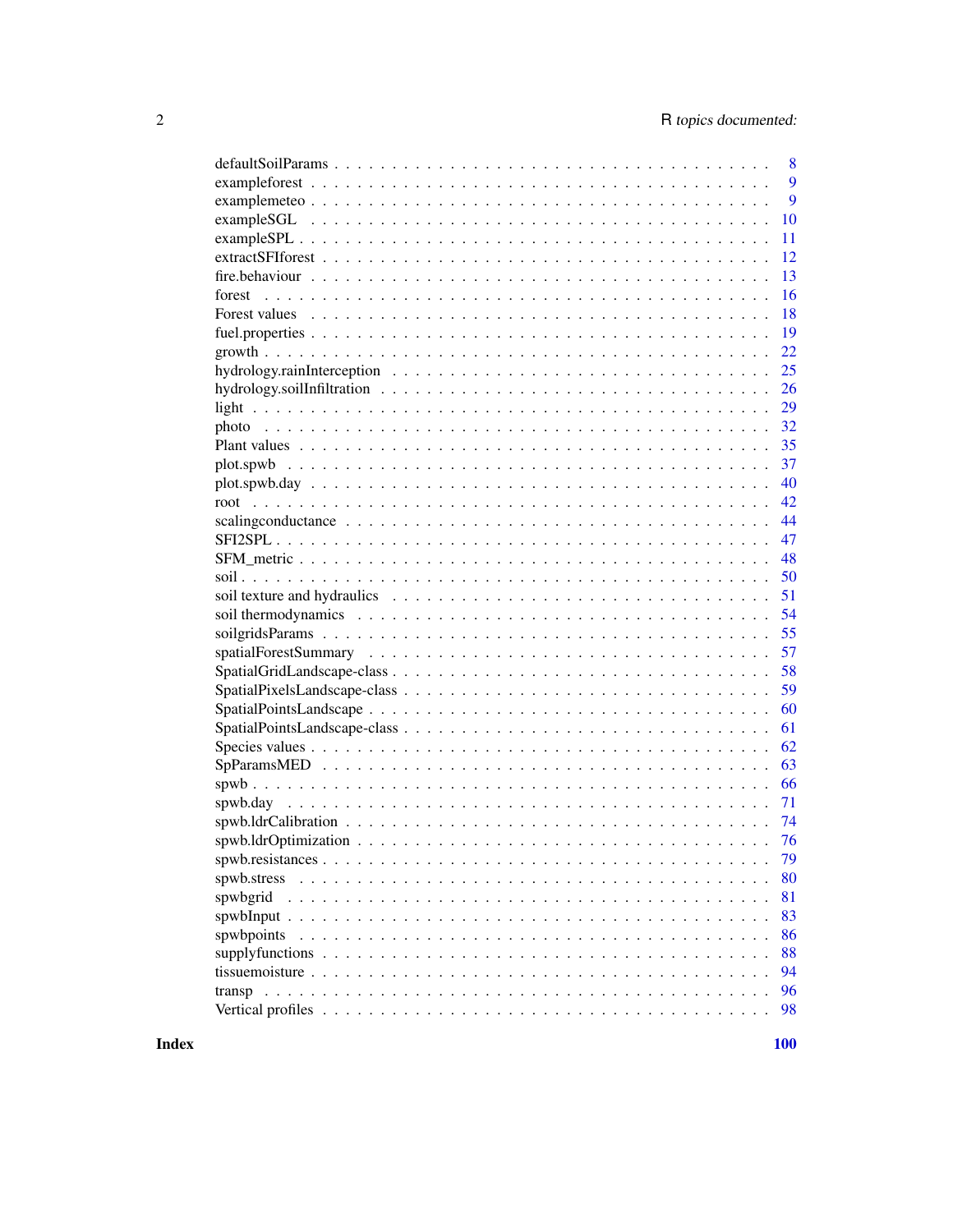| | |
|---|---|
| defaultSoilParams | 8 |
| exampleforest | 9 |
| examplemeteo | 9 |
| exampleSGL | 10 |
| exampleSPL | 11 |
| extractSFIforest | 12 |
| fire.behaviour | 13 |
| forest | 16 |
| Forest values | 18 |
| fuel.properties | 19 |
| growth | 22 |
| hydrology.rainInterception | 25 |
| hydrology.soilInfiltration | 26 |
| light | 29 |
| photo | 32 |
| Plant values | 35 |
| plot.spwb | 37 |
| plot.spwb.day | 40 |
| root | 42 |
| scalingconductance | 44 |
| SFI2SPL | 47 |
| SFM_metric | 48 |
| soil | 50 |
| soil texture and hydraulics | 51 |
| soil thermodynamics | 54 |
| soilgridsParams | 55 |
| spatialForestSummary | 57 |
| SpatialGridLandscape-class | 58 |
| SpatialPixelsLandscape-class | 59 |
| SpatialPointsLandscape | 60 |
| SpatialPointsLandscape-class | 61 |
| Species values | 62 |
| SpParamsMED | 63 |
| spwb | 66 |
| spwb.day | 71 |
| spwb.ldrCalibration | 74 |
| spwb.ldrOptimization | 76 |
| spwb.resistances | 79 |
| spwb.stress | 80 |
| spwbgrid | 81 |
| spwbInput | 83 |
| spwbpoints | 86 |
| supplyfunctions | 88 |
| tissuemoisture | 94 |
| transp | 96 |
| Vertical profiles | 98 |

**Index** **100**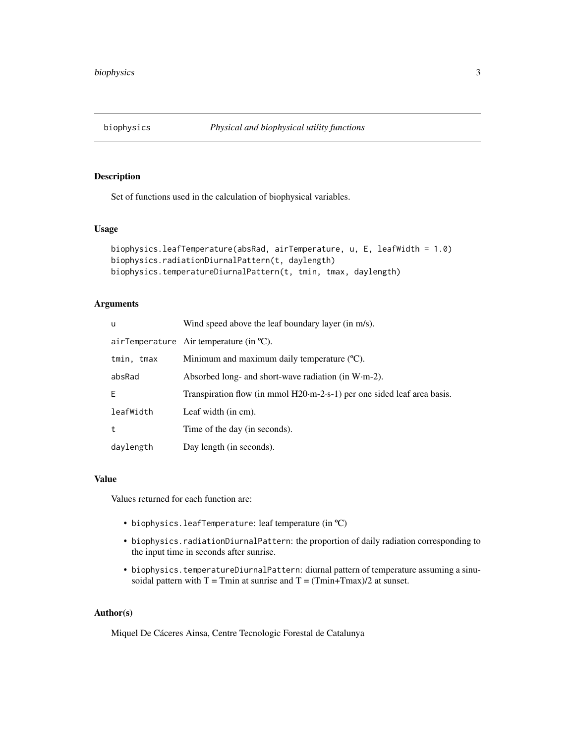# biophysics — *Physical and biophysical utility functions*

## Description

Set of functions used in the calculation of biophysical variables.

## Usage

```
biophysics.leafTemperature(absRad, airTemperature, u, E, leafWidth = 1.0)
biophysics.radiationDiurnalPattern(t, daylength)
biophysics.temperatureDiurnalPattern(t, tmin, tmax, daylength)
```

## Arguments

| | |
|---|---|
| `u` | Wind speed above the leaf boundary layer (in m/s). |
| `airTemperature` | Air temperature (in ºC). |
| `tmin, tmax` | Minimum and maximum daily temperature (ºC). |
| `absRad` | Absorbed long- and short-wave radiation (in W·m-2). |
| `E` | Transpiration flow (in mmol H20·m-2·s-1) per one sided leaf area basis. |
| `leafWidth` | Leaf width (in cm). |
| `t` | Time of the day (in seconds). |
| `daylength` | Day length (in seconds). |

## Value

Values returned for each function are:

- `biophysics.leafTemperature`: leaf temperature (in ºC)
- `biophysics.radiationDiurnalPattern`: the proportion of daily radiation corresponding to the input time in seconds after sunrise.
- `biophysics.temperatureDiurnalPattern`: diurnal pattern of temperature assuming a sinusoidal pattern with T = Tmin at sunrise and T = (Tmin+Tmax)/2 at sunset.

## Author(s)

Miquel De Cáceres Ainsa, Centre Tecnologic Forestal de Catalunya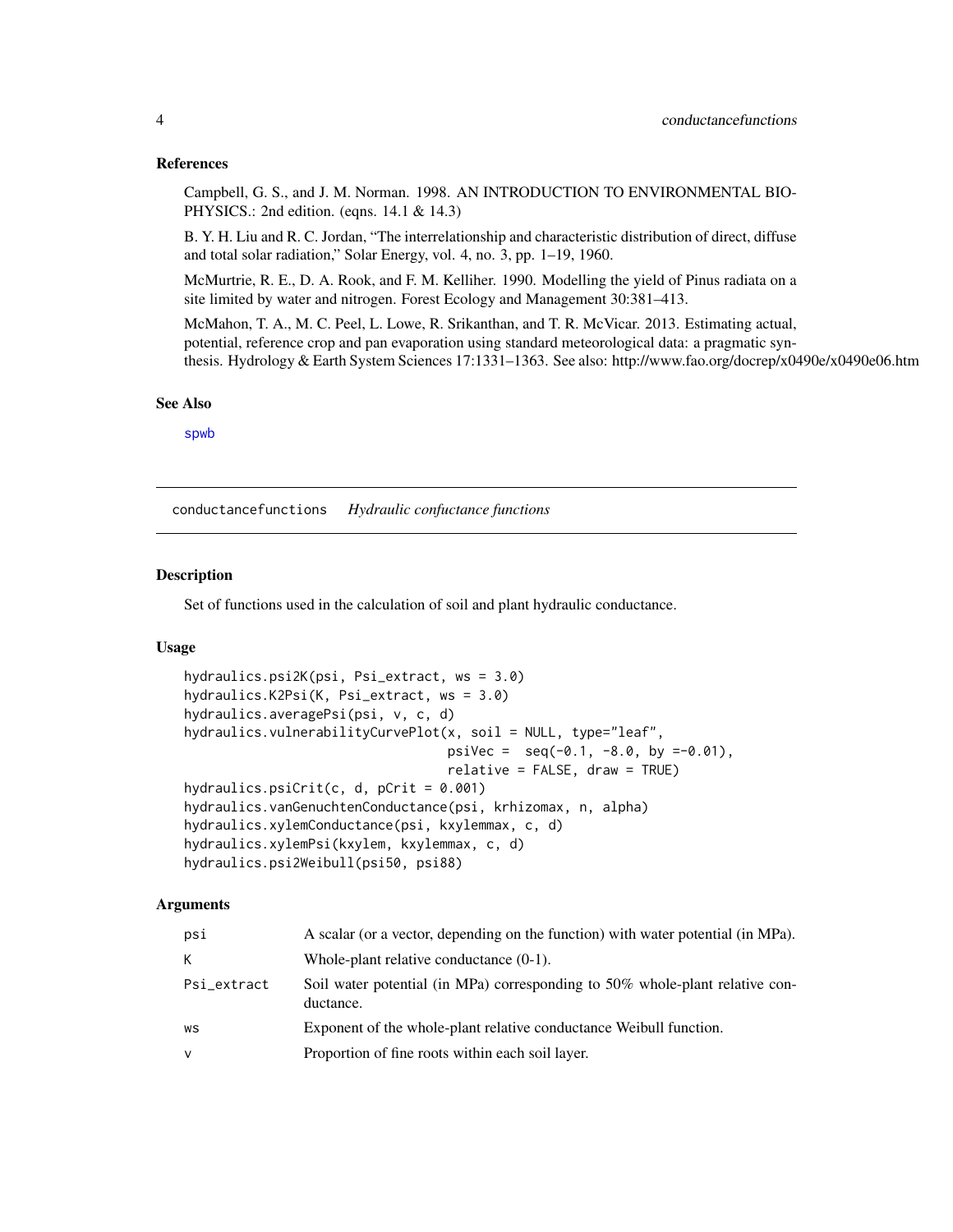### References

Campbell, G. S., and J. M. Norman. 1998. AN INTRODUCTION TO ENVIRONMENTAL BIOPHYSICS.: 2nd edition. (eqns. 14.1 & 14.3)

B. Y. H. Liu and R. C. Jordan, "The interrelationship and characteristic distribution of direct, diffuse and total solar radiation," Solar Energy, vol. 4, no. 3, pp. 1–19, 1960.

McMurtrie, R. E., D. A. Rook, and F. M. Kelliher. 1990. Modelling the yield of Pinus radiata on a site limited by water and nitrogen. Forest Ecology and Management 30:381–413.

McMahon, T. A., M. C. Peel, L. Lowe, R. Srikanthan, and T. R. McVicar. 2013. Estimating actual, potential, reference crop and pan evaporation using standard meteorological data: a pragmatic synthesis. Hydrology & Earth System Sciences 17:1331–1363. See also: http://www.fao.org/docrep/x0490e/x0490e06.htm

### See Also

spwb

---

## conductancefunctions *Hydraulic confuctance functions*

### Description

Set of functions used in the calculation of soil and plant hydraulic conductance.

### Usage

```
hydraulics.psi2K(psi, Psi_extract, ws = 3.0)
hydraulics.K2Psi(K, Psi_extract, ws = 3.0)
hydraulics.averagePsi(psi, v, c, d)
hydraulics.vulnerabilityCurvePlot(x, soil = NULL, type="leaf",
                                  psiVec =  seq(-0.1, -8.0, by =-0.01),
                                  relative = FALSE, draw = TRUE)
hydraulics.psiCrit(c, d, pCrit = 0.001)
hydraulics.vanGenuchtenConductance(psi, krhizomax, n, alpha)
hydraulics.xylemConductance(psi, kxylemmax, c, d)
hydraulics.xylemPsi(kxylem, kxylemmax, c, d)
hydraulics.psi2Weibull(psi50, psi88)
```

### Arguments

| | |
|---|---|
| psi | A scalar (or a vector, depending on the function) with water potential (in MPa). |
| K | Whole-plant relative conductance (0-1). |
| Psi_extract | Soil water potential (in MPa) corresponding to 50% whole-plant relative conductance. |
| ws | Exponent of the whole-plant relative conductance Weibull function. |
| v | Proportion of fine roots within each soil layer. |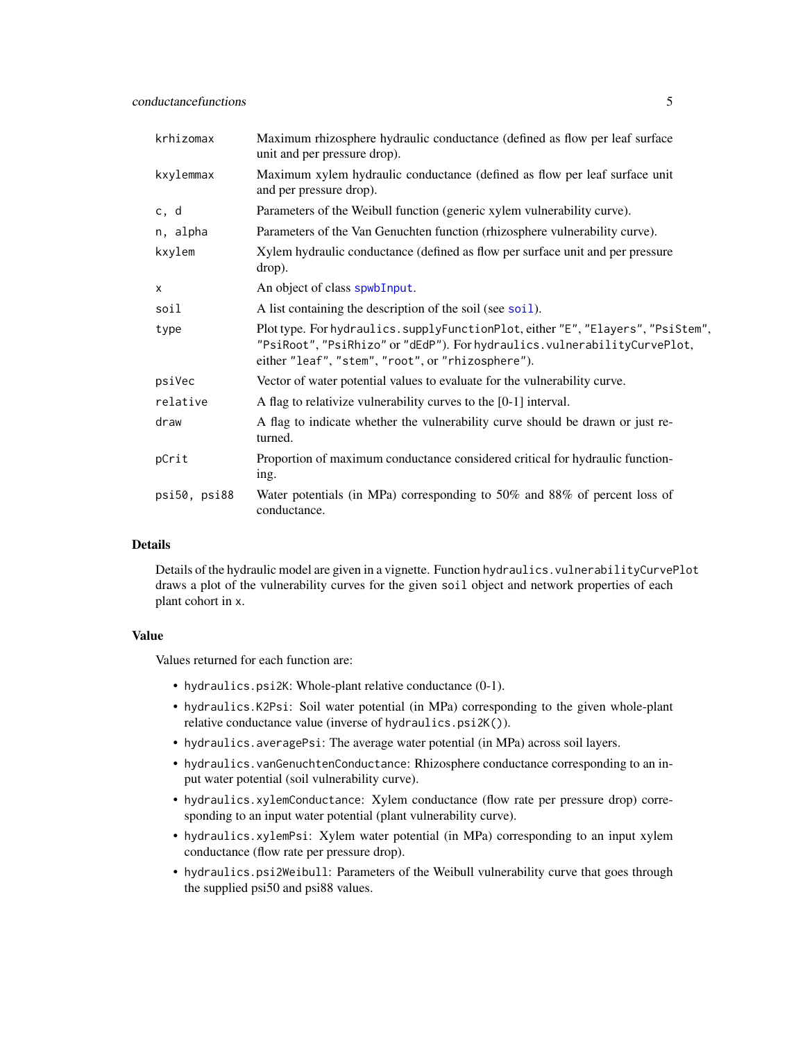| | |
|---|---|
| `krhizomax` | Maximum rhizosphere hydraulic conductance (defined as flow per leaf surface unit and per pressure drop). |
| `kxylemmax` | Maximum xylem hydraulic conductance (defined as flow per leaf surface unit and per pressure drop). |
| `c, d` | Parameters of the Weibull function (generic xylem vulnerability curve). |
| `n, alpha` | Parameters of the Van Genuchten function (rhizosphere vulnerability curve). |
| `kxylem` | Xylem hydraulic conductance (defined as flow per surface unit and per pressure drop). |
| `x` | An object of class `spwbInput`. |
| `soil` | A list containing the description of the soil (see `soil`). |
| `type` | Plot type. For `hydraulics.supplyFunctionPlot`, either `"E"`, `"Elayers"`, `"PsiStem"`, `"PsiRoot"`, `"PsiRhizo"` or `"dEdP"`). For `hydraulics.vulnerabilityCurvePlot`, either `"leaf"`, `"stem"`, `"root"`, or `"rhizosphere"`). |
| `psiVec` | Vector of water potential values to evaluate for the vulnerability curve. |
| `relative` | A flag to relativize vulnerability curves to the [0-1] interval. |
| `draw` | A flag to indicate whether the vulnerability curve should be drawn or just returned. |
| `pCrit` | Proportion of maximum conductance considered critical for hydraulic functioning. |
| `psi50, psi88` | Water potentials (in MPa) corresponding to 50% and 88% of percent loss of conductance. |

## Details

Details of the hydraulic model are given in a vignette. Function `hydraulics.vulnerabilityCurvePlot` draws a plot of the vulnerability curves for the given `soil` object and network properties of each plant cohort in `x`.

## Value

Values returned for each function are:

- `hydraulics.psi2K`: Whole-plant relative conductance (0-1).
- `hydraulics.K2Psi`: Soil water potential (in MPa) corresponding to the given whole-plant relative conductance value (inverse of `hydraulics.psi2K()`).
- `hydraulics.averagePsi`: The average water potential (in MPa) across soil layers.
- `hydraulics.vanGenuchtenConductance`: Rhizosphere conductance corresponding to an input water potential (soil vulnerability curve).
- `hydraulics.xylemConductance`: Xylem conductance (flow rate per pressure drop) corresponding to an input water potential (plant vulnerability curve).
- `hydraulics.xylemPsi`: Xylem water potential (in MPa) corresponding to an input xylem conductance (flow rate per pressure drop).
- `hydraulics.psi2Weibull`: Parameters of the Weibull vulnerability curve that goes through the supplied psi50 and psi88 values.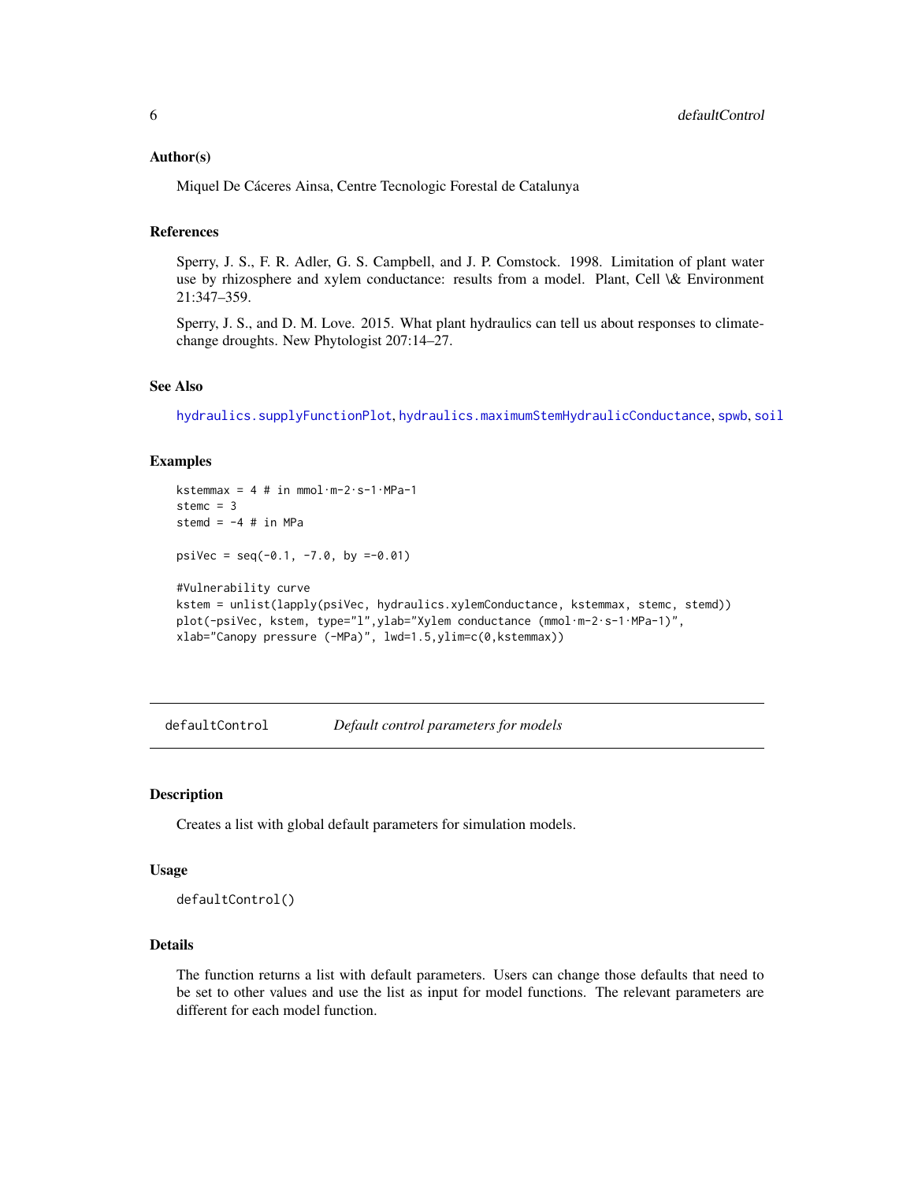### Author(s)

Miquel De Cáceres Ainsa, Centre Tecnologic Forestal de Catalunya

### References

Sperry, J. S., F. R. Adler, G. S. Campbell, and J. P. Comstock. 1998. Limitation of plant water use by rhizosphere and xylem conductance: results from a model. Plant, Cell \& Environment 21:347–359.

Sperry, J. S., and D. M. Love. 2015. What plant hydraulics can tell us about responses to climate-change droughts. New Phytologist 207:14–27.

### See Also

hydraulics.supplyFunctionPlot, hydraulics.maximumStemHydraulicConductance, spwb, soil

### Examples

```
kstemmax = 4 # in mmol·m-2·s-1·MPa-1
stemc = 3
stemd = -4 # in MPa

psiVec = seq(-0.1, -7.0, by =-0.01)

#Vulnerability curve
kstem = unlist(lapply(psiVec, hydraulics.xylemConductance, kstemmax, stemc, stemd))
plot(-psiVec, kstem, type="l",ylab="Xylem conductance (mmol·m-2·s-1·MPa-1)",
xlab="Canopy pressure (-MPa)", lwd=1.5,ylim=c(0,kstemmax))
```

---

## defaultControl — *Default control parameters for models*

### Description

Creates a list with global default parameters for simulation models.

### Usage

```
defaultControl()
```

### Details

The function returns a list with default parameters. Users can change those defaults that need to be set to other values and use the list as input for model functions. The relevant parameters are different for each model function.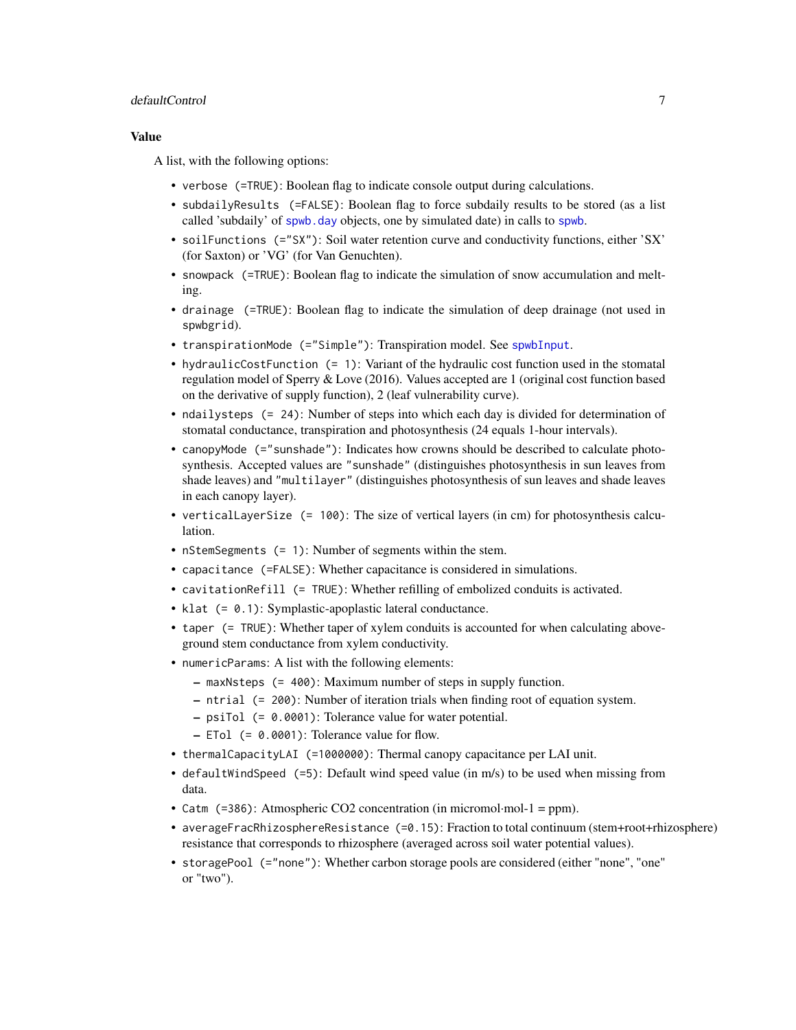## Value

A list, with the following options:

- `verbose (=TRUE)`: Boolean flag to indicate console output during calculations.
- `subdailyResults (=FALSE)`: Boolean flag to force subdaily results to be stored (as a list called 'subdaily' of `spwb.day` objects, one by simulated date) in calls to `spwb`.
- `soilFunctions (="SX")`: Soil water retention curve and conductivity functions, either 'SX' (for Saxton) or 'VG' (for Van Genuchten).
- `snowpack (=TRUE)`: Boolean flag to indicate the simulation of snow accumulation and melting.
- `drainage (=TRUE)`: Boolean flag to indicate the simulation of deep drainage (not used in `spwbgrid`).
- `transpirationMode (="Simple")`: Transpiration model. See `spwbInput`.
- `hydraulicCostFunction (= 1)`: Variant of the hydraulic cost function used in the stomatal regulation model of Sperry & Love (2016). Values accepted are 1 (original cost function based on the derivative of supply function), 2 (leaf vulnerability curve).
- `ndailysteps (= 24)`: Number of steps into which each day is divided for determination of stomatal conductance, transpiration and photosynthesis (24 equals 1-hour intervals).
- `canopyMode (="sunshade")`: Indicates how crowns should be described to calculate photosynthesis. Accepted values are `"sunshade"` (distinguishes photosynthesis in sun leaves from shade leaves) and `"multilayer"` (distinguishes photosynthesis of sun leaves and shade leaves in each canopy layer).
- `verticalLayerSize (= 100)`: The size of vertical layers (in cm) for photosynthesis calculation.
- `nStemSegments (= 1)`: Number of segments within the stem.
- `capacitance (=FALSE)`: Whether capacitance is considered in simulations.
- `cavitationRefill (= TRUE)`: Whether refilling of embolized conduits is activated.
- `klat (= 0.1)`: Symplastic-apoplastic lateral conductance.
- `taper (= TRUE)`: Whether taper of xylem conduits is accounted for when calculating aboveground stem conductance from xylem conductivity.
- `numericParams`: A list with the following elements:
  - `maxNsteps (= 400)`: Maximum number of steps in supply function.
  - `ntrial (= 200)`: Number of iteration trials when finding root of equation system.
  - `psiTol (= 0.0001)`: Tolerance value for water potential.
  - `ETol (= 0.0001)`: Tolerance value for flow.
- `thermalCapacityLAI (=1000000)`: Thermal canopy capacitance per LAI unit.
- `defaultWindSpeed (=5)`: Default wind speed value (in m/s) to be used when missing from data.
- `Catm (=386)`: Atmospheric CO2 concentration (in micromol·mol-1 = ppm).
- `averageFracRhizosphereResistance (=0.15)`: Fraction to total continuum (stem+root+rhizosphere) resistance that corresponds to rhizosphere (averaged across soil water potential values).
- `storagePool (="none")`: Whether carbon storage pools are considered (either "none", "one" or "two").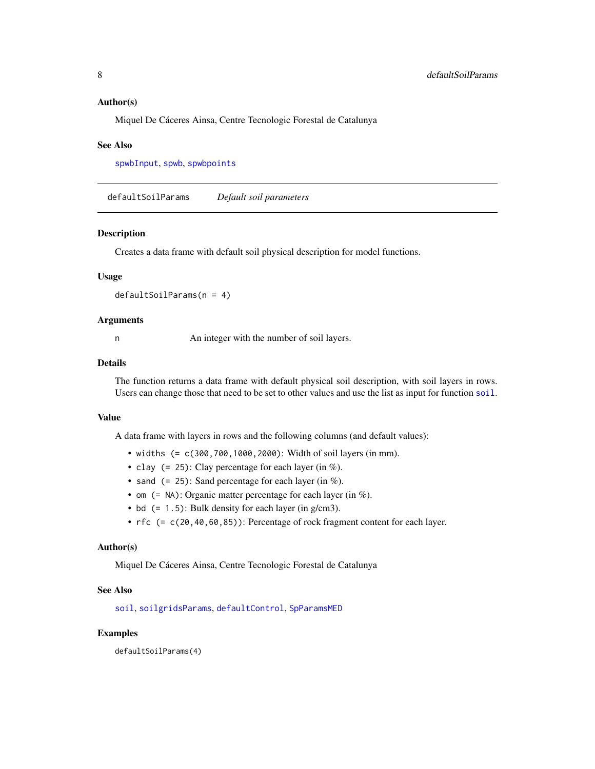### Author(s)

Miquel De Cáceres Ainsa, Centre Tecnologic Forestal de Catalunya

### See Also

spwbInput, spwb, spwbpoints

---

## defaultSoilParams    *Default soil parameters*

### Description

Creates a data frame with default soil physical description for model functions.

### Usage

```
defaultSoilParams(n = 4)
```

### Arguments

| | |
|---|---|
| n | An integer with the number of soil layers. |

### Details

The function returns a data frame with default physical soil description, with soil layers in rows. Users can change those that need to be set to other values and use the list as input for function soil.

### Value

A data frame with layers in rows and the following columns (and default values):

- `widths (= c(300,700,1000,2000)`: Width of soil layers (in mm).
- `clay (= 25)`: Clay percentage for each layer (in %).
- `sand (= 25)`: Sand percentage for each layer (in %).
- `om (= NA)`: Organic matter percentage for each layer (in %).
- `bd (= 1.5)`: Bulk density for each layer (in g/cm3).
- `rfc (= c(20,40,60,85))`: Percentage of rock fragment content for each layer.

### Author(s)

Miquel De Cáceres Ainsa, Centre Tecnologic Forestal de Catalunya

### See Also

soil, soilgridsParams, defaultControl, SpParamsMED

### Examples

```
defaultSoilParams(4)
```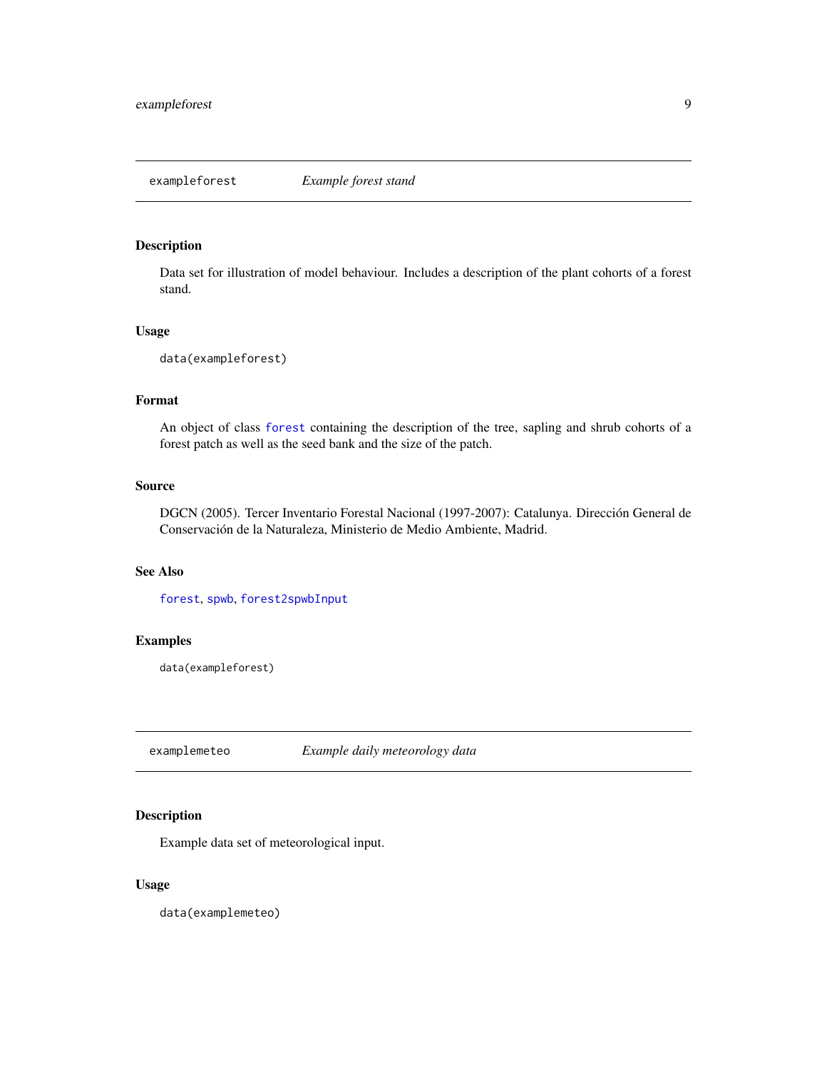## exampleforest *Example forest stand*

### Description

Data set for illustration of model behaviour. Includes a description of the plant cohorts of a forest stand.

### Usage

```
data(exampleforest)
```

### Format

An object of class `forest` containing the description of the tree, sapling and shrub cohorts of a forest patch as well as the seed bank and the size of the patch.

### Source

DGCN (2005). Tercer Inventario Forestal Nacional (1997-2007): Catalunya. Dirección General de Conservación de la Naturaleza, Ministerio de Medio Ambiente, Madrid.

### See Also

`forest`, `spwb`, `forest2spwbInput`

### Examples

```
data(exampleforest)
```

## examplemeteo *Example daily meteorology data*

### Description

Example data set of meteorological input.

### Usage

```
data(examplemeteo)
```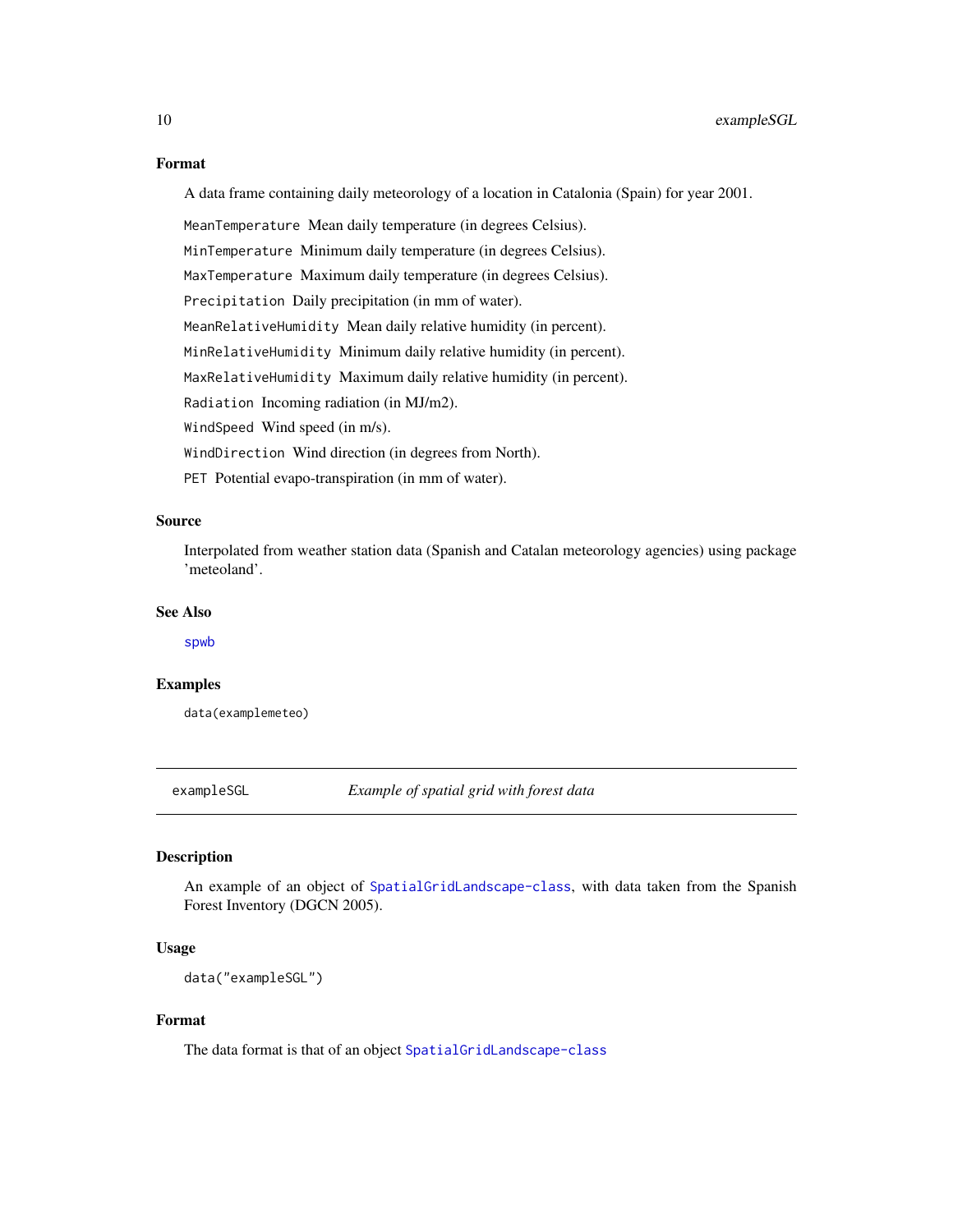### Format

A data frame containing daily meteorology of a location in Catalonia (Spain) for year 2001.

- `MeanTemperature` Mean daily temperature (in degrees Celsius).
- `MinTemperature` Minimum daily temperature (in degrees Celsius).
- `MaxTemperature` Maximum daily temperature (in degrees Celsius).
- `Precipitation` Daily precipitation (in mm of water).
- `MeanRelativeHumidity` Mean daily relative humidity (in percent).
- `MinRelativeHumidity` Minimum daily relative humidity (in percent).
- `MaxRelativeHumidity` Maximum daily relative humidity (in percent).
- `Radiation` Incoming radiation (in MJ/m2).
- `WindSpeed` Wind speed (in m/s).
- `WindDirection` Wind direction (in degrees from North).
- `PET` Potential evapo-transpiration (in mm of water).

### Source

Interpolated from weather station data (Spanish and Catalan meteorology agencies) using package 'meteoland'.

### See Also

`spwb`

### Examples

```
data(examplemeteo)
```

---

## exampleSGL — *Example of spatial grid with forest data*

### Description

An example of an object of `SpatialGridLandscape-class`, with data taken from the Spanish Forest Inventory (DGCN 2005).

### Usage

```
data("exampleSGL")
```

### Format

The data format is that of an object `SpatialGridLandscape-class`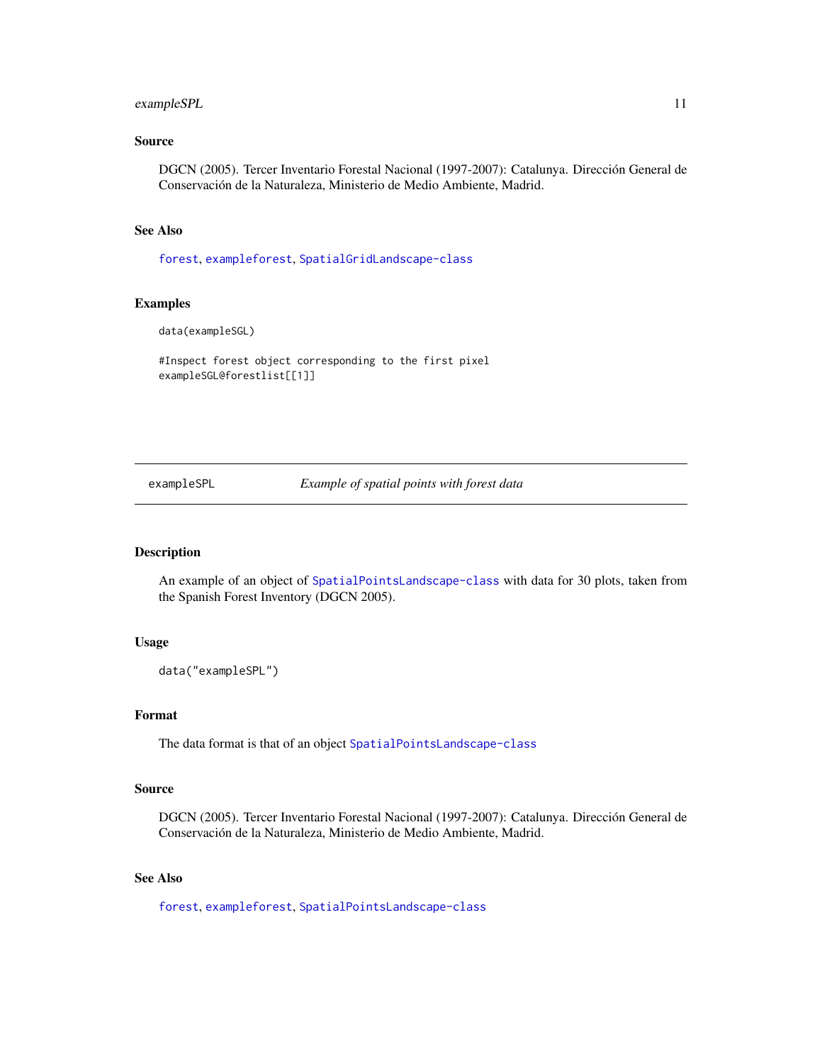### Source

DGCN (2005). Tercer Inventario Forestal Nacional (1997-2007): Catalunya. Dirección General de Conservación de la Naturaleza, Ministerio de Medio Ambiente, Madrid.

### See Also

`forest`, `exampleforest`, `SpatialGridLandscape-class`

### Examples

```
data(exampleSGL)

#Inspect forest object corresponding to the first pixel
exampleSGL@forestlist[[1]]
```

---

## exampleSPL — *Example of spatial points with forest data*

---

### Description

An example of an object of `SpatialPointsLandscape-class` with data for 30 plots, taken from the Spanish Forest Inventory (DGCN 2005).

### Usage

```
data("exampleSPL")
```

### Format

The data format is that of an object `SpatialPointsLandscape-class`

### Source

DGCN (2005). Tercer Inventario Forestal Nacional (1997-2007): Catalunya. Dirección General de Conservación de la Naturaleza, Ministerio de Medio Ambiente, Madrid.

### See Also

`forest`, `exampleforest`, `SpatialPointsLandscape-class`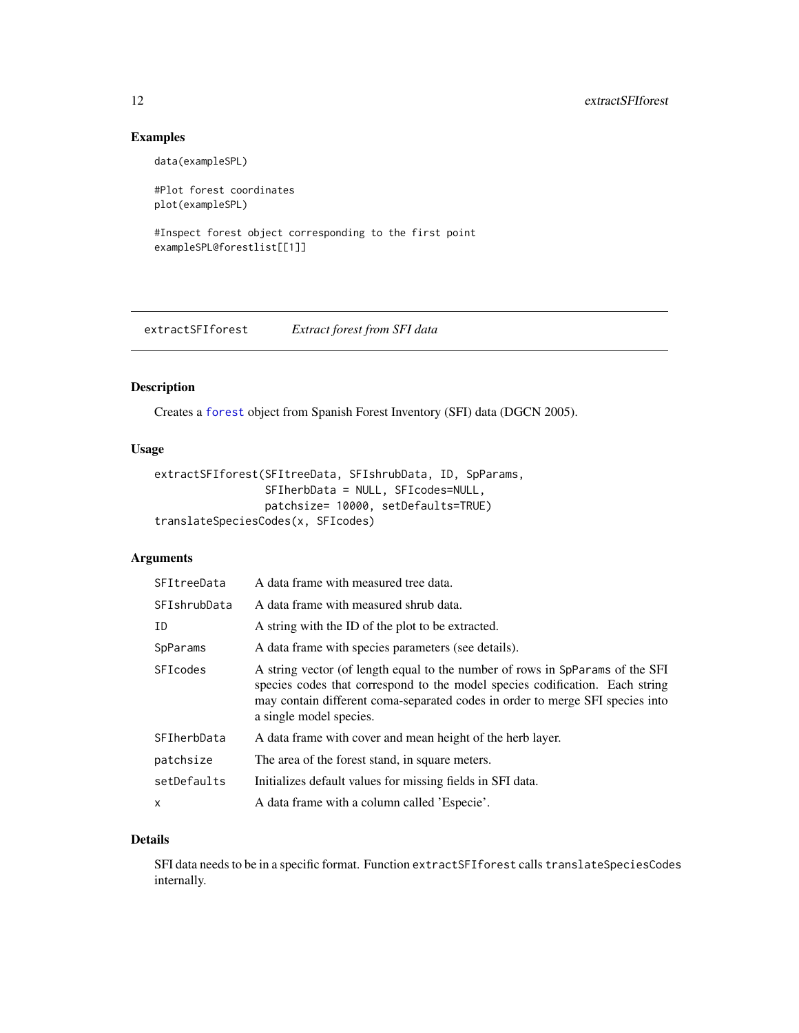## Examples

```
data(exampleSPL)

#Plot forest coordinates
plot(exampleSPL)

#Inspect forest object corresponding to the first point
exampleSPL@forestlist[[1]]
```

---

# extractSFIforest *Extract forest from SFI data*

## Description

Creates a forest object from Spanish Forest Inventory (SFI) data (DGCN 2005).

## Usage

```
extractSFIforest(SFItreeData, SFIshrubData, ID, SpParams,
                 SFIherbData = NULL, SFIcodes=NULL,
                 patchsize= 10000, setDefaults=TRUE)
translateSpeciesCodes(x, SFIcodes)
```

## Arguments

| | |
|---|---|
| SFItreeData | A data frame with measured tree data. |
| SFIshrubData | A data frame with measured shrub data. |
| ID | A string with the ID of the plot to be extracted. |
| SpParams | A data frame with species parameters (see details). |
| SFIcodes | A string vector (of length equal to the number of rows in SpParams of the SFI species codes that correspond to the model species codification. Each string may contain different coma-separated codes in order to merge SFI species into a single model species. |
| SFIherbData | A data frame with cover and mean height of the herb layer. |
| patchsize | The area of the forest stand, in square meters. |
| setDefaults | Initializes default values for missing fields in SFI data. |
| x | A data frame with a column called 'Especie'. |

## Details

SFI data needs to be in a specific format. Function `extractSFIforest` calls `translateSpeciesCodes` internally.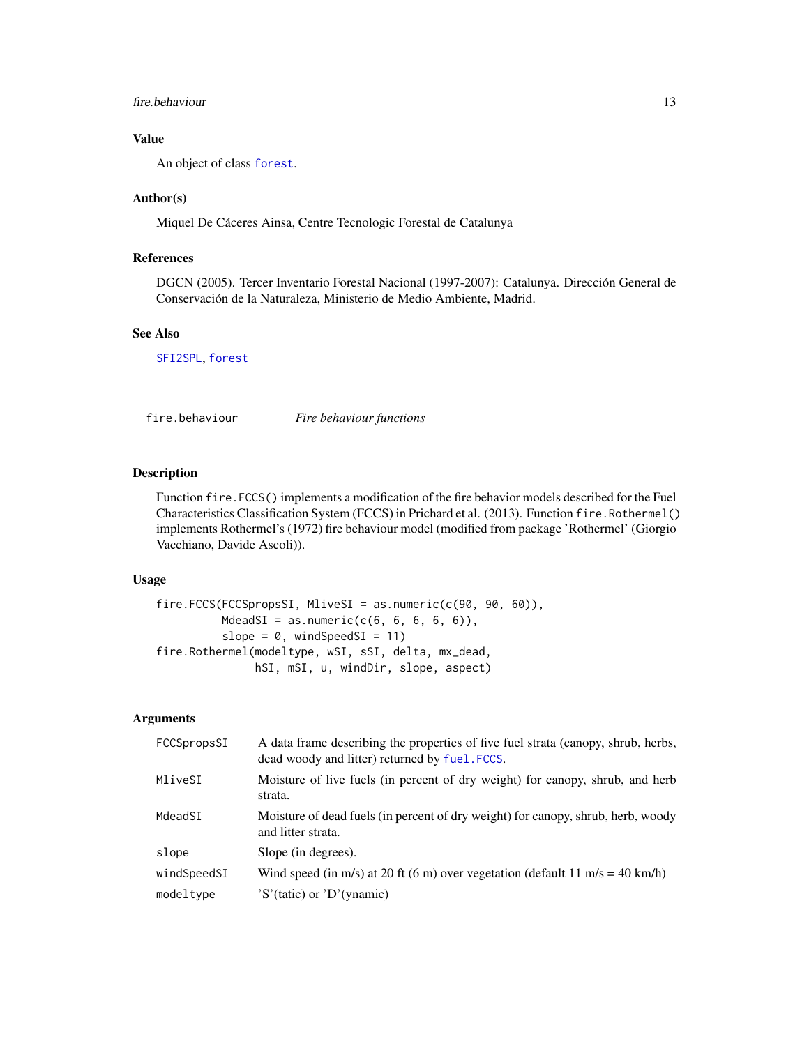### Value

An object of class `forest`.

### Author(s)

Miquel De Cáceres Ainsa, Centre Tecnologic Forestal de Catalunya

### References

DGCN (2005). Tercer Inventario Forestal Nacional (1997-2007): Catalunya. Dirección General de Conservación de la Naturaleza, Ministerio de Medio Ambiente, Madrid.

### See Also

`SFI2SPL`, `forest`

---

## fire.behaviour — *Fire behaviour functions*

---

### Description

Function `fire.FCCS()` implements a modification of the fire behavior models described for the Fuel Characteristics Classification System (FCCS) in Prichard et al. (2013). Function `fire.Rothermel()` implements Rothermel's (1972) fire behaviour model (modified from package 'Rothermel' (Giorgio Vacchiano, Davide Ascoli)).

### Usage

```
fire.FCCS(FCCSpropsSI, MliveSI = as.numeric(c(90, 90, 60)),
          MdeadSI = as.numeric(c(6, 6, 6, 6, 6)),
          slope = 0, windSpeedSI = 11)
fire.Rothermel(modeltype, wSI, sSI, delta, mx_dead,
               hSI, mSI, u, windDir, slope, aspect)
```

### Arguments

| | |
|---|---|
| `FCCSpropsSI` | A data frame describing the properties of five fuel strata (canopy, shrub, herbs, dead woody and litter) returned by `fuel.FCCS`. |
| `MliveSI` | Moisture of live fuels (in percent of dry weight) for canopy, shrub, and herb strata. |
| `MdeadSI` | Moisture of dead fuels (in percent of dry weight) for canopy, shrub, herb, woody and litter strata. |
| `slope` | Slope (in degrees). |
| `windSpeedSI` | Wind speed (in m/s) at 20 ft (6 m) over vegetation (default 11 m/s = 40 km/h) |
| `modeltype` | 'S'(tatic) or 'D'(ynamic) |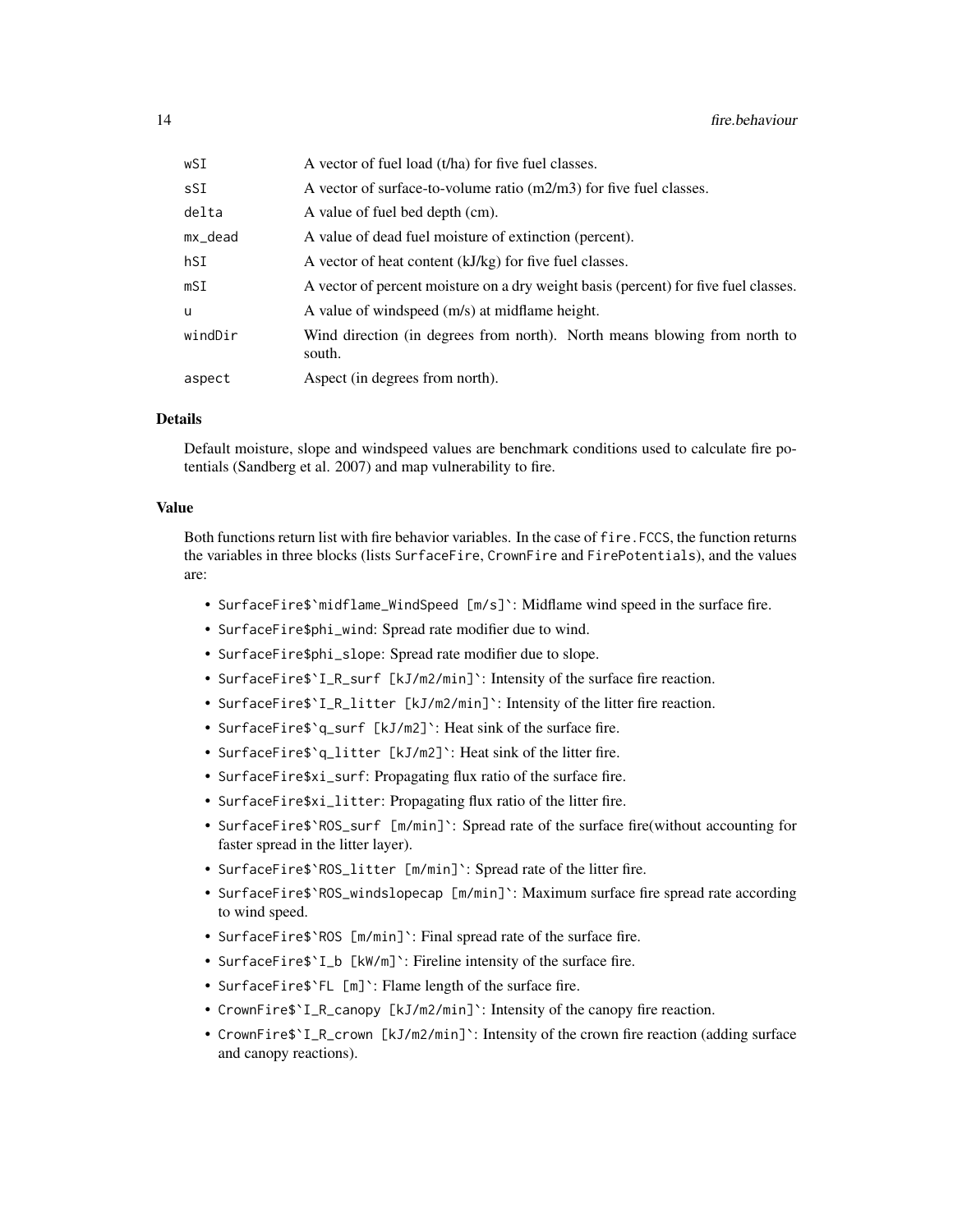| | |
|---|---|
| wSI | A vector of fuel load (t/ha) for five fuel classes. |
| sSI | A vector of surface-to-volume ratio (m2/m3) for five fuel classes. |
| delta | A value of fuel bed depth (cm). |
| mx_dead | A value of dead fuel moisture of extinction (percent). |
| hSI | A vector of heat content (kJ/kg) for five fuel classes. |
| mSI | A vector of percent moisture on a dry weight basis (percent) for five fuel classes. |
| u | A value of windspeed (m/s) at midflame height. |
| windDir | Wind direction (in degrees from north). North means blowing from north to south. |
| aspect | Aspect (in degrees from north). |

### Details

Default moisture, slope and windspeed values are benchmark conditions used to calculate fire potentials (Sandberg et al. 2007) and map vulnerability to fire.

### Value

Both functions return list with fire behavior variables. In the case of `fire.FCCS`, the function returns the variables in three blocks (lists `SurfaceFire`, `CrownFire` and `FirePotentials`), and the values are:

- `` SurfaceFire$`midflame_WindSpeed [m/s]` ``: Midflame wind speed in the surface fire.
- `SurfaceFire$phi_wind`: Spread rate modifier due to wind.
- `SurfaceFire$phi_slope`: Spread rate modifier due to slope.
- `` SurfaceFire$`I_R_surf [kJ/m2/min]` ``: Intensity of the surface fire reaction.
- `` SurfaceFire$`I_R_litter [kJ/m2/min]` ``: Intensity of the litter fire reaction.
- `` SurfaceFire$`q_surf [kJ/m2]` ``: Heat sink of the surface fire.
- `` SurfaceFire$`q_litter [kJ/m2]` ``: Heat sink of the litter fire.
- `SurfaceFire$xi_surf`: Propagating flux ratio of the surface fire.
- `SurfaceFire$xi_litter`: Propagating flux ratio of the litter fire.
- `` SurfaceFire$`ROS_surf [m/min]` ``: Spread rate of the surface fire(without accounting for faster spread in the litter layer).
- `` SurfaceFire$`ROS_litter [m/min]` ``: Spread rate of the litter fire.
- `` SurfaceFire$`ROS_windslopecap [m/min]` ``: Maximum surface fire spread rate according to wind speed.
- `` SurfaceFire$`ROS [m/min]` ``: Final spread rate of the surface fire.
- `` SurfaceFire$`I_b [kW/m]` ``: Fireline intensity of the surface fire.
- `` SurfaceFire$`FL [m]` ``: Flame length of the surface fire.
- `` CrownFire$`I_R_canopy [kJ/m2/min]` ``: Intensity of the canopy fire reaction.
- `` CrownFire$`I_R_crown [kJ/m2/min]` ``: Intensity of the crown fire reaction (adding surface and canopy reactions).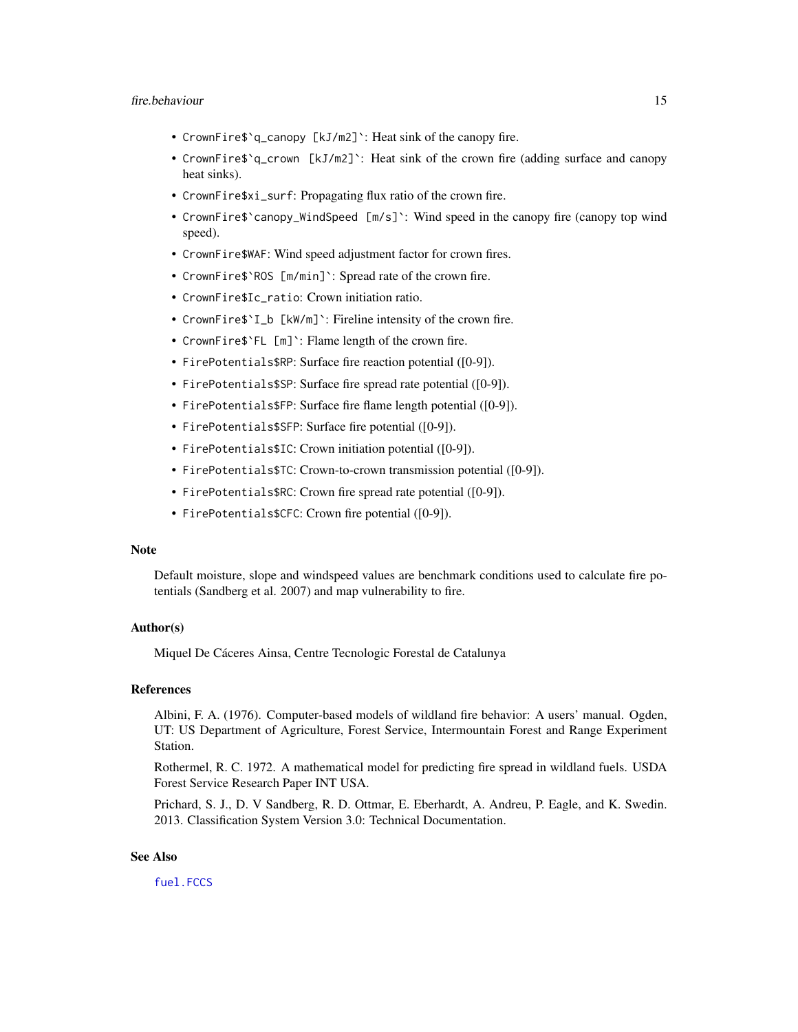- `` CrownFire$`q_canopy [kJ/m2]` ``: Heat sink of the canopy fire.
- `` CrownFire$`q_crown [kJ/m2]` ``: Heat sink of the crown fire (adding surface and canopy heat sinks).
- `CrownFire$xi_surf`: Propagating flux ratio of the crown fire.
- `` CrownFire$`canopy_WindSpeed [m/s]` ``: Wind speed in the canopy fire (canopy top wind speed).
- `CrownFire$WAF`: Wind speed adjustment factor for crown fires.
- `` CrownFire$`ROS [m/min]` ``: Spread rate of the crown fire.
- `CrownFire$Ic_ratio`: Crown initiation ratio.
- `` CrownFire$`I_b [kW/m]` ``: Fireline intensity of the crown fire.
- `` CrownFire$`FL [m]` ``: Flame length of the crown fire.
- `FirePotentials$RP`: Surface fire reaction potential ([0-9]).
- `FirePotentials$SP`: Surface fire spread rate potential ([0-9]).
- `FirePotentials$FP`: Surface fire flame length potential ([0-9]).
- `FirePotentials$SFP`: Surface fire potential ([0-9]).
- `FirePotentials$IC`: Crown initiation potential ([0-9]).
- `FirePotentials$TC`: Crown-to-crown transmission potential ([0-9]).
- `FirePotentials$RC`: Crown fire spread rate potential ([0-9]).
- `FirePotentials$CFC`: Crown fire potential ([0-9]).

## Note

Default moisture, slope and windspeed values are benchmark conditions used to calculate fire potentials (Sandberg et al. 2007) and map vulnerability to fire.

## Author(s)

Miquel De Cáceres Ainsa, Centre Tecnologic Forestal de Catalunya

## References

Albini, F. A. (1976). Computer-based models of wildland fire behavior: A users' manual. Ogden, UT: US Department of Agriculture, Forest Service, Intermountain Forest and Range Experiment Station.

Rothermel, R. C. 1972. A mathematical model for predicting fire spread in wildland fuels. USDA Forest Service Research Paper INT USA.

Prichard, S. J., D. V Sandberg, R. D. Ottmar, E. Eberhardt, A. Andreu, P. Eagle, and K. Swedin. 2013. Classification System Version 3.0: Technical Documentation.

## See Also

fuel.FCCS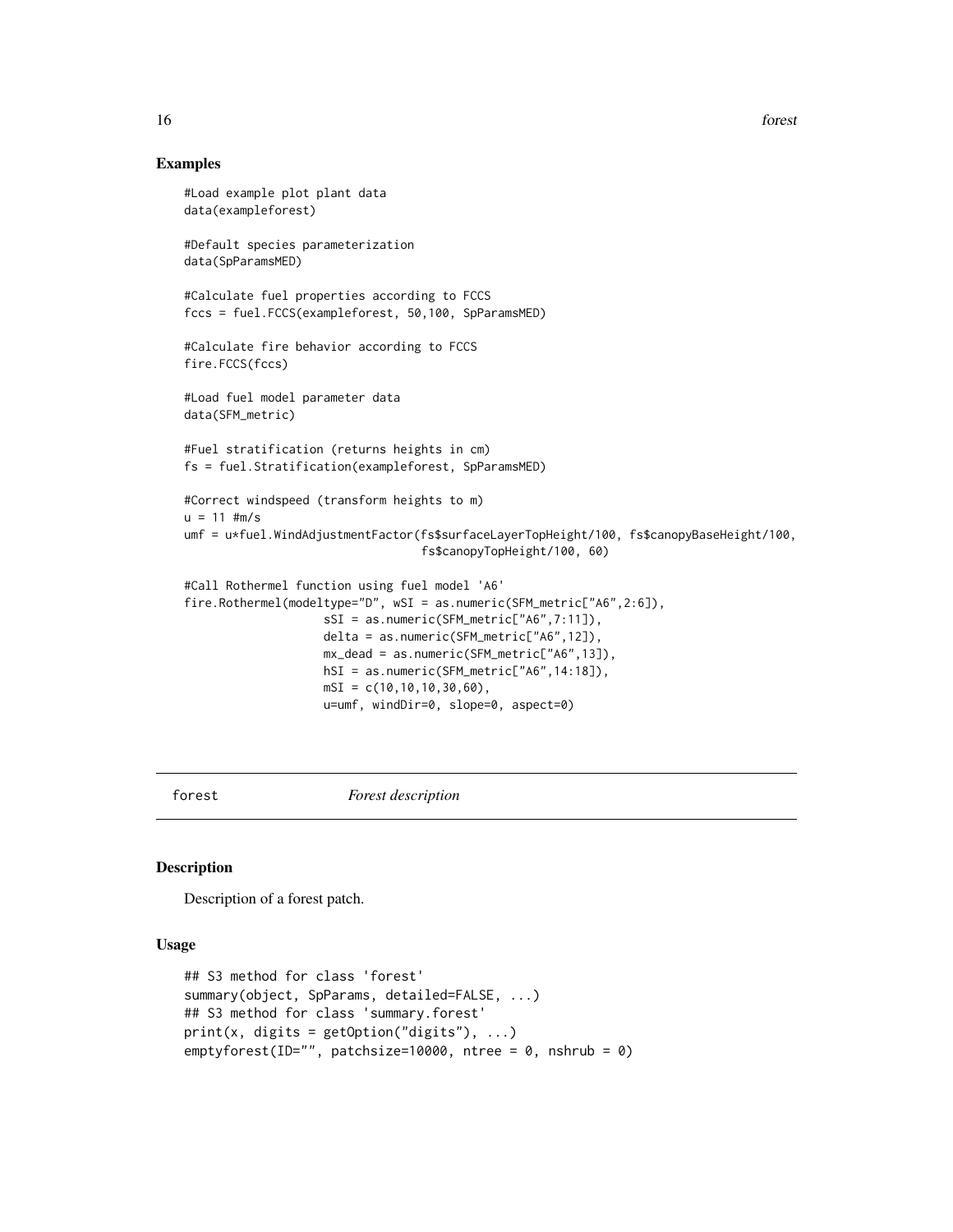## Examples

```
#Load example plot plant data
data(exampleforest)

#Default species parameterization
data(SpParamsMED)

#Calculate fuel properties according to FCCS
fccs = fuel.FCCS(exampleforest, 50,100, SpParamsMED)

#Calculate fire behavior according to FCCS
fire.FCCS(fccs)

#Load fuel model parameter data
data(SFM_metric)

#Fuel stratification (returns heights in cm)
fs = fuel.Stratification(exampleforest, SpParamsMED)

#Correct windspeed (transform heights to m)
u = 11 #m/s
umf = u*fuel.WindAdjustmentFactor(fs$surfaceLayerTopHeight/100, fs$canopyBaseHeight/100,
                                  fs$canopyTopHeight/100, 60)

#Call Rothermel function using fuel model 'A6'
fire.Rothermel(modeltype="D", wSI = as.numeric(SFM_metric["A6",2:6]),
                    sSI = as.numeric(SFM_metric["A6",7:11]),
                    delta = as.numeric(SFM_metric["A6",12]),
                    mx_dead = as.numeric(SFM_metric["A6",13]),
                    hSI = as.numeric(SFM_metric["A6",14:18]),
                    mSI = c(10,10,10,30,60),
                    u=umf, windDir=0, slope=0, aspect=0)
```

---

forest *Forest description*

---

## Description

Description of a forest patch.

## Usage

```
## S3 method for class 'forest'
summary(object, SpParams, detailed=FALSE, ...)
## S3 method for class 'summary.forest'
print(x, digits = getOption("digits"), ...)
emptyforest(ID="", patchsize=10000, ntree = 0, nshrub = 0)
```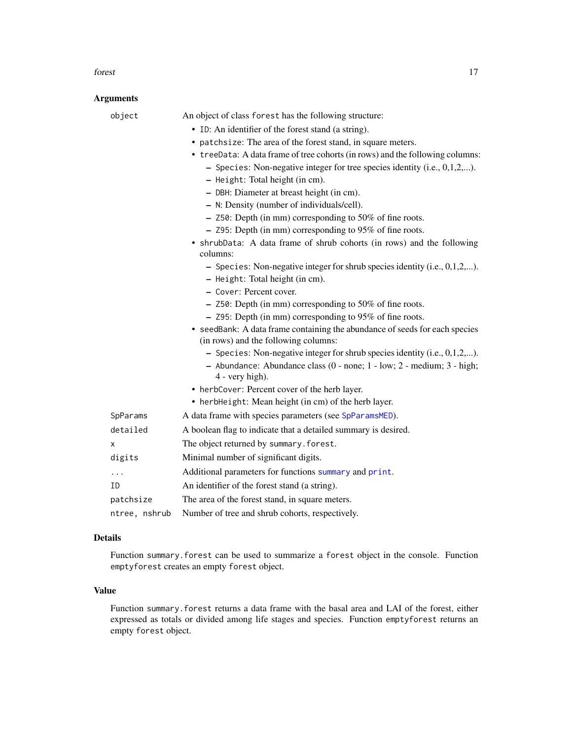### Arguments

- `object`: An object of class `forest` has the following structure:
  - `ID`: An identifier of the forest stand (a string).
  - `patchsize`: The area of the forest stand, in square meters.
  - `treeData`: A data frame of tree cohorts (in rows) and the following columns:
    - `Species`: Non-negative integer for tree species identity (i.e., 0,1,2,...).
    - `Height`: Total height (in cm).
    - `DBH`: Diameter at breast height (in cm).
    - `N`: Density (number of individuals/cell).
    - `Z50`: Depth (in mm) corresponding to 50% of fine roots.
    - `Z95`: Depth (in mm) corresponding to 95% of fine roots.
  - `shrubData`: A data frame of shrub cohorts (in rows) and the following columns:
    - `Species`: Non-negative integer for shrub species identity (i.e., 0,1,2,...).
    - `Height`: Total height (in cm).
    - `Cover`: Percent cover.
    - `Z50`: Depth (in mm) corresponding to 50% of fine roots.
    - `Z95`: Depth (in mm) corresponding to 95% of fine roots.
  - `seedBank`: A data frame containing the abundance of seeds for each species (in rows) and the following columns:
    - `Species`: Non-negative integer for shrub species identity (i.e., 0,1,2,...).
    - `Abundance`: Abundance class (0 - none; 1 - low; 2 - medium; 3 - high; 4 - very high).
  - `herbCover`: Percent cover of the herb layer.
  - `herbHeight`: Mean height (in cm) of the herb layer.
- `SpParams`: A data frame with species parameters (see `SpParamsMED`).
- `detailed`: A boolean flag to indicate that a detailed summary is desired.
- `x`: The object returned by `summary.forest`.
- `digits`: Minimal number of significant digits.
- `...`: Additional parameters for functions `summary` and `print`.
- `ID`: An identifier of the forest stand (a string).
- `patchsize`: The area of the forest stand, in square meters.
- `ntree, nshrub`: Number of tree and shrub cohorts, respectively.

### Details

Function `summary.forest` can be used to summarize a `forest` object in the console. Function `emptyforest` creates an empty `forest` object.

### Value

Function `summary.forest` returns a data frame with the basal area and LAI of the forest, either expressed as totals or divided among life stages and species. Function `emptyforest` returns an empty `forest` object.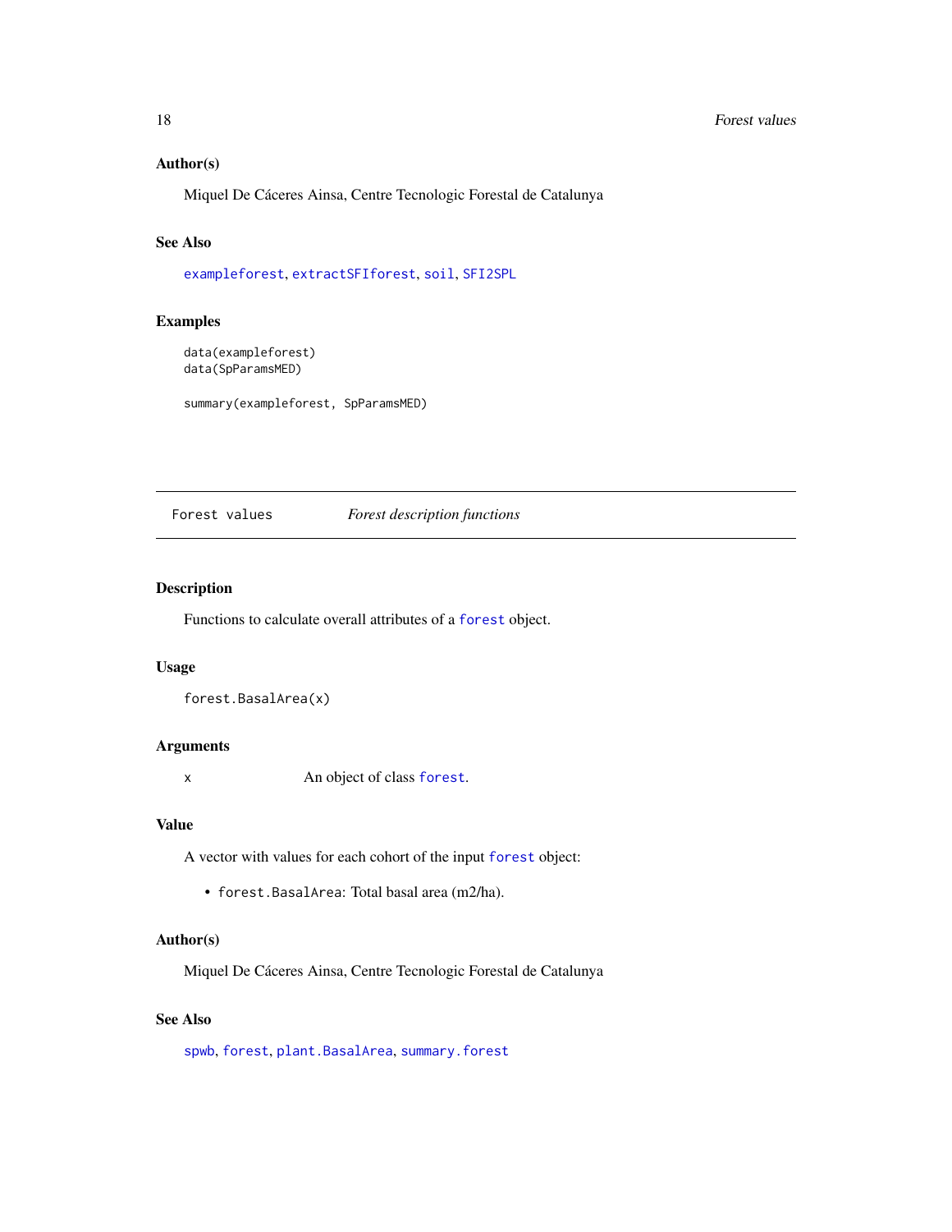### Author(s)

Miquel De Cáceres Ainsa, Centre Tecnologic Forestal de Catalunya

### See Also

exampleforest, extractSFIforest, soil, SFI2SPL

### Examples

```
data(exampleforest)
data(SpParamsMED)

summary(exampleforest, SpParamsMED)
```

---

## Forest values — *Forest description functions*

### Description

Functions to calculate overall attributes of a forest object.

### Usage

```
forest.BasalArea(x)
```

### Arguments

| | |
|---|---|
| x | An object of class forest. |

### Value

A vector with values for each cohort of the input forest object:

- forest.BasalArea: Total basal area (m2/ha).

### Author(s)

Miquel De Cáceres Ainsa, Centre Tecnologic Forestal de Catalunya

### See Also

spwb, forest, plant.BasalArea, summary.forest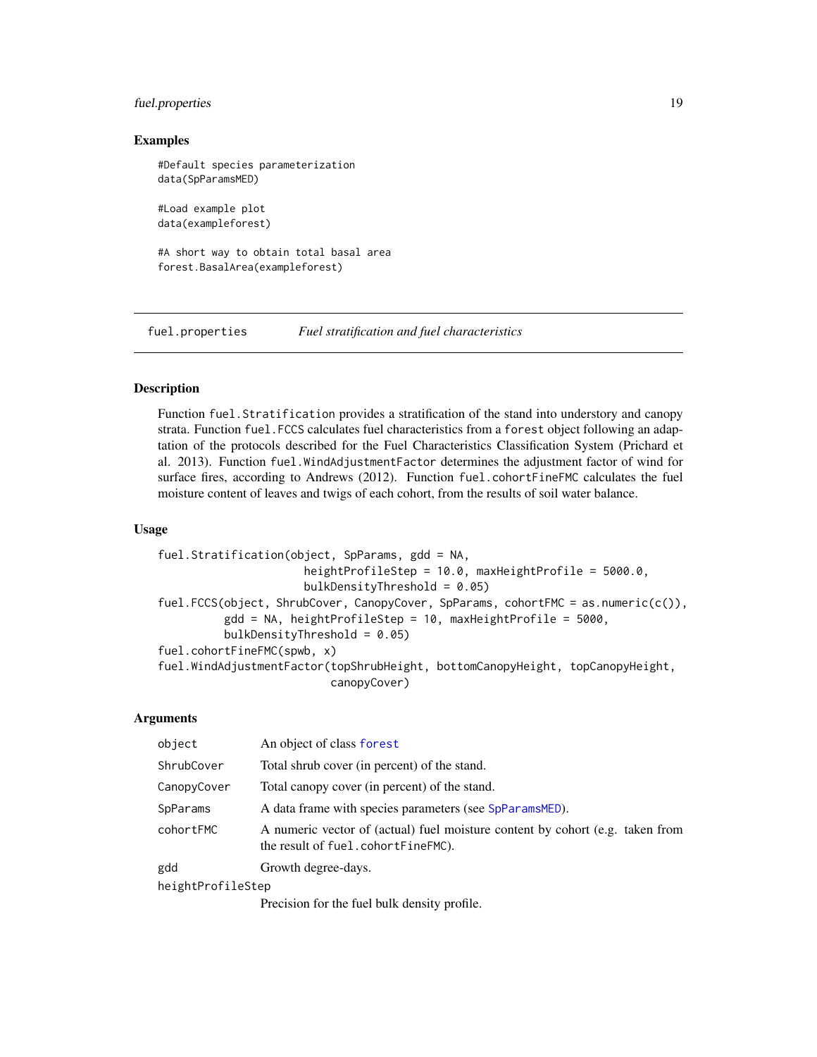## Examples

```
#Default species parameterization
data(SpParamsMED)

#Load example plot
data(exampleforest)

#A short way to obtain total basal area
forest.BasalArea(exampleforest)
```

---

## fuel.properties — *Fuel stratification and fuel characteristics*

### Description

Function `fuel.Stratification` provides a stratification of the stand into understory and canopy strata. Function `fuel.FCCS` calculates fuel characteristics from a `forest` object following an adaptation of the protocols described for the Fuel Characteristics Classification System (Prichard et al. 2013). Function `fuel.WindAdjustmentFactor` determines the adjustment factor of wind for surface fires, according to Andrews (2012). Function `fuel.cohortFineFMC` calculates the fuel moisture content of leaves and twigs of each cohort, from the results of soil water balance.

### Usage

```
fuel.Stratification(object, SpParams, gdd = NA,
                    heightProfileStep = 10.0, maxHeightProfile = 5000.0,
                    bulkDensityThreshold = 0.05)
fuel.FCCS(object, ShrubCover, CanopyCover, SpParams, cohortFMC = as.numeric(c()),
          gdd = NA, heightProfileStep = 10, maxHeightProfile = 5000,
          bulkDensityThreshold = 0.05)
fuel.cohortFineFMC(spwb, x)
fuel.WindAdjustmentFactor(topShrubHeight, bottomCanopyHeight, topCanopyHeight,
                          canopyCover)
```

### Arguments

| Argument | Description |
| --- | --- |
| `object` | An object of class `forest` |
| `ShrubCover` | Total shrub cover (in percent) of the stand. |
| `CanopyCover` | Total canopy cover (in percent) of the stand. |
| `SpParams` | A data frame with species parameters (see `SpParamsMED`). |
| `cohortFMC` | A numeric vector of (actual) fuel moisture content by cohort (e.g. taken from the result of `fuel.cohortFineFMC`). |
| `gdd` | Growth degree-days. |
| `heightProfileStep` | Precision for the fuel bulk density profile. |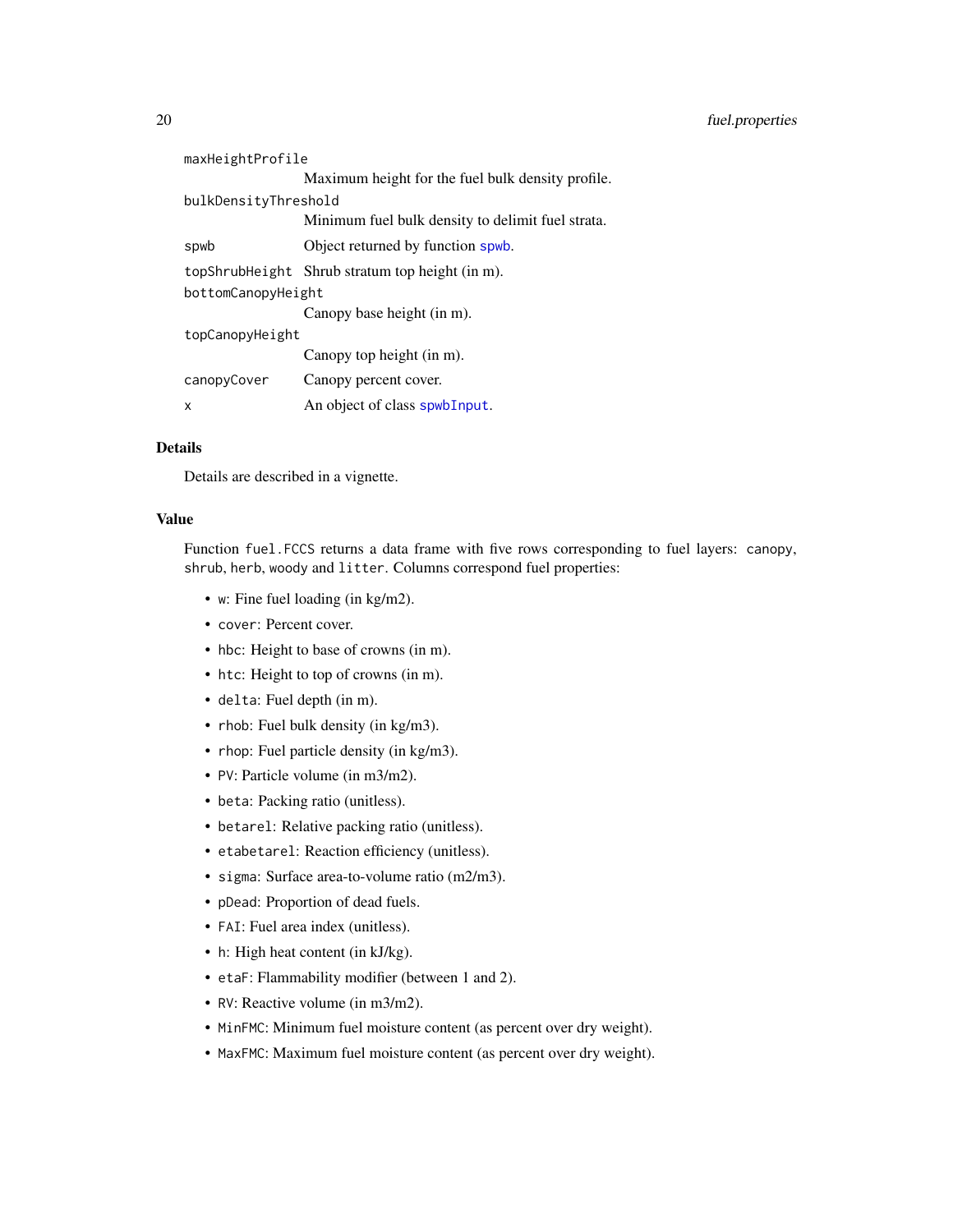| | |
|---|---|
| `maxHeightProfile` | Maximum height for the fuel bulk density profile. |
| `bulkDensityThreshold` | Minimum fuel bulk density to delimit fuel strata. |
| `spwb` | Object returned by function `spwb`. |
| `topShrubHeight` | Shrub stratum top height (in m). |
| `bottomCanopyHeight` | Canopy base height (in m). |
| `topCanopyHeight` | Canopy top height (in m). |
| `canopyCover` | Canopy percent cover. |
| `x` | An object of class `spwbInput`. |

## Details

Details are described in a vignette.

## Value

Function `fuel.FCCS` returns a data frame with five rows corresponding to fuel layers: `canopy`, `shrub`, `herb`, `woody` and `litter`. Columns correspond fuel properties:

- `w`: Fine fuel loading (in kg/m2).
- `cover`: Percent cover.
- `hbc`: Height to base of crowns (in m).
- `htc`: Height to top of crowns (in m).
- `delta`: Fuel depth (in m).
- `rhob`: Fuel bulk density (in kg/m3).
- `rhop`: Fuel particle density (in kg/m3).
- `PV`: Particle volume (in m3/m2).
- `beta`: Packing ratio (unitless).
- `betarel`: Relative packing ratio (unitless).
- `etabetarel`: Reaction efficiency (unitless).
- `sigma`: Surface area-to-volume ratio (m2/m3).
- `pDead`: Proportion of dead fuels.
- `FAI`: Fuel area index (unitless).
- `h`: High heat content (in kJ/kg).
- `etaF`: Flammability modifier (between 1 and 2).
- `RV`: Reactive volume (in m3/m2).
- `MinFMC`: Minimum fuel moisture content (as percent over dry weight).
- `MaxFMC`: Maximum fuel moisture content (as percent over dry weight).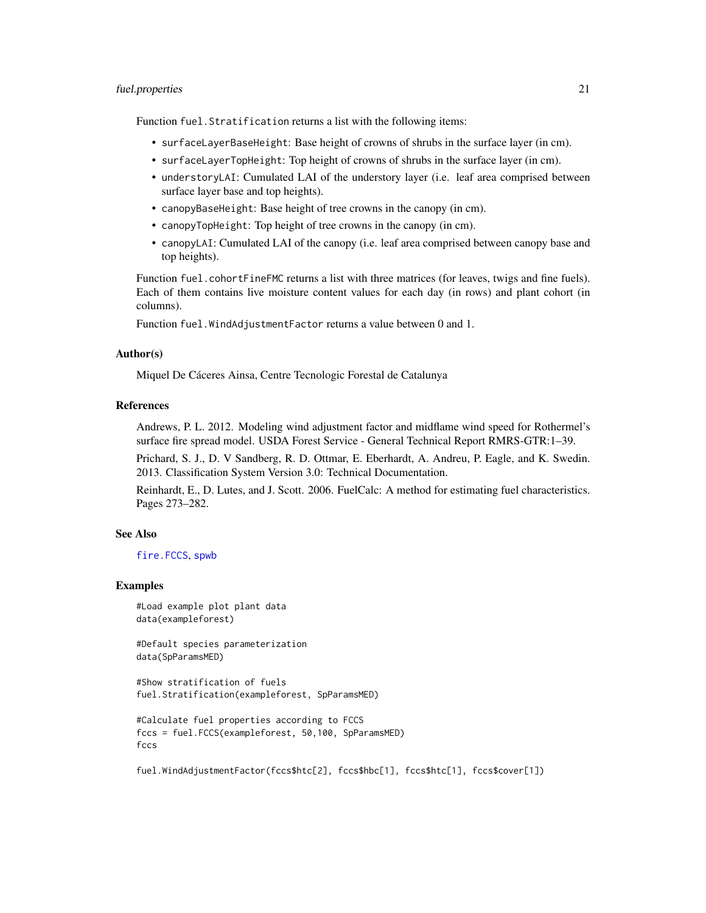Function `fuel.Stratification` returns a list with the following items:

- `surfaceLayerBaseHeight`: Base height of crowns of shrubs in the surface layer (in cm).
- `surfaceLayerTopHeight`: Top height of crowns of shrubs in the surface layer (in cm).
- `understoryLAI`: Cumulated LAI of the understory layer (i.e. leaf area comprised between surface layer base and top heights).
- `canopyBaseHeight`: Base height of tree crowns in the canopy (in cm).
- `canopyTopHeight`: Top height of tree crowns in the canopy (in cm).
- `canopyLAI`: Cumulated LAI of the canopy (i.e. leaf area comprised between canopy base and top heights).

Function `fuel.cohortFineFMC` returns a list with three matrices (for leaves, twigs and fine fuels). Each of them contains live moisture content values for each day (in rows) and plant cohort (in columns).

Function `fuel.WindAdjustmentFactor` returns a value between 0 and 1.

### Author(s)

Miquel De Cáceres Ainsa, Centre Tecnologic Forestal de Catalunya

### References

Andrews, P. L. 2012. Modeling wind adjustment factor and midflame wind speed for Rothermel's surface fire spread model. USDA Forest Service - General Technical Report RMRS-GTR:1–39.

Prichard, S. J., D. V Sandberg, R. D. Ottmar, E. Eberhardt, A. Andreu, P. Eagle, and K. Swedin. 2013. Classification System Version 3.0: Technical Documentation.

Reinhardt, E., D. Lutes, and J. Scott. 2006. FuelCalc: A method for estimating fuel characteristics. Pages 273–282.

### See Also

fire.FCCS, spwb

### Examples

```
#Load example plot plant data
data(exampleforest)

#Default species parameterization
data(SpParamsMED)

#Show stratification of fuels
fuel.Stratification(exampleforest, SpParamsMED)

#Calculate fuel properties according to FCCS
fccs = fuel.FCCS(exampleforest, 50,100, SpParamsMED)
fccs

fuel.WindAdjustmentFactor(fccs$htc[2], fccs$hbc[1], fccs$htc[1], fccs$cover[1])
```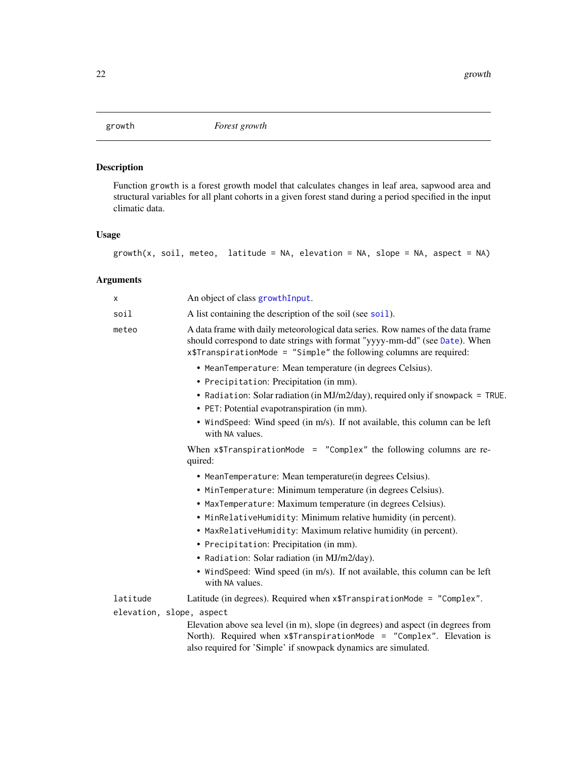# growth — *Forest growth*

## Description

Function `growth` is a forest growth model that calculates changes in leaf area, sapwood area and structural variables for all plant cohorts in a given forest stand during a period specified in the input climatic data.

## Usage

```
growth(x, soil, meteo,  latitude = NA, elevation = NA, slope = NA, aspect = NA)
```

## Arguments

`x`
: An object of class `growthInput`.

`soil`
: A list containing the description of the soil (see `soil`).

`meteo`
: A data frame with daily meteorological data series. Row names of the data frame should correspond to date strings with format "yyyy-mm-dd" (see `Date`). When `x$TranspirationMode = "Simple"` the following columns are required:

  - `MeanTemperature`: Mean temperature (in degrees Celsius).
  - `Precipitation`: Precipitation (in mm).
  - `Radiation`: Solar radiation (in MJ/m2/day), required only if `snowpack = TRUE`.
  - `PET`: Potential evapotranspiration (in mm).
  - `WindSpeed`: Wind speed (in m/s). If not available, this column can be left with `NA` values.

  When `x$TranspirationMode = "Complex"` the following columns are required:

  - `MeanTemperature`: Mean temperature(in degrees Celsius).
  - `MinTemperature`: Minimum temperature (in degrees Celsius).
  - `MaxTemperature`: Maximum temperature (in degrees Celsius).
  - `MinRelativeHumidity`: Minimum relative humidity (in percent).
  - `MaxRelativeHumidity`: Maximum relative humidity (in percent).
  - `Precipitation`: Precipitation (in mm).
  - `Radiation`: Solar radiation (in MJ/m2/day).
  - `WindSpeed`: Wind speed (in m/s). If not available, this column can be left with `NA` values.

`latitude`
: Latitude (in degrees). Required when `x$TranspirationMode = "Complex"`.

`elevation, slope, aspect`
: Elevation above sea level (in m), slope (in degrees) and aspect (in degrees from North). Required when `x$TranspirationMode = "Complex"`. Elevation is also required for 'Simple' if snowpack dynamics are simulated.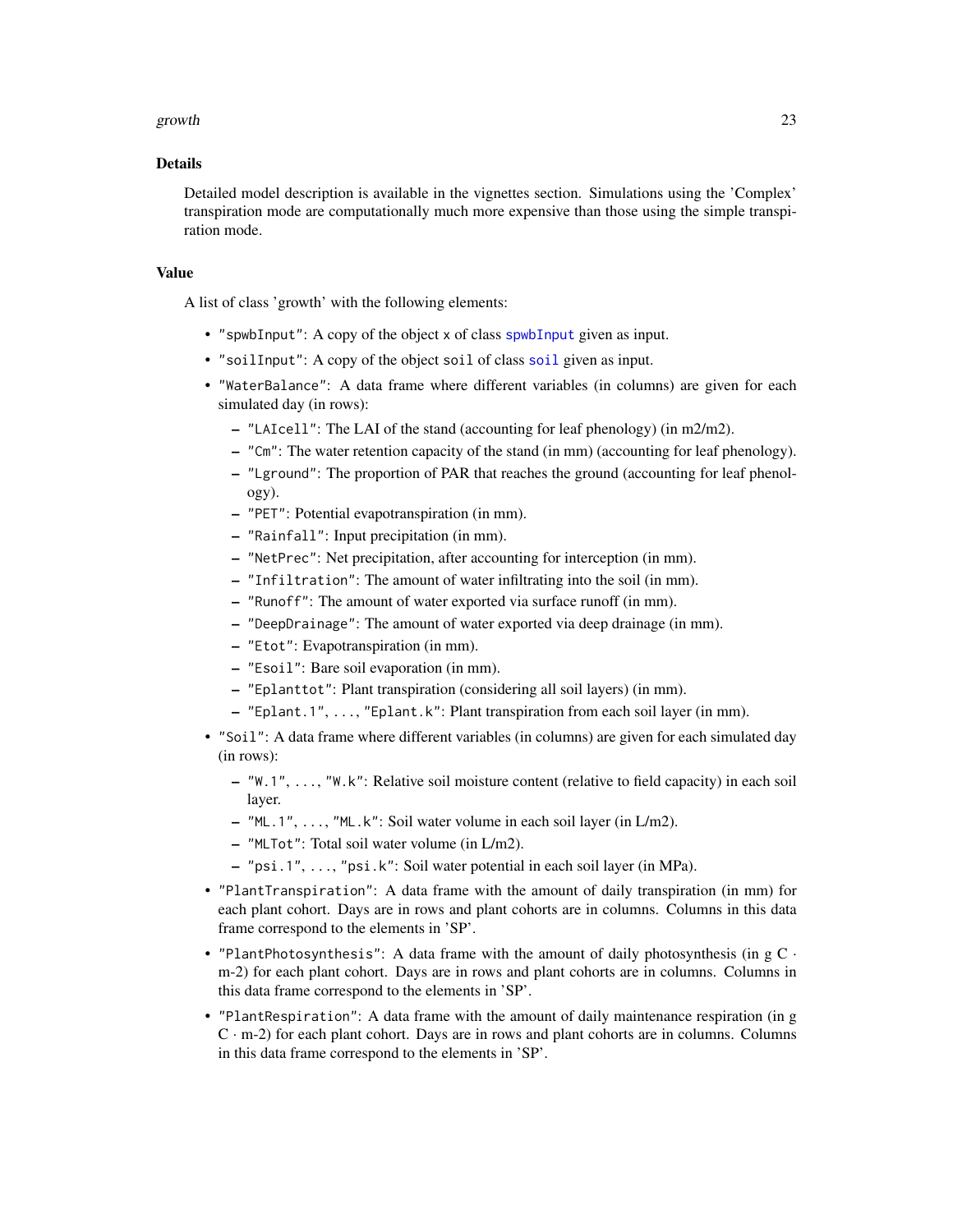## Details

Detailed model description is available in the vignettes section. Simulations using the 'Complex' transpiration mode are computationally much more expensive than those using the simple transpiration mode.

## Value

A list of class 'growth' with the following elements:

- `"spwbInput"`: A copy of the object `x` of class `spwbInput` given as input.
- `"soilInput"`: A copy of the object `soil` of class `soil` given as input.
- `"WaterBalance"`: A data frame where different variables (in columns) are given for each simulated day (in rows):
  - `"LAIcell"`: The LAI of the stand (accounting for leaf phenology) (in m2/m2).
  - `"Cm"`: The water retention capacity of the stand (in mm) (accounting for leaf phenology).
  - `"Lground"`: The proportion of PAR that reaches the ground (accounting for leaf phenology).
  - `"PET"`: Potential evapotranspiration (in mm).
  - `"Rainfall"`: Input precipitation (in mm).
  - `"NetPrec"`: Net precipitation, after accounting for interception (in mm).
  - `"Infiltration"`: The amount of water infiltrating into the soil (in mm).
  - `"Runoff"`: The amount of water exported via surface runoff (in mm).
  - `"DeepDrainage"`: The amount of water exported via deep drainage (in mm).
  - `"Etot"`: Evapotranspiration (in mm).
  - `"Esoil"`: Bare soil evaporation (in mm).
  - `"Eplanttot"`: Plant transpiration (considering all soil layers) (in mm).
  - `"Eplant.1"`, ..., `"Eplant.k"`: Plant transpiration from each soil layer (in mm).
- `"Soil"`: A data frame where different variables (in columns) are given for each simulated day (in rows):
  - `"W.1"`, ..., `"W.k"`: Relative soil moisture content (relative to field capacity) in each soil layer.
  - `"ML.1"`, ..., `"ML.k"`: Soil water volume in each soil layer (in L/m2).
  - `"MLTot"`: Total soil water volume (in L/m2).
  - `"psi.1"`, ..., `"psi.k"`: Soil water potential in each soil layer (in MPa).
- `"PlantTranspiration"`: A data frame with the amount of daily transpiration (in mm) for each plant cohort. Days are in rows and plant cohorts are in columns. Columns in this data frame correspond to the elements in 'SP'.
- `"PlantPhotosynthesis"`: A data frame with the amount of daily photosynthesis (in g C · m-2) for each plant cohort. Days are in rows and plant cohorts are in columns. Columns in this data frame correspond to the elements in 'SP'.
- `"PlantRespiration"`: A data frame with the amount of daily maintenance respiration (in g C · m-2) for each plant cohort. Days are in rows and plant cohorts are in columns. Columns in this data frame correspond to the elements in 'SP'.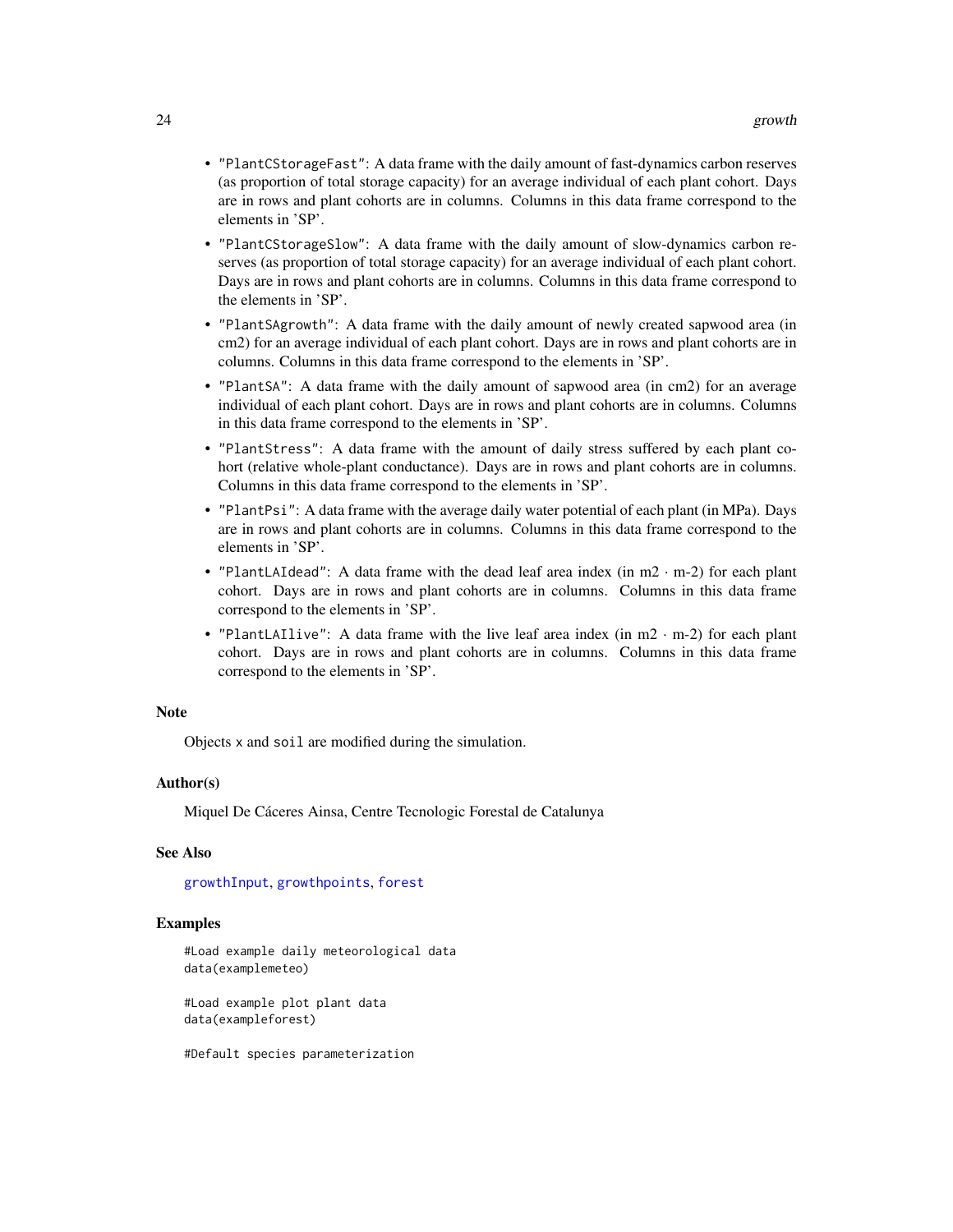- "PlantCStorageFast": A data frame with the daily amount of fast-dynamics carbon reserves (as proportion of total storage capacity) for an average individual of each plant cohort. Days are in rows and plant cohorts are in columns. Columns in this data frame correspond to the elements in 'SP'.
- "PlantCStorageSlow": A data frame with the daily amount of slow-dynamics carbon reserves (as proportion of total storage capacity) for an average individual of each plant cohort. Days are in rows and plant cohorts are in columns. Columns in this data frame correspond to the elements in 'SP'.
- "PlantSAgrowth": A data frame with the daily amount of newly created sapwood area (in cm2) for an average individual of each plant cohort. Days are in rows and plant cohorts are in columns. Columns in this data frame correspond to the elements in 'SP'.
- "PlantSA": A data frame with the daily amount of sapwood area (in cm2) for an average individual of each plant cohort. Days are in rows and plant cohorts are in columns. Columns in this data frame correspond to the elements in 'SP'.
- "PlantStress": A data frame with the amount of daily stress suffered by each plant cohort (relative whole-plant conductance). Days are in rows and plant cohorts are in columns. Columns in this data frame correspond to the elements in 'SP'.
- "PlantPsi": A data frame with the average daily water potential of each plant (in MPa). Days are in rows and plant cohorts are in columns. Columns in this data frame correspond to the elements in 'SP'.
- "PlantLAIdead": A data frame with the dead leaf area index (in m2 · m-2) for each plant cohort. Days are in rows and plant cohorts are in columns. Columns in this data frame correspond to the elements in 'SP'.
- "PlantLAIlive": A data frame with the live leaf area index (in m2 · m-2) for each plant cohort. Days are in rows and plant cohorts are in columns. Columns in this data frame correspond to the elements in 'SP'.

## Note

Objects x and soil are modified during the simulation.

## Author(s)

Miquel De Cáceres Ainsa, Centre Tecnologic Forestal de Catalunya

## See Also

growthInput, growthpoints, forest

## Examples

```
#Load example daily meteorological data
data(examplemeteo)

#Load example plot plant data
data(exampleforest)

#Default species parameterization
```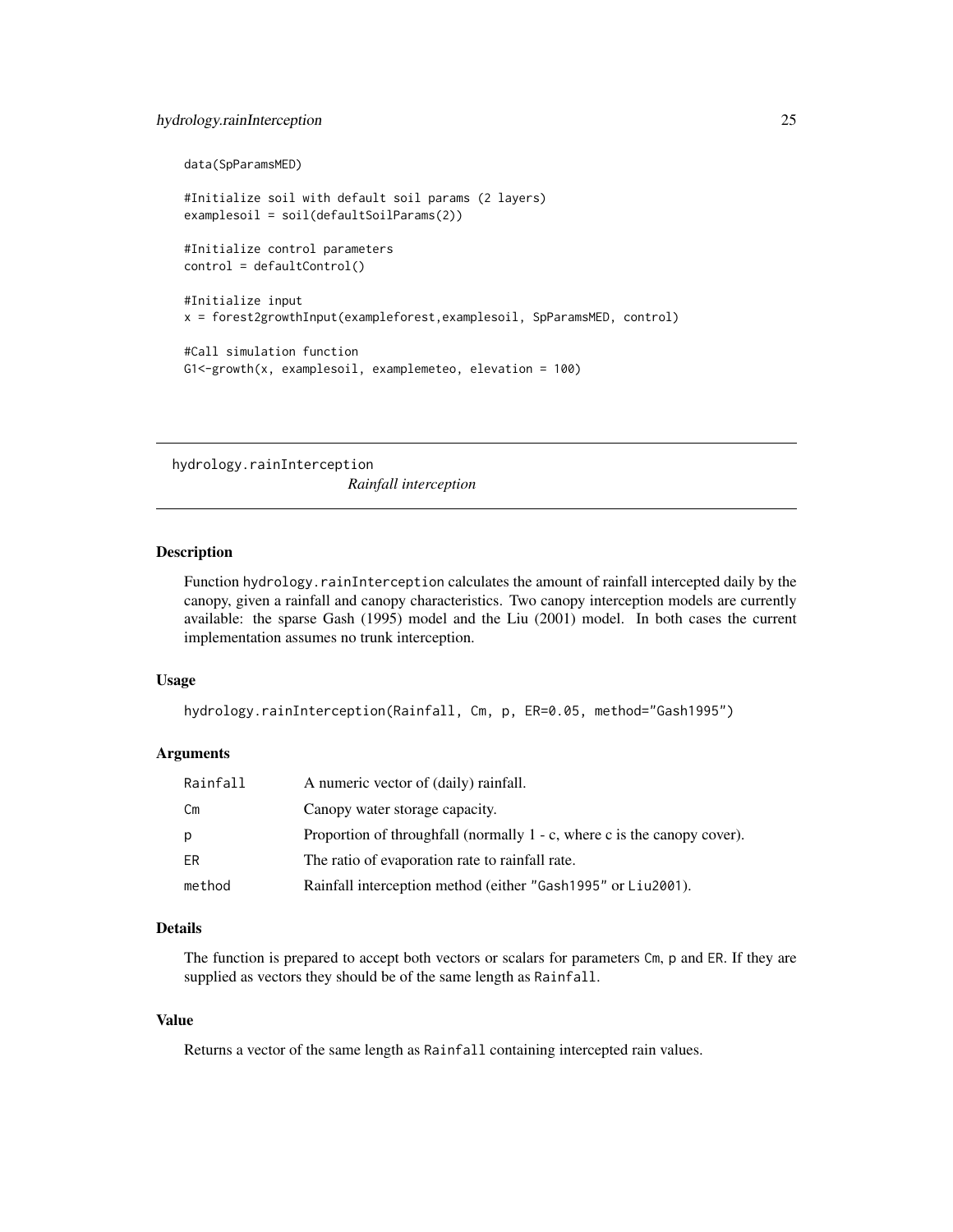```
data(SpParamsMED)

#Initialize soil with default soil params (2 layers)
examplesoil = soil(defaultSoilParams(2))

#Initialize control parameters
control = defaultControl()

#Initialize input
x = forest2growthInput(exampleforest,examplesoil, SpParamsMED, control)

#Call simulation function
G1<-growth(x, examplesoil, examplemeteo, elevation = 100)
```

---

## hydrology.rainInterception

*Rainfall interception*

---

### Description

Function `hydrology.rainInterception` calculates the amount of rainfall intercepted daily by the canopy, given a rainfall and canopy characteristics. Two canopy interception models are currently available: the sparse Gash (1995) model and the Liu (2001) model. In both cases the current implementation assumes no trunk interception.

### Usage

```
hydrology.rainInterception(Rainfall, Cm, p, ER=0.05, method="Gash1995")
```

### Arguments

| | |
|---|---|
| `Rainfall` | A numeric vector of (daily) rainfall. |
| `Cm` | Canopy water storage capacity. |
| `p` | Proportion of throughfall (normally 1 - c, where c is the canopy cover). |
| `ER` | The ratio of evaporation rate to rainfall rate. |
| `method` | Rainfall interception method (either `"Gash1995"` or `Liu2001`). |

### Details

The function is prepared to accept both vectors or scalars for parameters `Cm`, `p` and `ER`. If they are supplied as vectors they should be of the same length as `Rainfall`.

### Value

Returns a vector of the same length as `Rainfall` containing intercepted rain values.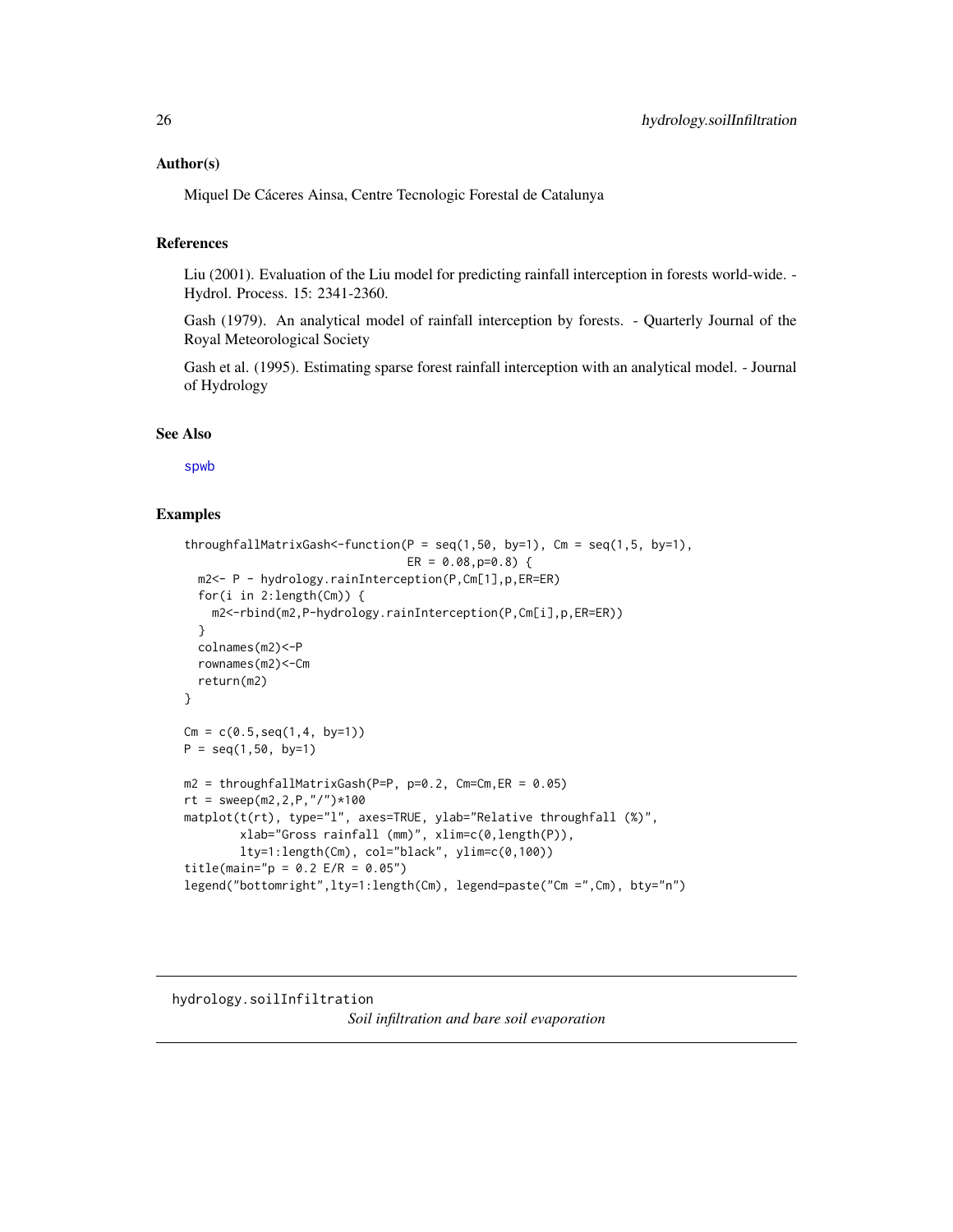### Author(s)

Miquel De Cáceres Ainsa, Centre Tecnologic Forestal de Catalunya

### References

Liu (2001). Evaluation of the Liu model for predicting rainfall interception in forests world-wide. - Hydrol. Process. 15: 2341-2360.

Gash (1979). An analytical model of rainfall interception by forests. - Quarterly Journal of the Royal Meteorological Society

Gash et al. (1995). Estimating sparse forest rainfall interception with an analytical model. - Journal of Hydrology

### See Also

spwb

### Examples

```
throughfallMatrixGash<-function(P = seq(1,50, by=1), Cm = seq(1,5, by=1),
                                ER = 0.08,p=0.8) {
  m2<- P - hydrology.rainInterception(P,Cm[1],p,ER=ER)
  for(i in 2:length(Cm)) {
    m2<-rbind(m2,P-hydrology.rainInterception(P,Cm[i],p,ER=ER))
  }
  colnames(m2)<-P
  rownames(m2)<-Cm
  return(m2)
}

Cm = c(0.5,seq(1,4, by=1))
P = seq(1,50, by=1)

m2 = throughfallMatrixGash(P=P, p=0.2, Cm=Cm,ER = 0.05)
rt = sweep(m2,2,P,"/")*100
matplot(t(rt), type="l", axes=TRUE, ylab="Relative throughfall (%)",
        xlab="Gross rainfall (mm)", xlim=c(0,length(P)),
        lty=1:length(Cm), col="black", ylim=c(0,100))
title(main="p = 0.2 E/R = 0.05")
legend("bottomright",lty=1:length(Cm), legend=paste("Cm =",Cm), bty="n")
```

---

## hydrology.soilInfiltration

*Soil infiltration and bare soil evaporation*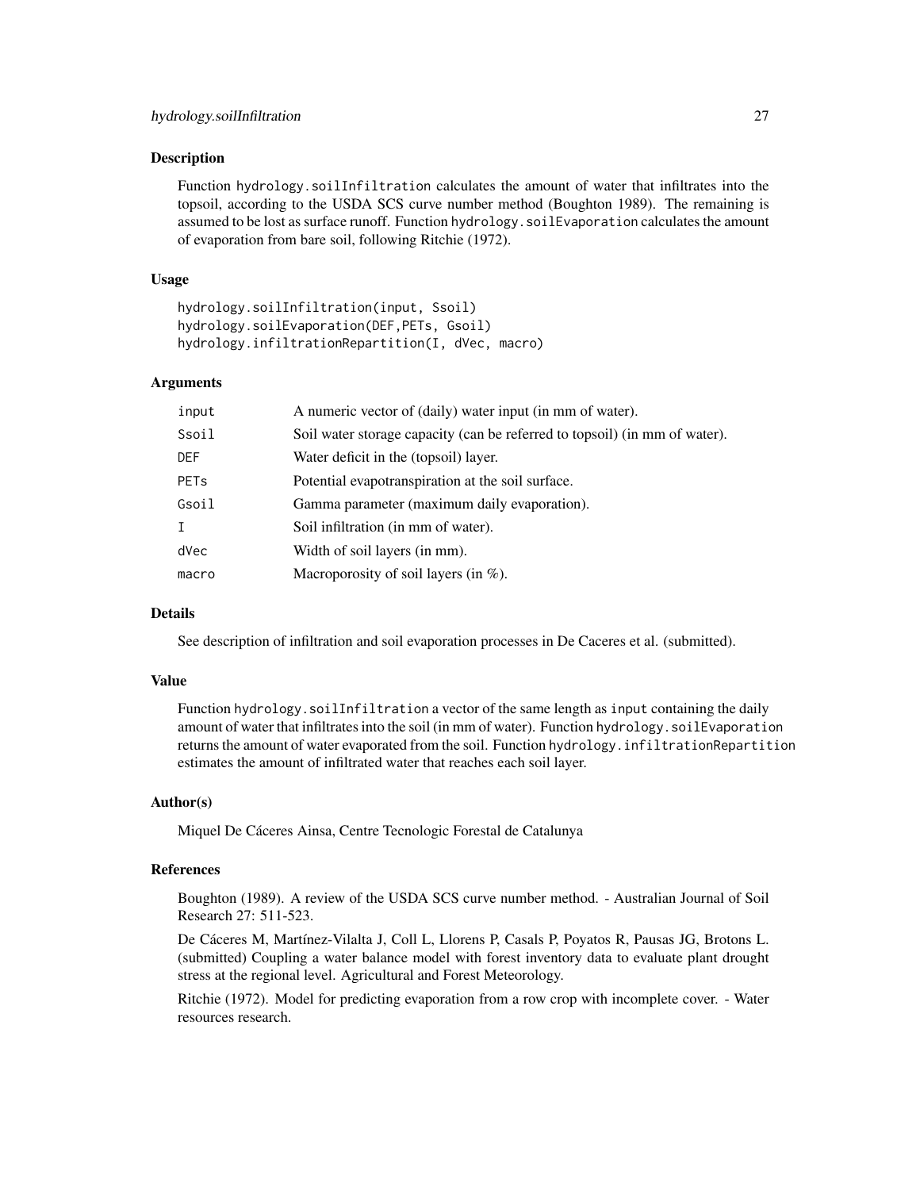## Description

Function `hydrology.soilInfiltration` calculates the amount of water that infiltrates into the topsoil, according to the USDA SCS curve number method (Boughton 1989). The remaining is assumed to be lost as surface runoff. Function `hydrology.soilEvaporation` calculates the amount of evaporation from bare soil, following Ritchie (1972).

## Usage

```
hydrology.soilInfiltration(input, Ssoil)
hydrology.soilEvaporation(DEF,PETs, Gsoil)
hydrology.infiltrationRepartition(I, dVec, macro)
```

## Arguments

| | |
|---|---|
| `input` | A numeric vector of (daily) water input (in mm of water). |
| `Ssoil` | Soil water storage capacity (can be referred to topsoil) (in mm of water). |
| `DEF` | Water deficit in the (topsoil) layer. |
| `PETs` | Potential evapotranspiration at the soil surface. |
| `Gsoil` | Gamma parameter (maximum daily evaporation). |
| `I` | Soil infiltration (in mm of water). |
| `dVec` | Width of soil layers (in mm). |
| `macro` | Macroporosity of soil layers (in %). |

## Details

See description of infiltration and soil evaporation processes in De Caceres et al. (submitted).

## Value

Function `hydrology.soilInfiltration` a vector of the same length as `input` containing the daily amount of water that infiltrates into the soil (in mm of water). Function `hydrology.soilEvaporation` returns the amount of water evaporated from the soil. Function `hydrology.infiltrationRepartition` estimates the amount of infiltrated water that reaches each soil layer.

## Author(s)

Miquel De Cáceres Ainsa, Centre Tecnologic Forestal de Catalunya

## References

Boughton (1989). A review of the USDA SCS curve number method. - Australian Journal of Soil Research 27: 511-523.

De Cáceres M, Martínez-Vilalta J, Coll L, Llorens P, Casals P, Poyatos R, Pausas JG, Brotons L. (submitted) Coupling a water balance model with forest inventory data to evaluate plant drought stress at the regional level. Agricultural and Forest Meteorology.

Ritchie (1972). Model for predicting evaporation from a row crop with incomplete cover. - Water resources research.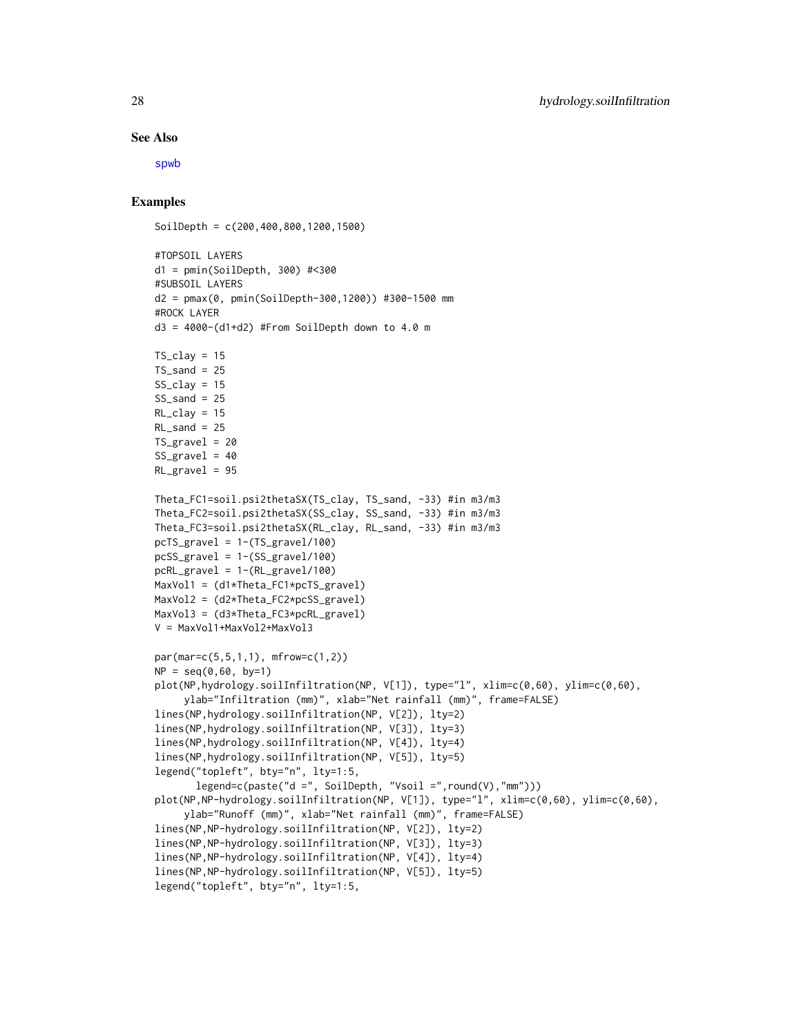## See Also

spwb

## Examples

```
SoilDepth = c(200,400,800,1200,1500)

#TOPSOIL LAYERS
d1 = pmin(SoilDepth, 300) #<300
#SUBSOIL LAYERS
d2 = pmax(0, pmin(SoilDepth-300,1200)) #300-1500 mm
#ROCK LAYER
d3 = 4000-(d1+d2) #From SoilDepth down to 4.0 m

TS_clay = 15
TS_sand = 25
SS_clay = 15
SS_sand = 25
RL_clay = 15
RL_sand = 25
TS_gravel = 20
SS_gravel = 40
RL_gravel = 95

Theta_FC1=soil.psi2thetaSX(TS_clay, TS_sand, -33) #in m3/m3
Theta_FC2=soil.psi2thetaSX(SS_clay, SS_sand, -33) #in m3/m3
Theta_FC3=soil.psi2thetaSX(RL_clay, RL_sand, -33) #in m3/m3
pcTS_gravel = 1-(TS_gravel/100)
pcSS_gravel = 1-(SS_gravel/100)
pcRL_gravel = 1-(RL_gravel/100)
MaxVol1 = (d1*Theta_FC1*pcTS_gravel)
MaxVol2 = (d2*Theta_FC2*pcSS_gravel)
MaxVol3 = (d3*Theta_FC3*pcRL_gravel)
V = MaxVol1+MaxVol2+MaxVol3

par(mar=c(5,5,1,1), mfrow=c(1,2))
NP = seq(0,60, by=1)
plot(NP,hydrology.soilInfiltration(NP, V[1]), type="l", xlim=c(0,60), ylim=c(0,60),
     ylab="Infiltration (mm)", xlab="Net rainfall (mm)", frame=FALSE)
lines(NP,hydrology.soilInfiltration(NP, V[2]), lty=2)
lines(NP,hydrology.soilInfiltration(NP, V[3]), lty=3)
lines(NP,hydrology.soilInfiltration(NP, V[4]), lty=4)
lines(NP,hydrology.soilInfiltration(NP, V[5]), lty=5)
legend("topleft", bty="n", lty=1:5,
       legend=c(paste("d =", SoilDepth, "Vsoil =",round(V),"mm")))
plot(NP,NP-hydrology.soilInfiltration(NP, V[1]), type="l", xlim=c(0,60), ylim=c(0,60),
     ylab="Runoff (mm)", xlab="Net rainfall (mm)", frame=FALSE)
lines(NP,NP-hydrology.soilInfiltration(NP, V[2]), lty=2)
lines(NP,NP-hydrology.soilInfiltration(NP, V[3]), lty=3)
lines(NP,NP-hydrology.soilInfiltration(NP, V[4]), lty=4)
lines(NP,NP-hydrology.soilInfiltration(NP, V[5]), lty=5)
legend("topleft", bty="n", lty=1:5,
```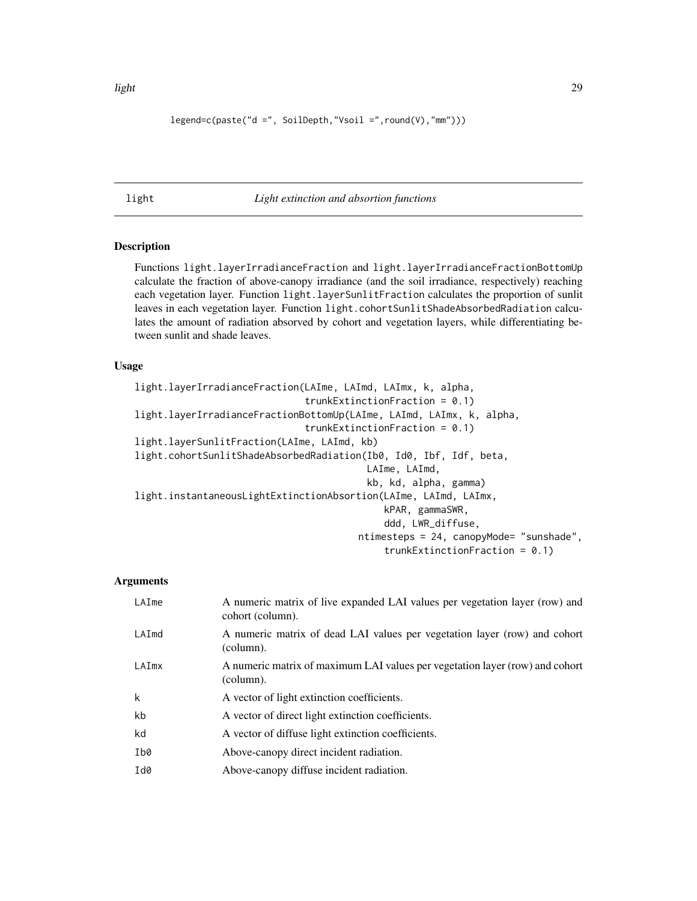```
legend=c(paste("d =", SoilDepth,"Vsoil =",round(V),"mm")))
```

## light *Light extinction and absortion functions*

### Description

Functions `light.layerIrradianceFraction` and `light.layerIrradianceFractionBottomUp` calculate the fraction of above-canopy irradiance (and the soil irradiance, respectively) reaching each vegetation layer. Function `light.layerSunlitFraction` calculates the proportion of sunlit leaves in each vegetation layer. Function `light.cohortSunlitShadeAbsorbedRadiation` calculates the amount of radiation absorbed by cohort and vegetation layers, while differentiating between sunlit and shade leaves.

### Usage

```
light.layerIrradianceFraction(LAIme, LAImd, LAImx, k, alpha,
                              trunkExtinctionFraction = 0.1)
light.layerIrradianceFractionBottomUp(LAIme, LAImd, LAImx, k, alpha,
                              trunkExtinctionFraction = 0.1)
light.layerSunlitFraction(LAIme, LAImd, kb)
light.cohortSunlitShadeAbsorbedRadiation(Ib0, Id0, Ibf, Idf, beta,
                                         LAIme, LAImd,
                                         kb, kd, alpha, gamma)
light.instantaneousLightExtinctionAbsortion(LAIme, LAImd, LAImx,
                                            kPAR, gammaSWR,
                                            ddd, LWR_diffuse,
                                         ntimesteps = 24, canopyMode= "sunshade",
                                            trunkExtinctionFraction = 0.1)
```

### Arguments

| | |
|---|---|
| LAIme | A numeric matrix of live expanded LAI values per vegetation layer (row) and cohort (column). |
| LAImd | A numeric matrix of dead LAI values per vegetation layer (row) and cohort (column). |
| LAImx | A numeric matrix of maximum LAI values per vegetation layer (row) and cohort (column). |
| k | A vector of light extinction coefficients. |
| kb | A vector of direct light extinction coefficients. |
| kd | A vector of diffuse light extinction coefficients. |
| Ib0 | Above-canopy direct incident radiation. |
| Id0 | Above-canopy diffuse incident radiation. |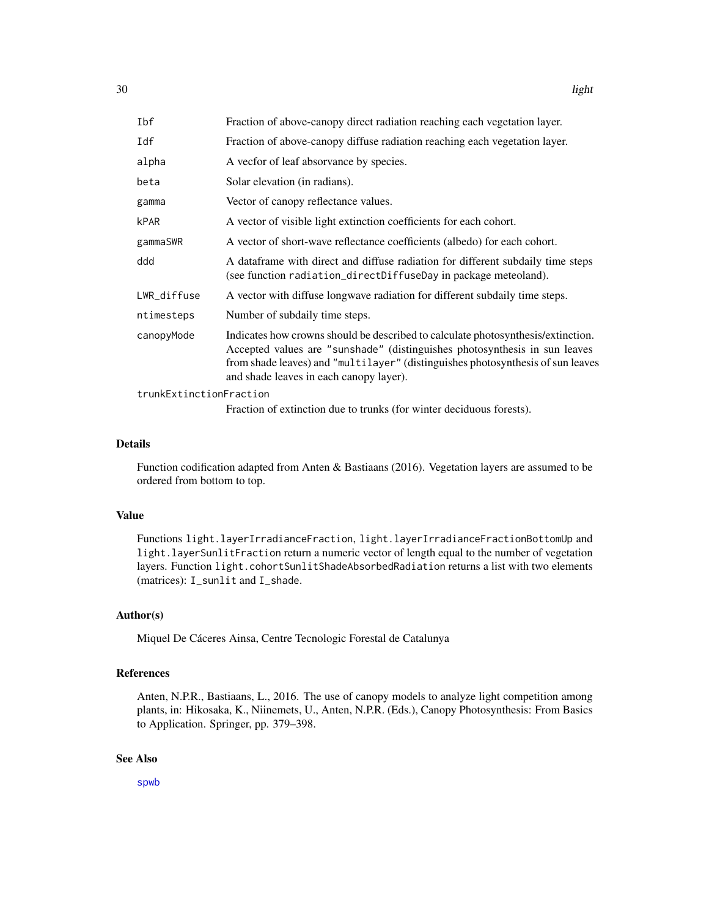| | |
|---|---|
| Ibf | Fraction of above-canopy direct radiation reaching each vegetation layer. |
| Idf | Fraction of above-canopy diffuse radiation reaching each vegetation layer. |
| alpha | A vecfor of leaf absorvance by species. |
| beta | Solar elevation (in radians). |
| gamma | Vector of canopy reflectance values. |
| kPAR | A vector of visible light extinction coefficients for each cohort. |
| gammaSWR | A vector of short-wave reflectance coefficients (albedo) for each cohort. |
| ddd | A dataframe with direct and diffuse radiation for different subdaily time steps (see function `radiation_directDiffuseDay` in package meteoland). |
| LWR_diffuse | A vector with diffuse longwave radiation for different subdaily time steps. |
| ntimesteps | Number of subdaily time steps. |
| canopyMode | Indicates how crowns should be described to calculate photosynthesis/extinction. Accepted values are `"sunshade"` (distinguishes photosynthesis in sun leaves from shade leaves) and `"multilayer"` (distinguishes photosynthesis of sun leaves and shade leaves in each canopy layer). |
| trunkExtinctionFraction | Fraction of extinction due to trunks (for winter deciduous forests). |

## Details

Function codification adapted from Anten & Bastiaans (2016). Vegetation layers are assumed to be ordered from bottom to top.

## Value

Functions `light.layerIrradianceFraction`, `light.layerIrradianceFractionBottomUp` and `light.layerSunlitFraction` return a numeric vector of length equal to the number of vegetation layers. Function `light.cohortSunlitShadeAbsorbedRadiation` returns a list with two elements (matrices): `I_sunlit` and `I_shade`.

## Author(s)

Miquel De Cáceres Ainsa, Centre Tecnologic Forestal de Catalunya

## References

Anten, N.P.R., Bastiaans, L., 2016. The use of canopy models to analyze light competition among plants, in: Hikosaka, K., Niinemets, U., Anten, N.P.R. (Eds.), Canopy Photosynthesis: From Basics to Application. Springer, pp. 379–398.

## See Also

spwb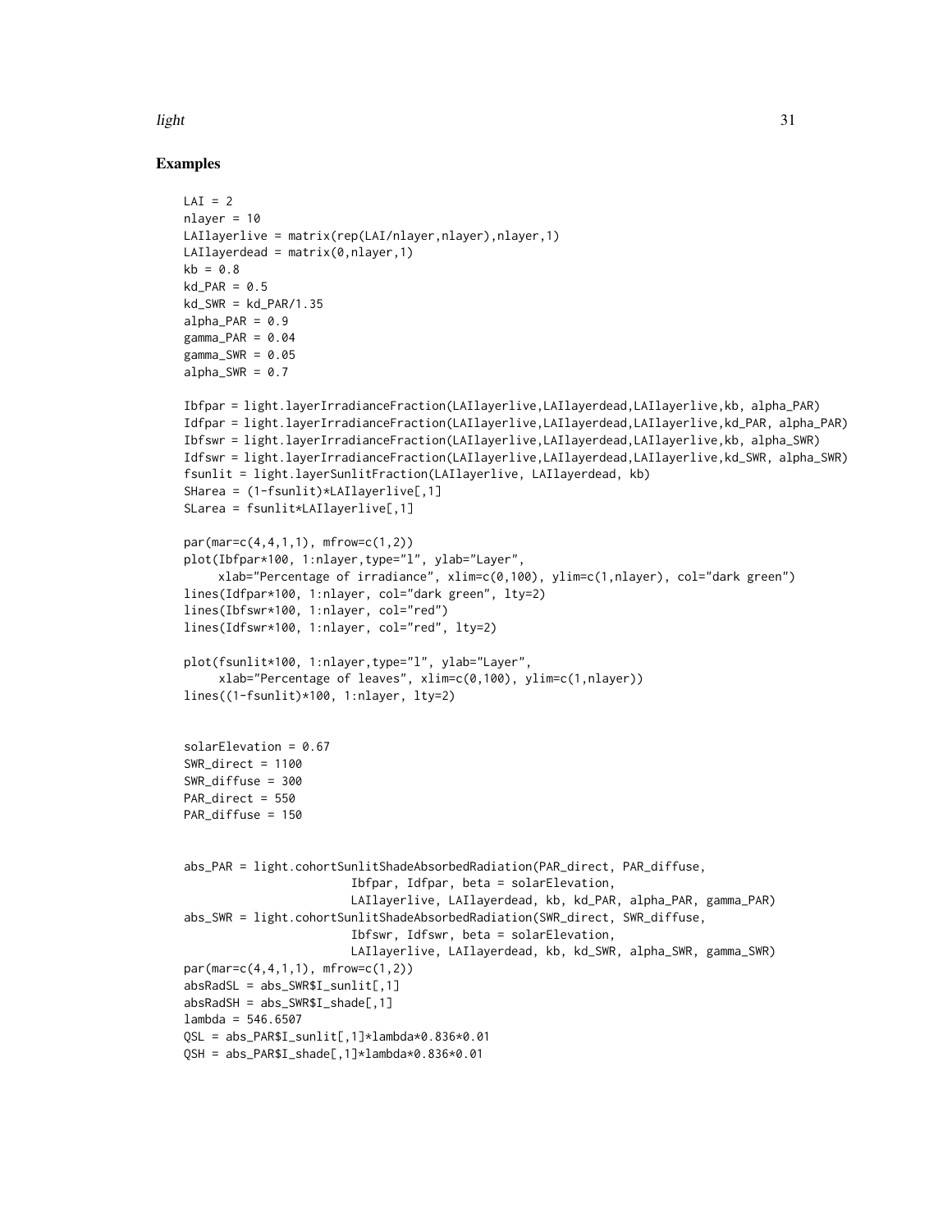## Examples

```
LAI = 2
nlayer = 10
LAIlayerlive = matrix(rep(LAI/nlayer,nlayer),nlayer,1)
LAIlayerdead = matrix(0,nlayer,1)
kb = 0.8
kd_PAR = 0.5
kd_SWR = kd_PAR/1.35
alpha_PAR = 0.9
gamma_PAR = 0.04
gamma_SWR = 0.05
alpha_SWR = 0.7

Ibfpar = light.layerIrradianceFraction(LAIlayerlive,LAIlayerdead,LAIlayerlive,kb, alpha_PAR)
Idfpar = light.layerIrradianceFraction(LAIlayerlive,LAIlayerdead,LAIlayerlive,kd_PAR, alpha_PAR)
Ibfswr = light.layerIrradianceFraction(LAIlayerlive,LAIlayerdead,LAIlayerlive,kb, alpha_SWR)
Idfswr = light.layerIrradianceFraction(LAIlayerlive,LAIlayerdead,LAIlayerlive,kd_SWR, alpha_SWR)
fsunlit = light.layerSunlitFraction(LAIlayerlive, LAIlayerdead, kb)
SHarea = (1-fsunlit)*LAIlayerlive[,1]
SLarea = fsunlit*LAIlayerlive[,1]

par(mar=c(4,4,1,1), mfrow=c(1,2))
plot(Ibfpar*100, 1:nlayer,type="l", ylab="Layer",
     xlab="Percentage of irradiance", xlim=c(0,100), ylim=c(1,nlayer), col="dark green")
lines(Idfpar*100, 1:nlayer, col="dark green", lty=2)
lines(Ibfswr*100, 1:nlayer, col="red")
lines(Idfswr*100, 1:nlayer, col="red", lty=2)

plot(fsunlit*100, 1:nlayer,type="l", ylab="Layer",
     xlab="Percentage of leaves", xlim=c(0,100), ylim=c(1,nlayer))
lines((1-fsunlit)*100, 1:nlayer, lty=2)


solarElevation = 0.67
SWR_direct = 1100
SWR_diffuse = 300
PAR_direct = 550
PAR_diffuse = 150


abs_PAR = light.cohortSunlitShadeAbsorbedRadiation(PAR_direct, PAR_diffuse,
                        Ibfpar, Idfpar, beta = solarElevation,
                        LAIlayerlive, LAIlayerdead, kb, kd_PAR, alpha_PAR, gamma_PAR)
abs_SWR = light.cohortSunlitShadeAbsorbedRadiation(SWR_direct, SWR_diffuse,
                        Ibfswr, Idfswr, beta = solarElevation,
                        LAIlayerlive, LAIlayerdead, kb, kd_SWR, alpha_SWR, gamma_SWR)
par(mar=c(4,4,1,1), mfrow=c(1,2))
absRadSL = abs_SWR$I_sunlit[,1]
absRadSH = abs_SWR$I_shade[,1]
lambda = 546.6507
QSL = abs_PAR$I_sunlit[,1]*lambda*0.836*0.01
QSH = abs_PAR$I_shade[,1]*lambda*0.836*0.01
```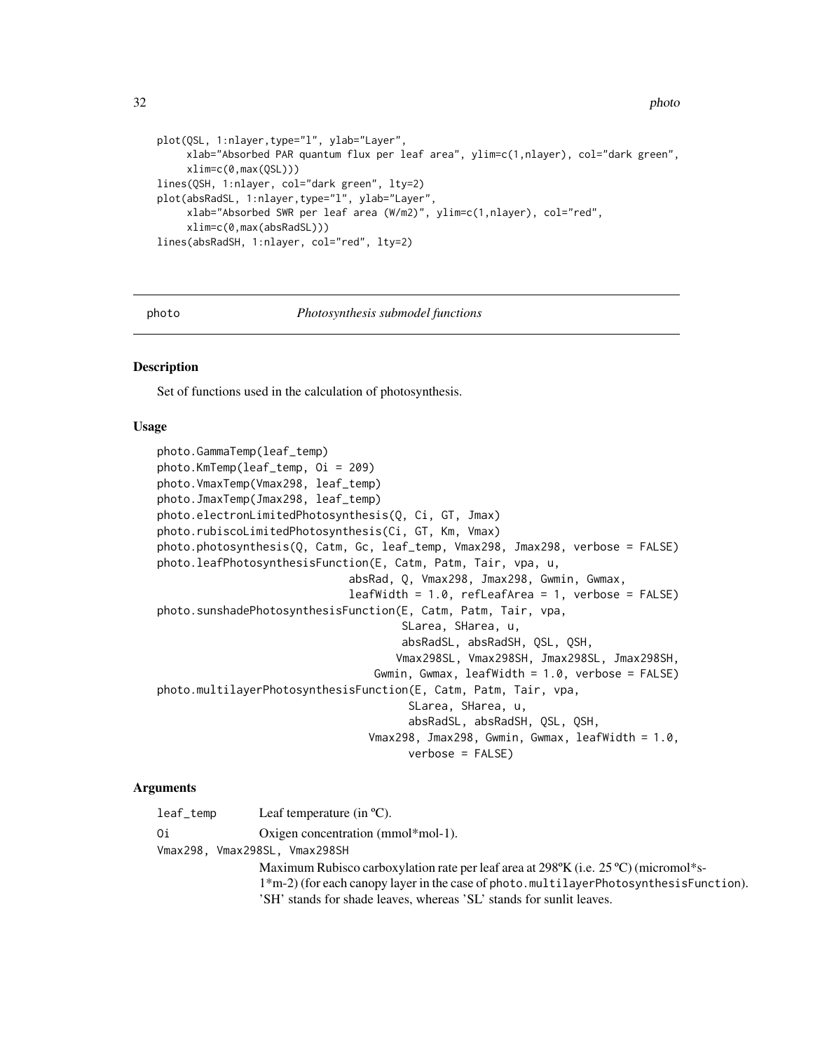```
plot(QSL, 1:nlayer,type="l", ylab="Layer",
     xlab="Absorbed PAR quantum flux per leaf area", ylim=c(1,nlayer), col="dark green",
     xlim=c(0,max(QSL)))
lines(QSH, 1:nlayer, col="dark green", lty=2)
plot(absRadSL, 1:nlayer,type="l", ylab="Layer",
     xlab="Absorbed SWR per leaf area (W/m2)", ylim=c(1,nlayer), col="red",
     xlim=c(0,max(absRadSL)))
lines(absRadSH, 1:nlayer, col="red", lty=2)
```

---

## photo *Photosynthesis submodel functions*

### Description

Set of functions used in the calculation of photosynthesis.

### Usage

```
photo.GammaTemp(leaf_temp)
photo.KmTemp(leaf_temp, Oi = 209)
photo.VmaxTemp(Vmax298, leaf_temp)
photo.JmaxTemp(Jmax298, leaf_temp)
photo.electronLimitedPhotosynthesis(Q, Ci, GT, Jmax)
photo.rubiscoLimitedPhotosynthesis(Ci, GT, Km, Vmax)
photo.photosynthesis(Q, Catm, Gc, leaf_temp, Vmax298, Jmax298, verbose = FALSE)
photo.leafPhotosynthesisFunction(E, Catm, Patm, Tair, vpa, u,
                             absRad, Q, Vmax298, Jmax298, Gwmin, Gwmax,
                             leafWidth = 1.0, refLeafArea = 1, verbose = FALSE)
photo.sunshadePhotosynthesisFunction(E, Catm, Patm, Tair, vpa,
                                     SLarea, SHarea, u,
                                     absRadSL, absRadSH, QSL, QSH,
                                    Vmax298SL, Vmax298SH, Jmax298SL, Jmax298SH,
                                 Gwmin, Gwmax, leafWidth = 1.0, verbose = FALSE)
photo.multilayerPhotosynthesisFunction(E, Catm, Patm, Tair, vpa,
                                       SLarea, SHarea, u,
                                       absRadSL, absRadSH, QSL, QSH,
                                Vmax298, Jmax298, Gwmin, Gwmax, leafWidth = 1.0,
                                       verbose = FALSE)
```

### Arguments

| | |
|---|---|
| leaf_temp | Leaf temperature (in ºC). |
| Oi | Oxigen concentration (mmol*mol-1). |
| Vmax298, Vmax298SL, Vmax298SH | Maximum Rubisco carboxylation rate per leaf area at 298ºK (i.e. 25 ºC) (micromol*s-1*m-2) (for each canopy layer in the case of photo.multilayerPhotosynthesisFunction). 'SH' stands for shade leaves, whereas 'SL' stands for sunlit leaves. |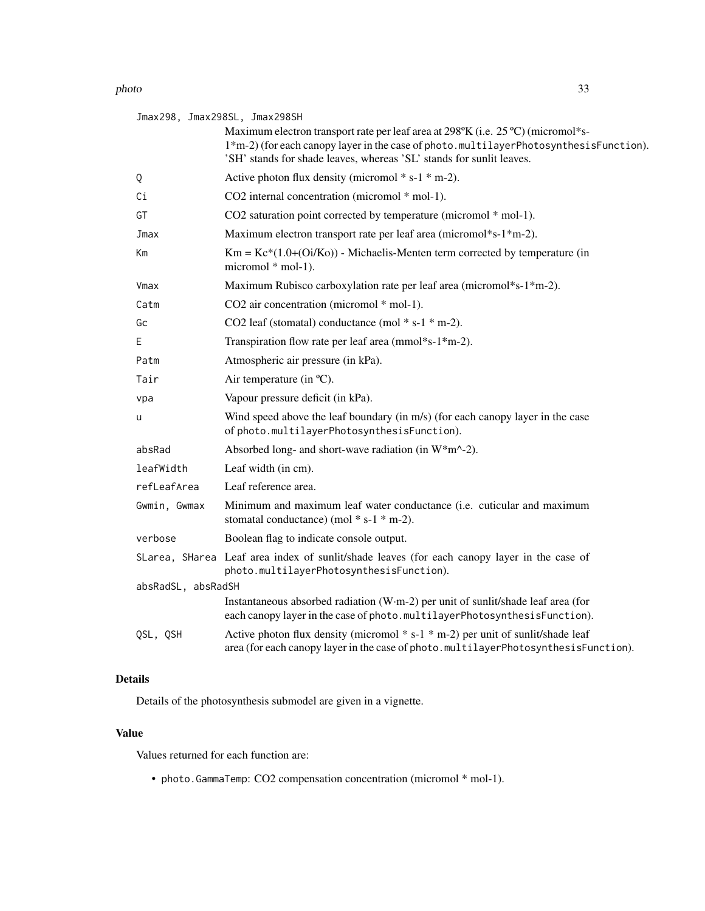| Argument | Description |
|---|---|
| `Jmax298, Jmax298SL, Jmax298SH` | Maximum electron transport rate per leaf area at 298ºK (i.e. 25 ºC) (micromol*s-1*m-2) (for each canopy layer in the case of `photo.multilayerPhotosynthesisFunction`). 'SH' stands for shade leaves, whereas 'SL' stands for sunlit leaves. |
| `Q` | Active photon flux density (micromol * s-1 * m-2). |
| `Ci` | CO2 internal concentration (micromol * mol-1). |
| `GT` | CO2 saturation point corrected by temperature (micromol * mol-1). |
| `Jmax` | Maximum electron transport rate per leaf area (micromol*s-1*m-2). |
| `Km` | Km = Kc*(1.0+(Oi/Ko)) - Michaelis-Menten term corrected by temperature (in micromol * mol-1). |
| `Vmax` | Maximum Rubisco carboxylation rate per leaf area (micromol*s-1*m-2). |
| `Catm` | CO2 air concentration (micromol * mol-1). |
| `Gc` | CO2 leaf (stomatal) conductance (mol * s-1 * m-2). |
| `E` | Transpiration flow rate per leaf area (mmol*s-1*m-2). |
| `Patm` | Atmospheric air pressure (in kPa). |
| `Tair` | Air temperature (in ºC). |
| `vpa` | Vapour pressure deficit (in kPa). |
| `u` | Wind speed above the leaf boundary (in m/s) (for each canopy layer in the case of `photo.multilayerPhotosynthesisFunction`). |
| `absRad` | Absorbed long- and short-wave radiation (in W*m^-2). |
| `leafWidth` | Leaf width (in cm). |
| `refLeafArea` | Leaf reference area. |
| `Gwmin, Gwmax` | Minimum and maximum leaf water conductance (i.e. cuticular and maximum stomatal conductance) (mol * s-1 * m-2). |
| `verbose` | Boolean flag to indicate console output. |
| `SLarea, SHarea` | Leaf area index of sunlit/shade leaves (for each canopy layer in the case of `photo.multilayerPhotosynthesisFunction`). |
| `absRadSL, absRadSH` | Instantaneous absorbed radiation (W·m-2) per unit of sunlit/shade leaf area (for each canopy layer in the case of `photo.multilayerPhotosynthesisFunction`). |
| `QSL, QSH` | Active photon flux density (micromol * s-1 * m-2) per unit of sunlit/shade leaf area (for each canopy layer in the case of `photo.multilayerPhotosynthesisFunction`). |

## Details

Details of the photosynthesis submodel are given in a vignette.

## Value

Values returned for each function are:

- `photo.GammaTemp`: CO2 compensation concentration (micromol * mol-1).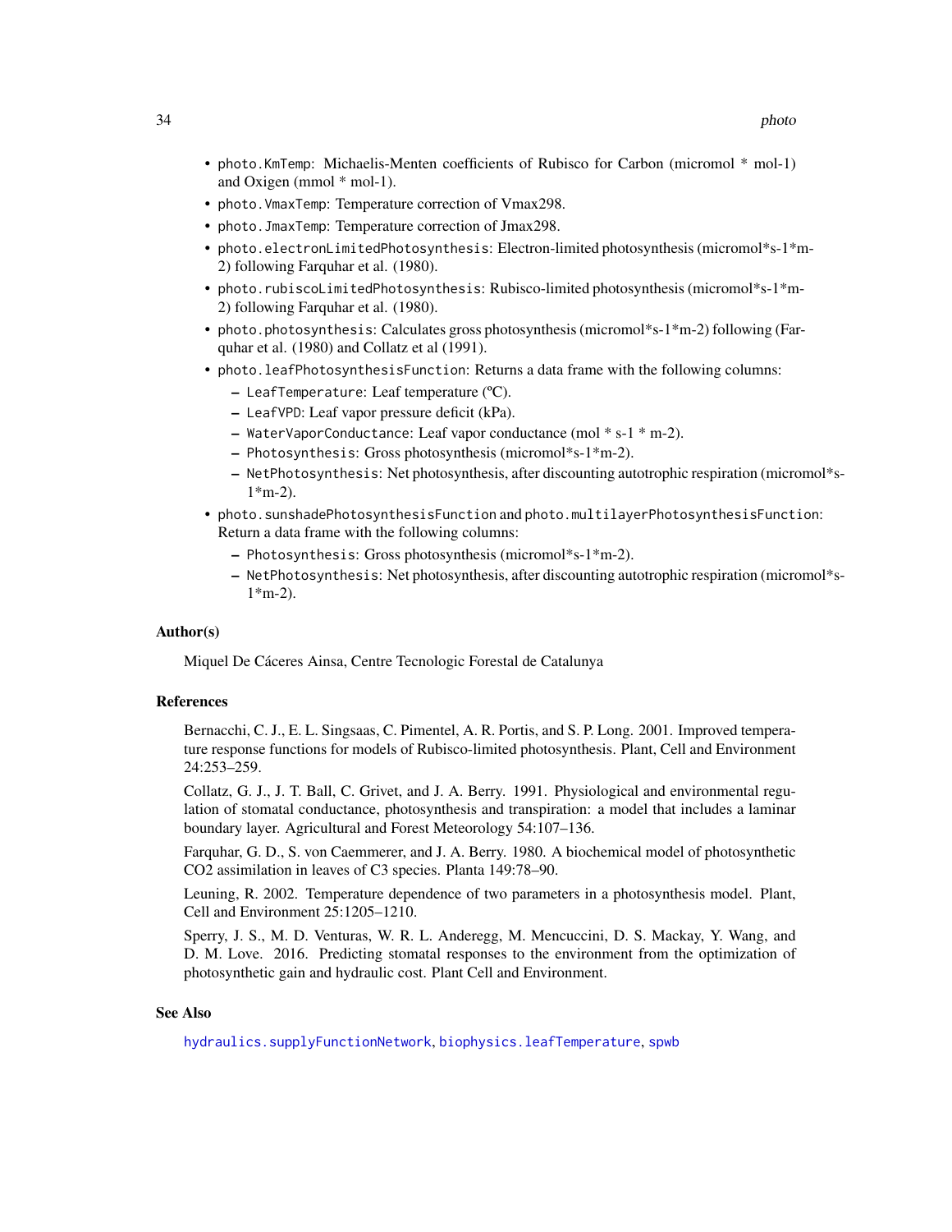- `photo.KmTemp`: Michaelis-Menten coefficients of Rubisco for Carbon (micromol * mol-1) and Oxigen (mmol * mol-1).
- `photo.VmaxTemp`: Temperature correction of Vmax298.
- `photo.JmaxTemp`: Temperature correction of Jmax298.
- `photo.electronLimitedPhotosynthesis`: Electron-limited photosynthesis (micromol*s-1*m-2) following Farquhar et al. (1980).
- `photo.rubiscoLimitedPhotosynthesis`: Rubisco-limited photosynthesis (micromol*s-1*m-2) following Farquhar et al. (1980).
- `photo.photosynthesis`: Calculates gross photosynthesis (micromol*s-1*m-2) following (Farquhar et al. (1980) and Collatz et al (1991).
- `photo.leafPhotosynthesisFunction`: Returns a data frame with the following columns:
  - `LeafTemperature`: Leaf temperature (ºC).
  - `LeafVPD`: Leaf vapor pressure deficit (kPa).
  - `WaterVaporConductance`: Leaf vapor conductance (mol * s-1 * m-2).
  - `Photosynthesis`: Gross photosynthesis (micromol*s-1*m-2).
  - `NetPhotosynthesis`: Net photosynthesis, after discounting autotrophic respiration (micromol*s-1*m-2).
- `photo.sunshadePhotosynthesisFunction` and `photo.multilayerPhotosynthesisFunction`: Return a data frame with the following columns:
  - `Photosynthesis`: Gross photosynthesis (micromol*s-1*m-2).
  - `NetPhotosynthesis`: Net photosynthesis, after discounting autotrophic respiration (micromol*s-1*m-2).

## Author(s)

Miquel De Cáceres Ainsa, Centre Tecnologic Forestal de Catalunya

## References

Bernacchi, C. J., E. L. Singsaas, C. Pimentel, A. R. Portis, and S. P. Long. 2001. Improved temperature response functions for models of Rubisco-limited photosynthesis. Plant, Cell and Environment 24:253–259.

Collatz, G. J., J. T. Ball, C. Grivet, and J. A. Berry. 1991. Physiological and environmental regulation of stomatal conductance, photosynthesis and transpiration: a model that includes a laminar boundary layer. Agricultural and Forest Meteorology 54:107–136.

Farquhar, G. D., S. von Caemmerer, and J. A. Berry. 1980. A biochemical model of photosynthetic CO2 assimilation in leaves of C3 species. Planta 149:78–90.

Leuning, R. 2002. Temperature dependence of two parameters in a photosynthesis model. Plant, Cell and Environment 25:1205–1210.

Sperry, J. S., M. D. Venturas, W. R. L. Anderegg, M. Mencuccini, D. S. Mackay, Y. Wang, and D. M. Love. 2016. Predicting stomatal responses to the environment from the optimization of photosynthetic gain and hydraulic cost. Plant Cell and Environment.

## See Also

`hydraulics.supplyFunctionNetwork`, `biophysics.leafTemperature`, `spwb`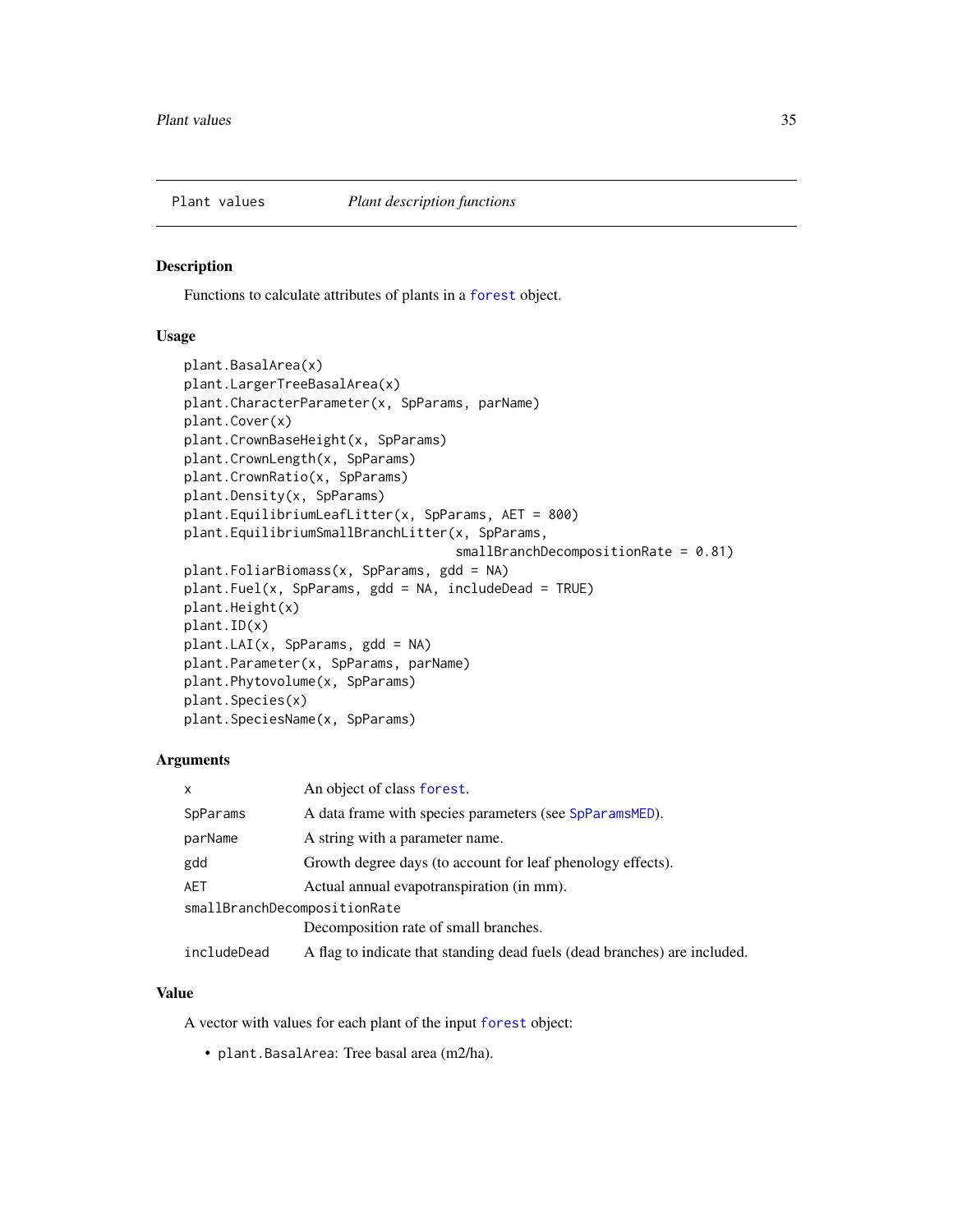Plant values *Plant description functions*

## Description

Functions to calculate attributes of plants in a forest object.

## Usage

```
plant.BasalArea(x)
plant.LargerTreeBasalArea(x)
plant.CharacterParameter(x, SpParams, parName)
plant.Cover(x)
plant.CrownBaseHeight(x, SpParams)
plant.CrownLength(x, SpParams)
plant.CrownRatio(x, SpParams)
plant.Density(x, SpParams)
plant.EquilibriumLeafLitter(x, SpParams, AET = 800)
plant.EquilibriumSmallBranchLitter(x, SpParams,
                                   smallBranchDecompositionRate = 0.81)
plant.FoliarBiomass(x, SpParams, gdd = NA)
plant.Fuel(x, SpParams, gdd = NA, includeDead = TRUE)
plant.Height(x)
plant.ID(x)
plant.LAI(x, SpParams, gdd = NA)
plant.Parameter(x, SpParams, parName)
plant.Phytovolume(x, SpParams)
plant.Species(x)
plant.SpeciesName(x, SpParams)
```

## Arguments

| | |
|---|---|
| x | An object of class forest. |
| SpParams | A data frame with species parameters (see SpParamsMED). |
| parName | A string with a parameter name. |
| gdd | Growth degree days (to account for leaf phenology effects). |
| AET | Actual annual evapotranspiration (in mm). |
| smallBranchDecompositionRate | Decomposition rate of small branches. |
| includeDead | A flag to indicate that standing dead fuels (dead branches) are included. |

## Value

A vector with values for each plant of the input forest object:

- plant.BasalArea: Tree basal area (m2/ha).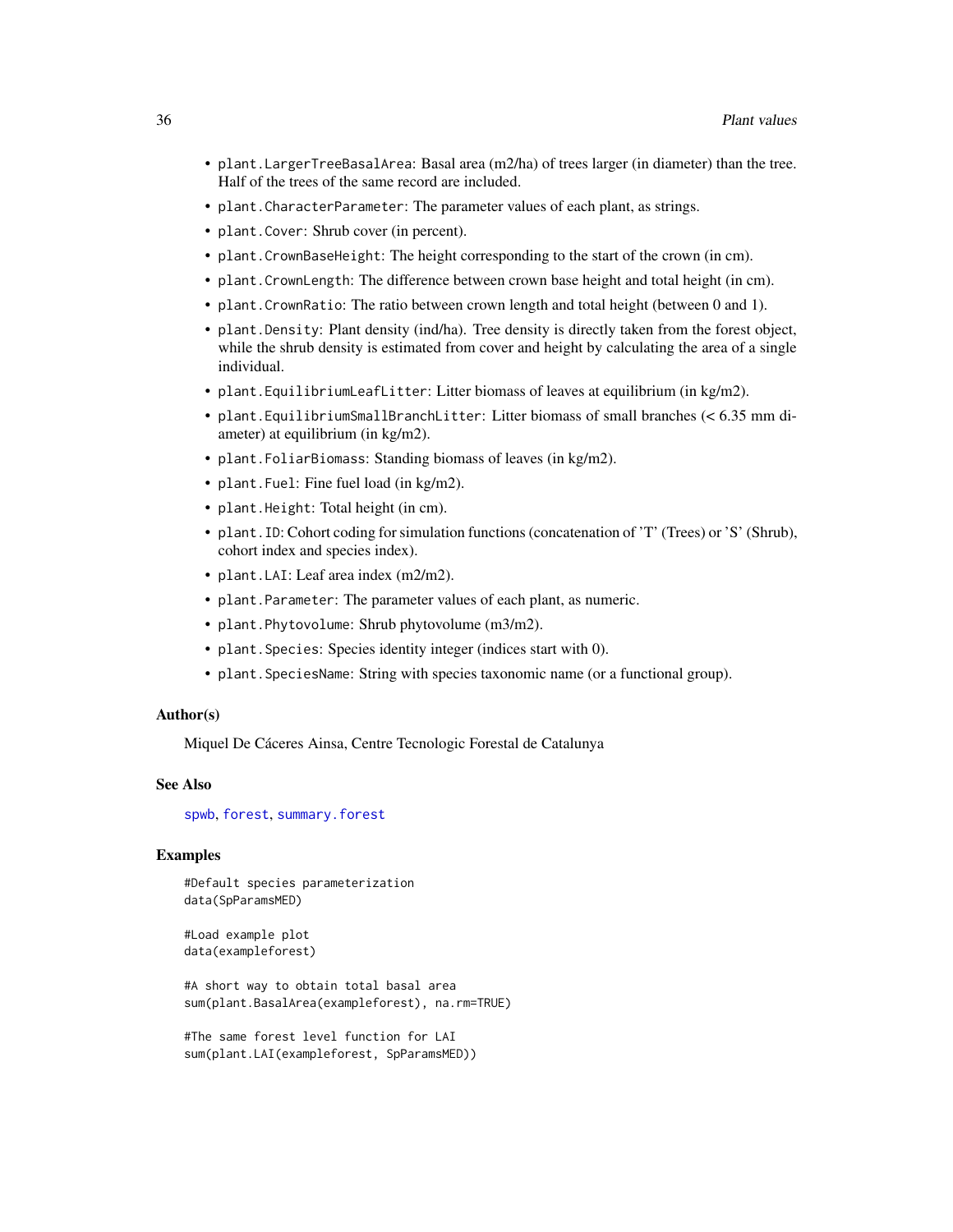- `plant.LargerTreeBasalArea`: Basal area (m2/ha) of trees larger (in diameter) than the tree. Half of the trees of the same record are included.
- `plant.CharacterParameter`: The parameter values of each plant, as strings.
- `plant.Cover`: Shrub cover (in percent).
- `plant.CrownBaseHeight`: The height corresponding to the start of the crown (in cm).
- `plant.CrownLength`: The difference between crown base height and total height (in cm).
- `plant.CrownRatio`: The ratio between crown length and total height (between 0 and 1).
- `plant.Density`: Plant density (ind/ha). Tree density is directly taken from the forest object, while the shrub density is estimated from cover and height by calculating the area of a single individual.
- `plant.EquilibriumLeafLitter`: Litter biomass of leaves at equilibrium (in kg/m2).
- `plant.EquilibriumSmallBranchLitter`: Litter biomass of small branches (< 6.35 mm diameter) at equilibrium (in kg/m2).
- `plant.FoliarBiomass`: Standing biomass of leaves (in kg/m2).
- `plant.Fuel`: Fine fuel load (in kg/m2).
- `plant.Height`: Total height (in cm).
- `plant.ID`: Cohort coding for simulation functions (concatenation of 'T' (Trees) or 'S' (Shrub), cohort index and species index).
- `plant.LAI`: Leaf area index (m2/m2).
- `plant.Parameter`: The parameter values of each plant, as numeric.
- `plant.Phytovolume`: Shrub phytovolume (m3/m2).
- `plant.Species`: Species identity integer (indices start with 0).
- `plant.SpeciesName`: String with species taxonomic name (or a functional group).

### Author(s)

Miquel De Cáceres Ainsa, Centre Tecnologic Forestal de Catalunya

### See Also

spwb, forest, summary.forest

### Examples

```
#Default species parameterization
data(SpParamsMED)

#Load example plot
data(exampleforest)

#A short way to obtain total basal area
sum(plant.BasalArea(exampleforest), na.rm=TRUE)

#The same forest level function for LAI
sum(plant.LAI(exampleforest, SpParamsMED))
```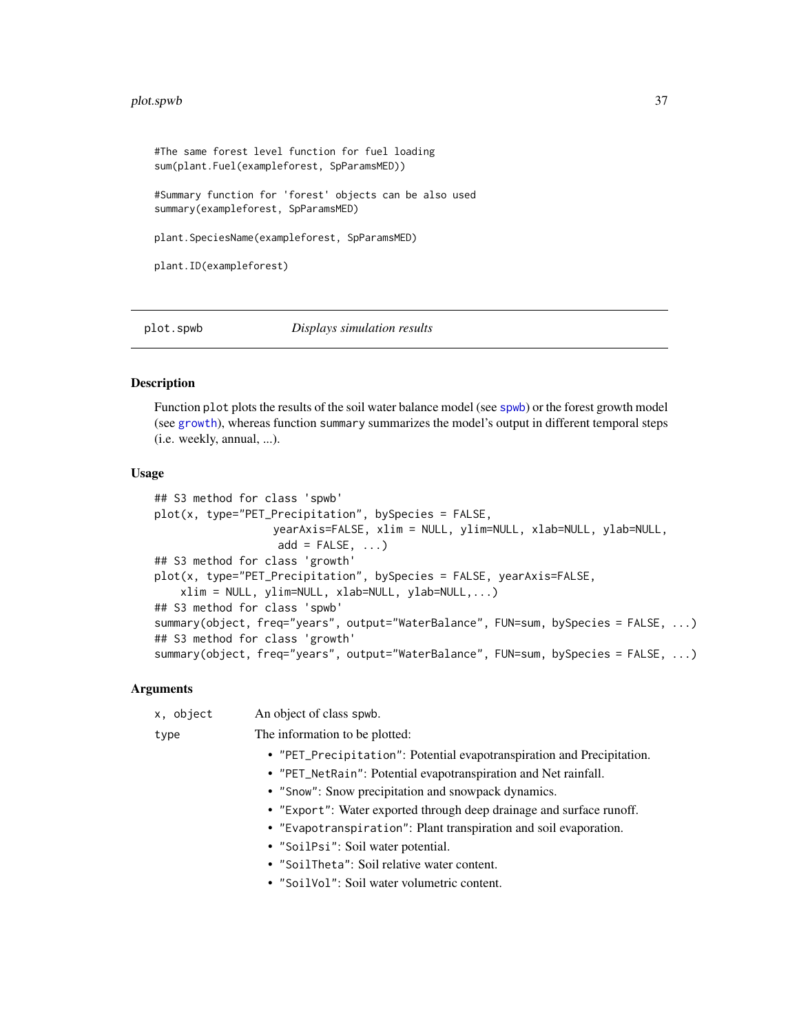```
#The same forest level function for fuel loading
sum(plant.Fuel(exampleforest, SpParamsMED))

#Summary function for 'forest' objects can be also used
summary(exampleforest, SpParamsMED)

plant.SpeciesName(exampleforest, SpParamsMED)

plant.ID(exampleforest)
```

## plot.spwb *Displays simulation results*

### Description

Function `plot` plots the results of the soil water balance model (see `spwb`) or the forest growth model (see `growth`), whereas function `summary` summarizes the model's output in different temporal steps (i.e. weekly, annual, ...).

### Usage

```
## S3 method for class 'spwb'
plot(x, type="PET_Precipitation", bySpecies = FALSE,
                  yearAxis=FALSE, xlim = NULL, ylim=NULL, xlab=NULL, ylab=NULL,
                   add = FALSE, ...)
## S3 method for class 'growth'
plot(x, type="PET_Precipitation", bySpecies = FALSE, yearAxis=FALSE,
    xlim = NULL, ylim=NULL, xlab=NULL, ylab=NULL,...)
## S3 method for class 'spwb'
summary(object, freq="years", output="WaterBalance", FUN=sum, bySpecies = FALSE, ...)
## S3 method for class 'growth'
summary(object, freq="years", output="WaterBalance", FUN=sum, bySpecies = FALSE, ...)
```

### Arguments

`x, object` An object of class spwb.

`type` The information to be plotted:

- `"PET_Precipitation"`: Potential evapotranspiration and Precipitation.
- `"PET_NetRain"`: Potential evapotranspiration and Net rainfall.
- `"Snow"`: Snow precipitation and snowpack dynamics.
- `"Export"`: Water exported through deep drainage and surface runoff.
- `"Evapotranspiration"`: Plant transpiration and soil evaporation.
- `"SoilPsi"`: Soil water potential.
- `"SoilTheta"`: Soil relative water content.
- `"SoilVol"`: Soil water volumetric content.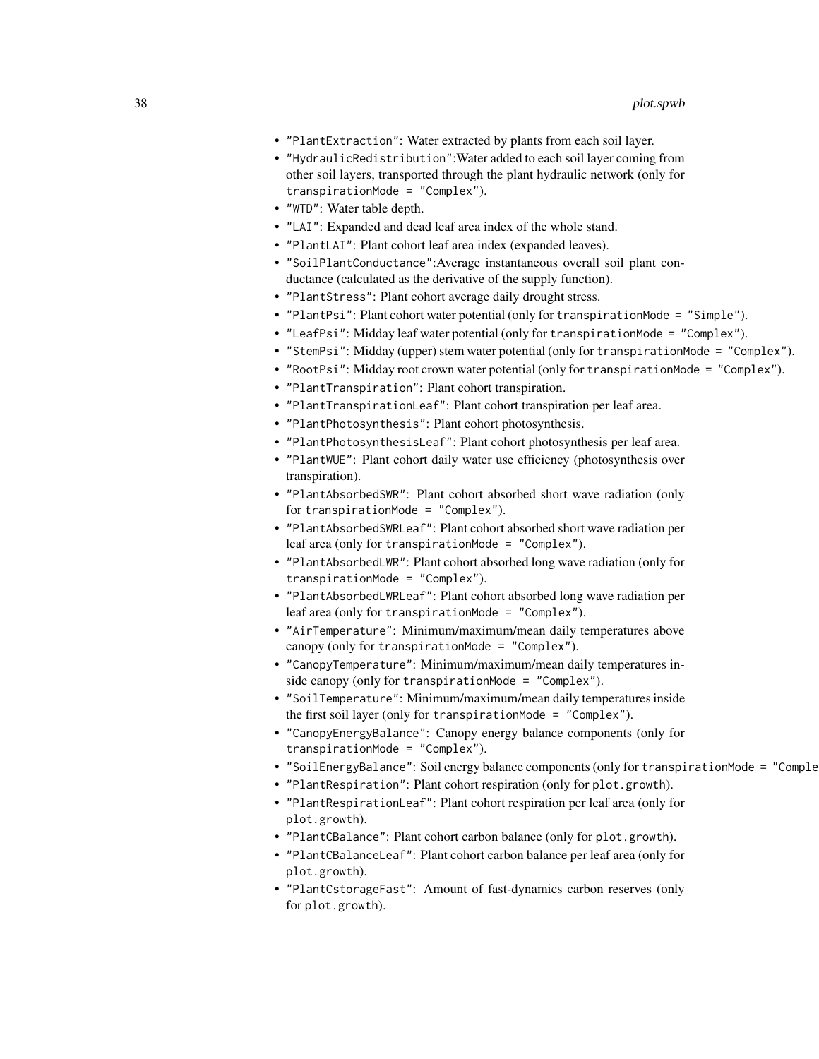- "PlantExtraction": Water extracted by plants from each soil layer.
- "HydraulicRedistribution":Water added to each soil layer coming from other soil layers, transported through the plant hydraulic network (only for transpirationMode = "Complex").
- "WTD": Water table depth.
- "LAI": Expanded and dead leaf area index of the whole stand.
- "PlantLAI": Plant cohort leaf area index (expanded leaves).
- "SoilPlantConductance":Average instantaneous overall soil plant conductance (calculated as the derivative of the supply function).
- "PlantStress": Plant cohort average daily drought stress.
- "PlantPsi": Plant cohort water potential (only for transpirationMode = "Simple").
- "LeafPsi": Midday leaf water potential (only for transpirationMode = "Complex").
- "StemPsi": Midday (upper) stem water potential (only for transpirationMode = "Complex").
- "RootPsi": Midday root crown water potential (only for transpirationMode = "Complex").
- "PlantTranspiration": Plant cohort transpiration.
- "PlantTranspirationLeaf": Plant cohort transpiration per leaf area.
- "PlantPhotosynthesis": Plant cohort photosynthesis.
- "PlantPhotosynthesisLeaf": Plant cohort photosynthesis per leaf area.
- "PlantWUE": Plant cohort daily water use efficiency (photosynthesis over transpiration).
- "PlantAbsorbedSWR": Plant cohort absorbed short wave radiation (only for transpirationMode = "Complex").
- "PlantAbsorbedSWRLeaf": Plant cohort absorbed short wave radiation per leaf area (only for transpirationMode = "Complex").
- "PlantAbsorbedLWR": Plant cohort absorbed long wave radiation (only for transpirationMode = "Complex").
- "PlantAbsorbedLWRLeaf": Plant cohort absorbed long wave radiation per leaf area (only for transpirationMode = "Complex").
- "AirTemperature": Minimum/maximum/mean daily temperatures above canopy (only for transpirationMode = "Complex").
- "CanopyTemperature": Minimum/maximum/mean daily temperatures inside canopy (only for transpirationMode = "Complex").
- "SoilTemperature": Minimum/maximum/mean daily temperatures inside the first soil layer (only for transpirationMode = "Complex").
- "CanopyEnergyBalance": Canopy energy balance components (only for transpirationMode = "Complex").
- "SoilEnergyBalance": Soil energy balance components (only for transpirationMode = "Comple
- "PlantRespiration": Plant cohort respiration (only for plot.growth).
- "PlantRespirationLeaf": Plant cohort respiration per leaf area (only for plot.growth).
- "PlantCBalance": Plant cohort carbon balance (only for plot.growth).
- "PlantCBalanceLeaf": Plant cohort carbon balance per leaf area (only for plot.growth).
- "PlantCstorageFast": Amount of fast-dynamics carbon reserves (only for plot.growth).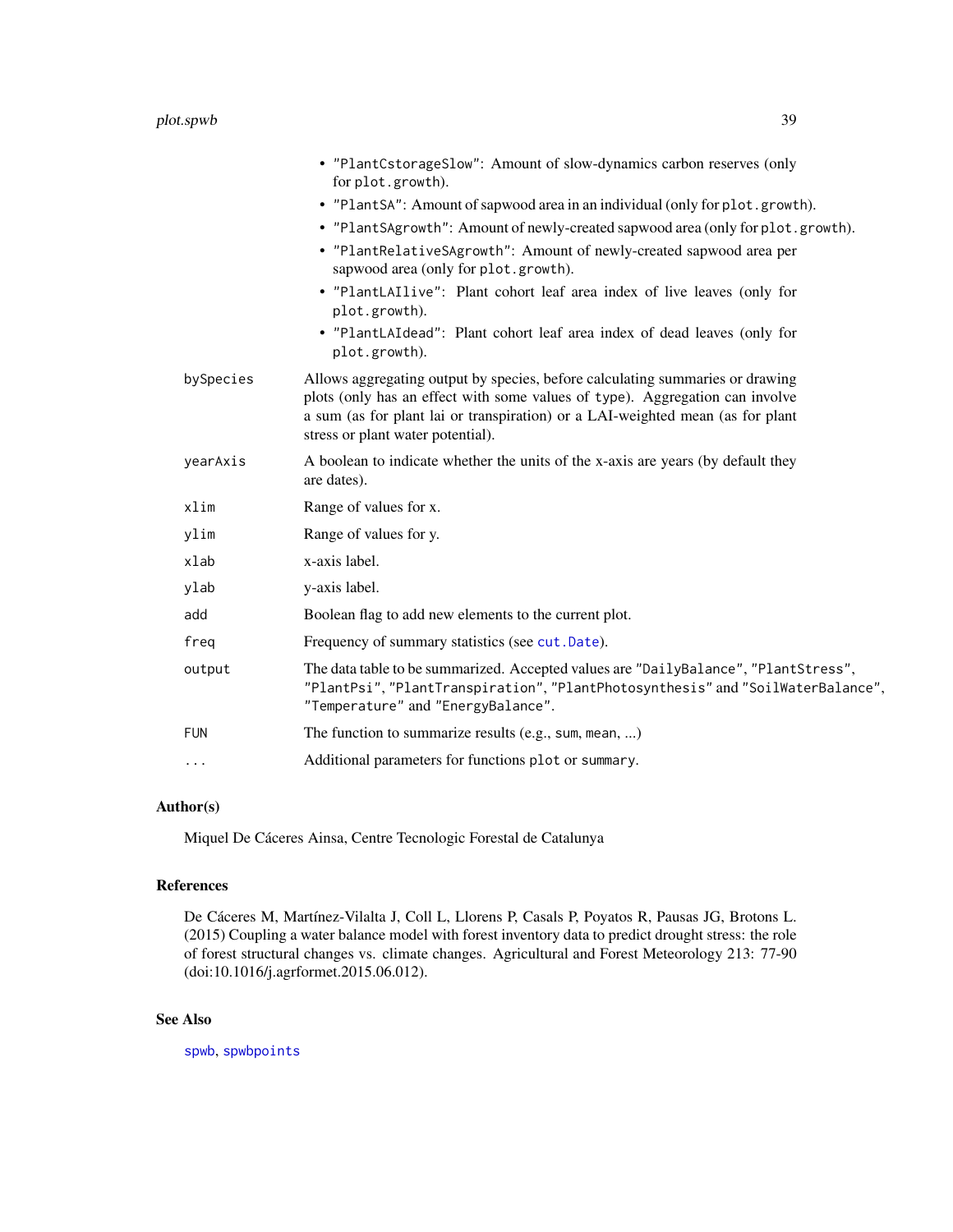- "PlantCstorageSlow": Amount of slow-dynamics carbon reserves (only for plot.growth).
- "PlantSA": Amount of sapwood area in an individual (only for plot.growth).
- "PlantSAgrowth": Amount of newly-created sapwood area (only for plot.growth).
- "PlantRelativeSAgrowth": Amount of newly-created sapwood area per sapwood area (only for plot.growth).
- "PlantLAIlive": Plant cohort leaf area index of live leaves (only for plot.growth).
- "PlantLAIdead": Plant cohort leaf area index of dead leaves (only for plot.growth).

| | |
|---|---|
| bySpecies | Allows aggregating output by species, before calculating summaries or drawing plots (only has an effect with some values of type). Aggregation can involve a sum (as for plant lai or transpiration) or a LAI-weighted mean (as for plant stress or plant water potential). |
| yearAxis | A boolean to indicate whether the units of the x-axis are years (by default they are dates). |
| xlim | Range of values for x. |
| ylim | Range of values for y. |
| xlab | x-axis label. |
| ylab | y-axis label. |
| add | Boolean flag to add new elements to the current plot. |
| freq | Frequency of summary statistics (see cut.Date). |
| output | The data table to be summarized. Accepted values are "DailyBalance", "PlantStress", "PlantPsi", "PlantTranspiration", "PlantPhotosynthesis" and "SoilWaterBalance", "Temperature" and "EnergyBalance". |
| FUN | The function to summarize results (e.g., sum, mean, ...) |
| ... | Additional parameters for functions plot or summary. |

## Author(s)

Miquel De Cáceres Ainsa, Centre Tecnologic Forestal de Catalunya

## References

De Cáceres M, Martínez-Vilalta J, Coll L, Llorens P, Casals P, Poyatos R, Pausas JG, Brotons L. (2015) Coupling a water balance model with forest inventory data to predict drought stress: the role of forest structural changes vs. climate changes. Agricultural and Forest Meteorology 213: 77-90 (doi:10.1016/j.agrformet.2015.06.012).

## See Also

spwb, spwbpoints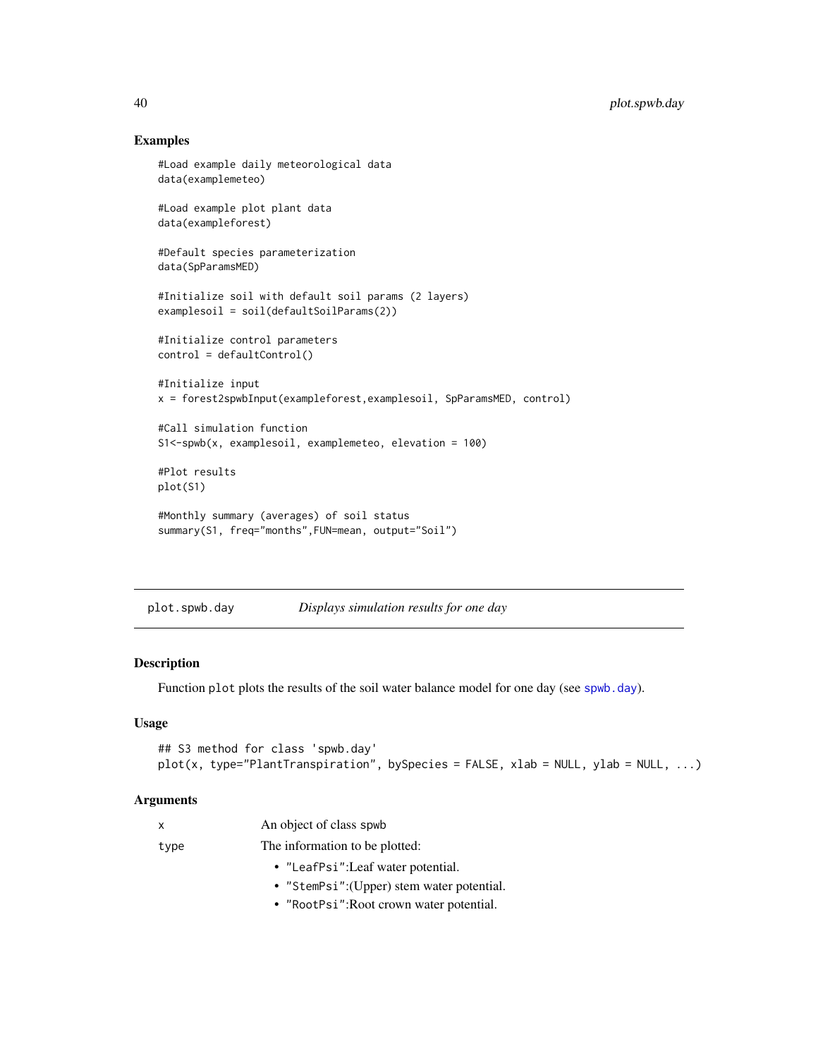## Examples

```
#Load example daily meteorological data
data(examplemeteo)

#Load example plot plant data
data(exampleforest)

#Default species parameterization
data(SpParamsMED)

#Initialize soil with default soil params (2 layers)
examplesoil = soil(defaultSoilParams(2))

#Initialize control parameters
control = defaultControl()

#Initialize input
x = forest2spwbInput(exampleforest,examplesoil, SpParamsMED, control)

#Call simulation function
S1<-spwb(x, examplesoil, examplemeteo, elevation = 100)

#Plot results
plot(S1)

#Monthly summary (averages) of soil status
summary(S1, freq="months",FUN=mean, output="Soil")
```

---

# plot.spwb.day — *Displays simulation results for one day*

## Description

Function `plot` plots the results of the soil water balance model for one day (see `spwb.day`).

## Usage

```
## S3 method for class 'spwb.day'
plot(x, type="PlantTranspiration", bySpecies = FALSE, xlab = NULL, ylab = NULL, ...)
```

## Arguments

`x` An object of class spwb

`type` The information to be plotted:

- `"LeafPsi"`:Leaf water potential.
- `"StemPsi"`:(Upper) stem water potential.
- `"RootPsi"`:Root crown water potential.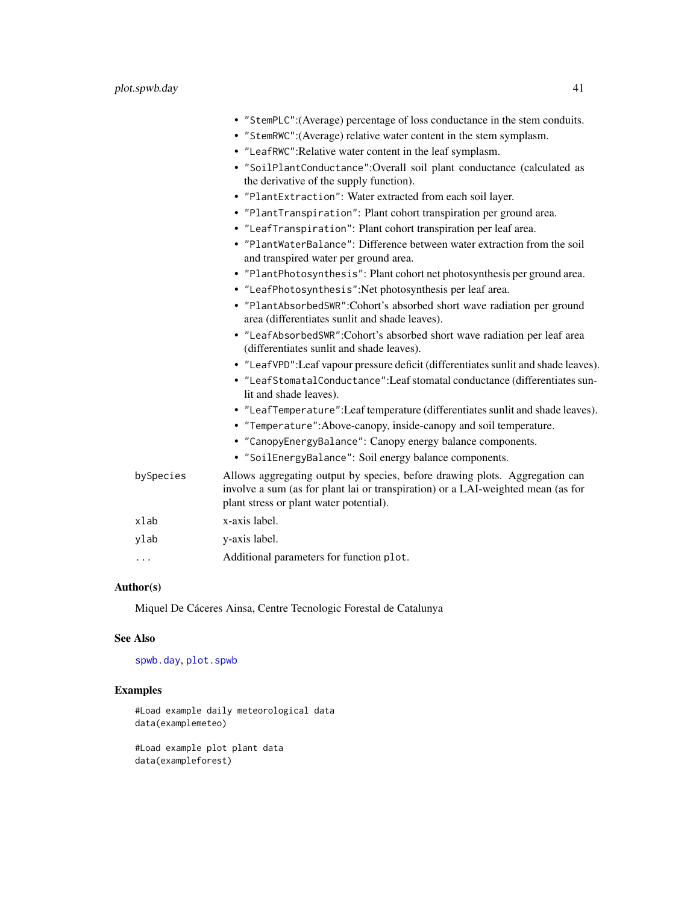- "StemPLC":(Average) percentage of loss conductance in the stem conduits.
- "StemRWC":(Average) relative water content in the stem symplasm.
- "LeafRWC":Relative water content in the leaf symplasm.
- "SoilPlantConductance":Overall soil plant conductance (calculated as the derivative of the supply function).
- "PlantExtraction": Water extracted from each soil layer.
- "PlantTranspiration": Plant cohort transpiration per ground area.
- "LeafTranspiration": Plant cohort transpiration per leaf area.
- "PlantWaterBalance": Difference between water extraction from the soil and transpired water per ground area.
- "PlantPhotosynthesis": Plant cohort net photosynthesis per ground area.
- "LeafPhotosynthesis":Net photosynthesis per leaf area.
- "PlantAbsorbedSWR":Cohort's absorbed short wave radiation per ground area (differentiates sunlit and shade leaves).
- "LeafAbsorbedSWR":Cohort's absorbed short wave radiation per leaf area (differentiates sunlit and shade leaves).
- "LeafVPD":Leaf vapour pressure deficit (differentiates sunlit and shade leaves).
- "LeafStomatalConductance":Leaf stomatal conductance (differentiates sunlit and shade leaves).
- "LeafTemperature":Leaf temperature (differentiates sunlit and shade leaves).
- "Temperature":Above-canopy, inside-canopy and soil temperature.
- "CanopyEnergyBalance": Canopy energy balance components.
- "SoilEnergyBalance": Soil energy balance components.

bySpecies
: Allows aggregating output by species, before drawing plots. Aggregation can involve a sum (as for plant lai or transpiration) or a LAI-weighted mean (as for plant stress or plant water potential).

xlab
: x-axis label.

ylab
: y-axis label.

...
: Additional parameters for function plot.

### Author(s)

Miquel De Cáceres Ainsa, Centre Tecnologic Forestal de Catalunya

### See Also

spwb.day, plot.spwb

### Examples

```
#Load example daily meteorological data
data(examplemeteo)

#Load example plot plant data
data(exampleforest)
```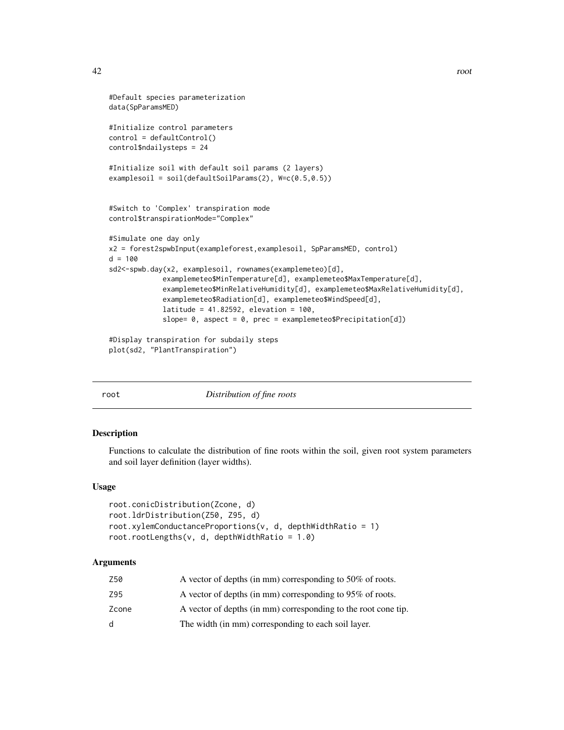```
#Default species parameterization
data(SpParamsMED)

#Initialize control parameters
control = defaultControl()
control$ndailysteps = 24

#Initialize soil with default soil params (2 layers)
examplesoil = soil(defaultSoilParams(2), W=c(0.5,0.5))


#Switch to 'Complex' transpiration mode
control$transpirationMode="Complex"

#Simulate one day only
x2 = forest2spwbInput(exampleforest,examplesoil, SpParamsMED, control)
d = 100
sd2<-spwb.day(x2, examplesoil, rownames(examplemeteo)[d],
             examplemeteo$MinTemperature[d], examplemeteo$MaxTemperature[d],
             examplemeteo$MinRelativeHumidity[d], examplemeteo$MaxRelativeHumidity[d],
             examplemeteo$Radiation[d], examplemeteo$WindSpeed[d],
             latitude = 41.82592, elevation = 100,
             slope= 0, aspect = 0, prec = examplemeteo$Precipitation[d])

#Display transpiration for subdaily steps
plot(sd2, "PlantTranspiration")
```

## root — *Distribution of fine roots*

### Description

Functions to calculate the distribution of fine roots within the soil, given root system parameters and soil layer definition (layer widths).

### Usage

```
root.conicDistribution(Zcone, d)
root.ldrDistribution(Z50, Z95, d)
root.xylemConductanceProportions(v, d, depthWidthRatio = 1)
root.rootLengths(v, d, depthWidthRatio = 1.0)
```

### Arguments

| | |
|---|---|
| Z50 | A vector of depths (in mm) corresponding to 50% of roots. |
| Z95 | A vector of depths (in mm) corresponding to 95% of roots. |
| Zcone | A vector of depths (in mm) corresponding to the root cone tip. |
| d | The width (in mm) corresponding to each soil layer. |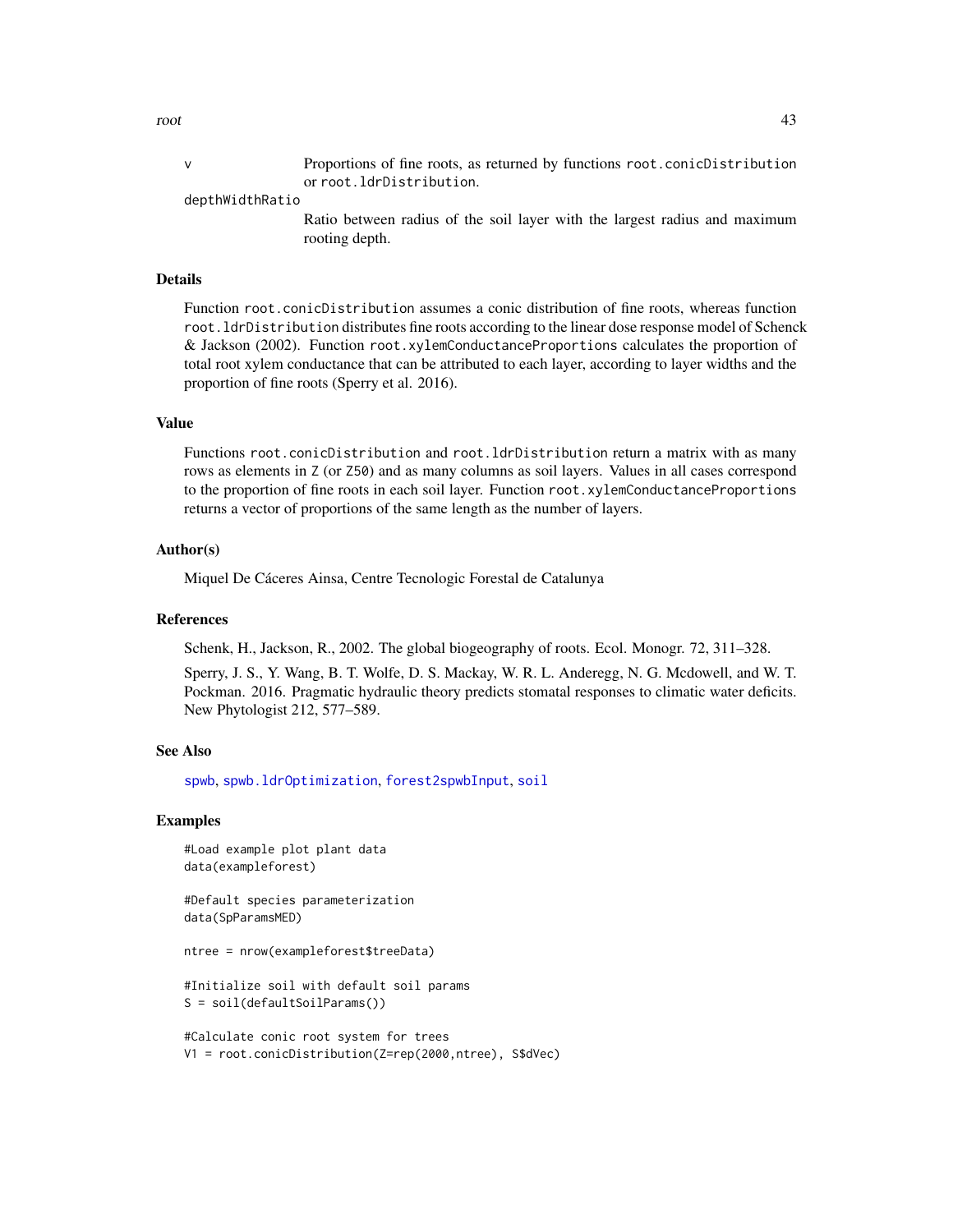v
: Proportions of fine roots, as returned by functions `root.conicDistribution` or `root.ldrDistribution`.

depthWidthRatio
: Ratio between radius of the soil layer with the largest radius and maximum rooting depth.

### Details

Function `root.conicDistribution` assumes a conic distribution of fine roots, whereas function `root.ldrDistribution` distributes fine roots according to the linear dose response model of Schenck & Jackson (2002). Function `root.xylemConductanceProportions` calculates the proportion of total root xylem conductance that can be attributed to each layer, according to layer widths and the proportion of fine roots (Sperry et al. 2016).

### Value

Functions `root.conicDistribution` and `root.ldrDistribution` return a matrix with as many rows as elements in `Z` (or `Z50`) and as many columns as soil layers. Values in all cases correspond to the proportion of fine roots in each soil layer. Function `root.xylemConductanceProportions` returns a vector of proportions of the same length as the number of layers.

### Author(s)

Miquel De Cáceres Ainsa, Centre Tecnologic Forestal de Catalunya

### References

Schenk, H., Jackson, R., 2002. The global biogeography of roots. Ecol. Monogr. 72, 311–328.

Sperry, J. S., Y. Wang, B. T. Wolfe, D. S. Mackay, W. R. L. Anderegg, N. G. Mcdowell, and W. T. Pockman. 2016. Pragmatic hydraulic theory predicts stomatal responses to climatic water deficits. New Phytologist 212, 577–589.

### See Also

spwb, spwb.ldrOptimization, forest2spwbInput, soil

### Examples

```
#Load example plot plant data
data(exampleforest)

#Default species parameterization
data(SpParamsMED)

ntree = nrow(exampleforest$treeData)

#Initialize soil with default soil params
S = soil(defaultSoilParams())

#Calculate conic root system for trees
V1 = root.conicDistribution(Z=rep(2000,ntree), S$dVec)
```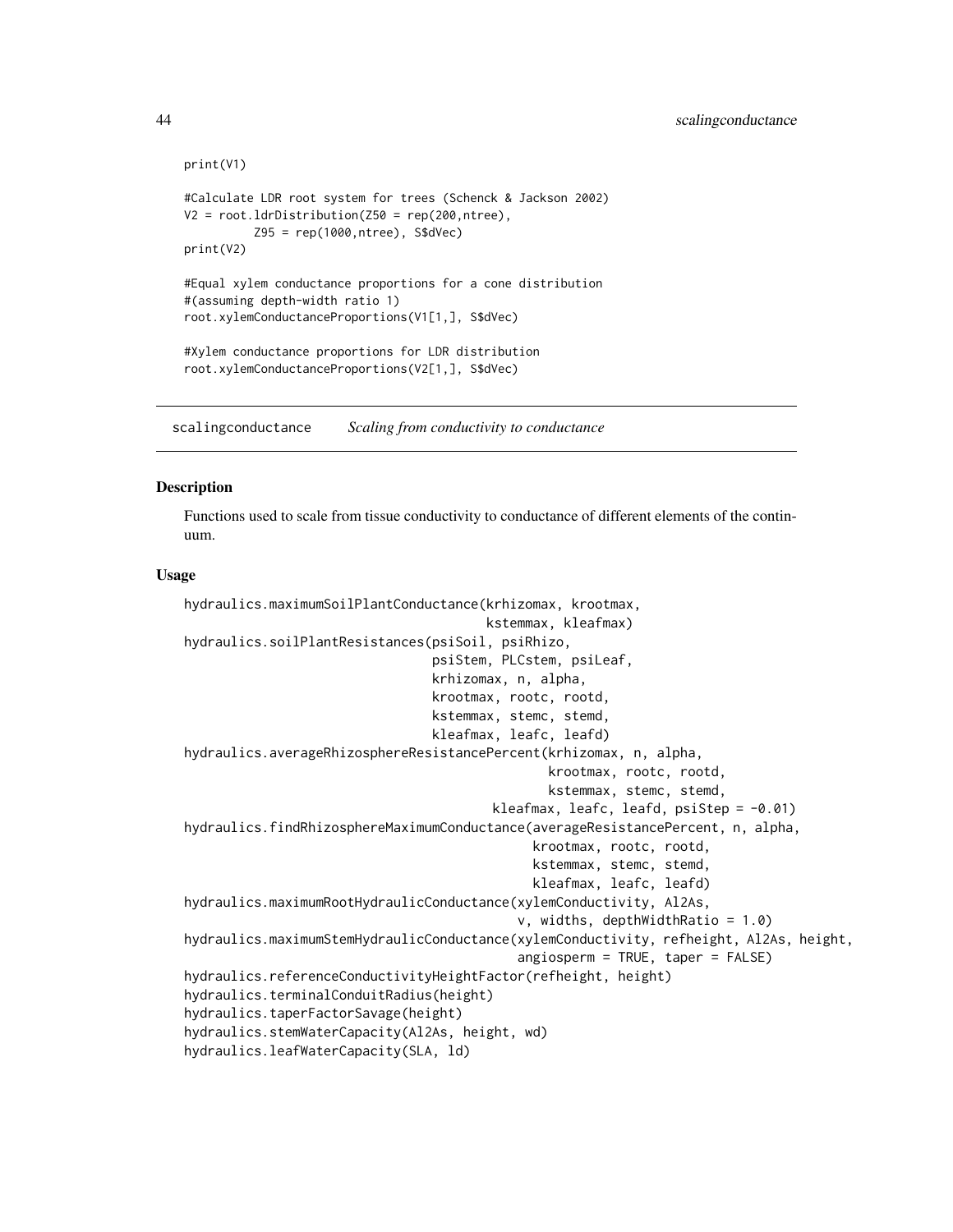```
print(V1)

#Calculate LDR root system for trees (Schenck & Jackson 2002)
V2 = root.ldrDistribution(Z50 = rep(200,ntree),
         Z95 = rep(1000,ntree), S$dVec)
print(V2)

#Equal xylem conductance proportions for a cone distribution
#(assuming depth-width ratio 1)
root.xylemConductanceProportions(V1[1,], S$dVec)

#Xylem conductance proportions for LDR distribution
root.xylemConductanceProportions(V2[1,], S$dVec)
```

## scalingconductance *Scaling from conductivity to conductance*

### Description

Functions used to scale from tissue conductivity to conductance of different elements of the continuum.

### Usage

```
hydraulics.maximumSoilPlantConductance(krhizomax, krootmax,
                                      kstemmax, kleafmax)
hydraulics.soilPlantResistances(psiSoil, psiRhizo,
                               psiStem, PLCstem, psiLeaf,
                               krhizomax, n, alpha,
                               krootmax, rootc, rootd,
                               kstemmax, stemc, stemd,
                               kleafmax, leafc, leafd)
hydraulics.averageRhizosphereResistancePercent(krhizomax, n, alpha,
                                              krootmax, rootc, rootd,
                                              kstemmax, stemc, stemd,
                                       kleafmax, leafc, leafd, psiStep = -0.01)
hydraulics.findRhizosphereMaximumConductance(averageResistancePercent, n, alpha,
                                            krootmax, rootc, rootd,
                                            kstemmax, stemc, stemd,
                                            kleafmax, leafc, leafd)
hydraulics.maximumRootHydraulicConductance(xylemConductivity, Al2As,
                                          v, widths, depthWidthRatio = 1.0)
hydraulics.maximumStemHydraulicConductance(xylemConductivity, refheight, Al2As, height,
                                          angiosperm = TRUE, taper = FALSE)
hydraulics.referenceConductivityHeightFactor(refheight, height)
hydraulics.terminalConduitRadius(height)
hydraulics.taperFactorSavage(height)
hydraulics.stemWaterCapacity(Al2As, height, wd)
hydraulics.leafWaterCapacity(SLA, ld)
```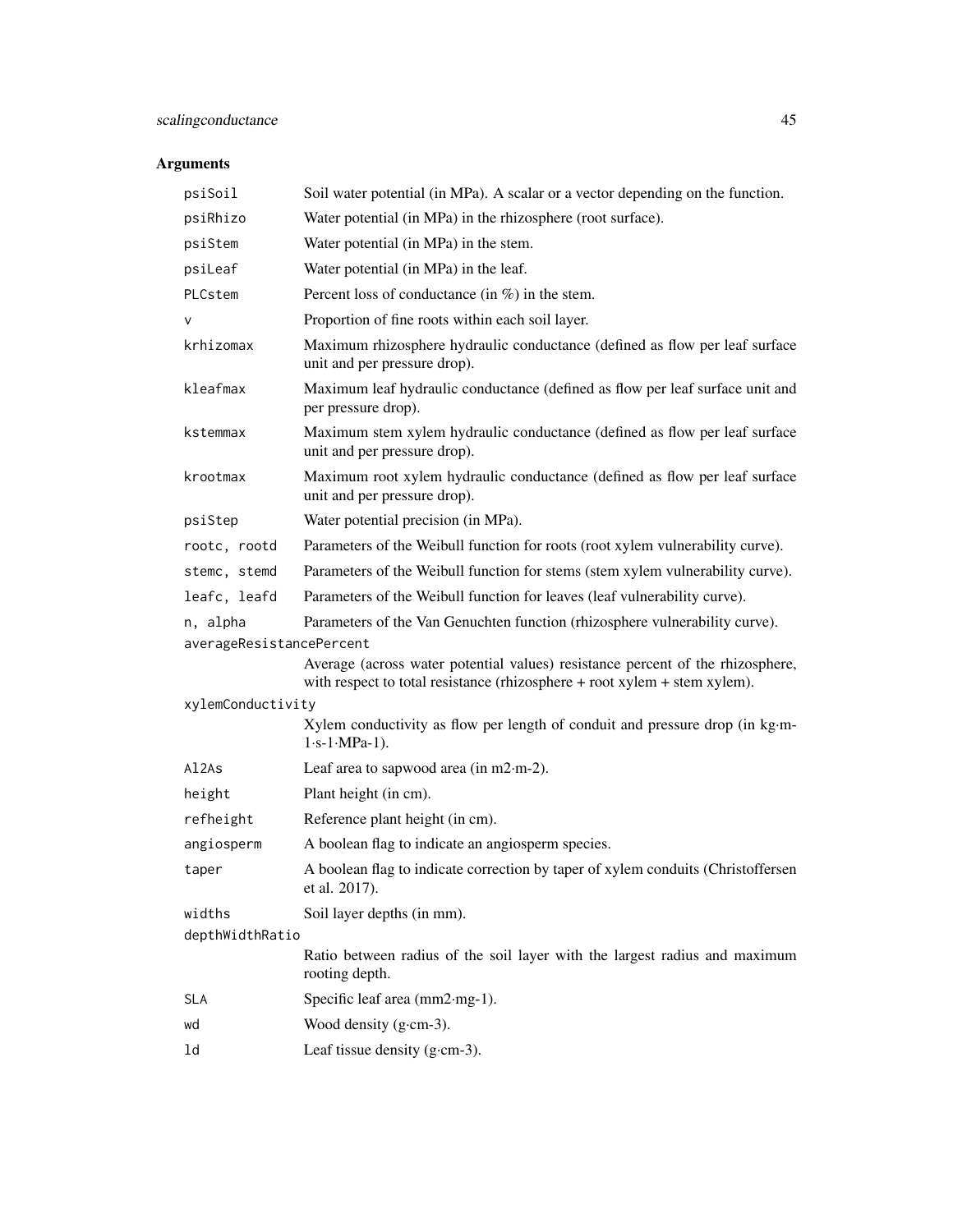## Arguments

| | |
|---|---|
| `psiSoil` | Soil water potential (in MPa). A scalar or a vector depending on the function. |
| `psiRhizo` | Water potential (in MPa) in the rhizosphere (root surface). |
| `psiStem` | Water potential (in MPa) in the stem. |
| `psiLeaf` | Water potential (in MPa) in the leaf. |
| `PLCstem` | Percent loss of conductance (in %) in the stem. |
| `v` | Proportion of fine roots within each soil layer. |
| `krhizomax` | Maximum rhizosphere hydraulic conductance (defined as flow per leaf surface unit and per pressure drop). |
| `kleafmax` | Maximum leaf hydraulic conductance (defined as flow per leaf surface unit and per pressure drop). |
| `kstemmax` | Maximum stem xylem hydraulic conductance (defined as flow per leaf surface unit and per pressure drop). |
| `krootmax` | Maximum root xylem hydraulic conductance (defined as flow per leaf surface unit and per pressure drop). |
| `psiStep` | Water potential precision (in MPa). |
| `rootc, rootd` | Parameters of the Weibull function for roots (root xylem vulnerability curve). |
| `stemc, stemd` | Parameters of the Weibull function for stems (stem xylem vulnerability curve). |
| `leafc, leafd` | Parameters of the Weibull function for leaves (leaf vulnerability curve). |
| `n, alpha` | Parameters of the Van Genuchten function (rhizosphere vulnerability curve). |
| `averageResistancePercent` | Average (across water potential values) resistance percent of the rhizosphere, with respect to total resistance (rhizosphere + root xylem + stem xylem). |
| `xylemConductivity` | Xylem conductivity as flow per length of conduit and pressure drop (in kg·m-1·s-1·MPa-1). |
| `Al2As` | Leaf area to sapwood area (in m2·m-2). |
| `height` | Plant height (in cm). |
| `refheight` | Reference plant height (in cm). |
| `angiosperm` | A boolean flag to indicate an angiosperm species. |
| `taper` | A boolean flag to indicate correction by taper of xylem conduits (Christoffersen et al. 2017). |
| `widths` | Soil layer depths (in mm). |
| `depthWidthRatio` | Ratio between radius of the soil layer with the largest radius and maximum rooting depth. |
| `SLA` | Specific leaf area (mm2·mg-1). |
| `wd` | Wood density (g·cm-3). |
| `ld` | Leaf tissue density (g·cm-3). |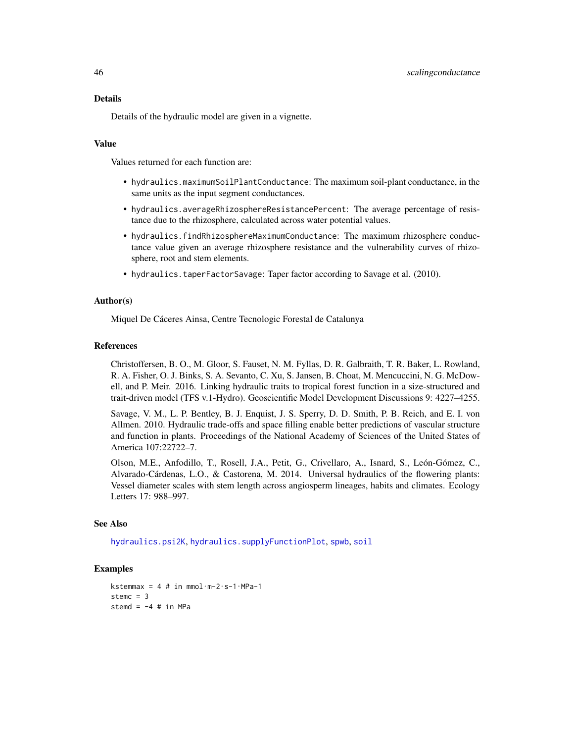## Details

Details of the hydraulic model are given in a vignette.

## Value

Values returned for each function are:

- `hydraulics.maximumSoilPlantConductance`: The maximum soil-plant conductance, in the same units as the input segment conductances.
- `hydraulics.averageRhizosphereResistancePercent`: The average percentage of resistance due to the rhizosphere, calculated across water potential values.
- `hydraulics.findRhizosphereMaximumConductance`: The maximum rhizosphere conductance value given an average rhizosphere resistance and the vulnerability curves of rhizosphere, root and stem elements.
- `hydraulics.taperFactorSavage`: Taper factor according to Savage et al. (2010).

## Author(s)

Miquel De Cáceres Ainsa, Centre Tecnologic Forestal de Catalunya

## References

Christoffersen, B. O., M. Gloor, S. Fauset, N. M. Fyllas, D. R. Galbraith, T. R. Baker, L. Rowland, R. A. Fisher, O. J. Binks, S. A. Sevanto, C. Xu, S. Jansen, B. Choat, M. Mencuccini, N. G. McDowell, and P. Meir. 2016. Linking hydraulic traits to tropical forest function in a size-structured and trait-driven model (TFS v.1-Hydro). Geoscientific Model Development Discussions 9: 4227–4255.

Savage, V. M., L. P. Bentley, B. J. Enquist, J. S. Sperry, D. D. Smith, P. B. Reich, and E. I. von Allmen. 2010. Hydraulic trade-offs and space filling enable better predictions of vascular structure and function in plants. Proceedings of the National Academy of Sciences of the United States of America 107:22722–7.

Olson, M.E., Anfodillo, T., Rosell, J.A., Petit, G., Crivellaro, A., Isnard, S., León-Gómez, C., Alvarado-Cárdenas, L.O., & Castorena, M. 2014. Universal hydraulics of the flowering plants: Vessel diameter scales with stem length across angiosperm lineages, habits and climates. Ecology Letters 17: 988–997.

## See Also

hydraulics.psi2K, hydraulics.supplyFunctionPlot, spwb, soil

## Examples

```
kstemmax = 4 # in mmol·m-2·s-1·MPa-1
stemc = 3
stemd = -4 # in MPa
```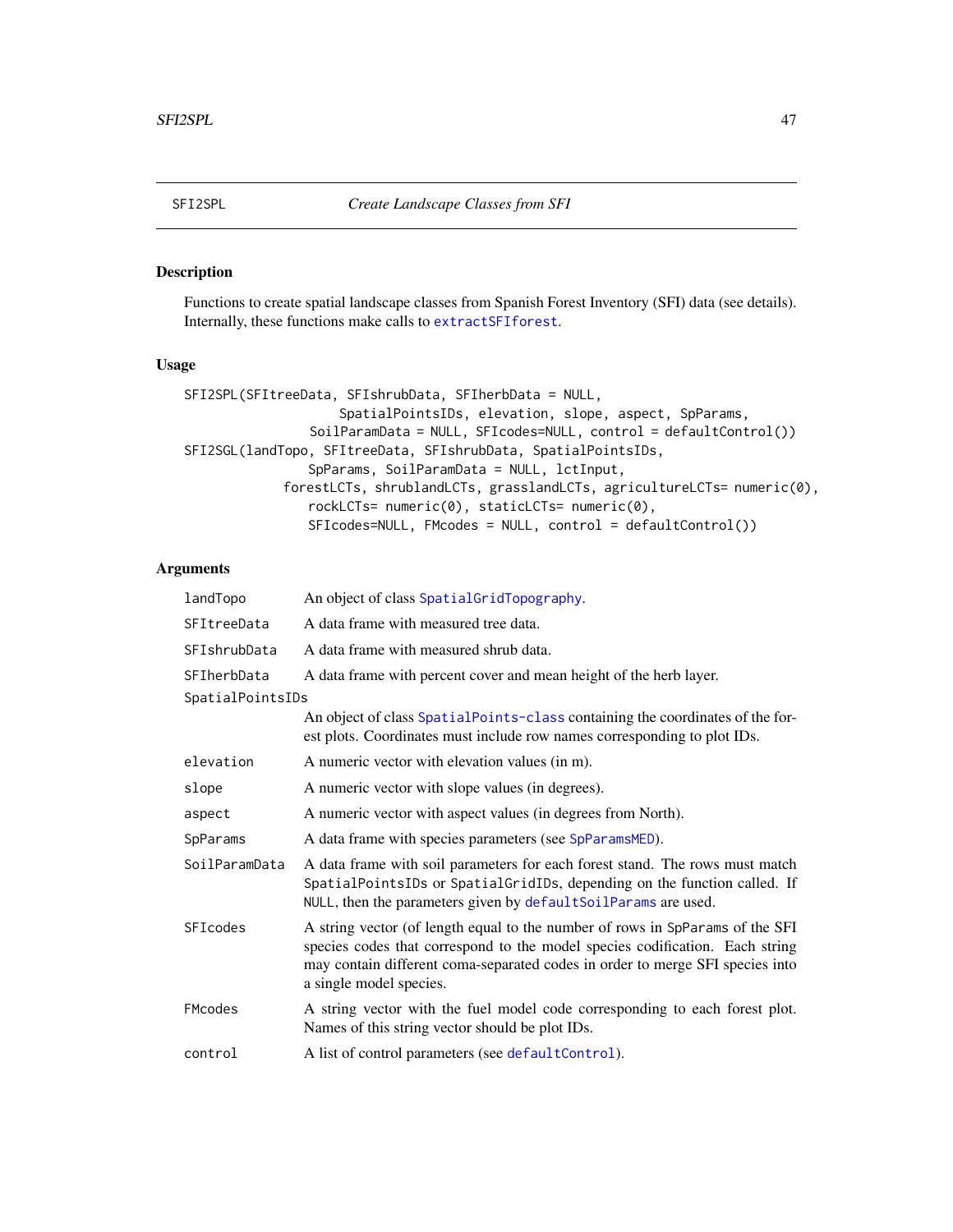# SFI2SPL — *Create Landscape Classes from SFI*

## Description

Functions to create spatial landscape classes from Spanish Forest Inventory (SFI) data (see details). Internally, these functions make calls to extractSFIforest.

## Usage

```
SFI2SPL(SFItreeData, SFIshrubData, SFIherbData = NULL,
                    SpatialPointsIDs, elevation, slope, aspect, SpParams,
                SoilParamData = NULL, SFIcodes=NULL, control = defaultControl())
SFI2SGL(landTopo, SFItreeData, SFIshrubData, SpatialPointsIDs,
                SpParams, SoilParamData = NULL, lctInput,
            forestLCTs, shrublandLCTs, grasslandLCTs, agricultureLCTs= numeric(0),
                rockLCTs= numeric(0), staticLCTs= numeric(0),
                SFIcodes=NULL, FMcodes = NULL, control = defaultControl())
```

## Arguments

| | |
|---|---|
| landTopo | An object of class SpatialGridTopography. |
| SFItreeData | A data frame with measured tree data. |
| SFIshrubData | A data frame with measured shrub data. |
| SFIherbData | A data frame with percent cover and mean height of the herb layer. |
| SpatialPointsIDs | An object of class SpatialPoints-class containing the coordinates of the forest plots. Coordinates must include row names corresponding to plot IDs. |
| elevation | A numeric vector with elevation values (in m). |
| slope | A numeric vector with slope values (in degrees). |
| aspect | A numeric vector with aspect values (in degrees from North). |
| SpParams | A data frame with species parameters (see SpParamsMED). |
| SoilParamData | A data frame with soil parameters for each forest stand. The rows must match SpatialPointsIDs or SpatialGridIDs, depending on the function called. If NULL, then the parameters given by defaultSoilParams are used. |
| SFIcodes | A string vector (of length equal to the number of rows in SpParams of the SFI species codes that correspond to the model species codification. Each string may contain different coma-separated codes in order to merge SFI species into a single model species. |
| FMcodes | A string vector with the fuel model code corresponding to each forest plot. Names of this string vector should be plot IDs. |
| control | A list of control parameters (see defaultControl). |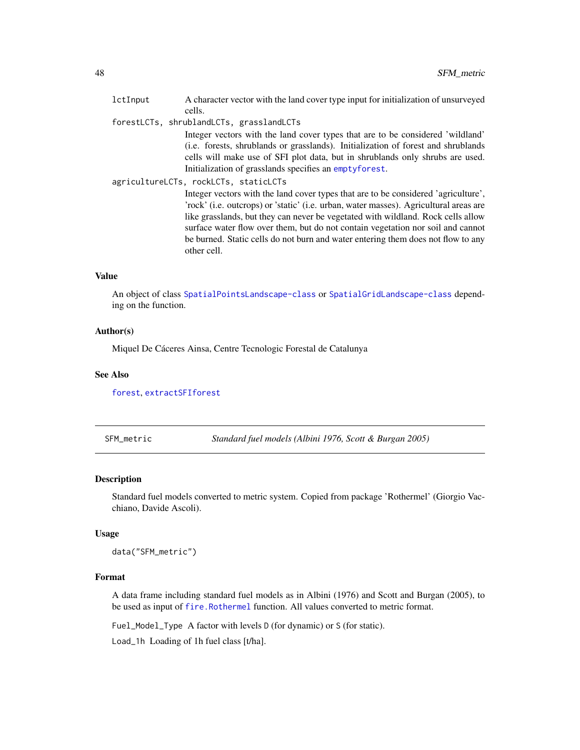lctInput A character vector with the land cover type input for initialization of unsurveyed cells.

forestLCTs, shrublandLCTs, grasslandLCTs
Integer vectors with the land cover types that are to be considered 'wildland' (i.e. forests, shrublands or grasslands). Initialization of forest and shrublands cells will make use of SFI plot data, but in shrublands only shrubs are used. Initialization of grasslands specifies an emptyforest.

agricultureLCTs, rockLCTs, staticLCTs
Integer vectors with the land cover types that are to be considered 'agriculture', 'rock' (i.e. outcrops) or 'static' (i.e. urban, water masses). Agricultural areas are like grasslands, but they can never be vegetated with wildland. Rock cells allow surface water flow over them, but do not contain vegetation nor soil and cannot be burned. Static cells do not burn and water entering them does not flow to any other cell.

### Value

An object of class SpatialPointsLandscape-class or SpatialGridLandscape-class depending on the function.

### Author(s)

Miquel De Cáceres Ainsa, Centre Tecnologic Forestal de Catalunya

### See Also

forest, extractSFIforest

---

## SFM_metric *Standard fuel models (Albini 1976, Scott & Burgan 2005)*

### Description

Standard fuel models converted to metric system. Copied from package 'Rothermel' (Giorgio Vacchiano, Davide Ascoli).

### Usage

```
data("SFM_metric")
```

### Format

A data frame including standard fuel models as in Albini (1976) and Scott and Burgan (2005), to be used as input of fire.Rothermel function. All values converted to metric format.

Fuel_Model_Type A factor with levels D (for dynamic) or S (for static).

Load_1h Loading of 1h fuel class [t/ha].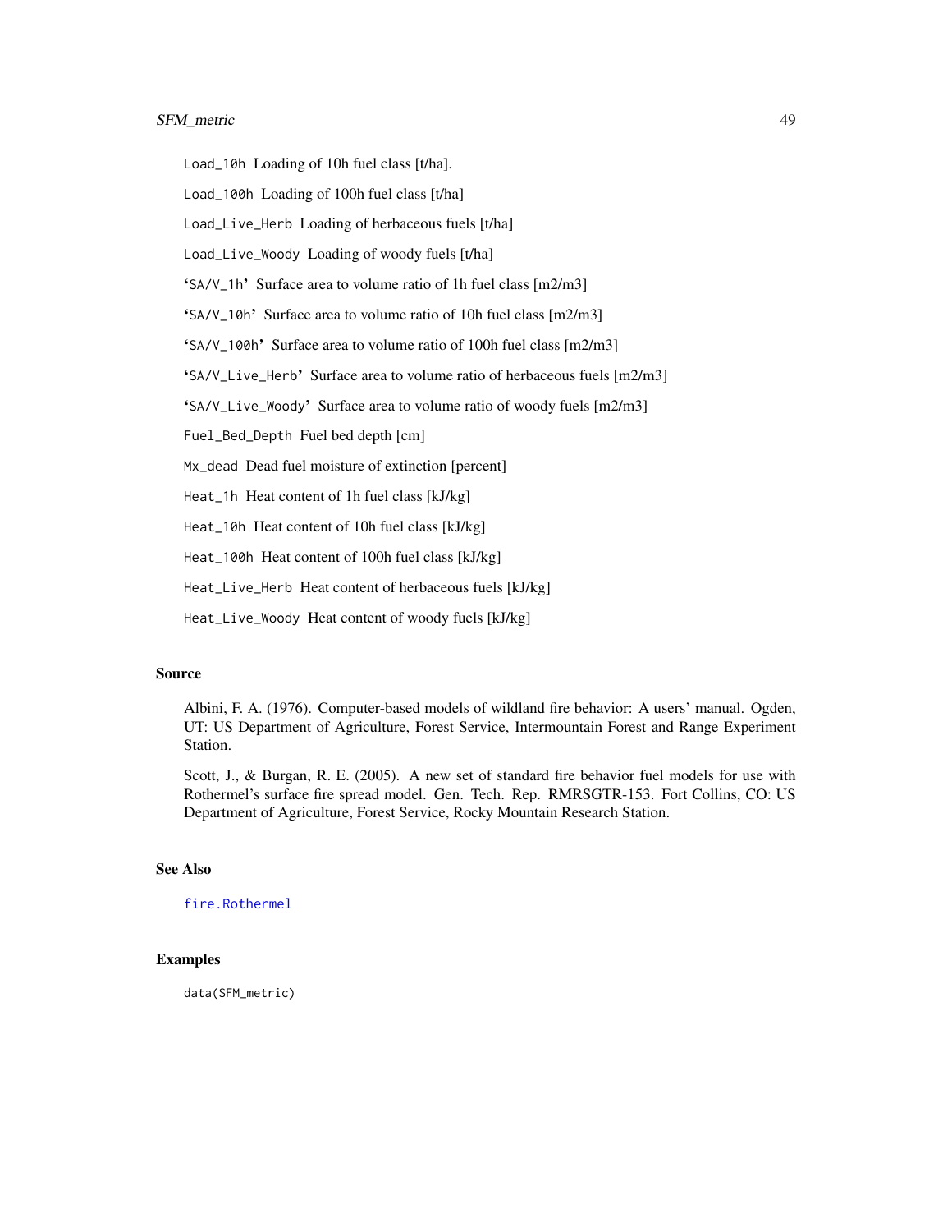Load_10h Loading of 10h fuel class [t/ha].

Load_100h Loading of 100h fuel class [t/ha]

Load_Live_Herb Loading of herbaceous fuels [t/ha]

Load_Live_Woody Loading of woody fuels [t/ha]

'SA/V_1h' Surface area to volume ratio of 1h fuel class [m2/m3]

'SA/V_10h' Surface area to volume ratio of 10h fuel class [m2/m3]

'SA/V_100h' Surface area to volume ratio of 100h fuel class [m2/m3]

'SA/V_Live_Herb' Surface area to volume ratio of herbaceous fuels [m2/m3]

'SA/V_Live_Woody' Surface area to volume ratio of woody fuels [m2/m3]

Fuel_Bed_Depth Fuel bed depth [cm]

Mx_dead Dead fuel moisture of extinction [percent]

Heat_1h Heat content of 1h fuel class [kJ/kg]

Heat_10h Heat content of 10h fuel class [kJ/kg]

Heat_100h Heat content of 100h fuel class [kJ/kg]

Heat_Live_Herb Heat content of herbaceous fuels [kJ/kg]

Heat_Live_Woody Heat content of woody fuels [kJ/kg]

### Source

Albini, F. A. (1976). Computer-based models of wildland fire behavior: A users' manual. Ogden, UT: US Department of Agriculture, Forest Service, Intermountain Forest and Range Experiment Station.

Scott, J., & Burgan, R. E. (2005). A new set of standard fire behavior fuel models for use with Rothermel's surface fire spread model. Gen. Tech. Rep. RMRSGTR-153. Fort Collins, CO: US Department of Agriculture, Forest Service, Rocky Mountain Research Station.

### See Also

fire.Rothermel

### Examples

```
data(SFM_metric)
```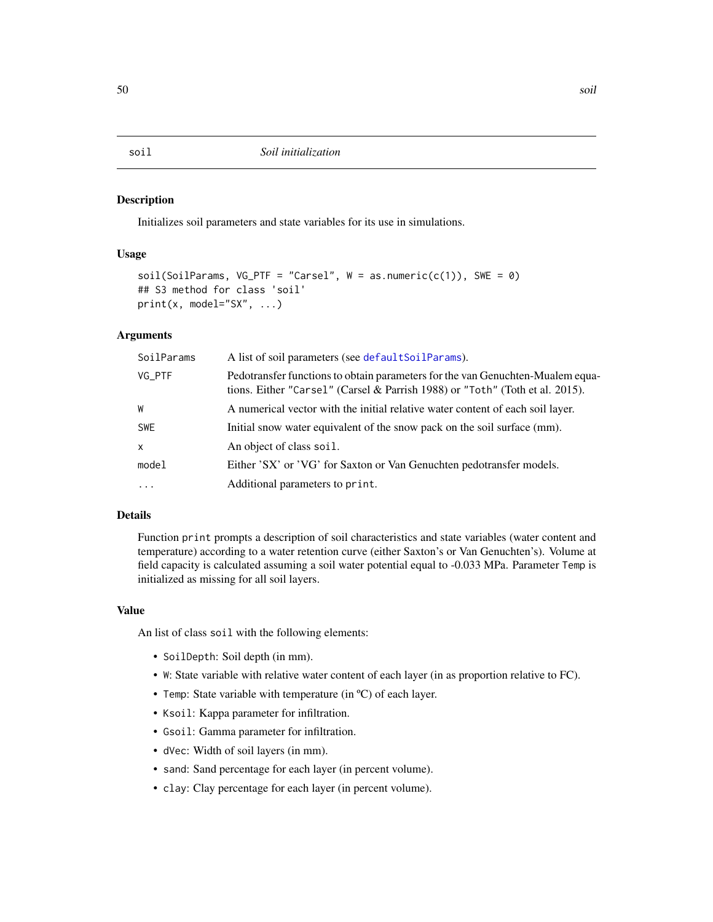## soil — *Soil initialization*

### Description

Initializes soil parameters and state variables for its use in simulations.

### Usage

```
soil(SoilParams, VG_PTF = "Carsel", W = as.numeric(c(1)), SWE = 0)
## S3 method for class 'soil'
print(x, model="SX", ...)
```

### Arguments

| | |
|---|---|
| SoilParams | A list of soil parameters (see defaultSoilParams). |
| VG_PTF | Pedotransfer functions to obtain parameters for the van Genuchten-Mualem equations. Either "Carsel" (Carsel & Parrish 1988) or "Toth" (Toth et al. 2015). |
| W | A numerical vector with the initial relative water content of each soil layer. |
| SWE | Initial snow water equivalent of the snow pack on the soil surface (mm). |
| x | An object of class soil. |
| model | Either 'SX' or 'VG' for Saxton or Van Genuchten pedotransfer models. |
| ... | Additional parameters to print. |

### Details

Function `print` prompts a description of soil characteristics and state variables (water content and temperature) according to a water retention curve (either Saxton's or Van Genuchten's). Volume at field capacity is calculated assuming a soil water potential equal to -0.033 MPa. Parameter `Temp` is initialized as missing for all soil layers.

### Value

An list of class `soil` with the following elements:

- `SoilDepth`: Soil depth (in mm).
- `W`: State variable with relative water content of each layer (in as proportion relative to FC).
- `Temp`: State variable with temperature (in ºC) of each layer.
- `Ksoil`: Kappa parameter for infiltration.
- `Gsoil`: Gamma parameter for infiltration.
- `dVec`: Width of soil layers (in mm).
- `sand`: Sand percentage for each layer (in percent volume).
- `clay`: Clay percentage for each layer (in percent volume).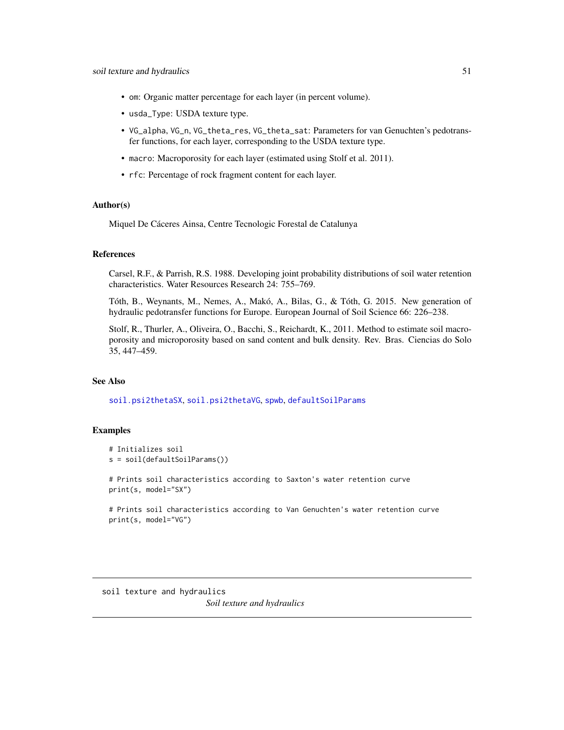- om: Organic matter percentage for each layer (in percent volume).
- usda_Type: USDA texture type.
- VG_alpha, VG_n, VG_theta_res, VG_theta_sat: Parameters for van Genuchten's pedotransfer functions, for each layer, corresponding to the USDA texture type.
- macro: Macroporosity for each layer (estimated using Stolf et al. 2011).
- rfc: Percentage of rock fragment content for each layer.

### Author(s)

Miquel De Cáceres Ainsa, Centre Tecnologic Forestal de Catalunya

### References

Carsel, R.F., & Parrish, R.S. 1988. Developing joint probability distributions of soil water retention characteristics. Water Resources Research 24: 755–769.

Tóth, B., Weynants, M., Nemes, A., Makó, A., Bilas, G., & Tóth, G. 2015. New generation of hydraulic pedotransfer functions for Europe. European Journal of Soil Science 66: 226–238.

Stolf, R., Thurler, A., Oliveira, O., Bacchi, S., Reichardt, K., 2011. Method to estimate soil macroporosity and microporosity based on sand content and bulk density. Rev. Bras. Ciencias do Solo 35, 447–459.

### See Also

soil.psi2thetaSX, soil.psi2thetaVG, spwb, defaultSoilParams

### Examples

```
# Initializes soil
s = soil(defaultSoilParams())

# Prints soil characteristics according to Saxton's water retention curve
print(s, model="SX")

# Prints soil characteristics according to Van Genuchten's water retention curve
print(s, model="VG")
```

---

## soil texture and hydraulics

*Soil texture and hydraulics*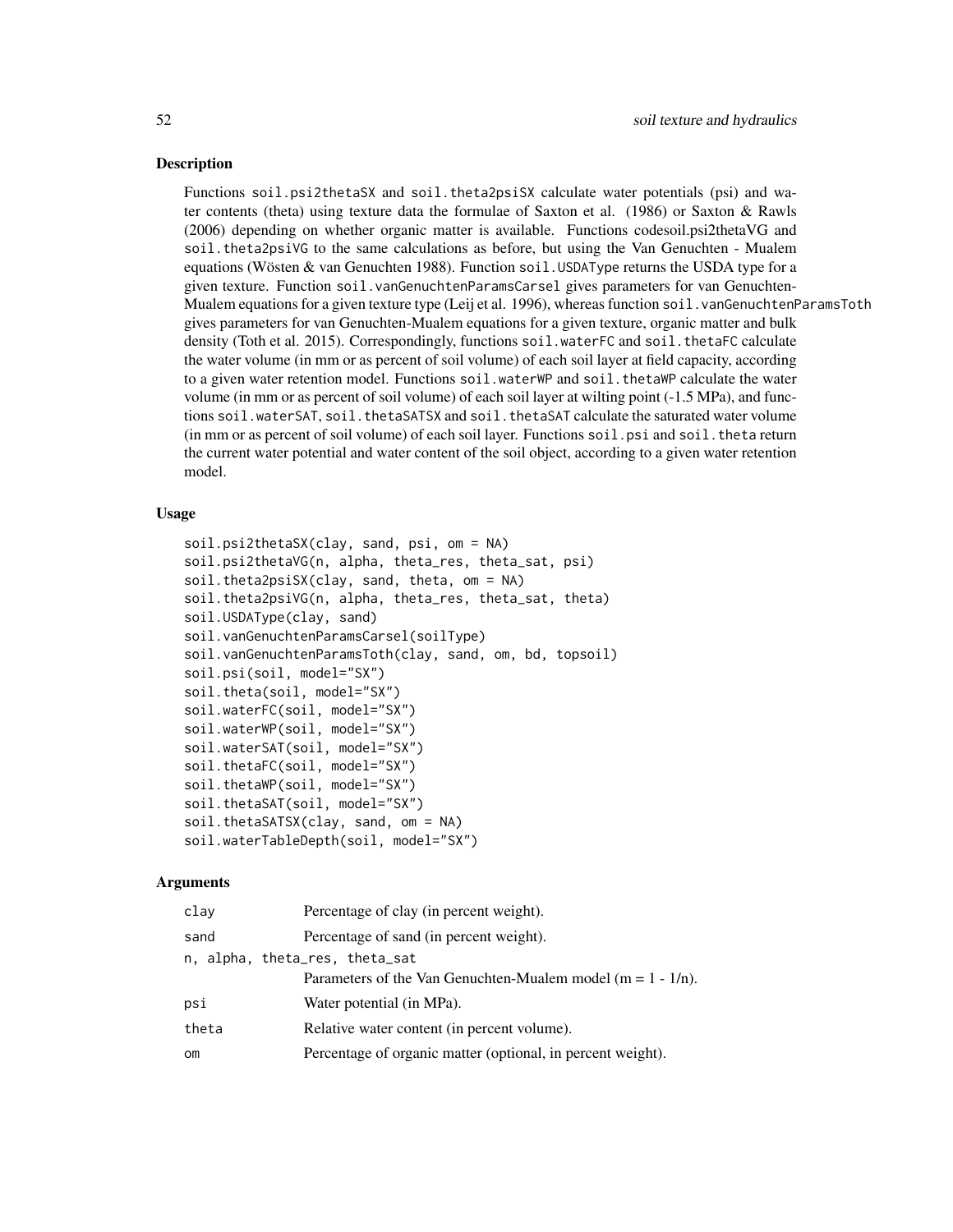## Description

Functions `soil.psi2thetaSX` and `soil.theta2psiSX` calculate water potentials (psi) and water contents (theta) using texture data the formulae of Saxton et al. (1986) or Saxton & Rawls (2006) depending on whether organic matter is available. Functions codesoil.psi2thetaVG and `soil.theta2psiVG` to the same calculations as before, but using the Van Genuchten - Mualem equations (Wösten & van Genuchten 1988). Function `soil.USDAType` returns the USDA type for a given texture. Function `soil.vanGenuchtenParamsCarsel` gives parameters for van Genuchten-Mualem equations for a given texture type (Leij et al. 1996), whereas function `soil.vanGenuchtenParamsToth` gives parameters for van Genuchten-Mualem equations for a given texture, organic matter and bulk density (Toth et al. 2015). Correspondingly, functions `soil.waterFC` and `soil.thetaFC` calculate the water volume (in mm or as percent of soil volume) of each soil layer at field capacity, according to a given water retention model. Functions `soil.waterWP` and `soil.thetaWP` calculate the water volume (in mm or as percent of soil volume) of each soil layer at wilting point (-1.5 MPa), and functions `soil.waterSAT`, `soil.thetaSATSX` and `soil.thetaSAT` calculate the saturated water volume (in mm or as percent of soil volume) of each soil layer. Functions `soil.psi` and `soil.theta` return the current water potential and water content of the soil object, according to a given water retention model.

## Usage

```
soil.psi2thetaSX(clay, sand, psi, om = NA)
soil.psi2thetaVG(n, alpha, theta_res, theta_sat, psi)
soil.theta2psiSX(clay, sand, theta, om = NA)
soil.theta2psiVG(n, alpha, theta_res, theta_sat, theta)
soil.USDAType(clay, sand)
soil.vanGenuchtenParamsCarsel(soilType)
soil.vanGenuchtenParamsToth(clay, sand, om, bd, topsoil)
soil.psi(soil, model="SX")
soil.theta(soil, model="SX")
soil.waterFC(soil, model="SX")
soil.waterWP(soil, model="SX")
soil.waterSAT(soil, model="SX")
soil.thetaFC(soil, model="SX")
soil.thetaWP(soil, model="SX")
soil.thetaSAT(soil, model="SX")
soil.thetaSATSX(clay, sand, om = NA)
soil.waterTableDepth(soil, model="SX")
```

## Arguments

| | |
|---|---|
| `clay` | Percentage of clay (in percent weight). |
| `sand` | Percentage of sand (in percent weight). |
| `n, alpha, theta_res, theta_sat` | Parameters of the Van Genuchten-Mualem model ($m = 1 - 1/n$). |
| `psi` | Water potential (in MPa). |
| `theta` | Relative water content (in percent volume). |
| `om` | Percentage of organic matter (optional, in percent weight). |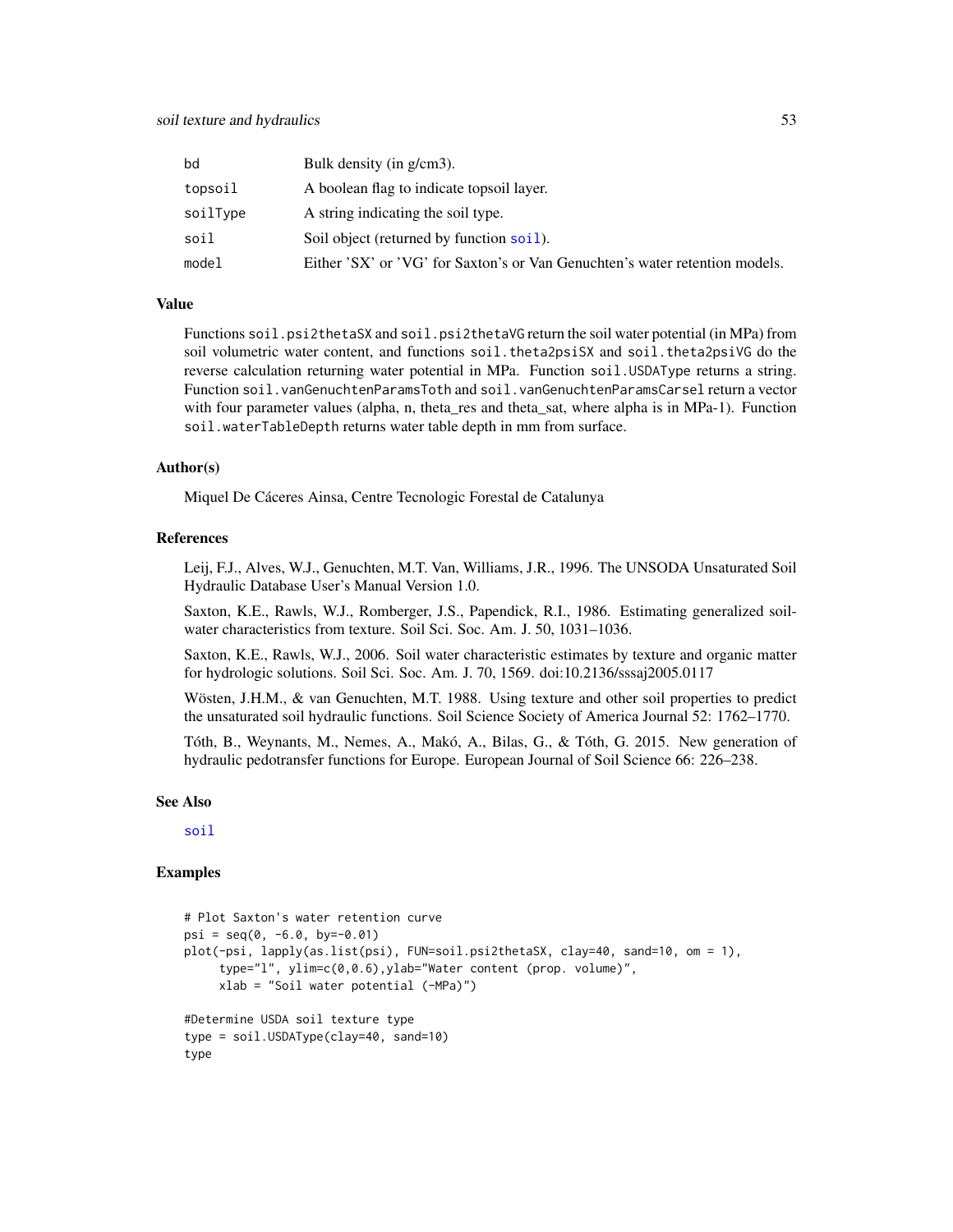| | |
|---|---|
| bd | Bulk density (in g/cm3). |
| topsoil | A boolean flag to indicate topsoil layer. |
| soilType | A string indicating the soil type. |
| soil | Soil object (returned by function soil). |
| model | Either 'SX' or 'VG' for Saxton's or Van Genuchten's water retention models. |

## Value

Functions soil.psi2thetaSX and soil.psi2thetaVG return the soil water potential (in MPa) from soil volumetric water content, and functions soil.theta2psiSX and soil.theta2psiVG do the reverse calculation returning water potential in MPa. Function soil.USDAType returns a string. Function soil.vanGenuchtenParamsToth and soil.vanGenuchtenParamsCarsel return a vector with four parameter values (alpha, n, theta_res and theta_sat, where alpha is in MPa-1). Function soil.waterTableDepth returns water table depth in mm from surface.

## Author(s)

Miquel De Cáceres Ainsa, Centre Tecnologic Forestal de Catalunya

## References

Leij, F.J., Alves, W.J., Genuchten, M.T. Van, Williams, J.R., 1996. The UNSODA Unsaturated Soil Hydraulic Database User's Manual Version 1.0.

Saxton, K.E., Rawls, W.J., Romberger, J.S., Papendick, R.I., 1986. Estimating generalized soil-water characteristics from texture. Soil Sci. Soc. Am. J. 50, 1031–1036.

Saxton, K.E., Rawls, W.J., 2006. Soil water characteristic estimates by texture and organic matter for hydrologic solutions. Soil Sci. Soc. Am. J. 70, 1569. doi:10.2136/sssaj2005.0117

Wösten, J.H.M., & van Genuchten, M.T. 1988. Using texture and other soil properties to predict the unsaturated soil hydraulic functions. Soil Science Society of America Journal 52: 1762–1770.

Tóth, B., Weynants, M., Nemes, A., Makó, A., Bilas, G., & Tóth, G. 2015. New generation of hydraulic pedotransfer functions for Europe. European Journal of Soil Science 66: 226–238.

## See Also

soil

## Examples

```
# Plot Saxton's water retention curve
psi = seq(0, -6.0, by=-0.01)
plot(-psi, lapply(as.list(psi), FUN=soil.psi2thetaSX, clay=40, sand=10, om = 1),
     type="l", ylim=c(0,0.6),ylab="Water content (prop. volume)",
     xlab = "Soil water potential (-MPa)")

#Determine USDA soil texture type
type = soil.USDAType(clay=40, sand=10)
type
```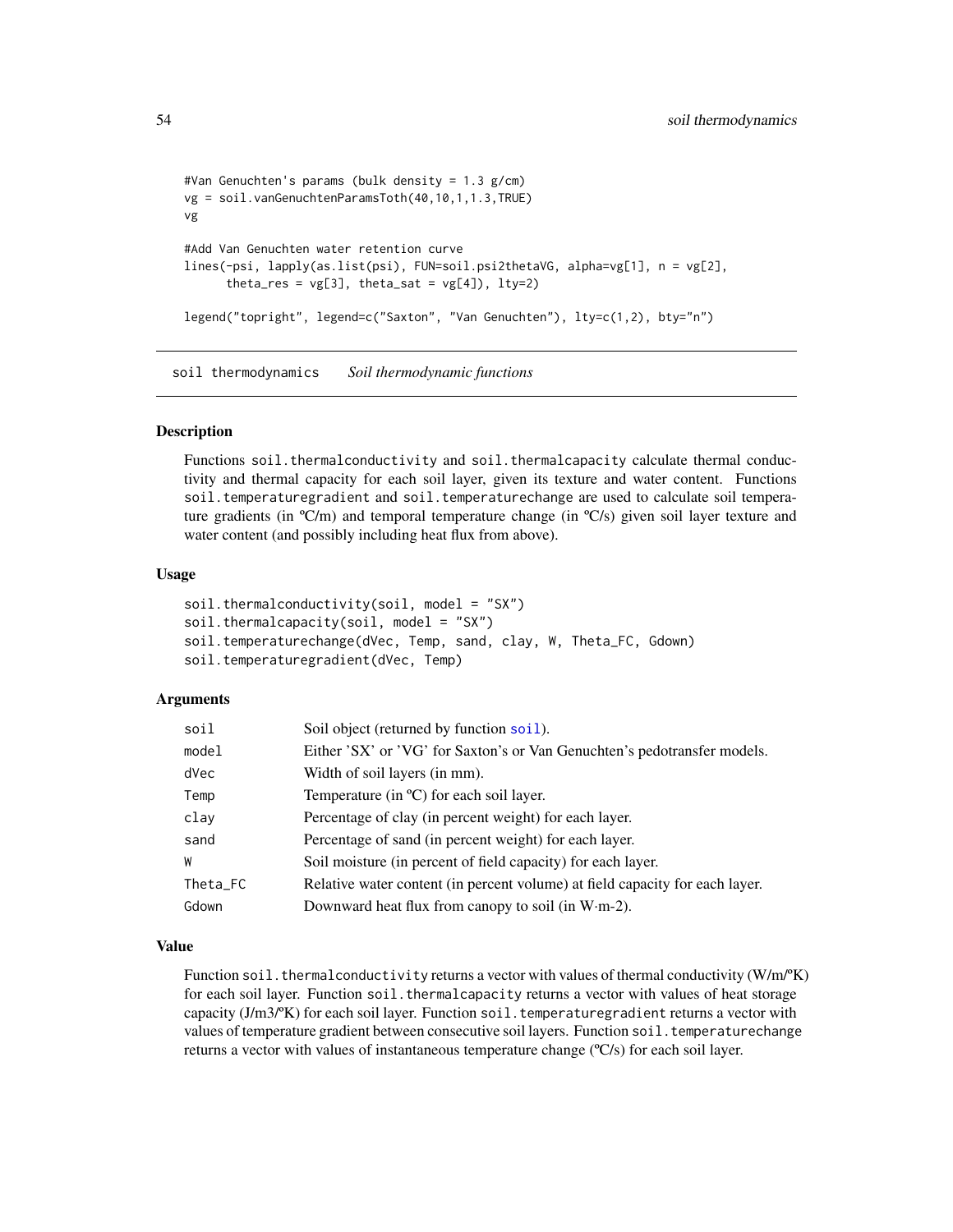```
#Van Genuchten's params (bulk density = 1.3 g/cm)
vg = soil.vanGenuchtenParamsToth(40,10,1,1.3,TRUE)
vg

#Add Van Genuchten water retention curve
lines(-psi, lapply(as.list(psi), FUN=soil.psi2thetaVG, alpha=vg[1], n = vg[2],
      theta_res = vg[3], theta_sat = vg[4]), lty=2)

legend("topright", legend=c("Saxton", "Van Genuchten"), lty=c(1,2), bty="n")
```

## soil thermodynamics — *Soil thermodynamic functions*

### Description

Functions `soil.thermalconductivity` and `soil.thermalcapacity` calculate thermal conductivity and thermal capacity for each soil layer, given its texture and water content. Functions `soil.temperaturegradient` and `soil.temperaturechange` are used to calculate soil temperature gradients (in ºC/m) and temporal temperature change (in ºC/s) given soil layer texture and water content (and possibly including heat flux from above).

### Usage

```
soil.thermalconductivity(soil, model = "SX")
soil.thermalcapacity(soil, model = "SX")
soil.temperaturechange(dVec, Temp, sand, clay, W, Theta_FC, Gdown)
soil.temperaturegradient(dVec, Temp)
```

### Arguments

| | |
|---|---|
| `soil` | Soil object (returned by function `soil`). |
| `model` | Either 'SX' or 'VG' for Saxton's or Van Genuchten's pedotransfer models. |
| `dVec` | Width of soil layers (in mm). |
| `Temp` | Temperature (in ºC) for each soil layer. |
| `clay` | Percentage of clay (in percent weight) for each layer. |
| `sand` | Percentage of sand (in percent weight) for each layer. |
| `W` | Soil moisture (in percent of field capacity) for each layer. |
| `Theta_FC` | Relative water content (in percent volume) at field capacity for each layer. |
| `Gdown` | Downward heat flux from canopy to soil (in W·m-2). |

### Value

Function `soil.thermalconductivity` returns a vector with values of thermal conductivity (W/m/ºK) for each soil layer. Function `soil.thermalcapacity` returns a vector with values of heat storage capacity (J/m3/ºK) for each soil layer. Function `soil.temperaturegradient` returns a vector with values of temperature gradient between consecutive soil layers. Function `soil.temperaturechange` returns a vector with values of instantaneous temperature change (ºC/s) for each soil layer.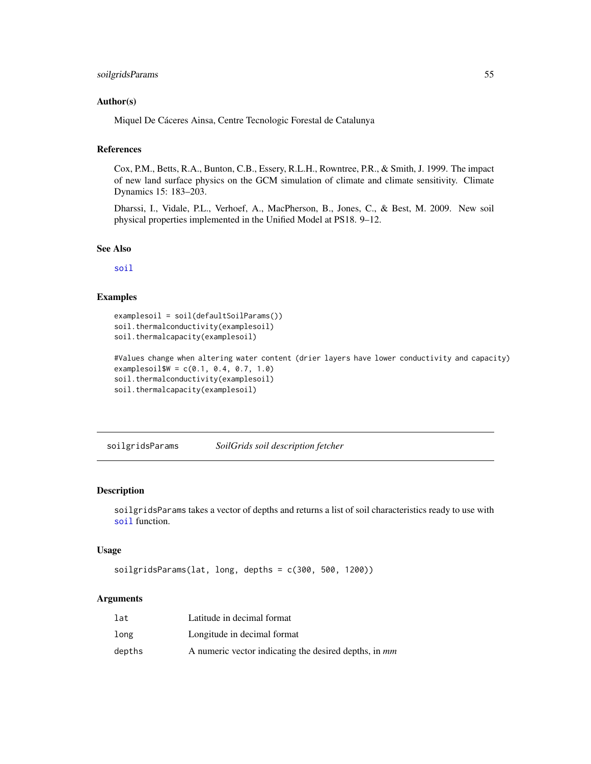## Author(s)

Miquel De Cáceres Ainsa, Centre Tecnologic Forestal de Catalunya

## References

Cox, P.M., Betts, R.A., Bunton, C.B., Essery, R.L.H., Rowntree, P.R., & Smith, J. 1999. The impact of new land surface physics on the GCM simulation of climate and climate sensitivity. Climate Dynamics 15: 183–203.

Dharssi, I., Vidale, P.L., Verhoef, A., MacPherson, B., Jones, C., & Best, M. 2009. New soil physical properties implemented in the Unified Model at PS18. 9–12.

## See Also

soil

## Examples

```
examplesoil = soil(defaultSoilParams())
soil.thermalconductivity(examplesoil)
soil.thermalcapacity(examplesoil)

#Values change when altering water content (drier layers have lower conductivity and capacity)
examplesoil$W = c(0.1, 0.4, 0.7, 1.0)
soil.thermalconductivity(examplesoil)
soil.thermalcapacity(examplesoil)
```

---

# soilgridsParams — *SoilGrids soil description fetcher*

## Description

soilgridsParams takes a vector of depths and returns a list of soil characteristics ready to use with soil function.

## Usage

```
soilgridsParams(lat, long, depths = c(300, 500, 1200))
```

## Arguments

| | |
|---|---|
| lat | Latitude in decimal format |
| long | Longitude in decimal format |
| depths | A numeric vector indicating the desired depths, in *mm* |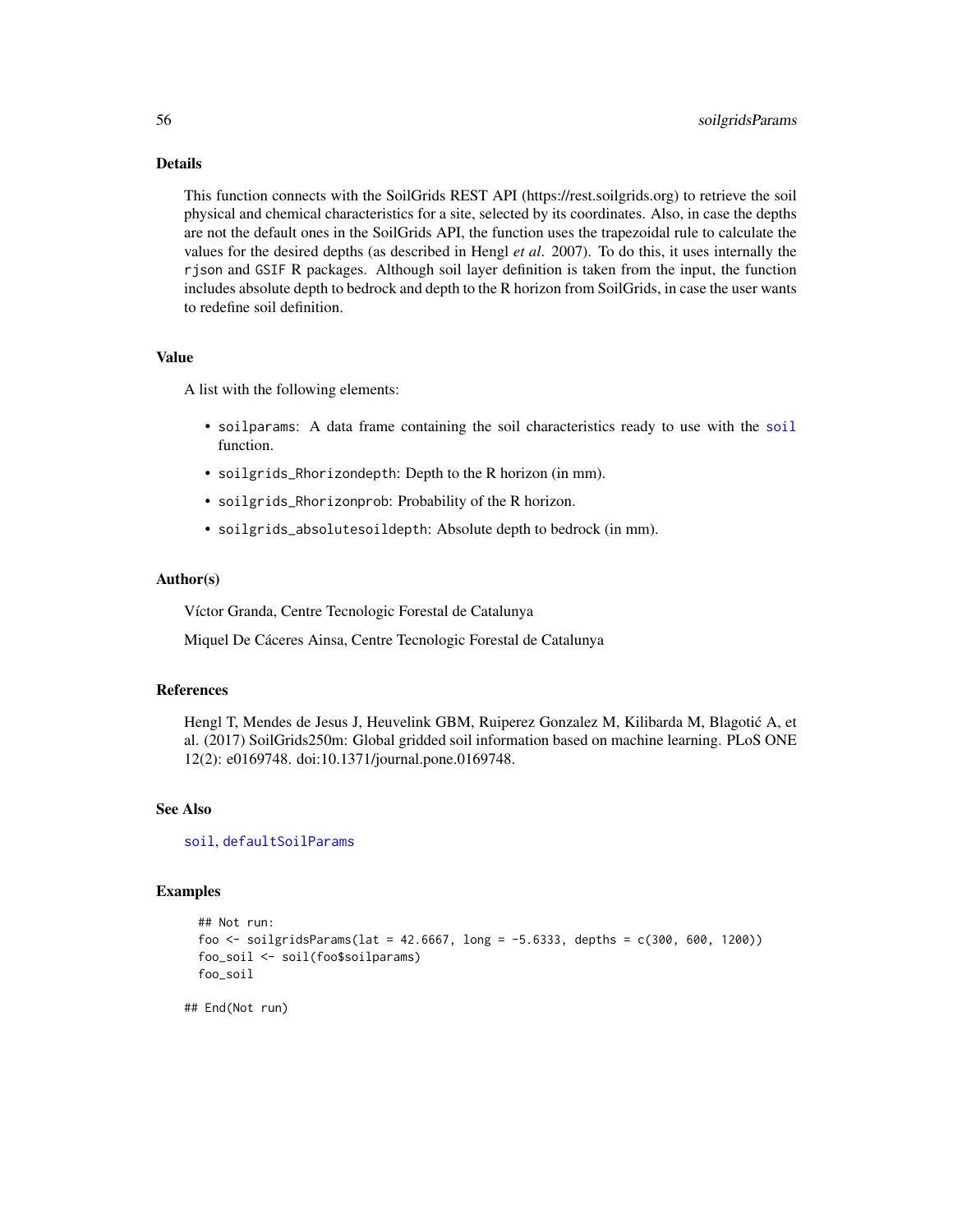## Details

This function connects with the SoilGrids REST API (https://rest.soilgrids.org) to retrieve the soil physical and chemical characteristics for a site, selected by its coordinates. Also, in case the depths are not the default ones in the SoilGrids API, the function uses the trapezoidal rule to calculate the values for the desired depths (as described in Hengl *et al*. 2007). To do this, it uses internally the `rjson` and `GSIF` R packages. Although soil layer definition is taken from the input, the function includes absolute depth to bedrock and depth to the R horizon from SoilGrids, in case the user wants to redefine soil definition.

## Value

A list with the following elements:

- `soilparams`: A data frame containing the soil characteristics ready to use with the `soil` function.
- `soilgrids_Rhorizondepth`: Depth to the R horizon (in mm).
- `soilgrids_Rhorizonprob`: Probability of the R horizon.
- `soilgrids_absolutesoildepth`: Absolute depth to bedrock (in mm).

## Author(s)

Víctor Granda, Centre Tecnologic Forestal de Catalunya

Miquel De Cáceres Ainsa, Centre Tecnologic Forestal de Catalunya

## References

Hengl T, Mendes de Jesus J, Heuvelink GBM, Ruiperez Gonzalez M, Kilibarda M, Blagotić A, et al. (2017) SoilGrids250m: Global gridded soil information based on machine learning. PLoS ONE 12(2): e0169748. doi:10.1371/journal.pone.0169748.

## See Also

`soil`, `defaultSoilParams`

## Examples

```
## Not run:
foo <- soilgridsParams(lat = 42.6667, long = -5.6333, depths = c(300, 600, 1200))
foo_soil <- soil(foo$soilparams)
foo_soil

## End(Not run)
```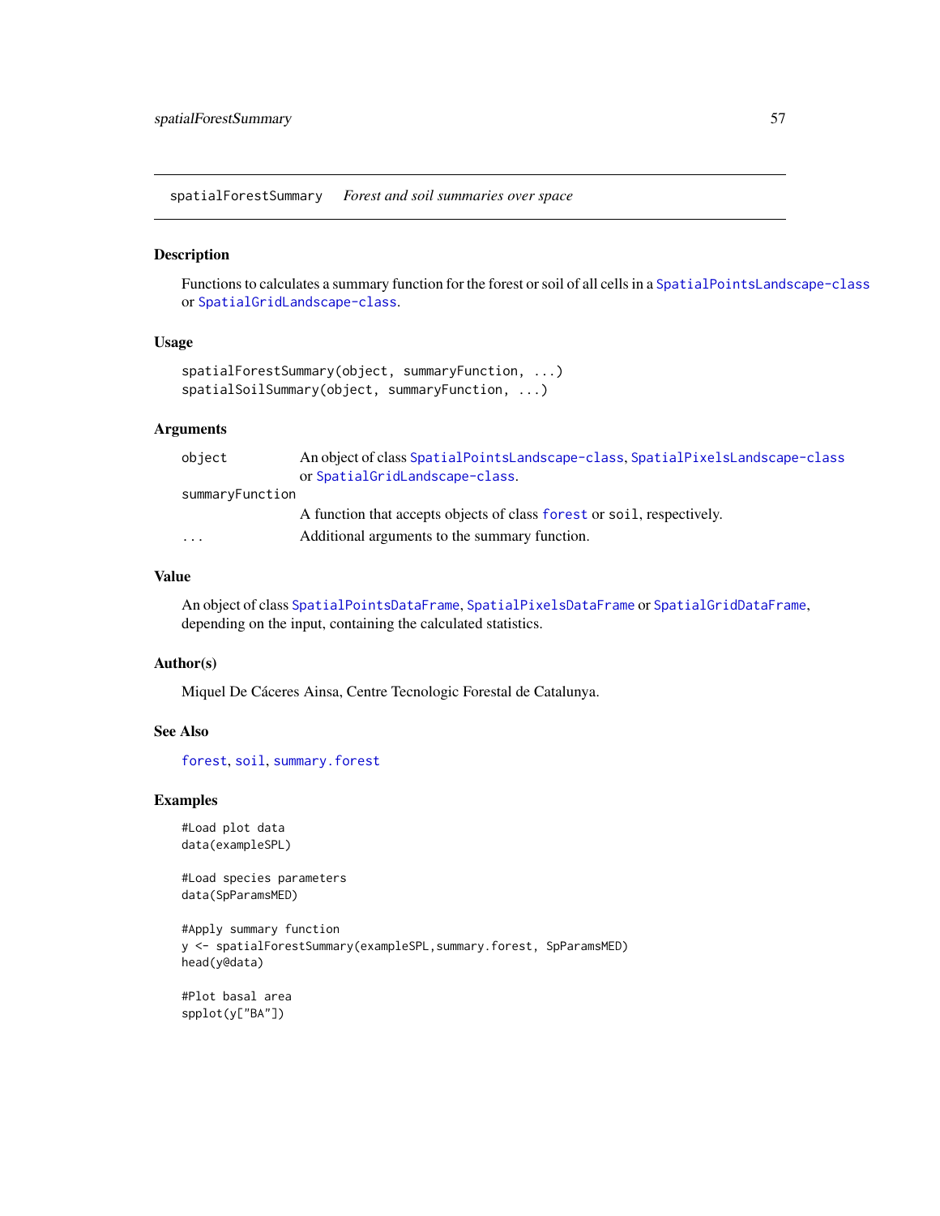spatialForestSummary    *Forest and soil summaries over space*

## Description

Functions to calculates a summary function for the forest or soil of all cells in a SpatialPointsLandscape-class or SpatialGridLandscape-class.

## Usage

```
spatialForestSummary(object, summaryFunction, ...)
spatialSoilSummary(object, summaryFunction, ...)
```

## Arguments

| | |
|---|---|
| object | An object of class SpatialPointsLandscape-class, SpatialPixelsLandscape-class or SpatialGridLandscape-class. |
| summaryFunction | A function that accepts objects of class forest or soil, respectively. |
| ... | Additional arguments to the summary function. |

## Value

An object of class SpatialPointsDataFrame, SpatialPixelsDataFrame or SpatialGridDataFrame, depending on the input, containing the calculated statistics.

## Author(s)

Miquel De Cáceres Ainsa, Centre Tecnologic Forestal de Catalunya.

## See Also

forest, soil, summary.forest

## Examples

```
#Load plot data
data(exampleSPL)

#Load species parameters
data(SpParamsMED)

#Apply summary function
y <- spatialForestSummary(exampleSPL,summary.forest, SpParamsMED)
head(y@data)

#Plot basal area
spplot(y["BA"])
```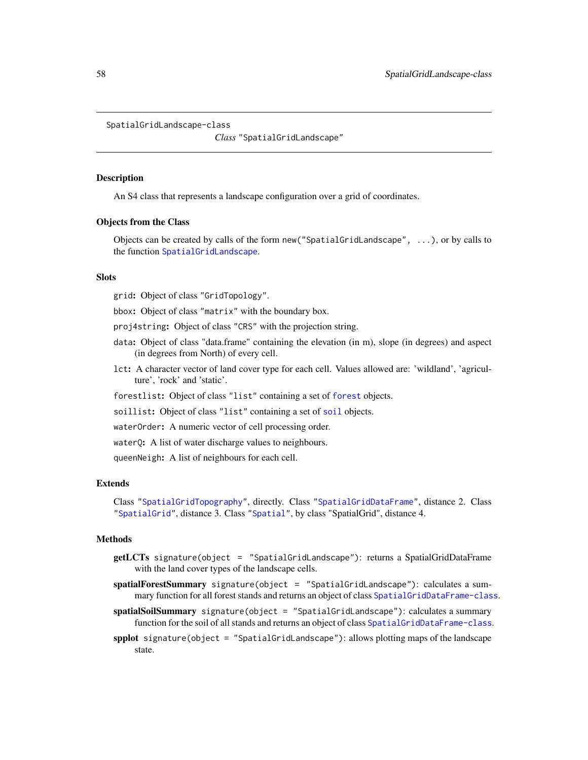SpatialGridLandscape-class

# *Class* "SpatialGridLandscape"

## Description

An S4 class that represents a landscape configuration over a grid of coordinates.

## Objects from the Class

Objects can be created by calls of the form `new("SpatialGridLandscape", ...)`, or by calls to the function `SpatialGridLandscape`.

## Slots

- `grid`: Object of class "GridTopology".
- `bbox`: Object of class "matrix" with the boundary box.
- `proj4string`: Object of class "CRS" with the projection string.
- `data`: Object of class "data.frame" containing the elevation (in m), slope (in degrees) and aspect (in degrees from North) of every cell.
- `lct`: A character vector of land cover type for each cell. Values allowed are: 'wildland', 'agriculture', 'rock' and 'static'.
- `forestlist`: Object of class "list" containing a set of `forest` objects.
- `soillist`: Object of class "list" containing a set of `soil` objects.
- `waterOrder`: A numeric vector of cell processing order.
- `waterQ`: A list of water discharge values to neighbours.
- `queenNeigh`: A list of neighbours for each cell.

## Extends

Class "`SpatialGridTopography`", directly. Class "`SpatialGridDataFrame`", distance 2. Class "`SpatialGrid`", distance 3. Class "`Spatial`", by class "SpatialGrid", distance 4.

## Methods

- **getLCTs** `signature(object = "SpatialGridLandscape")`: returns a SpatialGridDataFrame with the land cover types of the landscape cells.
- **spatialForestSummary** `signature(object = "SpatialGridLandscape")`: calculates a summary function for all forest stands and returns an object of class `SpatialGridDataFrame-class`.
- **spatialSoilSummary** `signature(object = "SpatialGridLandscape")`: calculates a summary function for the soil of all stands and returns an object of class `SpatialGridDataFrame-class`.
- **spplot** `signature(object = "SpatialGridLandscape")`: allows plotting maps of the landscape state.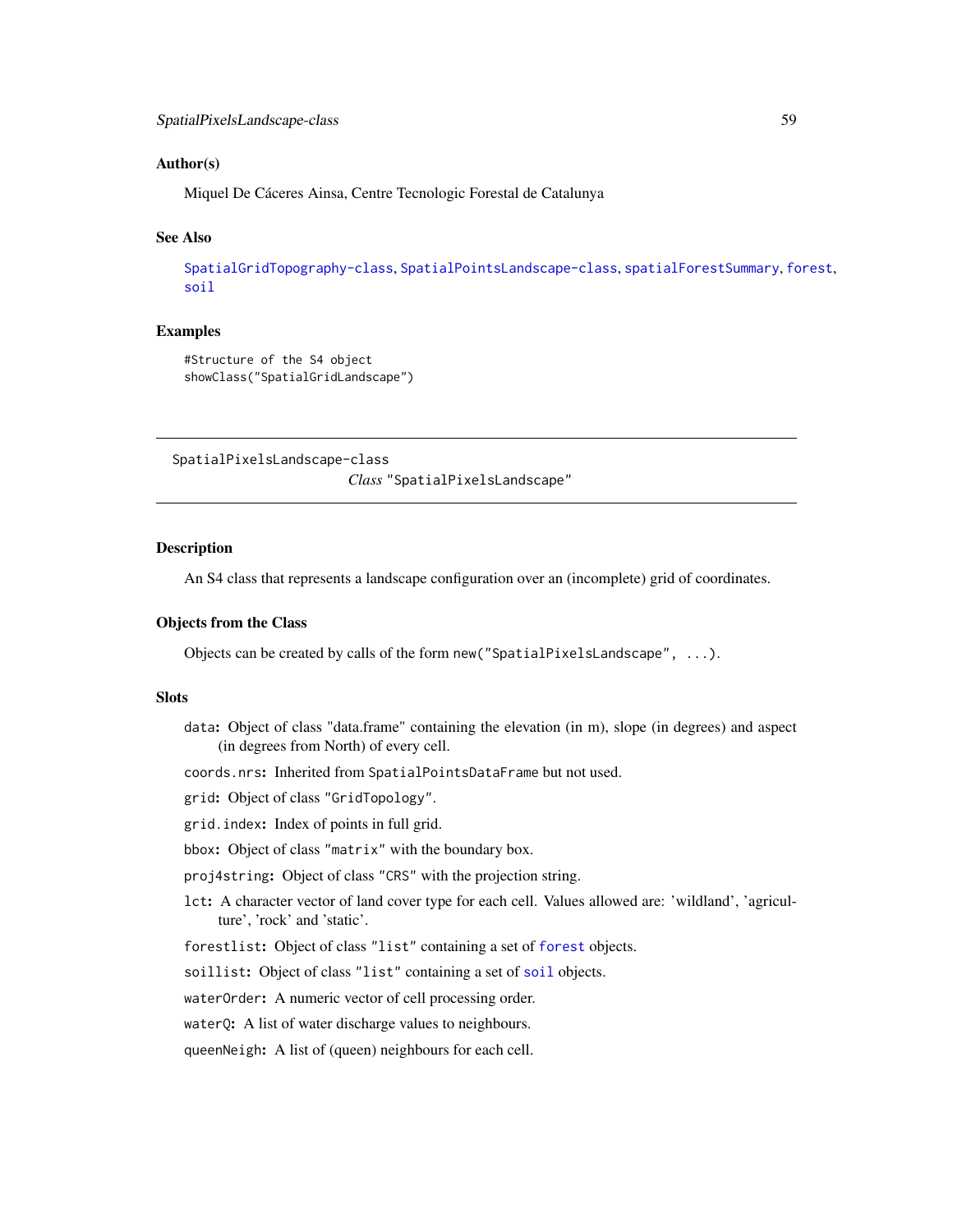### Author(s)

Miquel De Cáceres Ainsa, Centre Tecnologic Forestal de Catalunya

### See Also

SpatialGridTopography-class, SpatialPointsLandscape-class, spatialForestSummary, forest, soil

### Examples

```
#Structure of the S4 object
showClass("SpatialGridLandscape")
```

---

## SpatialPixelsLandscape-class    *Class* "SpatialPixelsLandscape"

---

### Description

An S4 class that represents a landscape configuration over an (incomplete) grid of coordinates.

### Objects from the Class

Objects can be created by calls of the form `new("SpatialPixelsLandscape", ...)`.

### Slots

`data`: Object of class "data.frame" containing the elevation (in m), slope (in degrees) and aspect (in degrees from North) of every cell.

`coords.nrs`: Inherited from `SpatialPointsDataFrame` but not used.

`grid`: Object of class "GridTopology".

`grid.index`: Index of points in full grid.

`bbox`: Object of class "matrix" with the boundary box.

`proj4string`: Object of class "CRS" with the projection string.

`lct`: A character vector of land cover type for each cell. Values allowed are: 'wildland', 'agriculture', 'rock' and 'static'.

`forestlist`: Object of class "list" containing a set of forest objects.

`soillist`: Object of class "list" containing a set of soil objects.

`waterOrder`: A numeric vector of cell processing order.

`waterQ`: A list of water discharge values to neighbours.

`queenNeigh`: A list of (queen) neighbours for each cell.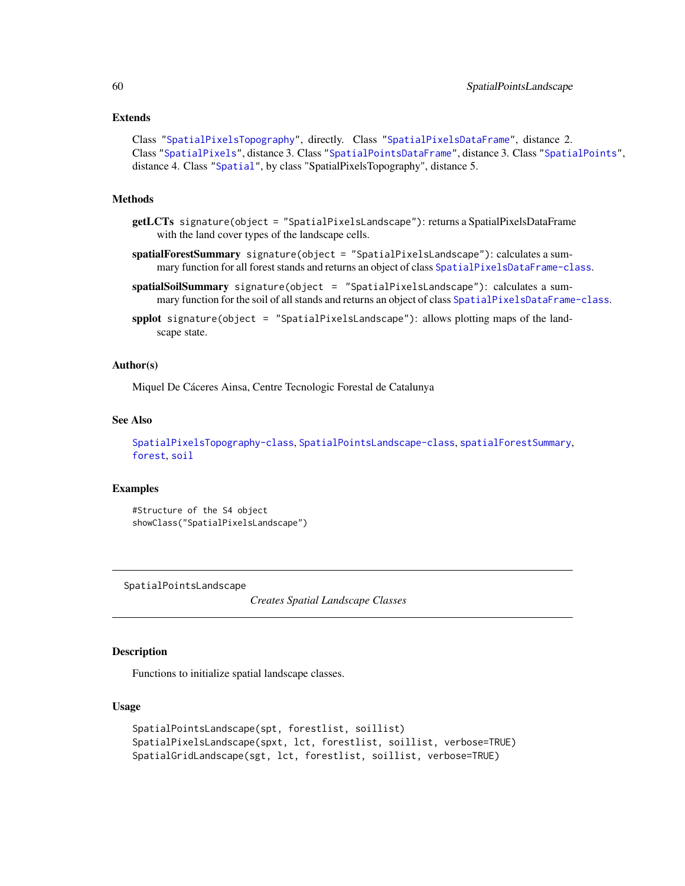### Extends

Class "SpatialPixelsTopography", directly. Class "SpatialPixelsDataFrame", distance 2. Class "SpatialPixels", distance 3. Class "SpatialPointsDataFrame", distance 3. Class "SpatialPoints", distance 4. Class "Spatial", by class "SpatialPixelsTopography", distance 5.

### Methods

**getLCTs** `signature(object = "SpatialPixelsLandscape")`: returns a SpatialPixelsDataFrame with the land cover types of the landscape cells.

**spatialForestSummary** `signature(object = "SpatialPixelsLandscape")`: calculates a summary function for all forest stands and returns an object of class `SpatialPixelsDataFrame-class`.

**spatialSoilSummary** `signature(object = "SpatialPixelsLandscape")`: calculates a summary function for the soil of all stands and returns an object of class `SpatialPixelsDataFrame-class`.

**spplot** `signature(object = "SpatialPixelsLandscape")`: allows plotting maps of the landscape state.

### Author(s)

Miquel De Cáceres Ainsa, Centre Tecnologic Forestal de Catalunya

### See Also

`SpatialPixelsTopography-class`, `SpatialPointsLandscape-class`, `spatialForestSummary`, `forest`, `soil`

### Examples

```
#Structure of the S4 object
showClass("SpatialPixelsLandscape")
```

---

## SpatialPointsLandscape — *Creates Spatial Landscape Classes*

### Description

Functions to initialize spatial landscape classes.

### Usage

```
SpatialPointsLandscape(spt, forestlist, soillist)
SpatialPixelsLandscape(spxt, lct, forestlist, soillist, verbose=TRUE)
SpatialGridLandscape(sgt, lct, forestlist, soillist, verbose=TRUE)
```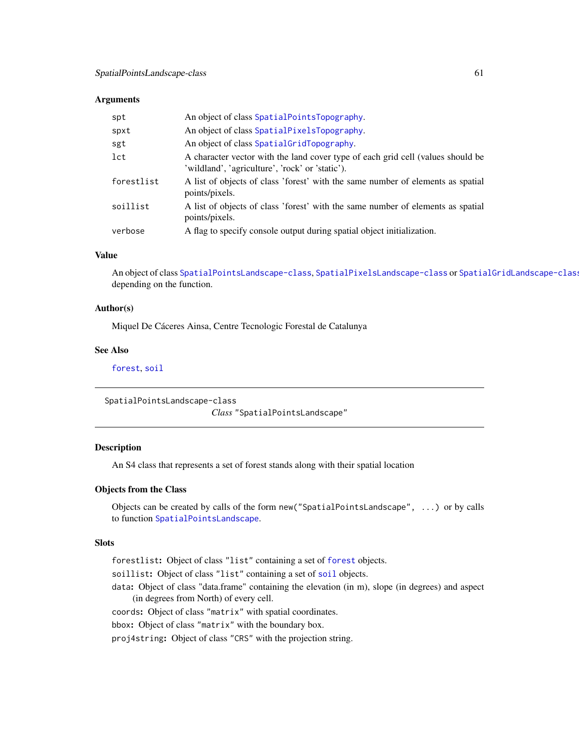## Arguments

| | |
|---|---|
| spt | An object of class SpatialPointsTopography. |
| spxt | An object of class SpatialPixelsTopography. |
| sgt | An object of class SpatialGridTopography. |
| lct | A character vector with the land cover type of each grid cell (values should be 'wildland', 'agriculture', 'rock' or 'static'). |
| forestlist | A list of objects of class 'forest' with the same number of elements as spatial points/pixels. |
| soillist | A list of objects of class 'forest' with the same number of elements as spatial points/pixels. |
| verbose | A flag to specify console output during spatial object initialization. |

## Value

An object of class SpatialPointsLandscape-class, SpatialPixelsLandscape-class or SpatialGridLandscape-class depending on the function.

## Author(s)

Miquel De Cáceres Ainsa, Centre Tecnologic Forestal de Catalunya

## See Also

forest, soil

---

SpatialPointsLandscape-class

# *Class* "SpatialPointsLandscape"

---

## Description

An S4 class that represents a set of forest stands along with their spatial location

## Objects from the Class

Objects can be created by calls of the form `new("SpatialPointsLandscape", ...)` or by calls to function SpatialPointsLandscape.

## Slots

- `forestlist`: Object of class `"list"` containing a set of `forest` objects.
- `soillist`: Object of class `"list"` containing a set of `soil` objects.
- `data`: Object of class "data.frame" containing the elevation (in m), slope (in degrees) and aspect (in degrees from North) of every cell.
- `coords`: Object of class `"matrix"` with spatial coordinates.
- `bbox`: Object of class `"matrix"` with the boundary box.
- `proj4string`: Object of class `"CRS"` with the projection string.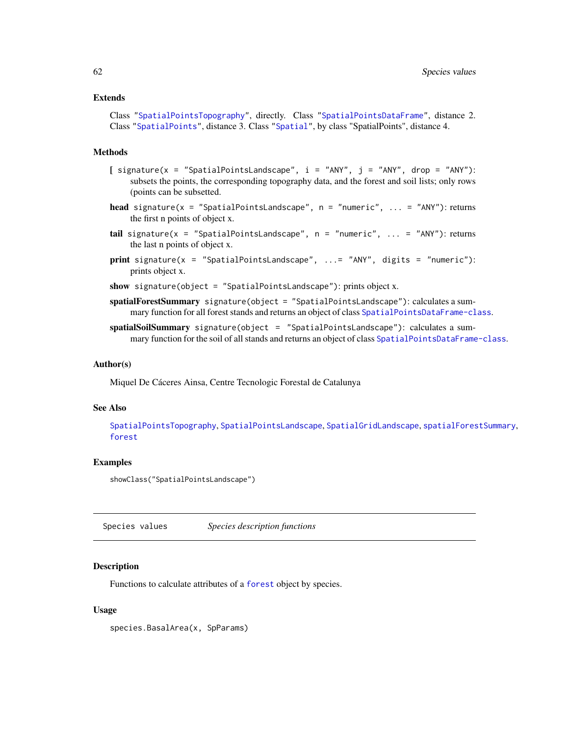## Extends

Class "SpatialPointsTopography", directly. Class "SpatialPointsDataFrame", distance 2. Class "SpatialPoints", distance 3. Class "Spatial", by class "SpatialPoints", distance 4.

## Methods

**[** `signature(x = "SpatialPointsLandscape", i = "ANY", j = "ANY", drop = "ANY")`: subsets the points, the corresponding topography data, and the forest and soil lists; only rows (points can be subsetted.

**head** `signature(x = "SpatialPointsLandscape", n = "numeric", ... = "ANY")`: returns the first n points of object x.

**tail** `signature(x = "SpatialPointsLandscape", n = "numeric", ... = "ANY")`: returns the last n points of object x.

**print** `signature(x = "SpatialPointsLandscape", ...= "ANY", digits = "numeric")`: prints object x.

**show** `signature(object = "SpatialPointsLandscape")`: prints object x.

**spatialForestSummary** `signature(object = "SpatialPointsLandscape")`: calculates a summary function for all forest stands and returns an object of class `SpatialPointsDataFrame-class`.

**spatialSoilSummary** `signature(object = "SpatialPointsLandscape")`: calculates a summary function for the soil of all stands and returns an object of class `SpatialPointsDataFrame-class`.

## Author(s)

Miquel De Cáceres Ainsa, Centre Tecnologic Forestal de Catalunya

## See Also

`SpatialPointsTopography`, `SpatialPointsLandscape`, `SpatialGridLandscape`, `spatialForestSummary`, `forest`

## Examples

```
showClass("SpatialPointsLandscape")
```

---

# Species values — *Species description functions*

## Description

Functions to calculate attributes of a `forest` object by species.

## Usage

```
species.BasalArea(x, SpParams)
```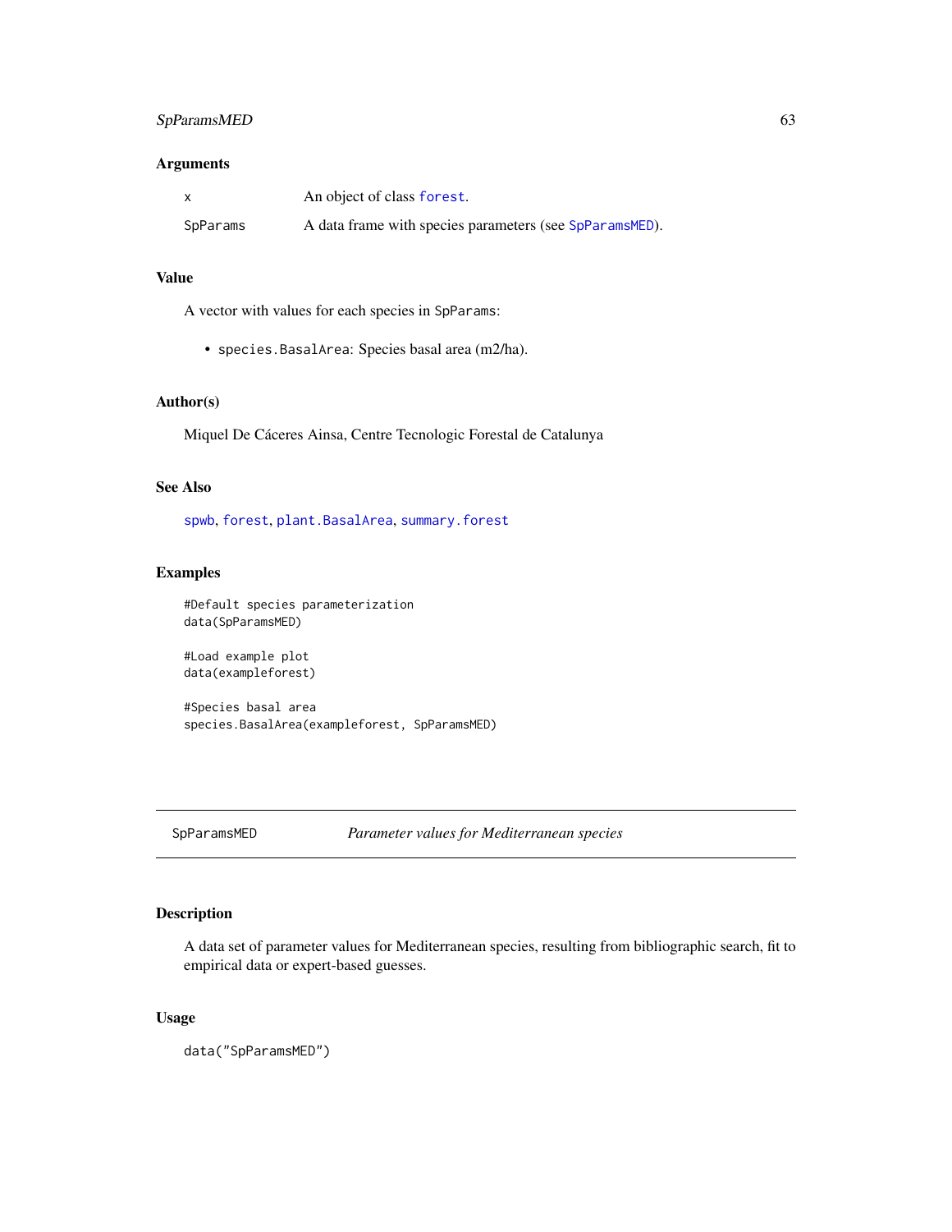### Arguments

| | |
|---|---|
| x | An object of class forest. |
| SpParams | A data frame with species parameters (see SpParamsMED). |

### Value

A vector with values for each species in SpParams:

- species.BasalArea: Species basal area (m2/ha).

### Author(s)

Miquel De Cáceres Ainsa, Centre Tecnologic Forestal de Catalunya

### See Also

spwb, forest, plant.BasalArea, summary.forest

### Examples

```
#Default species parameterization
data(SpParamsMED)

#Load example plot
data(exampleforest)

#Species basal area
species.BasalArea(exampleforest, SpParamsMED)
```

---

## SpParamsMED *Parameter values for Mediterranean species*

### Description

A data set of parameter values for Mediterranean species, resulting from bibliographic search, fit to empirical data or expert-based guesses.

### Usage

```
data("SpParamsMED")
```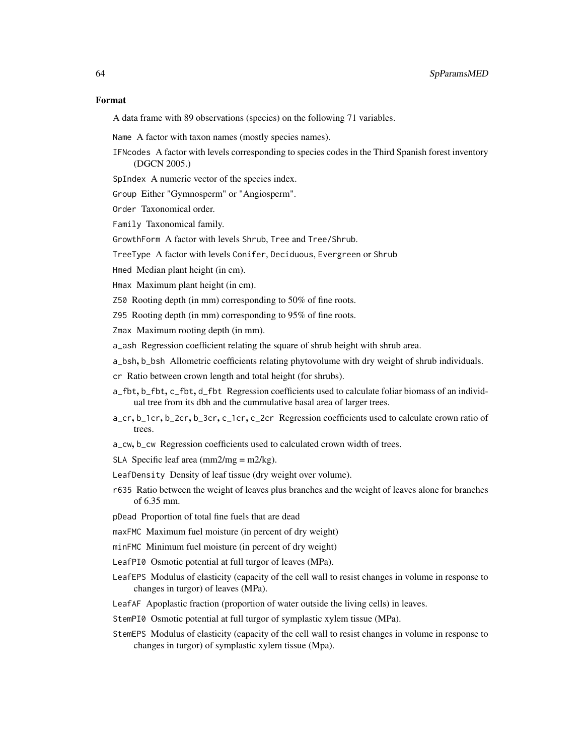## Format

A data frame with 89 observations (species) on the following 71 variables.

`Name` A factor with taxon names (mostly species names).

`IFNcodes` A factor with levels corresponding to species codes in the Third Spanish forest inventory (DGCN 2005.)

`SpIndex` A numeric vector of the species index.

`Group` Either "Gymnosperm" or "Angiosperm".

`Order` Taxonomical order.

`Family` Taxonomical family.

`GrowthForm` A factor with levels `Shrub`, `Tree` and `Tree/Shrub`.

`TreeType` A factor with levels `Conifer`, `Deciduous`, `Evergreen` or `Shrub`

`Hmed` Median plant height (in cm).

`Hmax` Maximum plant height (in cm).

`Z50` Rooting depth (in mm) corresponding to 50% of fine roots.

`Z95` Rooting depth (in mm) corresponding to 95% of fine roots.

`Zmax` Maximum rooting depth (in mm).

`a_ash` Regression coefficient relating the square of shrub height with shrub area.

`a_bsh`, `b_bsh` Allometric coefficients relating phytovolume with dry weight of shrub individuals.

`cr` Ratio between crown length and total height (for shrubs).

`a_fbt`, `b_fbt`, `c_fbt`, `d_fbt` Regression coefficients used to calculate foliar biomass of an individual tree from its dbh and the cummulative basal area of larger trees.

`a_cr`, `b_1cr`, `b_2cr`, `b_3cr`, `c_1cr`, `c_2cr` Regression coefficients used to calculate crown ratio of trees.

`a_cw`, `b_cw` Regression coefficients used to calculated crown width of trees.

`SLA` Specific leaf area (mm2/mg = m2/kg).

`LeafDensity` Density of leaf tissue (dry weight over volume).

`r635` Ratio between the weight of leaves plus branches and the weight of leaves alone for branches of 6.35 mm.

`pDead` Proportion of total fine fuels that are dead

`maxFMC` Maximum fuel moisture (in percent of dry weight)

`minFMC` Minimum fuel moisture (in percent of dry weight)

`LeafPI0` Osmotic potential at full turgor of leaves (MPa).

`LeafEPS` Modulus of elasticity (capacity of the cell wall to resist changes in volume in response to changes in turgor) of leaves (MPa).

`LeafAF` Apoplastic fraction (proportion of water outside the living cells) in leaves.

`StemPI0` Osmotic potential at full turgor of symplastic xylem tissue (MPa).

`StemEPS` Modulus of elasticity (capacity of the cell wall to resist changes in volume in response to changes in turgor) of symplastic xylem tissue (Mpa).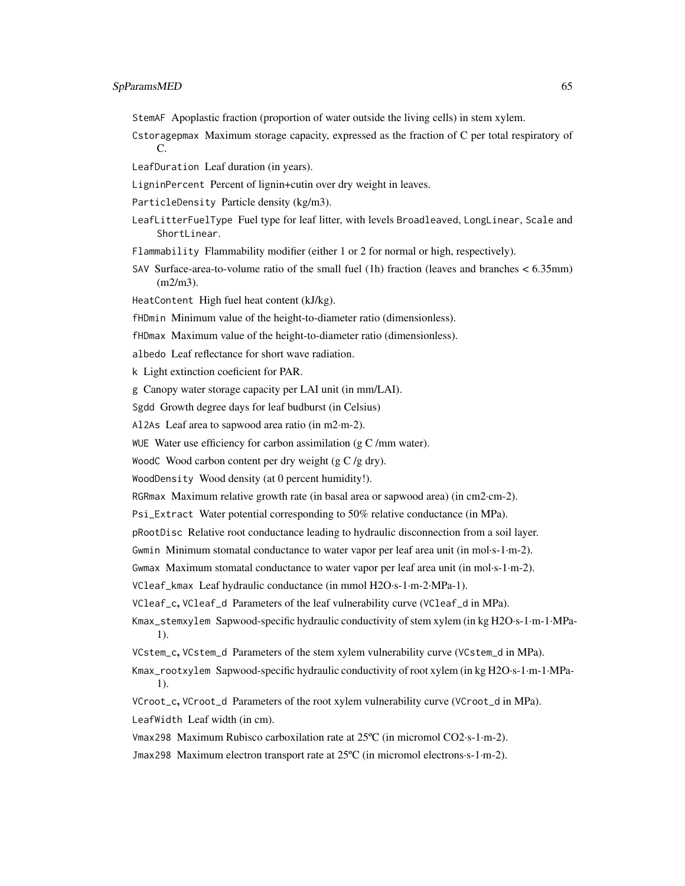`StemAF` Apoplastic fraction (proportion of water outside the living cells) in stem xylem.

`Cstoragepmax` Maximum storage capacity, expressed as the fraction of C per total respiratory of C.

`LeafDuration` Leaf duration (in years).

`LigninPercent` Percent of lignin+cutin over dry weight in leaves.

`ParticleDensity` Particle density (kg/m3).

`LeafLitterFuelType` Fuel type for leaf litter, with levels `Broadleaved`, `LongLinear`, `Scale` and `ShortLinear`.

`Flammability` Flammability modifier (either 1 or 2 for normal or high, respectively).

`SAV` Surface-area-to-volume ratio of the small fuel (1h) fraction (leaves and branches < 6.35mm) (m2/m3).

`HeatContent` High fuel heat content (kJ/kg).

`fHDmin` Minimum value of the height-to-diameter ratio (dimensionless).

`fHDmax` Maximum value of the height-to-diameter ratio (dimensionless).

`albedo` Leaf reflectance for short wave radiation.

`k` Light extinction coeficient for PAR.

`g` Canopy water storage capacity per LAI unit (in mm/LAI).

`Sgdd` Growth degree days for leaf budburst (in Celsius)

`Al2As` Leaf area to sapwood area ratio (in m2·m-2).

`WUE` Water use efficiency for carbon assimilation (g C /mm water).

`WoodC` Wood carbon content per dry weight (g C /g dry).

`WoodDensity` Wood density (at 0 percent humidity!).

`RGRmax` Maximum relative growth rate (in basal area or sapwood area) (in cm2·cm-2).

`Psi_Extract` Water potential corresponding to 50% relative conductance (in MPa).

`pRootDisc` Relative root conductance leading to hydraulic disconnection from a soil layer.

`Gwmin` Minimum stomatal conductance to water vapor per leaf area unit (in mol·s-1·m-2).

`Gwmax` Maximum stomatal conductance to water vapor per leaf area unit (in mol·s-1·m-2).

`VCleaf_kmax` Leaf hydraulic conductance (in mmol H2O·s-1·m-2·MPa-1).

`VCleaf_c`, `VCleaf_d` Parameters of the leaf vulnerability curve (`VCleaf_d` in MPa).

`Kmax_stemxylem` Sapwood-specific hydraulic conductivity of stem xylem (in kg H2O·s-1·m-1·MPa-1).

`VCstem_c`, `VCstem_d` Parameters of the stem xylem vulnerability curve (`VCstem_d` in MPa).

`Kmax_rootxylem` Sapwood-specific hydraulic conductivity of root xylem (in kg H2O·s-1·m-1·MPa-1).

`VCroot_c`, `VCroot_d` Parameters of the root xylem vulnerability curve (`VCroot_d` in MPa).

`LeafWidth` Leaf width (in cm).

`Vmax298` Maximum Rubisco carboxilation rate at 25ºC (in micromol CO2·s-1·m-2).

`Jmax298` Maximum electron transport rate at 25ºC (in micromol electrons·s-1·m-2).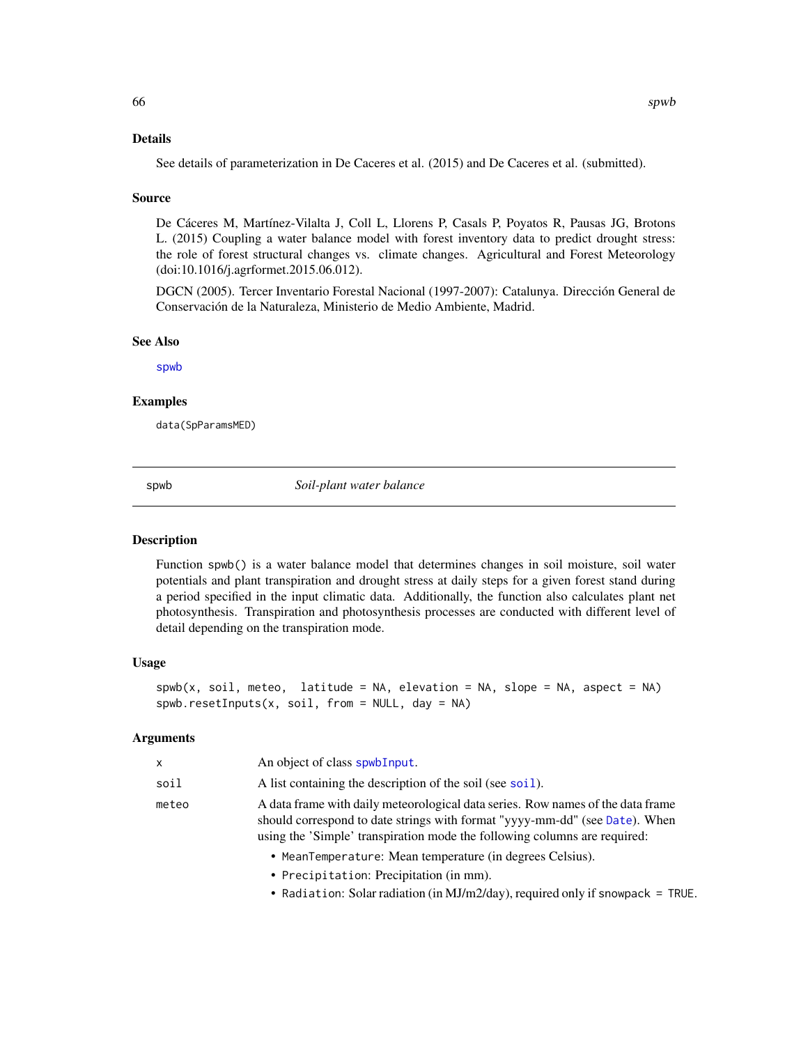### Details

See details of parameterization in De Caceres et al. (2015) and De Caceres et al. (submitted).

### Source

De Cáceres M, Martínez-Vilalta J, Coll L, Llorens P, Casals P, Poyatos R, Pausas JG, Brotons L. (2015) Coupling a water balance model with forest inventory data to predict drought stress: the role of forest structural changes vs. climate changes. Agricultural and Forest Meteorology (doi:10.1016/j.agrformet.2015.06.012).

DGCN (2005). Tercer Inventario Forestal Nacional (1997-2007): Catalunya. Dirección General de Conservación de la Naturaleza, Ministerio de Medio Ambiente, Madrid.

### See Also

spwb

### Examples

```
data(SpParamsMED)
```

---

## spwb — *Soil-plant water balance*

### Description

Function spwb() is a water balance model that determines changes in soil moisture, soil water potentials and plant transpiration and drought stress at daily steps for a given forest stand during a period specified in the input climatic data. Additionally, the function also calculates plant net photosynthesis. Transpiration and photosynthesis processes are conducted with different level of detail depending on the transpiration mode.

### Usage

```
spwb(x, soil, meteo,  latitude = NA, elevation = NA, slope = NA, aspect = NA)
spwb.resetInputs(x, soil, from = NULL, day = NA)
```

### Arguments

| | |
|---|---|
| x | An object of class spwbInput. |
| soil | A list containing the description of the soil (see soil). |
| meteo | A data frame with daily meteorological data series. Row names of the data frame should correspond to date strings with format "yyyy-mm-dd" (see Date). When using the 'Simple' transpiration mode the following columns are required: |

- `MeanTemperature`: Mean temperature (in degrees Celsius).
- `Precipitation`: Precipitation (in mm).
- `Radiation`: Solar radiation (in MJ/m2/day), required only if `snowpack = TRUE`.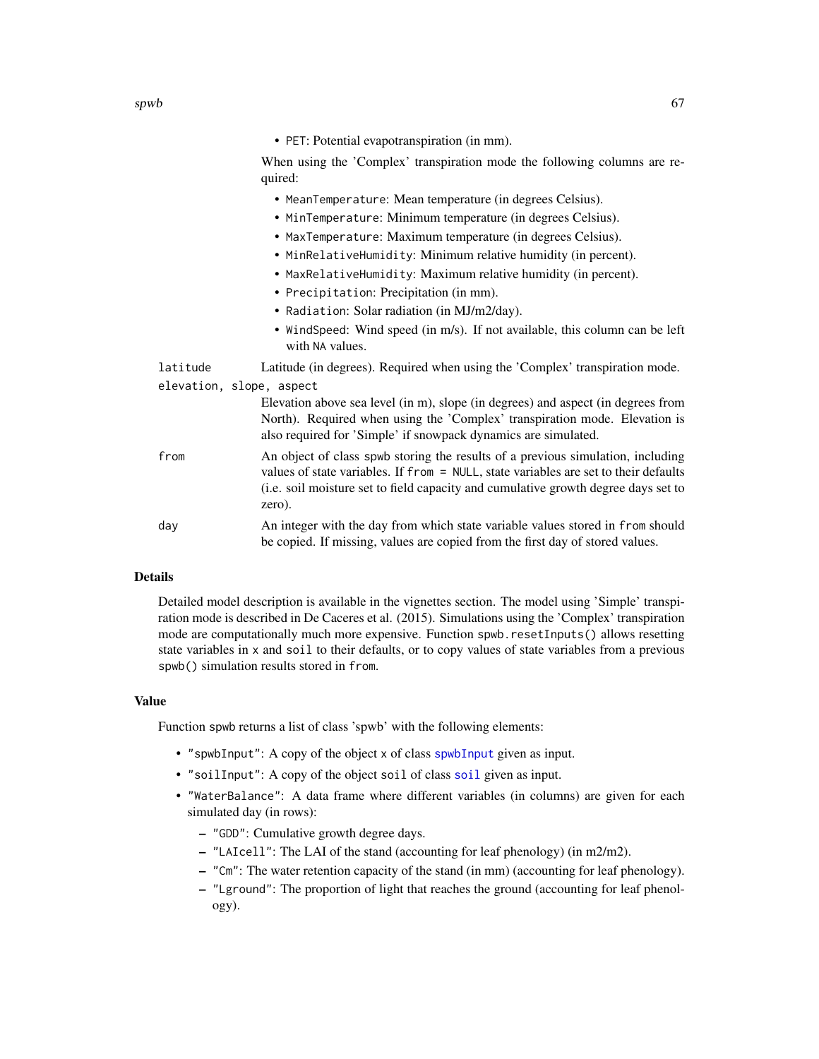- `PET`: Potential evapotranspiration (in mm).

When using the 'Complex' transpiration mode the following columns are required:

- `MeanTemperature`: Mean temperature (in degrees Celsius).
- `MinTemperature`: Minimum temperature (in degrees Celsius).
- `MaxTemperature`: Maximum temperature (in degrees Celsius).
- `MinRelativeHumidity`: Minimum relative humidity (in percent).
- `MaxRelativeHumidity`: Maximum relative humidity (in percent).
- `Precipitation`: Precipitation (in mm).
- `Radiation`: Solar radiation (in MJ/m2/day).
- `WindSpeed`: Wind speed (in m/s). If not available, this column can be left with `NA` values.

`latitude` Latitude (in degrees). Required when using the 'Complex' transpiration mode.

`elevation, slope, aspect`
Elevation above sea level (in m), slope (in degrees) and aspect (in degrees from North). Required when using the 'Complex' transpiration mode. Elevation is also required for 'Simple' if snowpack dynamics are simulated.

`from` An object of class `spwb` storing the results of a previous simulation, including values of state variables. If `from = NULL`, state variables are set to their defaults (i.e. soil moisture set to field capacity and cumulative growth degree days set to zero).

`day` An integer with the day from which state variable values stored in `from` should be copied. If missing, values are copied from the first day of stored values.

## Details

Detailed model description is available in the vignettes section. The model using 'Simple' transpiration mode is described in De Caceres et al. (2015). Simulations using the 'Complex' transpiration mode are computationally much more expensive. Function `spwb.resetInputs()` allows resetting state variables in `x` and `soil` to their defaults, or to copy values of state variables from a previous `spwb()` simulation results stored in `from`.

## Value

Function `spwb` returns a list of class 'spwb' with the following elements:

- `"spwbInput"`: A copy of the object `x` of class `spwbInput` given as input.
- `"soilInput"`: A copy of the object `soil` of class `soil` given as input.
- `"WaterBalance"`: A data frame where different variables (in columns) are given for each simulated day (in rows):
  - `"GDD"`: Cumulative growth degree days.
  - `"LAIcell"`: The LAI of the stand (accounting for leaf phenology) (in m2/m2).
  - `"Cm"`: The water retention capacity of the stand (in mm) (accounting for leaf phenology).
  - `"Lground"`: The proportion of light that reaches the ground (accounting for leaf phenology).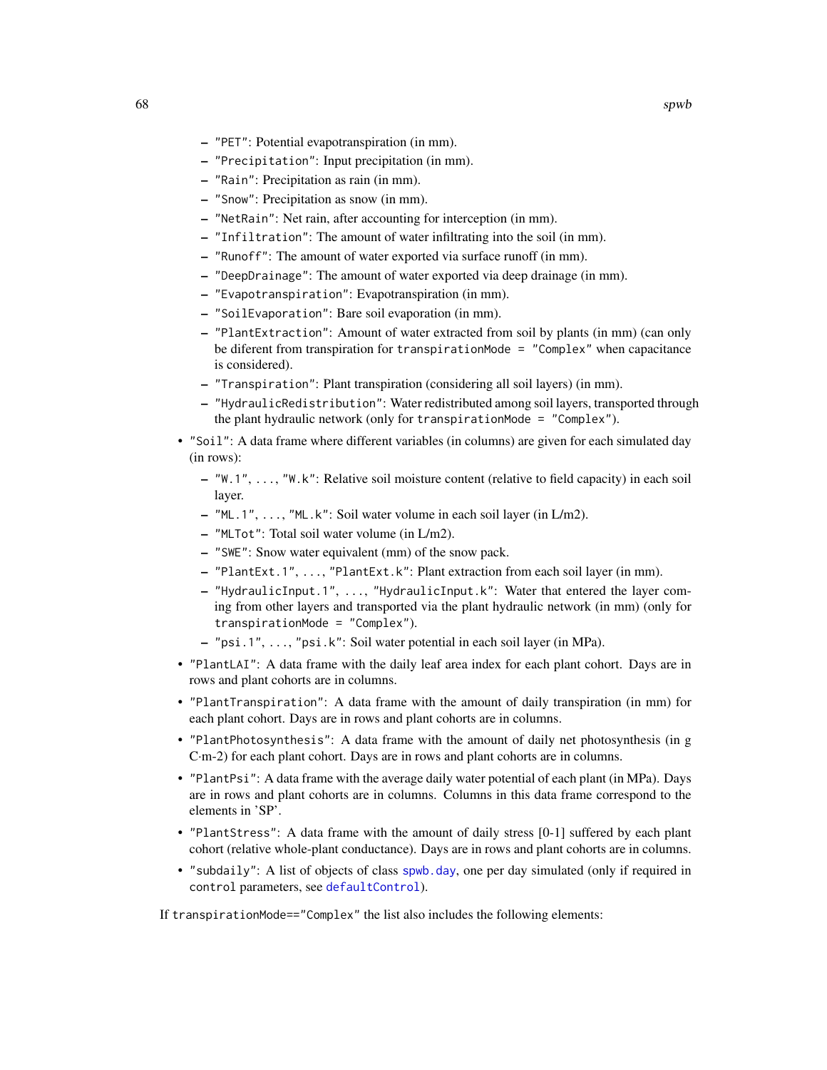- "PET": Potential evapotranspiration (in mm).
  - "Precipitation": Input precipitation (in mm).
  - "Rain": Precipitation as rain (in mm).
  - "Snow": Precipitation as snow (in mm).
  - "NetRain": Net rain, after accounting for interception (in mm).
  - "Infiltration": The amount of water infiltrating into the soil (in mm).
  - "Runoff": The amount of water exported via surface runoff (in mm).
  - "DeepDrainage": The amount of water exported via deep drainage (in mm).
  - "Evapotranspiration": Evapotranspiration (in mm).
  - "SoilEvaporation": Bare soil evaporation (in mm).
  - "PlantExtraction": Amount of water extracted from soil by plants (in mm) (can only be diferent from transpiration for transpirationMode = "Complex" when capacitance is considered).
  - "Transpiration": Plant transpiration (considering all soil layers) (in mm).
  - "HydraulicRedistribution": Water redistributed among soil layers, transported through the plant hydraulic network (only for transpirationMode = "Complex").
- "Soil": A data frame where different variables (in columns) are given for each simulated day (in rows):
  - "W.1", ..., "W.k": Relative soil moisture content (relative to field capacity) in each soil layer.
  - "ML.1", ..., "ML.k": Soil water volume in each soil layer (in L/m2).
  - "MLTot": Total soil water volume (in L/m2).
  - "SWE": Snow water equivalent (mm) of the snow pack.
  - "PlantExt.1", ..., "PlantExt.k": Plant extraction from each soil layer (in mm).
  - "HydraulicInput.1", ..., "HydraulicInput.k": Water that entered the layer coming from other layers and transported via the plant hydraulic network (in mm) (only for transpirationMode = "Complex").
  - "psi.1", ..., "psi.k": Soil water potential in each soil layer (in MPa).
- "PlantLAI": A data frame with the daily leaf area index for each plant cohort. Days are in rows and plant cohorts are in columns.
- "PlantTranspiration": A data frame with the amount of daily transpiration (in mm) for each plant cohort. Days are in rows and plant cohorts are in columns.
- "PlantPhotosynthesis": A data frame with the amount of daily net photosynthesis (in g C·m-2) for each plant cohort. Days are in rows and plant cohorts are in columns.
- "PlantPsi": A data frame with the average daily water potential of each plant (in MPa). Days are in rows and plant cohorts are in columns. Columns in this data frame correspond to the elements in 'SP'.
- "PlantStress": A data frame with the amount of daily stress [0-1] suffered by each plant cohort (relative whole-plant conductance). Days are in rows and plant cohorts are in columns.
- "subdaily": A list of objects of class spwb.day, one per day simulated (only if required in control parameters, see defaultControl).

If transpirationMode=="Complex" the list also includes the following elements: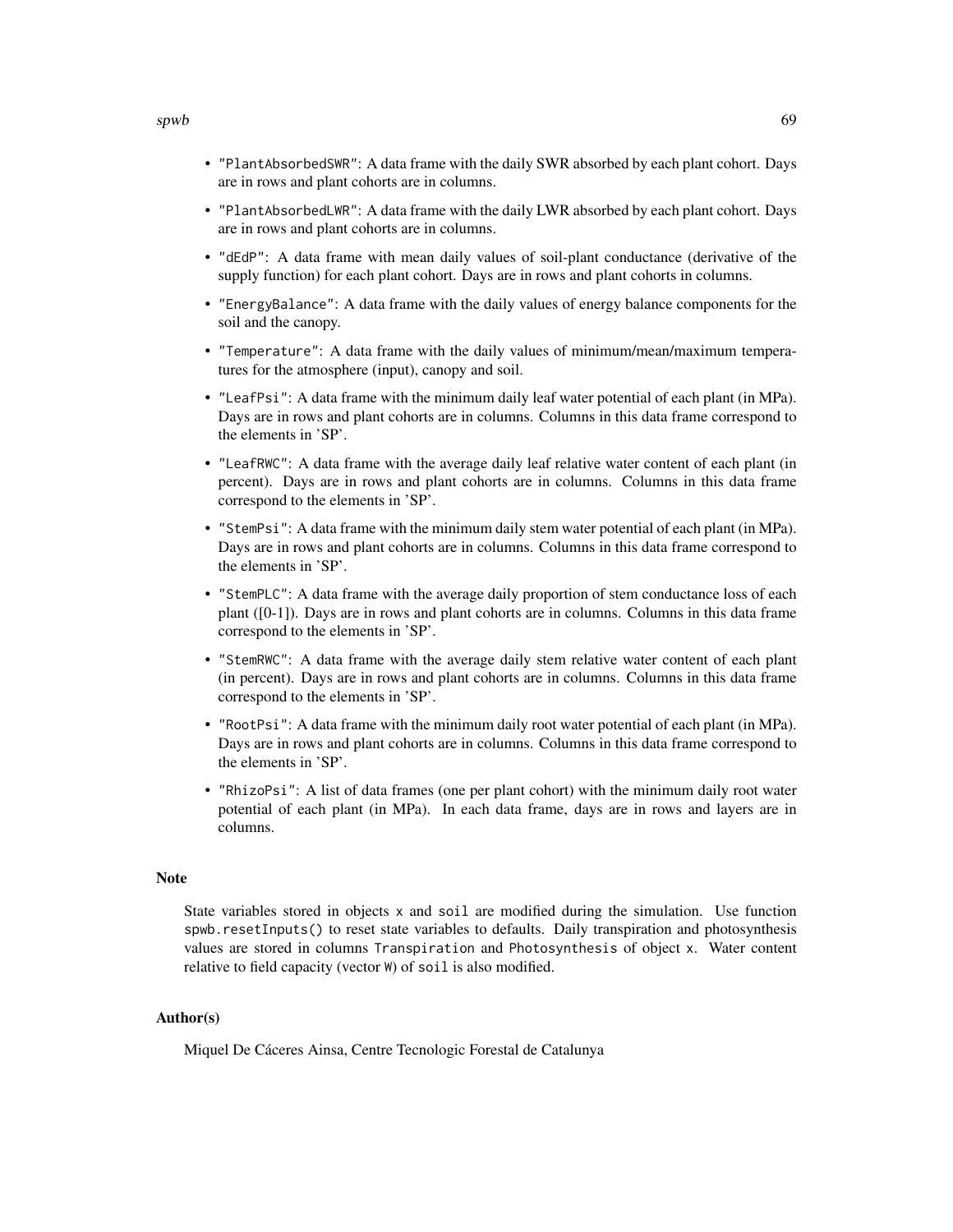- `"PlantAbsorbedSWR"`: A data frame with the daily SWR absorbed by each plant cohort. Days are in rows and plant cohorts are in columns.
- `"PlantAbsorbedLWR"`: A data frame with the daily LWR absorbed by each plant cohort. Days are in rows and plant cohorts are in columns.
- `"dEdP"`: A data frame with mean daily values of soil-plant conductance (derivative of the supply function) for each plant cohort. Days are in rows and plant cohorts in columns.
- `"EnergyBalance"`: A data frame with the daily values of energy balance components for the soil and the canopy.
- `"Temperature"`: A data frame with the daily values of minimum/mean/maximum temperatures for the atmosphere (input), canopy and soil.
- `"LeafPsi"`: A data frame with the minimum daily leaf water potential of each plant (in MPa). Days are in rows and plant cohorts are in columns. Columns in this data frame correspond to the elements in 'SP'.
- `"LeafRWC"`: A data frame with the average daily leaf relative water content of each plant (in percent). Days are in rows and plant cohorts are in columns. Columns in this data frame correspond to the elements in 'SP'.
- `"StemPsi"`: A data frame with the minimum daily stem water potential of each plant (in MPa). Days are in rows and plant cohorts are in columns. Columns in this data frame correspond to the elements in 'SP'.
- `"StemPLC"`: A data frame with the average daily proportion of stem conductance loss of each plant ([0-1]). Days are in rows and plant cohorts are in columns. Columns in this data frame correspond to the elements in 'SP'.
- `"StemRWC"`: A data frame with the average daily stem relative water content of each plant (in percent). Days are in rows and plant cohorts are in columns. Columns in this data frame correspond to the elements in 'SP'.
- `"RootPsi"`: A data frame with the minimum daily root water potential of each plant (in MPa). Days are in rows and plant cohorts are in columns. Columns in this data frame correspond to the elements in 'SP'.
- `"RhizoPsi"`: A list of data frames (one per plant cohort) with the minimum daily root water potential of each plant (in MPa). In each data frame, days are in rows and layers are in columns.

## Note

State variables stored in objects `x` and `soil` are modified during the simulation. Use function `spwb.resetInputs()` to reset state variables to defaults. Daily transpiration and photosynthesis values are stored in columns `Transpiration` and `Photosynthesis` of object `x`. Water content relative to field capacity (vector `W`) of `soil` is also modified.

## Author(s)

Miquel De Cáceres Ainsa, Centre Tecnologic Forestal de Catalunya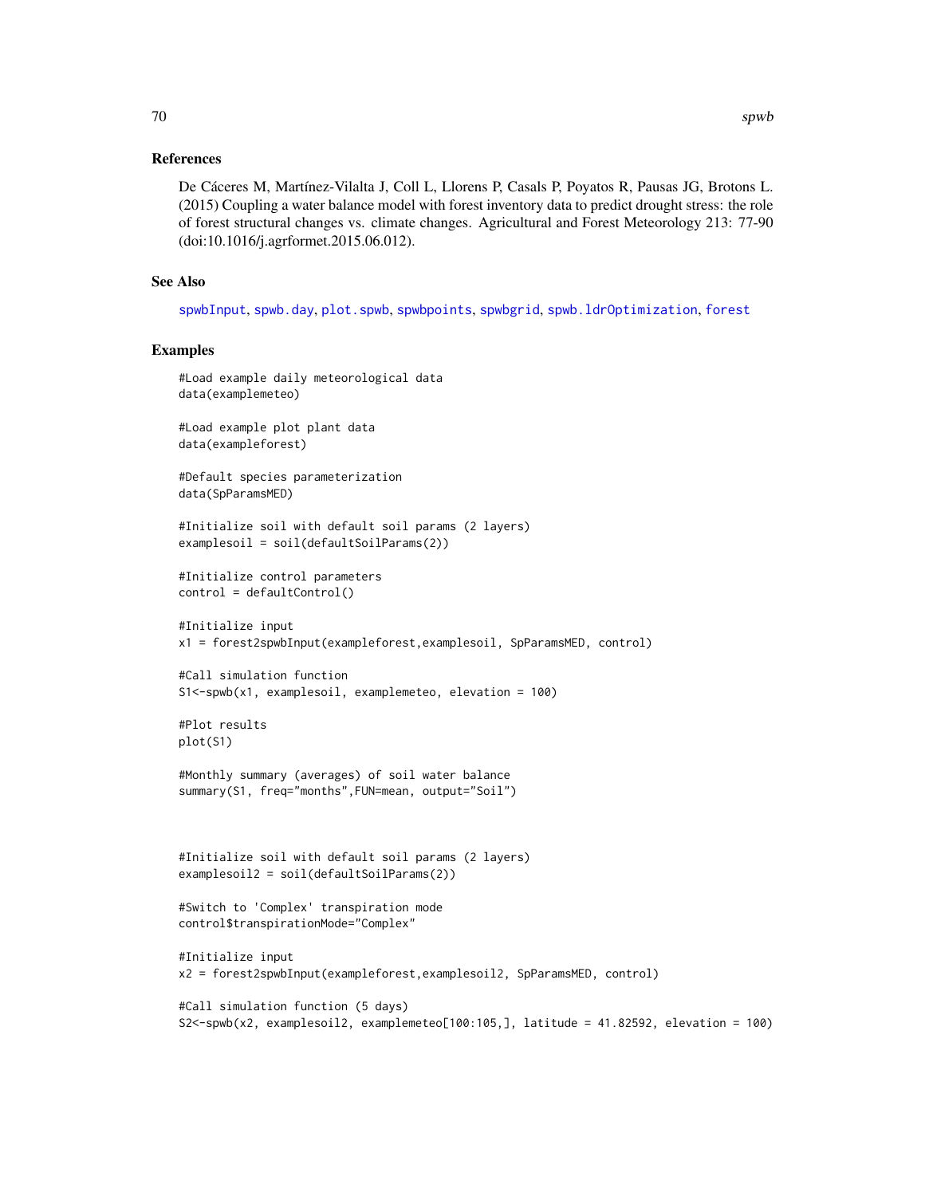## References

De Cáceres M, Martínez-Vilalta J, Coll L, Llorens P, Casals P, Poyatos R, Pausas JG, Brotons L. (2015) Coupling a water balance model with forest inventory data to predict drought stress: the role of forest structural changes vs. climate changes. Agricultural and Forest Meteorology 213: 77-90 (doi:10.1016/j.agrformet.2015.06.012).

## See Also

spwbInput, spwb.day, plot.spwb, spwbpoints, spwbgrid, spwb.ldrOptimization, forest

## Examples

```
#Load example daily meteorological data
data(examplemeteo)

#Load example plot plant data
data(exampleforest)

#Default species parameterization
data(SpParamsMED)

#Initialize soil with default soil params (2 layers)
examplesoil = soil(defaultSoilParams(2))

#Initialize control parameters
control = defaultControl()

#Initialize input
x1 = forest2spwbInput(exampleforest,examplesoil, SpParamsMED, control)

#Call simulation function
S1<-spwb(x1, examplesoil, examplemeteo, elevation = 100)

#Plot results
plot(S1)

#Monthly summary (averages) of soil water balance
summary(S1, freq="months",FUN=mean, output="Soil")



#Initialize soil with default soil params (2 layers)
examplesoil2 = soil(defaultSoilParams(2))

#Switch to 'Complex' transpiration mode
control$transpirationMode="Complex"

#Initialize input
x2 = forest2spwbInput(exampleforest,examplesoil2, SpParamsMED, control)

#Call simulation function (5 days)
S2<-spwb(x2, examplesoil2, examplemeteo[100:105,], latitude = 41.82592, elevation = 100)
```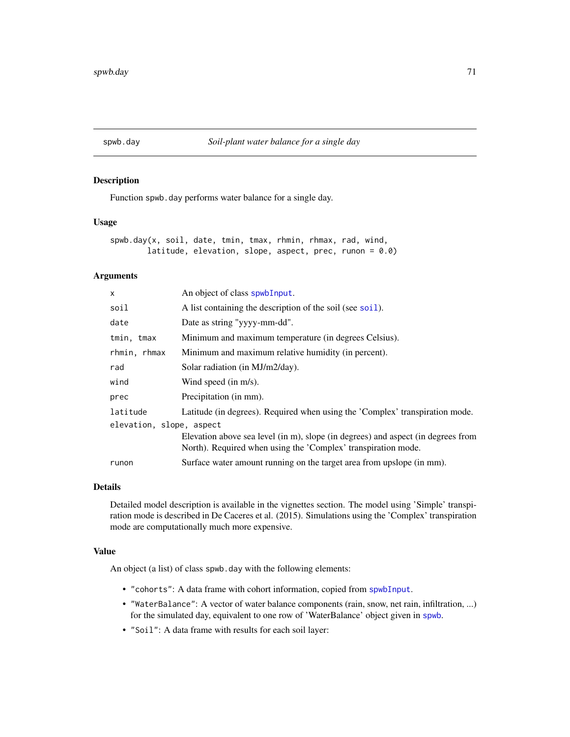## spwb.day — *Soil-plant water balance for a single day*

### Description

Function `spwb.day` performs water balance for a single day.

### Usage

```
spwb.day(x, soil, date, tmin, tmax, rhmin, rhmax, rad, wind,
         latitude, elevation, slope, aspect, prec, runon = 0.0)
```

### Arguments

| | |
|---|---|
| `x` | An object of class `spwbInput`. |
| `soil` | A list containing the description of the soil (see `soil`). |
| `date` | Date as string "yyyy-mm-dd". |
| `tmin, tmax` | Minimum and maximum temperature (in degrees Celsius). |
| `rhmin, rhmax` | Minimum and maximum relative humidity (in percent). |
| `rad` | Solar radiation (in MJ/m2/day). |
| `wind` | Wind speed (in m/s). |
| `prec` | Precipitation (in mm). |
| `latitude` | Latitude (in degrees). Required when using the 'Complex' transpiration mode. |
| `elevation, slope, aspect` | Elevation above sea level (in m), slope (in degrees) and aspect (in degrees from North). Required when using the 'Complex' transpiration mode. |
| `runon` | Surface water amount running on the target area from upslope (in mm). |

### Details

Detailed model description is available in the vignettes section. The model using 'Simple' transpiration mode is described in De Caceres et al. (2015). Simulations using the 'Complex' transpiration mode are computationally much more expensive.

### Value

An object (a list) of class `spwb.day` with the following elements:

- `"cohorts"`: A data frame with cohort information, copied from `spwbInput`.
- `"WaterBalance"`: A vector of water balance components (rain, snow, net rain, infiltration, ...) for the simulated day, equivalent to one row of 'WaterBalance' object given in `spwb`.
- `"Soil"`: A data frame with results for each soil layer: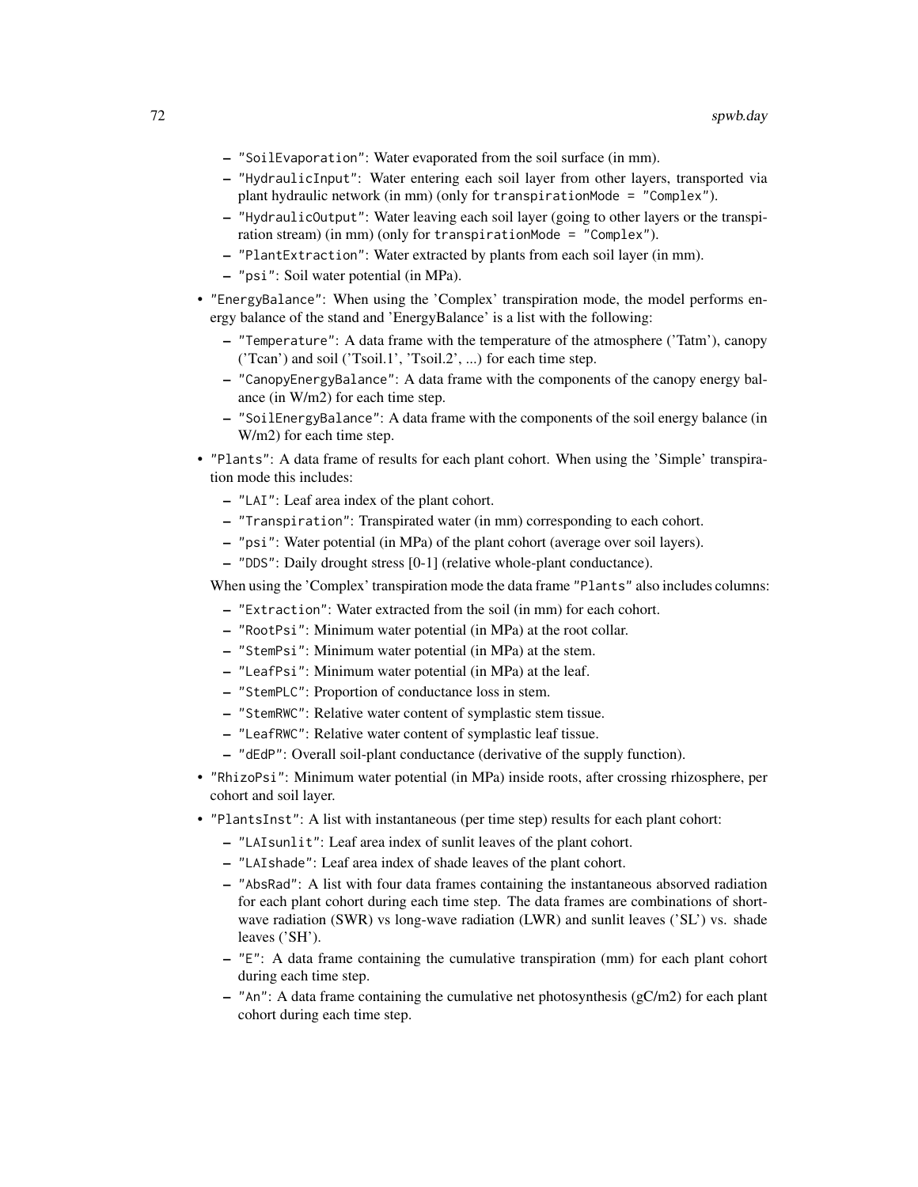- "SoilEvaporation": Water evaporated from the soil surface (in mm).
  - "HydraulicInput": Water entering each soil layer from other layers, transported via plant hydraulic network (in mm) (only for transpirationMode = "Complex").
  - "HydraulicOutput": Water leaving each soil layer (going to other layers or the transpiration stream) (in mm) (only for transpirationMode = "Complex").
  - "PlantExtraction": Water extracted by plants from each soil layer (in mm).
  - "psi": Soil water potential (in MPa).
- "EnergyBalance": When using the 'Complex' transpiration mode, the model performs energy balance of the stand and 'EnergyBalance' is a list with the following:
  - "Temperature": A data frame with the temperature of the atmosphere ('Tatm'), canopy ('Tcan') and soil ('Tsoil.1', 'Tsoil.2', ...) for each time step.
  - "CanopyEnergyBalance": A data frame with the components of the canopy energy balance (in W/m2) for each time step.
  - "SoilEnergyBalance": A data frame with the components of the soil energy balance (in W/m2) for each time step.
- "Plants": A data frame of results for each plant cohort. When using the 'Simple' transpiration mode this includes:
  - "LAI": Leaf area index of the plant cohort.
  - "Transpiration": Transpirated water (in mm) corresponding to each cohort.
  - "psi": Water potential (in MPa) of the plant cohort (average over soil layers).
  - "DDS": Daily drought stress [0-1] (relative whole-plant conductance).

  When using the 'Complex' transpiration mode the data frame "Plants" also includes columns:
  - "Extraction": Water extracted from the soil (in mm) for each cohort.
  - "RootPsi": Minimum water potential (in MPa) at the root collar.
  - "StemPsi": Minimum water potential (in MPa) at the stem.
  - "LeafPsi": Minimum water potential (in MPa) at the leaf.
  - "StemPLC": Proportion of conductance loss in stem.
  - "StemRWC": Relative water content of symplastic stem tissue.
  - "LeafRWC": Relative water content of symplastic leaf tissue.
  - "dEdP": Overall soil-plant conductance (derivative of the supply function).
- "RhizoPsi": Minimum water potential (in MPa) inside roots, after crossing rhizosphere, per cohort and soil layer.
- "PlantsInst": A list with instantaneous (per time step) results for each plant cohort:
  - "LAIsunlit": Leaf area index of sunlit leaves of the plant cohort.
  - "LAIshade": Leaf area index of shade leaves of the plant cohort.
  - "AbsRad": A list with four data frames containing the instantaneous absorved radiation for each plant cohort during each time step. The data frames are combinations of short-wave radiation (SWR) vs long-wave radiation (LWR) and sunlit leaves ('SL') vs. shade leaves ('SH').
  - "E": A data frame containing the cumulative transpiration (mm) for each plant cohort during each time step.
  - "An": A data frame containing the cumulative net photosynthesis (gC/m2) for each plant cohort during each time step.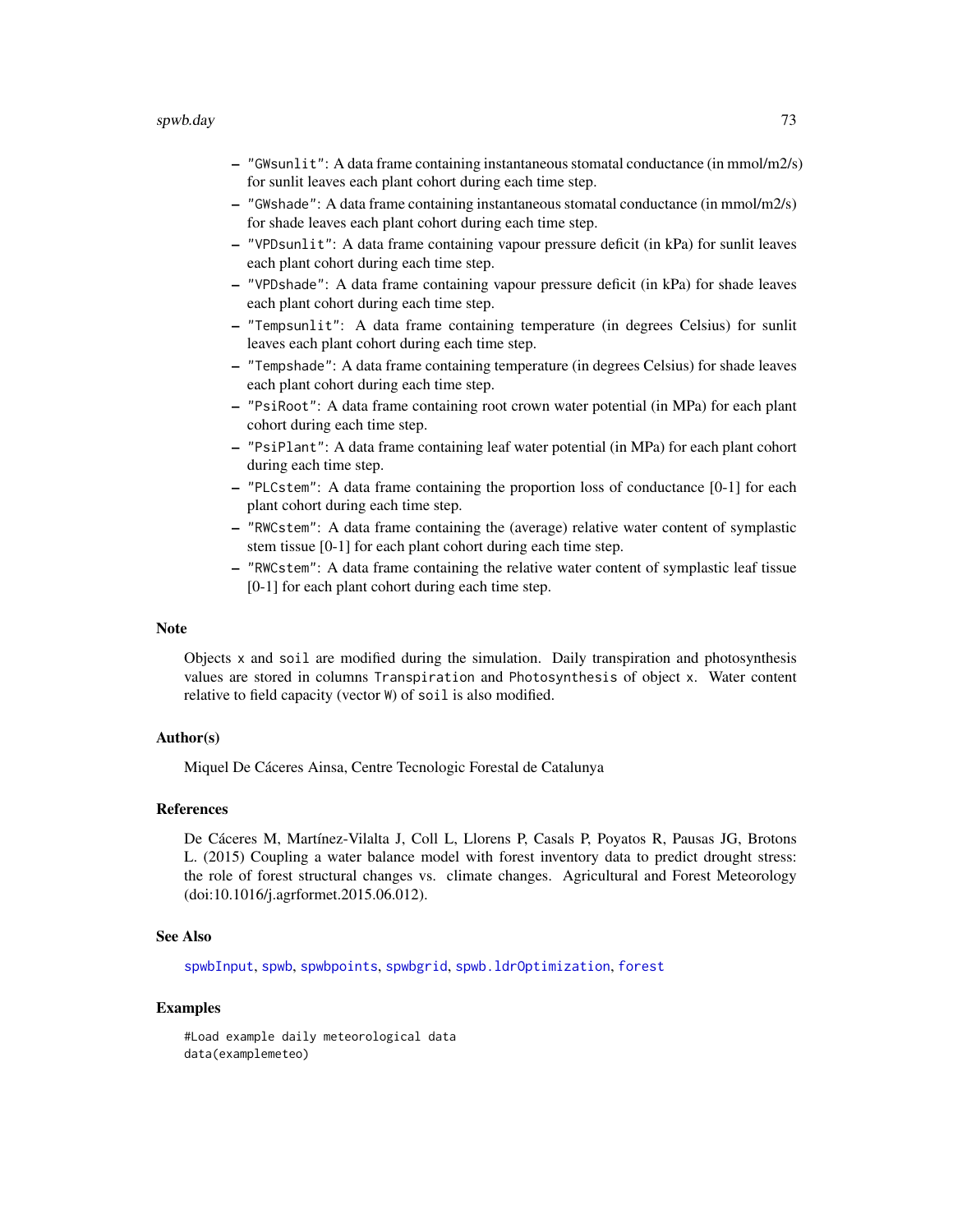- "GWsunlit": A data frame containing instantaneous stomatal conductance (in mmol/m2/s) for sunlit leaves each plant cohort during each time step.
- "GWshade": A data frame containing instantaneous stomatal conductance (in mmol/m2/s) for shade leaves each plant cohort during each time step.
- "VPDsunlit": A data frame containing vapour pressure deficit (in kPa) for sunlit leaves each plant cohort during each time step.
- "VPDshade": A data frame containing vapour pressure deficit (in kPa) for shade leaves each plant cohort during each time step.
- "Tempsunlit": A data frame containing temperature (in degrees Celsius) for sunlit leaves each plant cohort during each time step.
- "Tempshade": A data frame containing temperature (in degrees Celsius) for shade leaves each plant cohort during each time step.
- "PsiRoot": A data frame containing root crown water potential (in MPa) for each plant cohort during each time step.
- "PsiPlant": A data frame containing leaf water potential (in MPa) for each plant cohort during each time step.
- "PLCstem": A data frame containing the proportion loss of conductance [0-1] for each plant cohort during each time step.
- "RWCstem": A data frame containing the (average) relative water content of symplastic stem tissue [0-1] for each plant cohort during each time step.
- "RWCstem": A data frame containing the relative water content of symplastic leaf tissue [0-1] for each plant cohort during each time step.

## Note

Objects x and soil are modified during the simulation. Daily transpiration and photosynthesis values are stored in columns Transpiration and Photosynthesis of object x. Water content relative to field capacity (vector W) of soil is also modified.

## Author(s)

Miquel De Cáceres Ainsa, Centre Tecnologic Forestal de Catalunya

## References

De Cáceres M, Martínez-Vilalta J, Coll L, Llorens P, Casals P, Poyatos R, Pausas JG, Brotons L. (2015) Coupling a water balance model with forest inventory data to predict drought stress: the role of forest structural changes vs. climate changes. Agricultural and Forest Meteorology (doi:10.1016/j.agrformet.2015.06.012).

## See Also

spwbInput, spwb, spwbpoints, spwbgrid, spwb.ldrOptimization, forest

## Examples

```
#Load example daily meteorological data
data(examplemeteo)
```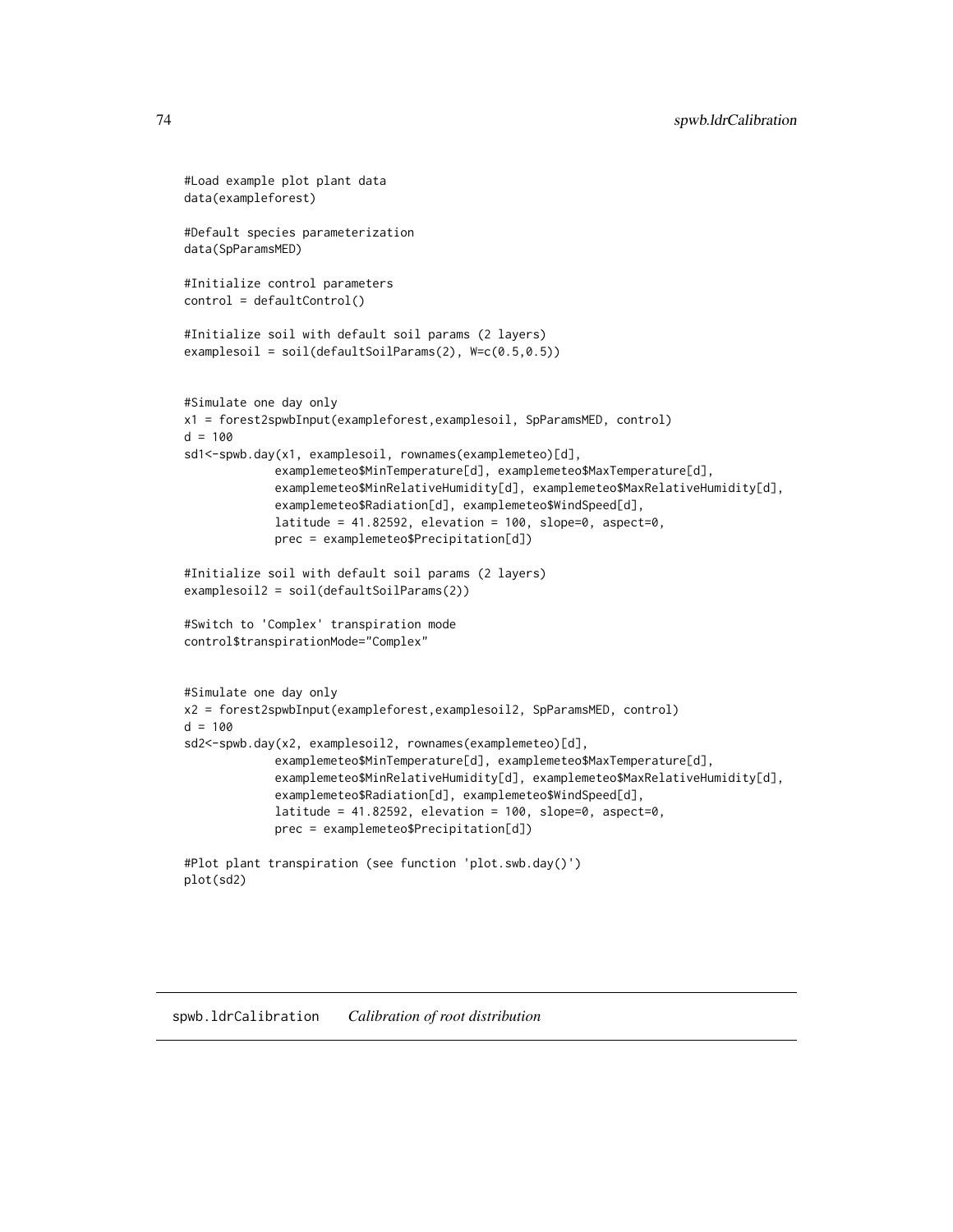```
#Load example plot plant data
data(exampleforest)

#Default species parameterization
data(SpParamsMED)

#Initialize control parameters
control = defaultControl()

#Initialize soil with default soil params (2 layers)
examplesoil = soil(defaultSoilParams(2), W=c(0.5,0.5))


#Simulate one day only
x1 = forest2spwbInput(exampleforest,examplesoil, SpParamsMED, control)
d = 100
sd1<-spwb.day(x1, examplesoil, rownames(examplemeteo)[d],
             examplemeteo$MinTemperature[d], examplemeteo$MaxTemperature[d],
             examplemeteo$MinRelativeHumidity[d], examplemeteo$MaxRelativeHumidity[d],
             examplemeteo$Radiation[d], examplemeteo$WindSpeed[d],
             latitude = 41.82592, elevation = 100, slope=0, aspect=0,
             prec = examplemeteo$Precipitation[d])

#Initialize soil with default soil params (2 layers)
examplesoil2 = soil(defaultSoilParams(2))

#Switch to 'Complex' transpiration mode
control$transpirationMode="Complex"


#Simulate one day only
x2 = forest2spwbInput(exampleforest,examplesoil2, SpParamsMED, control)
d = 100
sd2<-spwb.day(x2, examplesoil2, rownames(examplemeteo)[d],
             examplemeteo$MinTemperature[d], examplemeteo$MaxTemperature[d],
             examplemeteo$MinRelativeHumidity[d], examplemeteo$MaxRelativeHumidity[d],
             examplemeteo$Radiation[d], examplemeteo$WindSpeed[d],
             latitude = 41.82592, elevation = 100, slope=0, aspect=0,
             prec = examplemeteo$Precipitation[d])

#Plot plant transpiration (see function 'plot.swb.day()')
plot(sd2)
```

## spwb.ldrCalibration *Calibration of root distribution*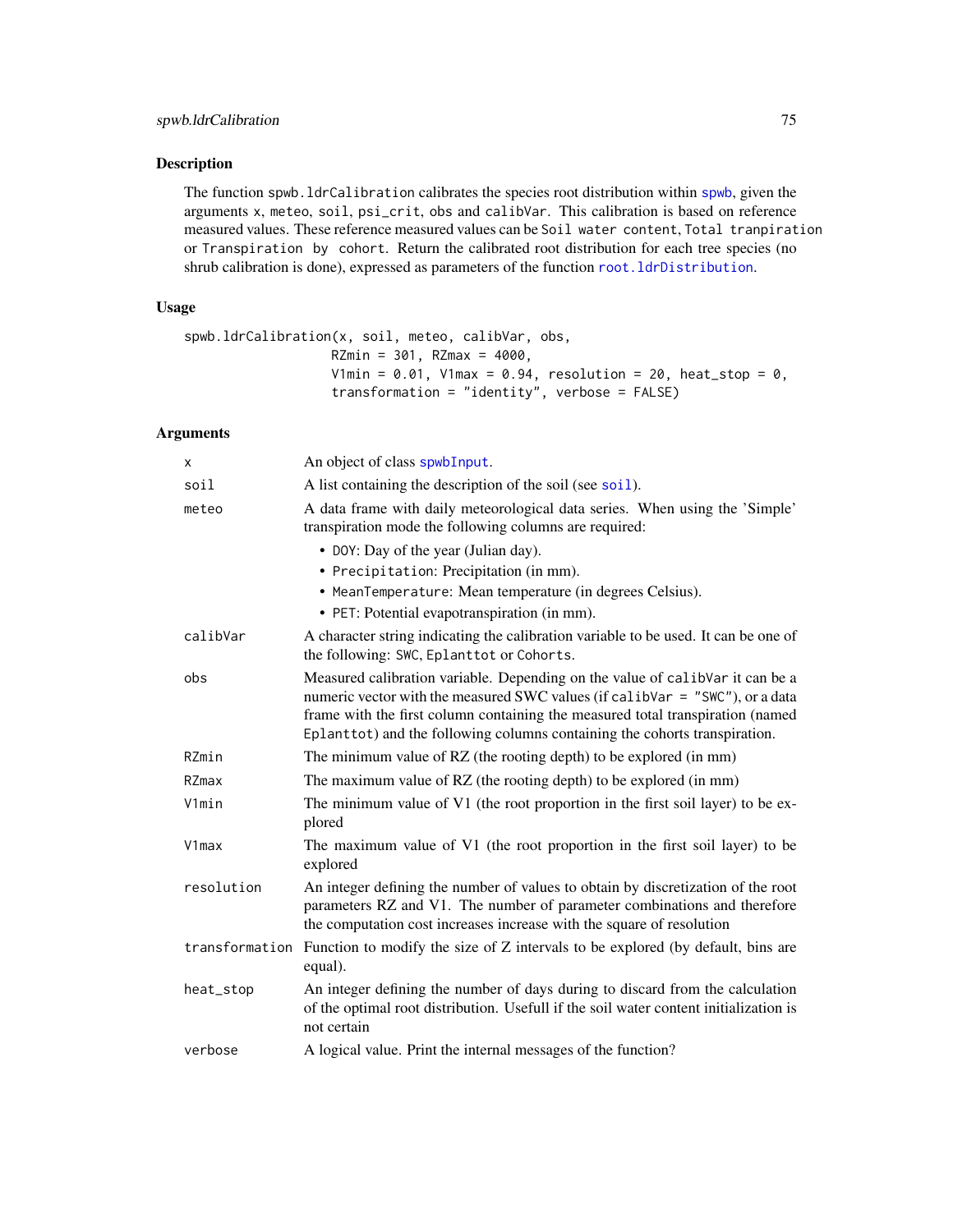## Description

The function `spwb.ldrCalibration` calibrates the species root distribution within `spwb`, given the arguments `x`, `meteo`, `soil`, `psi_crit`, `obs` and `calibVar`. This calibration is based on reference measured values. These reference measured values can be `Soil water content`, `Total tranpiration` or `Transpiration by cohort`. Return the calibrated root distribution for each tree species (no shrub calibration is done), expressed as parameters of the function `root.ldrDistribution`.

## Usage

```
spwb.ldrCalibration(x, soil, meteo, calibVar, obs,
                    RZmin = 301, RZmax = 4000,
                    V1min = 0.01, V1max = 0.94, resolution = 20, heat_stop = 0,
                    transformation = "identity", verbose = FALSE)
```

## Arguments

| | |
|---|---|
| `x` | An object of class `spwbInput`. |
| `soil` | A list containing the description of the soil (see `soil`). |
| `meteo` | A data frame with daily meteorological data series. When using the 'Simple' transpiration mode the following columns are required:<br>• `DOY`: Day of the year (Julian day).<br>• `Precipitation`: Precipitation (in mm).<br>• `MeanTemperature`: Mean temperature (in degrees Celsius).<br>• `PET`: Potential evapotranspiration (in mm). |
| `calibVar` | A character string indicating the calibration variable to be used. It can be one of the following: `SWC`, `Eplanttot` or `Cohorts`. |
| `obs` | Measured calibration variable. Depending on the value of `calibVar` it can be a numeric vector with the measured SWC values (if `calibVar = "SWC"`), or a data frame with the first column containing the measured total transpiration (named `Eplanttot`) and the following columns containing the cohorts transpiration. |
| `RZmin` | The minimum value of RZ (the rooting depth) to be explored (in mm) |
| `RZmax` | The maximum value of RZ (the rooting depth) to be explored (in mm) |
| `V1min` | The minimum value of V1 (the root proportion in the first soil layer) to be explored |
| `V1max` | The maximum value of V1 (the root proportion in the first soil layer) to be explored |
| `resolution` | An integer defining the number of values to obtain by discretization of the root parameters RZ and V1. The number of parameter combinations and therefore the computation cost increases increase with the square of resolution |
| `transformation` | Function to modify the size of Z intervals to be explored (by default, bins are equal). |
| `heat_stop` | An integer defining the number of days during to discard from the calculation of the optimal root distribution. Usefull if the soil water content initialization is not certain |
| `verbose` | A logical value. Print the internal messages of the function? |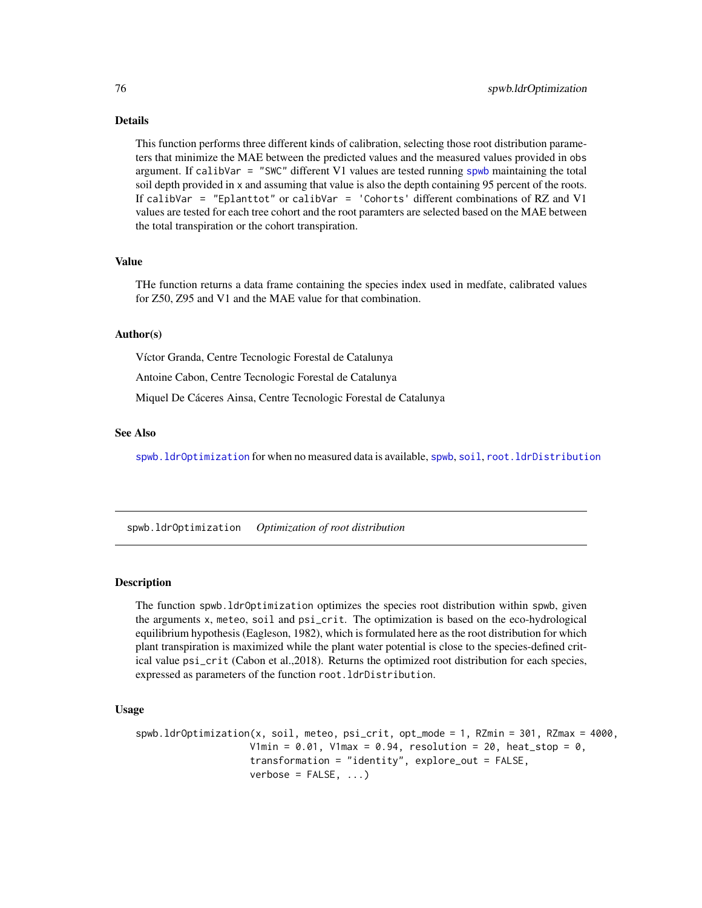### Details

This function performs three different kinds of calibration, selecting those root distribution parameters that minimize the MAE between the predicted values and the measured values provided in `obs` argument. If `calibVar = "SWC"` different V1 values are tested running `spwb` maintaining the total soil depth provided in `x` and assuming that value is also the depth containing 95 percent of the roots. If `calibVar = "Eplanttot"` or `calibVar = 'Cohorts'` different combinations of RZ and V1 values are tested for each tree cohort and the root paramters are selected based on the MAE between the total transpiration or the cohort transpiration.

### Value

THe function returns a data frame containing the species index used in medfate, calibrated values for Z50, Z95 and V1 and the MAE value for that combination.

### Author(s)

Víctor Granda, Centre Tecnologic Forestal de Catalunya

Antoine Cabon, Centre Tecnologic Forestal de Catalunya

Miquel De Cáceres Ainsa, Centre Tecnologic Forestal de Catalunya

### See Also

`spwb.ldrOptimization` for when no measured data is available, `spwb`, `soil`, `root.ldrDistribution`

---

## spwb.ldrOptimization    *Optimization of root distribution*

### Description

The function `spwb.ldrOptimization` optimizes the species root distribution within `spwb`, given the arguments `x`, `meteo`, `soil` and `psi_crit`. The optimization is based on the eco-hydrological equilibrium hypothesis (Eagleson, 1982), which is formulated here as the root distribution for which plant transpiration is maximized while the plant water potential is close to the species-defined critical value `psi_crit` (Cabon et al.,2018). Returns the optimized root distribution for each species, expressed as parameters of the function `root.ldrDistribution`.

### Usage

```
spwb.ldrOptimization(x, soil, meteo, psi_crit, opt_mode = 1, RZmin = 301, RZmax = 4000,
                     V1min = 0.01, V1max = 0.94, resolution = 20, heat_stop = 0,
                     transformation = "identity", explore_out = FALSE,
                     verbose = FALSE, ...)
```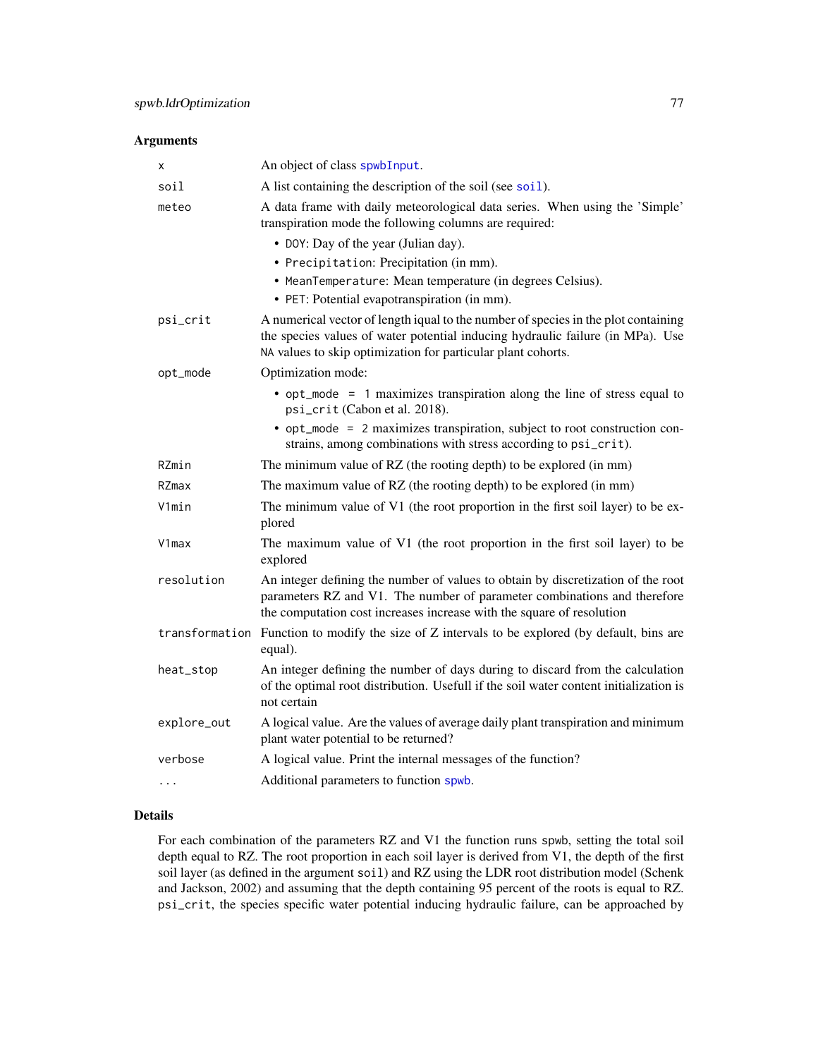### Arguments

| | |
|---|---|
| `x` | An object of class `spwbInput`. |
| `soil` | A list containing the description of the soil (see `soil`). |
| `meteo` | A data frame with daily meteorological data series. When using the 'Simple' transpiration mode the following columns are required:<br>• `DOY`: Day of the year (Julian day).<br>• `Precipitation`: Precipitation (in mm).<br>• `MeanTemperature`: Mean temperature (in degrees Celsius).<br>• `PET`: Potential evapotranspiration (in mm). |
| `psi_crit` | A numerical vector of length iqual to the number of species in the plot containing the species values of water potential inducing hydraulic failure (in MPa). Use `NA` values to skip optimization for particular plant cohorts. |
| `opt_mode` | Optimization mode:<br>• `opt_mode = 1` maximizes transpiration along the line of stress equal to `psi_crit` (Cabon et al. 2018).<br>• `opt_mode = 2` maximizes transpiration, subject to root construction constrains, among combinations with stress according to `psi_crit`). |
| `RZmin` | The minimum value of RZ (the rooting depth) to be explored (in mm) |
| `RZmax` | The maximum value of RZ (the rooting depth) to be explored (in mm) |
| `V1min` | The minimum value of V1 (the root proportion in the first soil layer) to be explored |
| `V1max` | The maximum value of V1 (the root proportion in the first soil layer) to be explored |
| `resolution` | An integer defining the number of values to obtain by discretization of the root parameters RZ and V1. The number of parameter combinations and therefore the computation cost increases increase with the square of resolution |
| `transformation` | Function to modify the size of Z intervals to be explored (by default, bins are equal). |
| `heat_stop` | An integer defining the number of days during to discard from the calculation of the optimal root distribution. Usefull if the soil water content initialization is not certain |
| `explore_out` | A logical value. Are the values of average daily plant transpiration and minimum plant water potential to be returned? |
| `verbose` | A logical value. Print the internal messages of the function? |
| `...` | Additional parameters to function `spwb`. |

### Details

For each combination of the parameters RZ and V1 the function runs spwb, setting the total soil depth equal to RZ. The root proportion in each soil layer is derived from V1, the depth of the first soil layer (as defined in the argument `soil`) and RZ using the LDR root distribution model (Schenk and Jackson, 2002) and assuming that the depth containing 95 percent of the roots is equal to RZ. `psi_crit`, the species specific water potential inducing hydraulic failure, can be approached by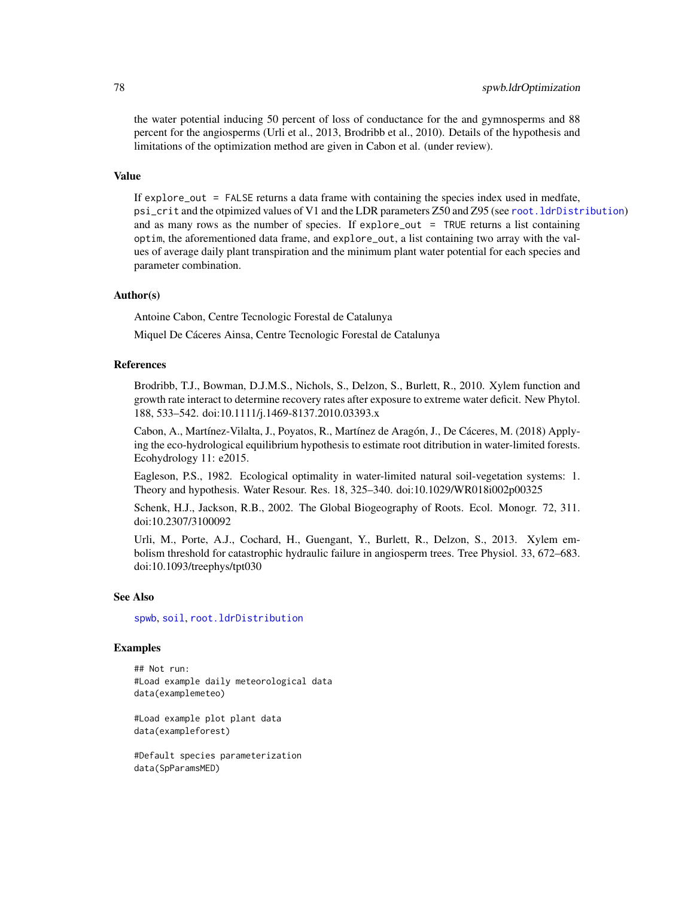the water potential inducing 50 percent of loss of conductance for the and gymnosperms and 88 percent for the angiosperms (Urli et al., 2013, Brodribb et al., 2010). Details of the hypothesis and limitations of the optimization method are given in Cabon et al. (under review).

## Value

If `explore_out = FALSE` returns a data frame with containing the species index used in medfate, `psi_crit` and the otpimized values of V1 and the LDR parameters Z50 and Z95 (see `root.ldrDistribution`) and as many rows as the number of species. If `explore_out = TRUE` returns a list containing `optim`, the aforementioned data frame, and `explore_out`, a list containing two array with the values of average daily plant transpiration and the minimum plant water potential for each species and parameter combination.

## Author(s)

Antoine Cabon, Centre Tecnologic Forestal de Catalunya

Miquel De Cáceres Ainsa, Centre Tecnologic Forestal de Catalunya

## References

Brodribb, T.J., Bowman, D.J.M.S., Nichols, S., Delzon, S., Burlett, R., 2010. Xylem function and growth rate interact to determine recovery rates after exposure to extreme water deficit. New Phytol. 188, 533–542. doi:10.1111/j.1469-8137.2010.03393.x

Cabon, A., Martínez-Vilalta, J., Poyatos, R., Martínez de Aragón, J., De Cáceres, M. (2018) Applying the eco-hydrological equilibrium hypothesis to estimate root ditribution in water-limited forests. Ecohydrology 11: e2015.

Eagleson, P.S., 1982. Ecological optimality in water-limited natural soil-vegetation systems: 1. Theory and hypothesis. Water Resour. Res. 18, 325–340. doi:10.1029/WR018i002p00325

Schenk, H.J., Jackson, R.B., 2002. The Global Biogeography of Roots. Ecol. Monogr. 72, 311. doi:10.2307/3100092

Urli, M., Porte, A.J., Cochard, H., Guengant, Y., Burlett, R., Delzon, S., 2013. Xylem embolism threshold for catastrophic hydraulic failure in angiosperm trees. Tree Physiol. 33, 672–683. doi:10.1093/treephys/tpt030

## See Also

`spwb`, `soil`, `root.ldrDistribution`

## Examples

```
## Not run:
#Load example daily meteorological data
data(examplemeteo)

#Load example plot plant data
data(exampleforest)

#Default species parameterization
data(SpParamsMED)
```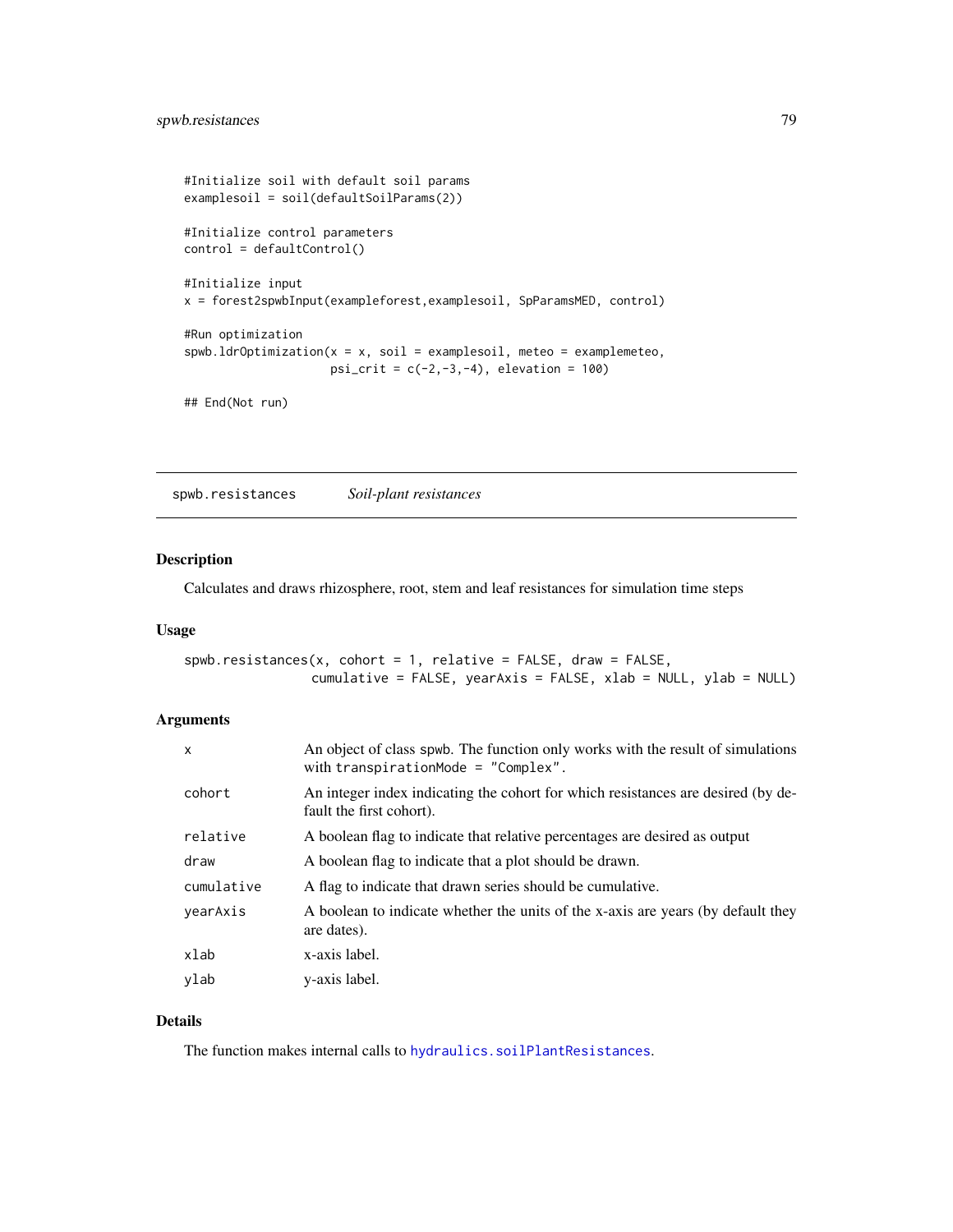```
#Initialize soil with default soil params
examplesoil = soil(defaultSoilParams(2))

#Initialize control parameters
control = defaultControl()

#Initialize input
x = forest2spwbInput(exampleforest,examplesoil, SpParamsMED, control)

#Run optimization
spwb.ldrOptimization(x = x, soil = examplesoil, meteo = examplemeteo,
                     psi_crit = c(-2,-3,-4), elevation = 100)

## End(Not run)
```

## spwb.resistances — *Soil-plant resistances*

### Description

Calculates and draws rhizosphere, root, stem and leaf resistances for simulation time steps

### Usage

```
spwb.resistances(x, cohort = 1, relative = FALSE, draw = FALSE,
                 cumulative = FALSE, yearAxis = FALSE, xlab = NULL, ylab = NULL)
```

### Arguments

| | |
|---|---|
| x | An object of class spwb. The function only works with the result of simulations with `transpirationMode = "Complex"`. |
| cohort | An integer index indicating the cohort for which resistances are desired (by default the first cohort). |
| relative | A boolean flag to indicate that relative percentages are desired as output |
| draw | A boolean flag to indicate that a plot should be drawn. |
| cumulative | A flag to indicate that drawn series should be cumulative. |
| yearAxis | A boolean to indicate whether the units of the x-axis are years (by default they are dates). |
| xlab | x-axis label. |
| ylab | y-axis label. |

### Details

The function makes internal calls to `hydraulics.soilPlantResistances`.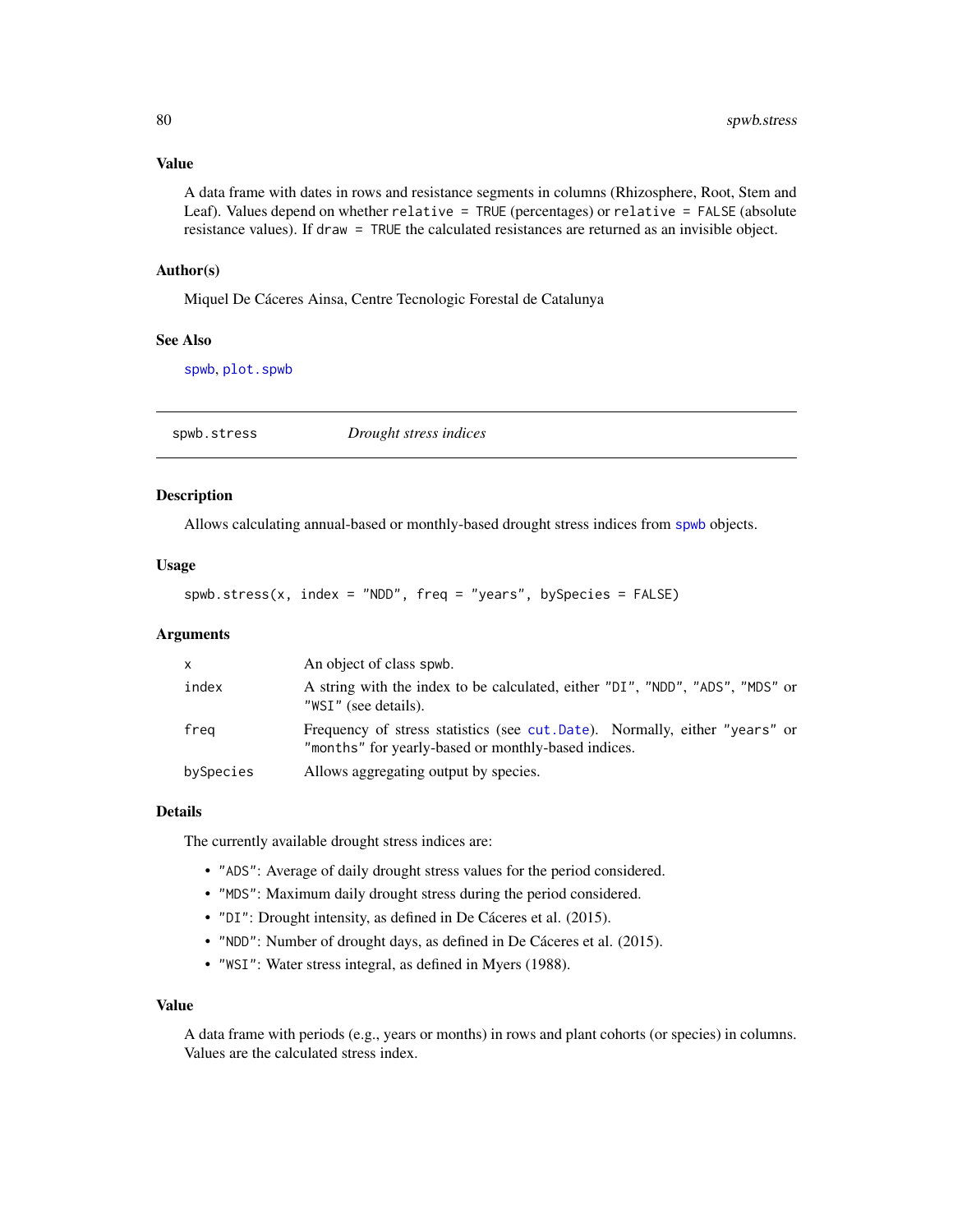### Value

A data frame with dates in rows and resistance segments in columns (Rhizosphere, Root, Stem and Leaf). Values depend on whether `relative = TRUE` (percentages) or `relative = FALSE` (absolute resistance values). If `draw = TRUE` the calculated resistances are returned as an invisible object.

### Author(s)

Miquel De Cáceres Ainsa, Centre Tecnologic Forestal de Catalunya

### See Also

`spwb`, `plot.spwb`

---

## spwb.stress — *Drought stress indices*

### Description

Allows calculating annual-based or monthly-based drought stress indices from `spwb` objects.

### Usage

```
spwb.stress(x, index = "NDD", freq = "years", bySpecies = FALSE)
```

### Arguments

| | |
|---|---|
| `x` | An object of class spwb. |
| `index` | A string with the index to be calculated, either `"DI"`, `"NDD"`, `"ADS"`, `"MDS"` or `"WSI"` (see details). |
| `freq` | Frequency of stress statistics (see `cut.Date`). Normally, either `"years"` or `"months"` for yearly-based or monthly-based indices. |
| `bySpecies` | Allows aggregating output by species. |

### Details

The currently available drought stress indices are:

- `"ADS"`: Average of daily drought stress values for the period considered.
- `"MDS"`: Maximum daily drought stress during the period considered.
- `"DI"`: Drought intensity, as defined in De Cáceres et al. (2015).
- `"NDD"`: Number of drought days, as defined in De Cáceres et al. (2015).
- `"WSI"`: Water stress integral, as defined in Myers (1988).

### Value

A data frame with periods (e.g., years or months) in rows and plant cohorts (or species) in columns. Values are the calculated stress index.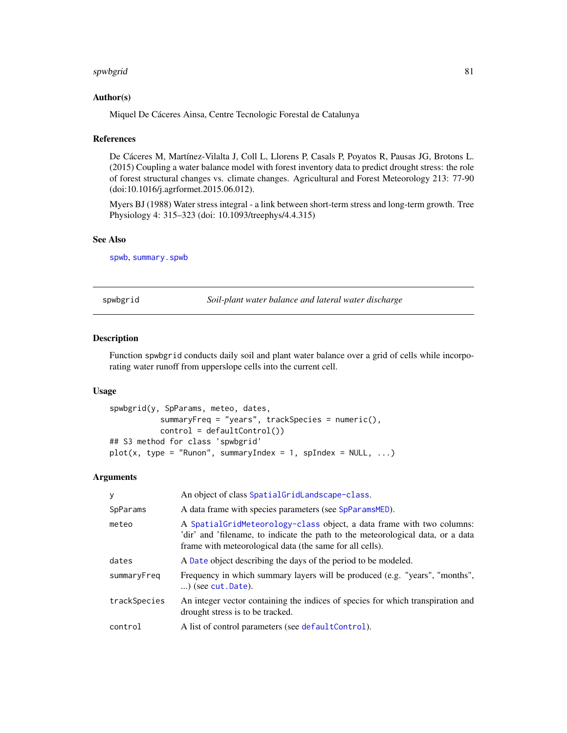## Author(s)

Miquel De Cáceres Ainsa, Centre Tecnologic Forestal de Catalunya

## References

De Cáceres M, Martínez-Vilalta J, Coll L, Llorens P, Casals P, Poyatos R, Pausas JG, Brotons L. (2015) Coupling a water balance model with forest inventory data to predict drought stress: the role of forest structural changes vs. climate changes. Agricultural and Forest Meteorology 213: 77-90 (doi:10.1016/j.agrformet.2015.06.012).

Myers BJ (1988) Water stress integral - a link between short-term stress and long-term growth. Tree Physiology 4: 315–323 (doi: 10.1093/treephys/4.4.315)

## See Also

spwb, summary.spwb

---

# spwbgrid *Soil-plant water balance and lateral water discharge*

---

## Description

Function spwbgrid conducts daily soil and plant water balance over a grid of cells while incorporating water runoff from upperslope cells into the current cell.

## Usage

```
spwbgrid(y, SpParams, meteo, dates,
          summaryFreq = "years", trackSpecies = numeric(),
          control = defaultControl())
## S3 method for class 'spwbgrid'
plot(x, type = "Runon", summaryIndex = 1, spIndex = NULL, ...)
```

## Arguments

| | |
|---|---|
| y | An object of class SpatialGridLandscape-class. |
| SpParams | A data frame with species parameters (see SpParamsMED). |
| meteo | A SpatialGridMeteorology-class object, a data frame with two columns: 'dir' and 'filename, to indicate the path to the meteorological data, or a data frame with meteorological data (the same for all cells). |
| dates | A Date object describing the days of the period to be modeled. |
| summaryFreq | Frequency in which summary layers will be produced (e.g. "years", "months", ...) (see cut.Date). |
| trackSpecies | An integer vector containing the indices of species for which transpiration and drought stress is to be tracked. |
| control | A list of control parameters (see defaultControl). |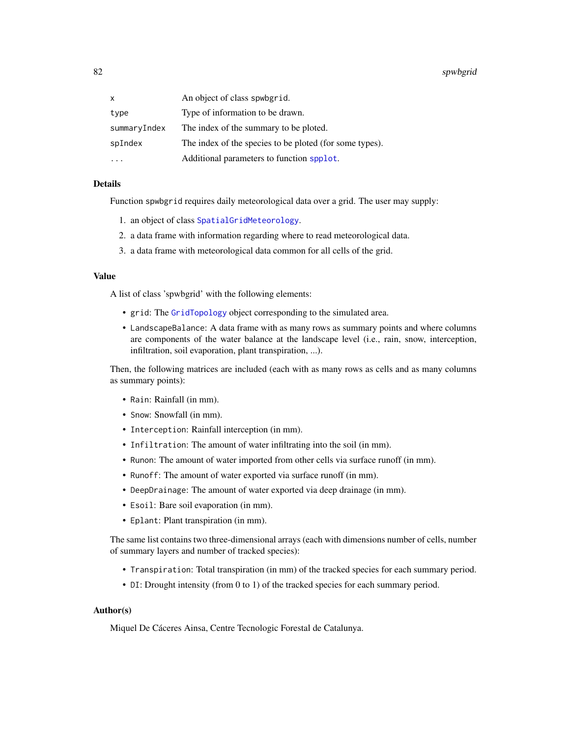| | |
|---|---|
| `x` | An object of class `spwbgrid`. |
| `type` | Type of information to be drawn. |
| `summaryIndex` | The index of the summary to be ploted. |
| `spIndex` | The index of the species to be ploted (for some types). |
| `...` | Additional parameters to function `spplot`. |

## Details

Function `spwbgrid` requires daily meteorological data over a grid. The user may supply:

1. an object of class `SpatialGridMeteorology`.
2. a data frame with information regarding where to read meteorological data.
3. a data frame with meteorological data common for all cells of the grid.

## Value

A list of class 'spwbgrid' with the following elements:

- `grid`: The `GridTopology` object corresponding to the simulated area.
- `LandscapeBalance`: A data frame with as many rows as summary points and where columns are components of the water balance at the landscape level (i.e., rain, snow, interception, infiltration, soil evaporation, plant transpiration, ...).

Then, the following matrices are included (each with as many rows as cells and as many columns as summary points):

- `Rain`: Rainfall (in mm).
- `Snow`: Snowfall (in mm).
- `Interception`: Rainfall interception (in mm).
- `Infiltration`: The amount of water infiltrating into the soil (in mm).
- `Runon`: The amount of water imported from other cells via surface runoff (in mm).
- `Runoff`: The amount of water exported via surface runoff (in mm).
- `DeepDrainage`: The amount of water exported via deep drainage (in mm).
- `Esoil`: Bare soil evaporation (in mm).
- `Eplant`: Plant transpiration (in mm).

The same list contains two three-dimensional arrays (each with dimensions number of cells, number of summary layers and number of tracked species):

- `Transpiration`: Total transpiration (in mm) of the tracked species for each summary period.
- `DI`: Drought intensity (from 0 to 1) of the tracked species for each summary period.

## Author(s)

Miquel De Cáceres Ainsa, Centre Tecnologic Forestal de Catalunya.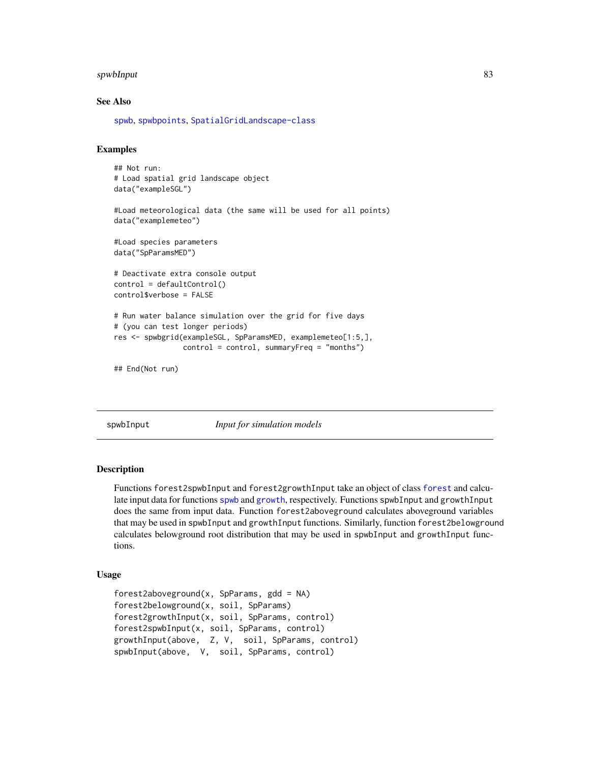### See Also

spwb, spwbpoints, SpatialGridLandscape-class

### Examples

```
## Not run:
# Load spatial grid landscape object
data("exampleSGL")

#Load meteorological data (the same will be used for all points)
data("examplemeteo")

#Load species parameters
data("SpParamsMED")

# Deactivate extra console output
control = defaultControl()
control$verbose = FALSE

# Run water balance simulation over the grid for five days
# (you can test longer periods)
res <- spwbgrid(exampleSGL, SpParamsMED, examplemeteo[1:5,],
                control = control, summaryFreq = "months")

## End(Not run)
```

---

## spwbInput — *Input for simulation models*

### Description

Functions `forest2spwbInput` and `forest2growthInput` take an object of class forest and calculate input data for functions spwb and growth, respectively. Functions `spwbInput` and `growthInput` does the same from input data. Function `forest2aboveground` calculates aboveground variables that may be used in `spwbInput` and `growthInput` functions. Similarly, function `forest2belowground` calculates belowground root distribution that may be used in `spwbInput` and `growthInput` functions.

### Usage

```
forest2aboveground(x, SpParams, gdd = NA)
forest2belowground(x, soil, SpParams)
forest2growthInput(x, soil, SpParams, control)
forest2spwbInput(x, soil, SpParams, control)
growthInput(above,  Z, V,  soil, SpParams, control)
spwbInput(above,  V,  soil, SpParams, control)
```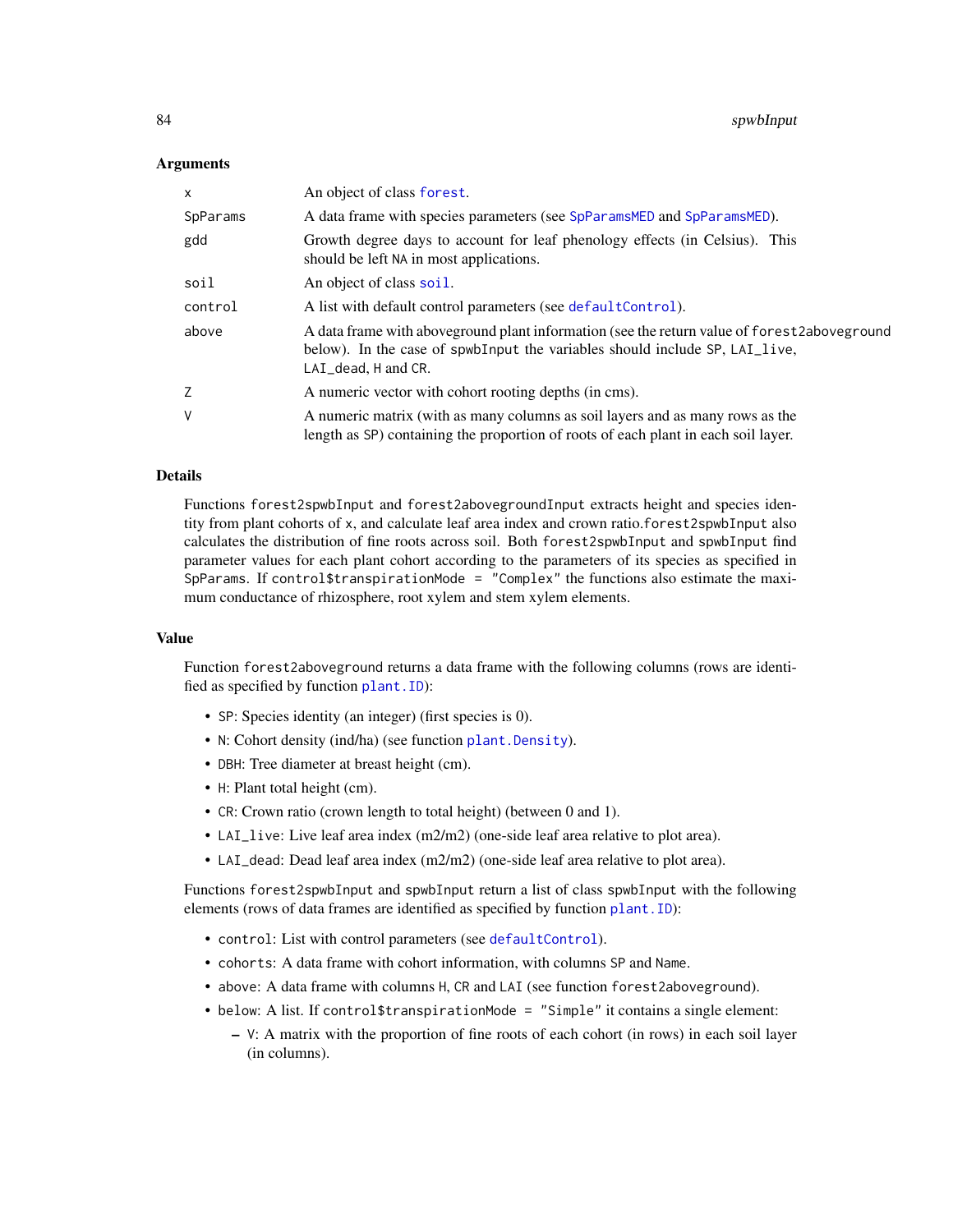### Arguments

| | |
|---|---|
| x | An object of class `forest`. |
| SpParams | A data frame with species parameters (see `SpParamsMED` and `SpParamsMED`). |
| gdd | Growth degree days to account for leaf phenology effects (in Celsius). This should be left `NA` in most applications. |
| soil | An object of class `soil`. |
| control | A list with default control parameters (see `defaultControl`). |
| above | A data frame with aboveground plant information (see the return value of `forest2aboveground` below). In the case of `spwbInput` the variables should include `SP`, `LAI_live`, `LAI_dead`, `H` and `CR`. |
| Z | A numeric vector with cohort rooting depths (in cms). |
| V | A numeric matrix (with as many columns as soil layers and as many rows as the length as `SP`) containing the proportion of roots of each plant in each soil layer. |

### Details

Functions `forest2spwbInput` and `forest2abovegroundInput` extracts height and species identity from plant cohorts of `x`, and calculate leaf area index and crown ratio.`forest2spwbInput` also calculates the distribution of fine roots across soil. Both `forest2spwbInput` and `spwbInput` find parameter values for each plant cohort according to the parameters of its species as specified in `SpParams`. If `control$transpirationMode = "Complex"` the functions also estimate the maximum conductance of rhizosphere, root xylem and stem xylem elements.

### Value

Function `forest2aboveground` returns a data frame with the following columns (rows are identified as specified by function `plant.ID`):

- `SP`: Species identity (an integer) (first species is 0).
- `N`: Cohort density (ind/ha) (see function `plant.Density`).
- `DBH`: Tree diameter at breast height (cm).
- `H`: Plant total height (cm).
- `CR`: Crown ratio (crown length to total height) (between 0 and 1).
- `LAI_live`: Live leaf area index (m2/m2) (one-side leaf area relative to plot area).
- `LAI_dead`: Dead leaf area index (m2/m2) (one-side leaf area relative to plot area).

Functions `forest2spwbInput` and `spwbInput` return a list of class `spwbInput` with the following elements (rows of data frames are identified as specified by function `plant.ID`):

- `control`: List with control parameters (see `defaultControl`).
- `cohorts`: A data frame with cohort information, with columns `SP` and `Name`.
- `above`: A data frame with columns `H`, `CR` and `LAI` (see function `forest2aboveground`).
- `below`: A list. If `control$transpirationMode = "Simple"` it contains a single element:
  - `V`: A matrix with the proportion of fine roots of each cohort (in rows) in each soil layer (in columns).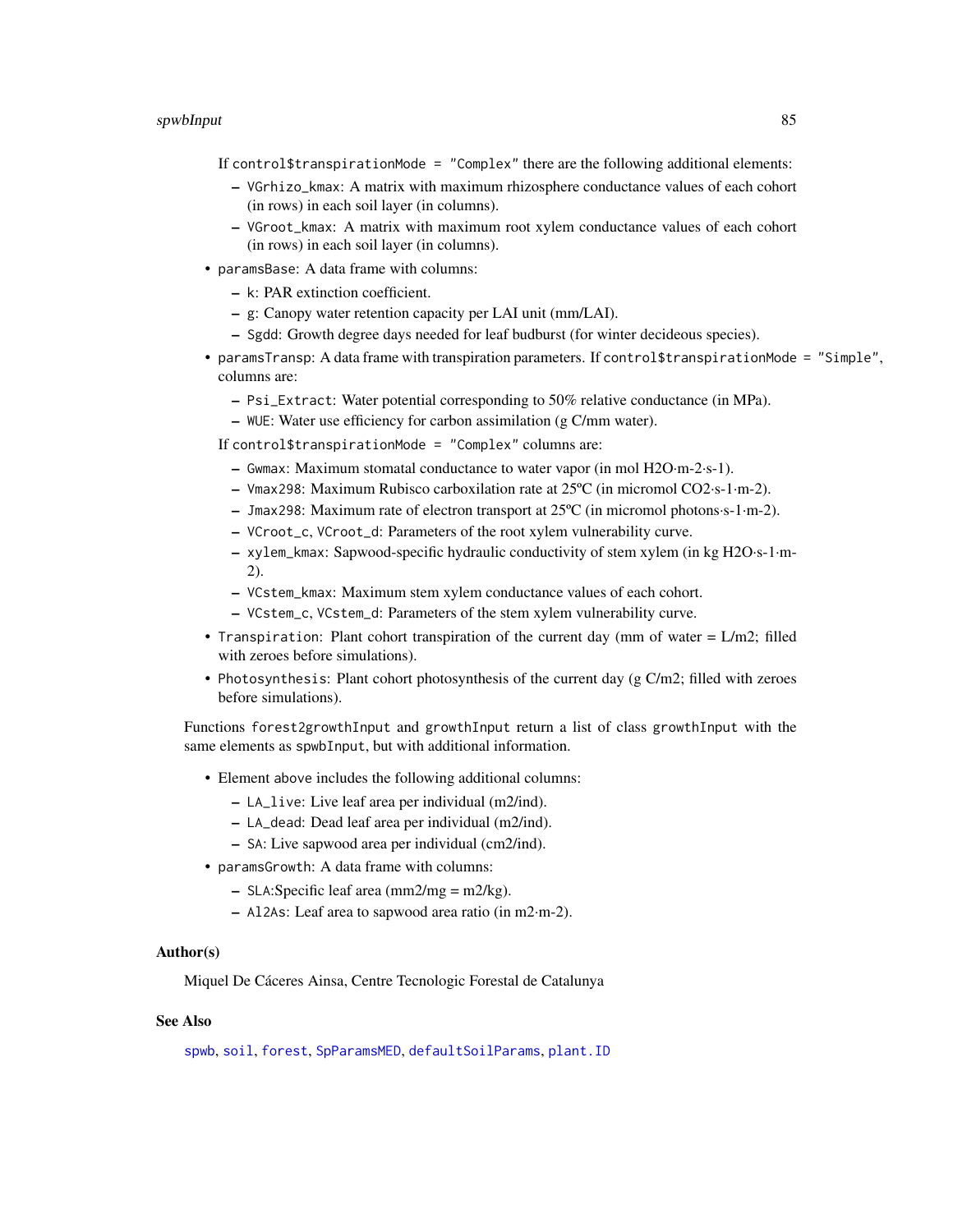If `control$transpirationMode = "Complex"` there are the following additional elements:

  - `VGrhizo_kmax`: A matrix with maximum rhizosphere conductance values of each cohort (in rows) in each soil layer (in columns).
  - `VGroot_kmax`: A matrix with maximum root xylem conductance values of each cohort (in rows) in each soil layer (in columns).

- `paramsBase`: A data frame with columns:
  - `k`: PAR extinction coefficient.
  - `g`: Canopy water retention capacity per LAI unit (mm/LAI).
  - `Sgdd`: Growth degree days needed for leaf budburst (for winter decideous species).
- `paramsTransp`: A data frame with transpiration parameters. If `control$transpirationMode = "Simple"`, columns are:
  - `Psi_Extract`: Water potential corresponding to 50% relative conductance (in MPa).
  - `WUE`: Water use efficiency for carbon assimilation (g C/mm water).

  If `control$transpirationMode = "Complex"` columns are:

  - `Gwmax`: Maximum stomatal conductance to water vapor (in mol H2O·m-2·s-1).
  - `Vmax298`: Maximum Rubisco carboxilation rate at 25ºC (in micromol CO2·s-1·m-2).
  - `Jmax298`: Maximum rate of electron transport at 25ºC (in micromol photons·s-1·m-2).
  - `VCroot_c`, `VCroot_d`: Parameters of the root xylem vulnerability curve.
  - `xylem_kmax`: Sapwood-specific hydraulic conductivity of stem xylem (in kg H2O·s-1·m-2).
  - `VCstem_kmax`: Maximum stem xylem conductance values of each cohort.
  - `VCstem_c`, `VCstem_d`: Parameters of the stem xylem vulnerability curve.
- `Transpiration`: Plant cohort transpiration of the current day (mm of water = L/m2; filled with zeroes before simulations).
- `Photosynthesis`: Plant cohort photosynthesis of the current day (g C/m2; filled with zeroes before simulations).

Functions `forest2growthInput` and `growthInput` return a list of class `growthInput` with the same elements as `spwbInput`, but with additional information.

- Element `above` includes the following additional columns:
  - `LA_live`: Live leaf area per individual (m2/ind).
  - `LA_dead`: Dead leaf area per individual (m2/ind).
  - `SA`: Live sapwood area per individual (cm2/ind).
- `paramsGrowth`: A data frame with columns:
  - `SLA`:Specific leaf area (mm2/mg = m2/kg).
  - `Al2As`: Leaf area to sapwood area ratio (in m2·m-2).

### Author(s)

Miquel De Cáceres Ainsa, Centre Tecnologic Forestal de Catalunya

### See Also

`spwb`, `soil`, `forest`, `SpParamsMED`, `defaultSoilParams`, `plant.ID`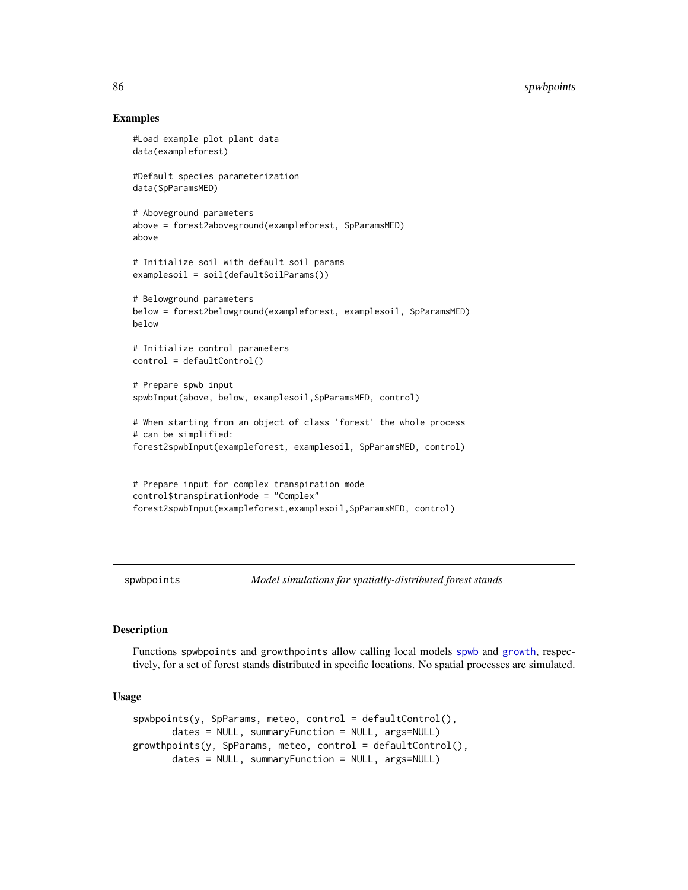## Examples

```
#Load example plot plant data
data(exampleforest)

#Default species parameterization
data(SpParamsMED)

# Aboveground parameters
above = forest2aboveground(exampleforest, SpParamsMED)
above

# Initialize soil with default soil params
examplesoil = soil(defaultSoilParams())

# Belowground parameters
below = forest2belowground(exampleforest, examplesoil, SpParamsMED)
below

# Initialize control parameters
control = defaultControl()

# Prepare spwb input
spwbInput(above, below, examplesoil,SpParamsMED, control)

# When starting from an object of class 'forest' the whole process
# can be simplified:
forest2spwbInput(exampleforest, examplesoil, SpParamsMED, control)


# Prepare input for complex transpiration mode
control$transpirationMode = "Complex"
forest2spwbInput(exampleforest,examplesoil,SpParamsMED, control)
```

---

# spwbpoints — *Model simulations for spatially-distributed forest stands*

## Description

Functions spwbpoints and growthpoints allow calling local models spwb and growth, respectively, for a set of forest stands distributed in specific locations. No spatial processes are simulated.

## Usage

```
spwbpoints(y, SpParams, meteo, control = defaultControl(),
       dates = NULL, summaryFunction = NULL, args=NULL)
growthpoints(y, SpParams, meteo, control = defaultControl(),
       dates = NULL, summaryFunction = NULL, args=NULL)
```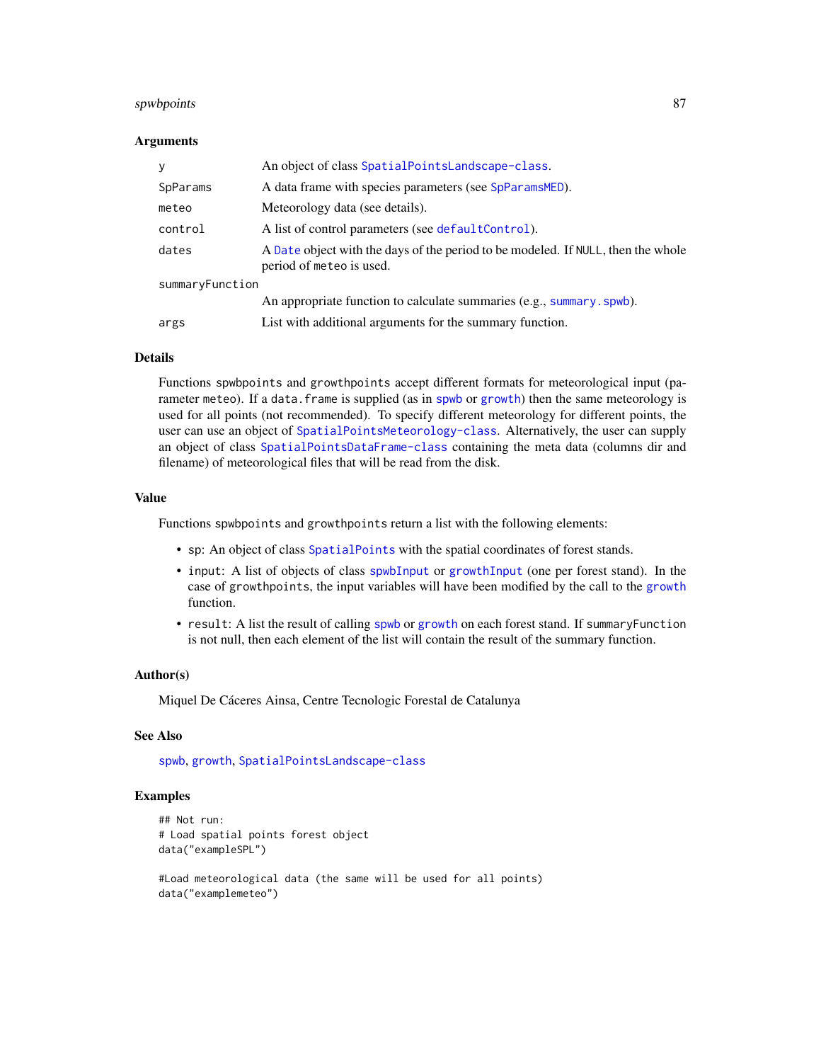### Arguments

| | |
|---|---|
| y | An object of class SpatialPointsLandscape-class. |
| SpParams | A data frame with species parameters (see SpParamsMED). |
| meteo | Meteorology data (see details). |
| control | A list of control parameters (see defaultControl). |
| dates | A Date object with the days of the period to be modeled. If NULL, then the whole period of meteo is used. |
| summaryFunction | An appropriate function to calculate summaries (e.g., summary.spwb). |
| args | List with additional arguments for the summary function. |

### Details

Functions spwbpoints and growthpoints accept different formats for meteorological input (parameter meteo). If a data.frame is supplied (as in spwb or growth) then the same meteorology is used for all points (not recommended). To specify different meteorology for different points, the user can use an object of SpatialPointsMeteorology-class. Alternatively, the user can supply an object of class SpatialPointsDataFrame-class containing the meta data (columns dir and filename) of meteorological files that will be read from the disk.

### Value

Functions spwbpoints and growthpoints return a list with the following elements:

- sp: An object of class SpatialPoints with the spatial coordinates of forest stands.
- input: A list of objects of class spwbInput or growthInput (one per forest stand). In the case of growthpoints, the input variables will have been modified by the call to the growth function.
- result: A list the result of calling spwb or growth on each forest stand. If summaryFunction is not null, then each element of the list will contain the result of the summary function.

### Author(s)

Miquel De Cáceres Ainsa, Centre Tecnologic Forestal de Catalunya

### See Also

spwb, growth, SpatialPointsLandscape-class

### Examples

```
## Not run:
# Load spatial points forest object
data("exampleSPL")

#Load meteorological data (the same will be used for all points)
data("examplemeteo")
```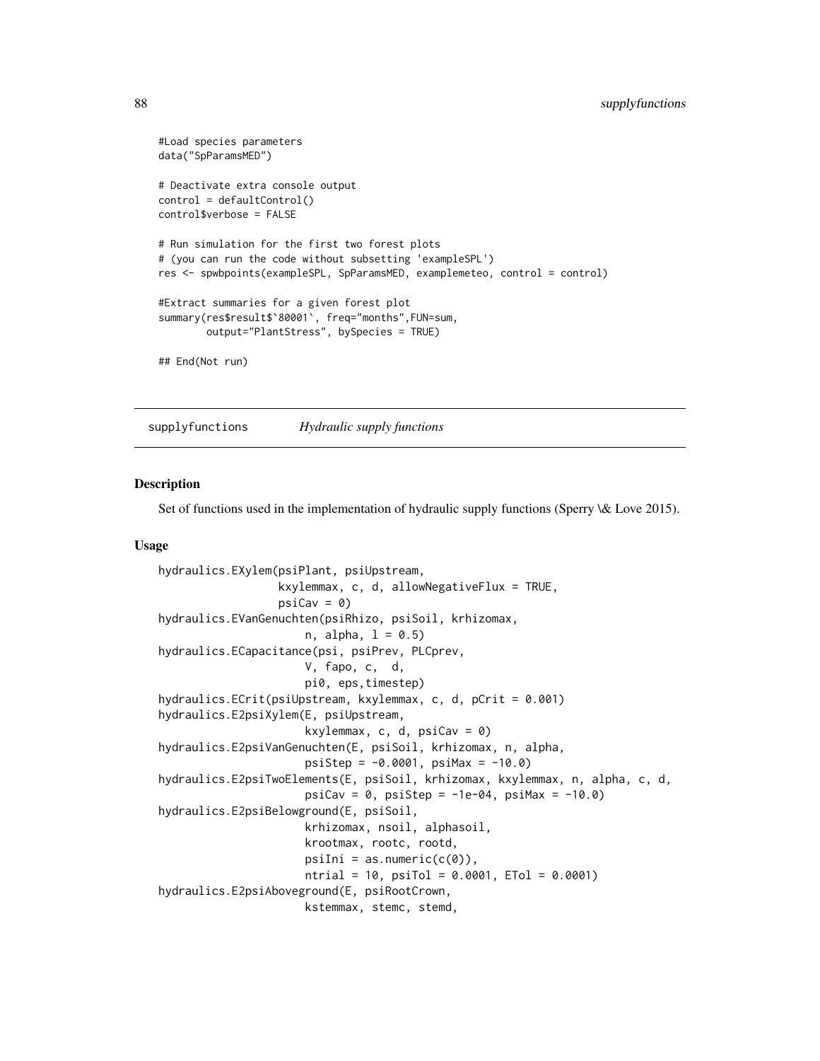```
#Load species parameters
data("SpParamsMED")

# Deactivate extra console output
control = defaultControl()
control$verbose = FALSE

# Run simulation for the first two forest plots
# (you can run the code without subsetting 'exampleSPL')
res <- spwbpoints(exampleSPL, SpParamsMED, examplemeteo, control = control)

#Extract summaries for a given forest plot
summary(res$result$`80001`, freq="months",FUN=sum,
        output="PlantStress", bySpecies = TRUE)

## End(Not run)
```

## supplyfunctions *Hydraulic supply functions*

### Description

Set of functions used in the implementation of hydraulic supply functions (Sperry \& Love 2015).

### Usage

```
hydraulics.EXylem(psiPlant, psiUpstream,
                  kxylemmax, c, d, allowNegativeFlux = TRUE,
                  psiCav = 0)
hydraulics.EVanGenuchten(psiRhizo, psiSoil, krhizomax,
                      n, alpha, l = 0.5)
hydraulics.ECapacitance(psi, psiPrev, PLCprev,
                      V, fapo, c,  d,
                      pi0, eps,timestep)
hydraulics.ECrit(psiUpstream, kxylemmax, c, d, pCrit = 0.001)
hydraulics.E2psiXylem(E, psiUpstream,
                      kxylemmax, c, d, psiCav = 0)
hydraulics.E2psiVanGenuchten(E, psiSoil, krhizomax, n, alpha,
                      psiStep = -0.0001, psiMax = -10.0)
hydraulics.E2psiTwoElements(E, psiSoil, krhizomax, kxylemmax, n, alpha, c, d,
                      psiCav = 0, psiStep = -1e-04, psiMax = -10.0)
hydraulics.E2psiBelowground(E, psiSoil,
                      krhizomax, nsoil, alphasoil,
                      krootmax, rootc, rootd,
                      psiIni = as.numeric(c(0)),
                      ntrial = 10, psiTol = 0.0001, ETol = 0.0001)
hydraulics.E2psiAboveground(E, psiRootCrown,
                      kstemmax, stemc, stemd,
```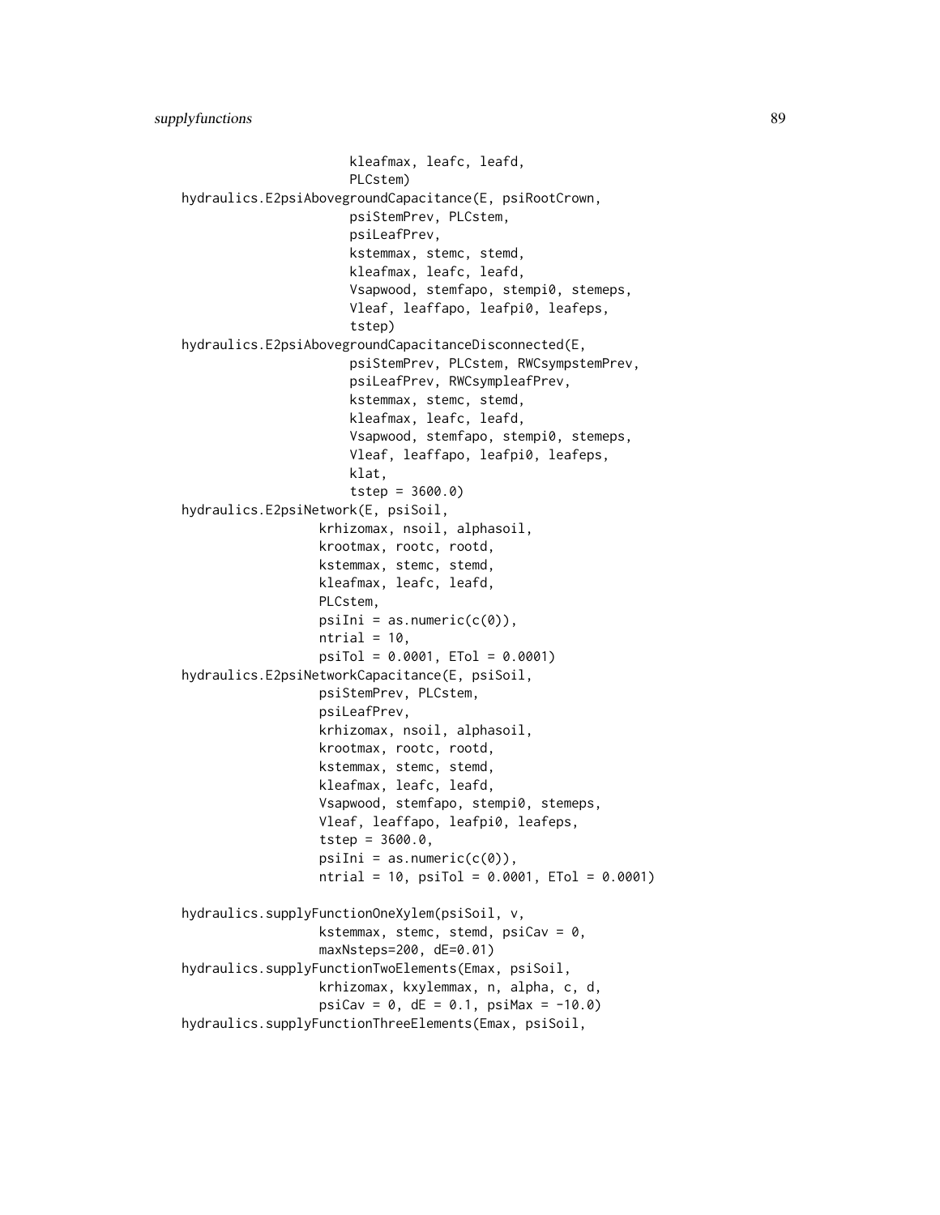```
                    kleafmax, leafc, leafd,
                    PLCstem)
hydraulics.E2psiAbovegroundCapacitance(E, psiRootCrown,
                    psiStemPrev, PLCstem,
                    psiLeafPrev,
                    kstemmax, stemc, stemd,
                    kleafmax, leafc, leafd,
                    Vsapwood, stemfapo, stempi0, stemeps,
                    Vleaf, leaffapo, leafpi0, leafeps,
                    tstep)
hydraulics.E2psiAbovegroundCapacitanceDisconnected(E,
                    psiStemPrev, PLCstem, RWCsympstemPrev,
                    psiLeafPrev, RWCsympleafPrev,
                    kstemmax, stemc, stemd,
                    kleafmax, leafc, leafd,
                    Vsapwood, stemfapo, stempi0, stemeps,
                    Vleaf, leaffapo, leafpi0, leafeps,
                    klat,
                    tstep = 3600.0)
hydraulics.E2psiNetwork(E, psiSoil,
                  krhizomax, nsoil, alphasoil,
                  krootmax, rootc, rootd,
                  kstemmax, stemc, stemd,
                  kleafmax, leafc, leafd,
                  PLCstem,
                  psiIni = as.numeric(c(0)),
                  ntrial = 10,
                  psiTol = 0.0001, ETol = 0.0001)
hydraulics.E2psiNetworkCapacitance(E, psiSoil,
                  psiStemPrev, PLCstem,
                  psiLeafPrev,
                  krhizomax, nsoil, alphasoil,
                  krootmax, rootc, rootd,
                  kstemmax, stemc, stemd,
                  kleafmax, leafc, leafd,
                  Vsapwood, stemfapo, stempi0, stemeps,
                  Vleaf, leaffapo, leafpi0, leafeps,
                  tstep = 3600.0,
                  psiIni = as.numeric(c(0)),
                  ntrial = 10, psiTol = 0.0001, ETol = 0.0001)

hydraulics.supplyFunctionOneXylem(psiSoil, v,
                  kstemmax, stemc, stemd, psiCav = 0,
                  maxNsteps=200, dE=0.01)
hydraulics.supplyFunctionTwoElements(Emax, psiSoil,
                  krhizomax, kxylemmax, n, alpha, c, d,
                  psiCav = 0, dE = 0.1, psiMax = -10.0)
hydraulics.supplyFunctionThreeElements(Emax, psiSoil,
```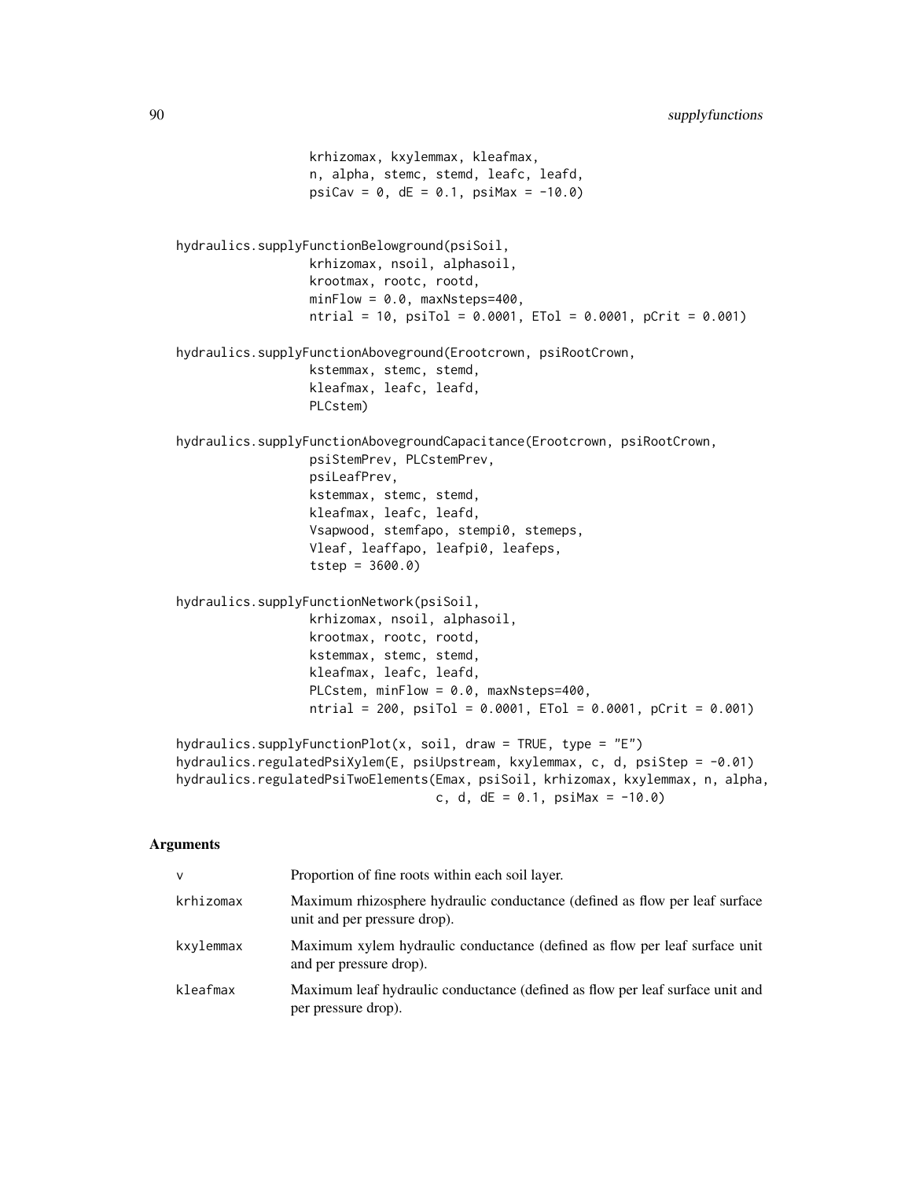```
                krhizomax, kxylemmax, kleafmax,
                n, alpha, stemc, stemd, leafc, leafd,
                psiCav = 0, dE = 0.1, psiMax = -10.0)


hydraulics.supplyFunctionBelowground(psiSoil,
                krhizomax, nsoil, alphasoil,
                krootmax, rootc, rootd,
                minFlow = 0.0, maxNsteps=400,
                ntrial = 10, psiTol = 0.0001, ETol = 0.0001, pCrit = 0.001)

hydraulics.supplyFunctionAboveground(Erootcrown, psiRootCrown,
                kstemmax, stemc, stemd,
                kleafmax, leafc, leafd,
                PLCstem)

hydraulics.supplyFunctionAbovegroundCapacitance(Erootcrown, psiRootCrown,
                psiStemPrev, PLCstemPrev,
                psiLeafPrev,
                kstemmax, stemc, stemd,
                kleafmax, leafc, leafd,
                Vsapwood, stemfapo, stempi0, stemeps,
                Vleaf, leaffapo, leafpi0, leafeps,
                tstep = 3600.0)

hydraulics.supplyFunctionNetwork(psiSoil,
                krhizomax, nsoil, alphasoil,
                krootmax, rootc, rootd,
                kstemmax, stemc, stemd,
                kleafmax, leafc, leafd,
                PLCstem, minFlow = 0.0, maxNsteps=400,
                ntrial = 200, psiTol = 0.0001, ETol = 0.0001, pCrit = 0.001)

hydraulics.supplyFunctionPlot(x, soil, draw = TRUE, type = "E")
hydraulics.regulatedPsiXylem(E, psiUpstream, kxylemmax, c, d, psiStep = -0.01)
hydraulics.regulatedPsiTwoElements(Emax, psiSoil, krhizomax, kxylemmax, n, alpha,
                                c, d, dE = 0.1, psiMax = -10.0)
```

## Arguments

| | |
|---|---|
| v | Proportion of fine roots within each soil layer. |
| krhizomax | Maximum rhizosphere hydraulic conductance (defined as flow per leaf surface unit and per pressure drop). |
| kxylemmax | Maximum xylem hydraulic conductance (defined as flow per leaf surface unit and per pressure drop). |
| kleafmax | Maximum leaf hydraulic conductance (defined as flow per leaf surface unit and per pressure drop). |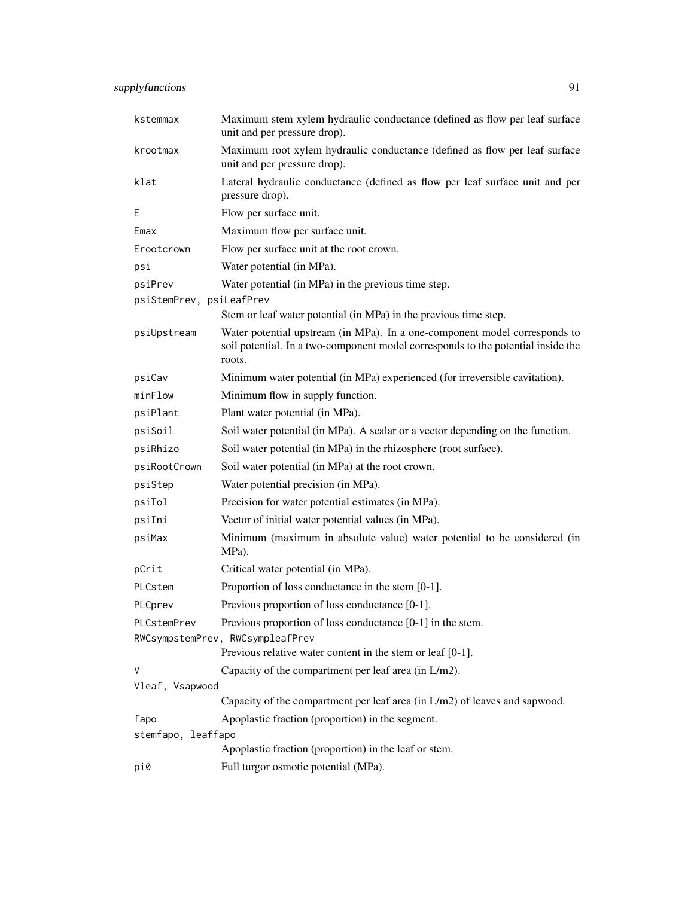| | |
|---|---|
| `kstemmax` | Maximum stem xylem hydraulic conductance (defined as flow per leaf surface unit and per pressure drop). |
| `krootmax` | Maximum root xylem hydraulic conductance (defined as flow per leaf surface unit and per pressure drop). |
| `klat` | Lateral hydraulic conductance (defined as flow per leaf surface unit and per pressure drop). |
| `E` | Flow per surface unit. |
| `Emax` | Maximum flow per surface unit. |
| `Erootcrown` | Flow per surface unit at the root crown. |
| `psi` | Water potential (in MPa). |
| `psiPrev` | Water potential (in MPa) in the previous time step. |
| `psiStemPrev, psiLeafPrev` | Stem or leaf water potential (in MPa) in the previous time step. |
| `psiUpstream` | Water potential upstream (in MPa). In a one-component model corresponds to soil potential. In a two-component model corresponds to the potential inside the roots. |
| `psiCav` | Minimum water potential (in MPa) experienced (for irreversible cavitation). |
| `minFlow` | Minimum flow in supply function. |
| `psiPlant` | Plant water potential (in MPa). |
| `psiSoil` | Soil water potential (in MPa). A scalar or a vector depending on the function. |
| `psiRhizo` | Soil water potential (in MPa) in the rhizosphere (root surface). |
| `psiRootCrown` | Soil water potential (in MPa) at the root crown. |
| `psiStep` | Water potential precision (in MPa). |
| `psiTol` | Precision for water potential estimates (in MPa). |
| `psiIni` | Vector of initial water potential values (in MPa). |
| `psiMax` | Minimum (maximum in absolute value) water potential to be considered (in MPa). |
| `pCrit` | Critical water potential (in MPa). |
| `PLCstem` | Proportion of loss conductance in the stem [0-1]. |
| `PLCprev` | Previous proportion of loss conductance [0-1]. |
| `PLCstemPrev` | Previous proportion of loss conductance [0-1] in the stem. |
| `RWCsympstemPrev, RWCsympleafPrev` | Previous relative water content in the stem or leaf [0-1]. |
| `V` | Capacity of the compartment per leaf area (in L/m2). |
| `Vleaf, Vsapwood` | Capacity of the compartment per leaf area (in L/m2) of leaves and sapwood. |
| `fapo` | Apoplastic fraction (proportion) in the segment. |
| `stemfapo, leaffapo` | Apoplastic fraction (proportion) in the leaf or stem. |
| `pi0` | Full turgor osmotic potential (MPa). |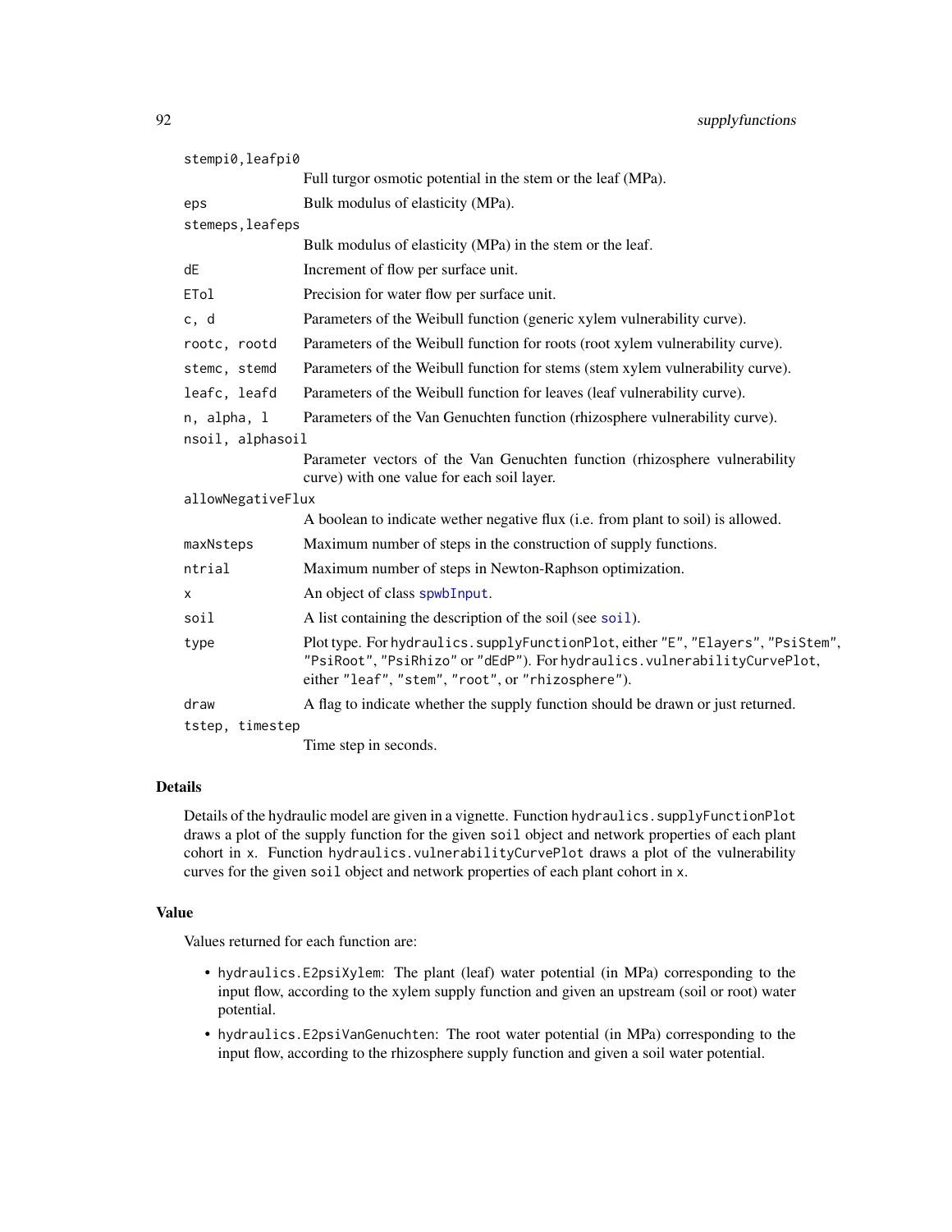| | |
|---|---|
| `stempi0,leafpi0` | Full turgor osmotic potential in the stem or the leaf (MPa). |
| `eps` | Bulk modulus of elasticity (MPa). |
| `stemeps,leafeps` | Bulk modulus of elasticity (MPa) in the stem or the leaf. |
| `dE` | Increment of flow per surface unit. |
| `ETol` | Precision for water flow per surface unit. |
| `c, d` | Parameters of the Weibull function (generic xylem vulnerability curve). |
| `rootc, rootd` | Parameters of the Weibull function for roots (root xylem vulnerability curve). |
| `stemc, stemd` | Parameters of the Weibull function for stems (stem xylem vulnerability curve). |
| `leafc, leafd` | Parameters of the Weibull function for leaves (leaf vulnerability curve). |
| `n, alpha, l` | Parameters of the Van Genuchten function (rhizosphere vulnerability curve). |
| `nsoil, alphasoil` | Parameter vectors of the Van Genuchten function (rhizosphere vulnerability curve) with one value for each soil layer. |
| `allowNegativeFlux` | A boolean to indicate wether negative flux (i.e. from plant to soil) is allowed. |
| `maxNsteps` | Maximum number of steps in the construction of supply functions. |
| `ntrial` | Maximum number of steps in Newton-Raphson optimization. |
| `x` | An object of class `spwbInput`. |
| `soil` | A list containing the description of the soil (see `soil`). |
| `type` | Plot type. For `hydraulics.supplyFunctionPlot`, either `"E"`, `"Elayers"`, `"PsiStem"`, `"PsiRoot"`, `"PsiRhizo"` or `"dEdP"`). For `hydraulics.vulnerabilityCurvePlot`, either `"leaf"`, `"stem"`, `"root"`, or `"rhizosphere"`). |
| `draw` | A flag to indicate whether the supply function should be drawn or just returned. |
| `tstep, timestep` | Time step in seconds. |

## Details

Details of the hydraulic model are given in a vignette. Function `hydraulics.supplyFunctionPlot` draws a plot of the supply function for the given `soil` object and network properties of each plant cohort in `x`. Function `hydraulics.vulnerabilityCurvePlot` draws a plot of the vulnerability curves for the given `soil` object and network properties of each plant cohort in `x`.

## Value

Values returned for each function are:

- `hydraulics.E2psiXylem`: The plant (leaf) water potential (in MPa) corresponding to the input flow, according to the xylem supply function and given an upstream (soil or root) water potential.
- `hydraulics.E2psiVanGenuchten`: The root water potential (in MPa) corresponding to the input flow, according to the rhizosphere supply function and given a soil water potential.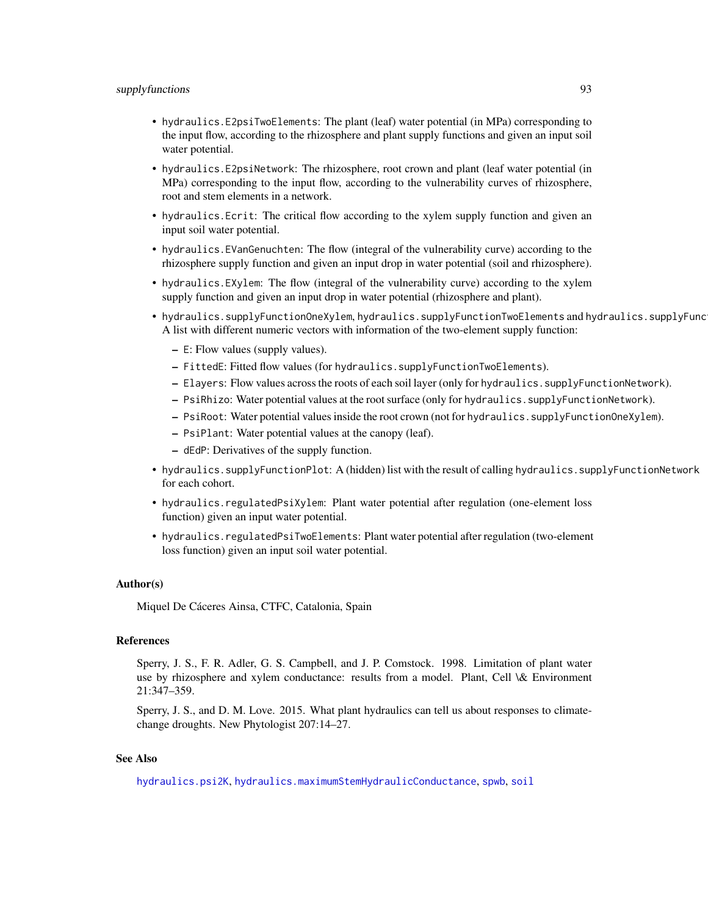- `hydraulics.E2psiTwoElements`: The plant (leaf) water potential (in MPa) corresponding to the input flow, according to the rhizosphere and plant supply functions and given an input soil water potential.
- `hydraulics.E2psiNetwork`: The rhizosphere, root crown and plant (leaf water potential (in MPa) corresponding to the input flow, according to the vulnerability curves of rhizosphere, root and stem elements in a network.
- `hydraulics.Ecrit`: The critical flow according to the xylem supply function and given an input soil water potential.
- `hydraulics.EVanGenuchten`: The flow (integral of the vulnerability curve) according to the rhizosphere supply function and given an input drop in water potential (soil and rhizosphere).
- `hydraulics.EXylem`: The flow (integral of the vulnerability curve) according to the xylem supply function and given an input drop in water potential (rhizosphere and plant).
- `hydraulics.supplyFunctionOneXylem`, `hydraulics.supplyFunctionTwoElements` and `hydraulics.supplyFunc`
  A list with different numeric vectors with information of the two-element supply function:
  - `E`: Flow values (supply values).
  - `FittedE`: Fitted flow values (for `hydraulics.supplyFunctionTwoElements`).
  - `Elayers`: Flow values across the roots of each soil layer (only for `hydraulics.supplyFunctionNetwork`).
  - `PsiRhizo`: Water potential values at the root surface (only for `hydraulics.supplyFunctionNetwork`).
  - `PsiRoot`: Water potential values inside the root crown (not for `hydraulics.supplyFunctionOneXylem`).
  - `PsiPlant`: Water potential values at the canopy (leaf).
  - `dEdP`: Derivatives of the supply function.
- `hydraulics.supplyFunctionPlot`: A (hidden) list with the result of calling `hydraulics.supplyFunctionNetwork` for each cohort.
- `hydraulics.regulatedPsiXylem`: Plant water potential after regulation (one-element loss function) given an input water potential.
- `hydraulics.regulatedPsiTwoElements`: Plant water potential after regulation (two-element loss function) given an input soil water potential.

### Author(s)

Miquel De Cáceres Ainsa, CTFC, Catalonia, Spain

### References

Sperry, J. S., F. R. Adler, G. S. Campbell, and J. P. Comstock. 1998. Limitation of plant water use by rhizosphere and xylem conductance: results from a model. Plant, Cell \& Environment 21:347–359.

Sperry, J. S., and D. M. Love. 2015. What plant hydraulics can tell us about responses to climate-change droughts. New Phytologist 207:14–27.

### See Also

`hydraulics.psi2K`, `hydraulics.maximumStemHydraulicConductance`, `spwb`, `soil`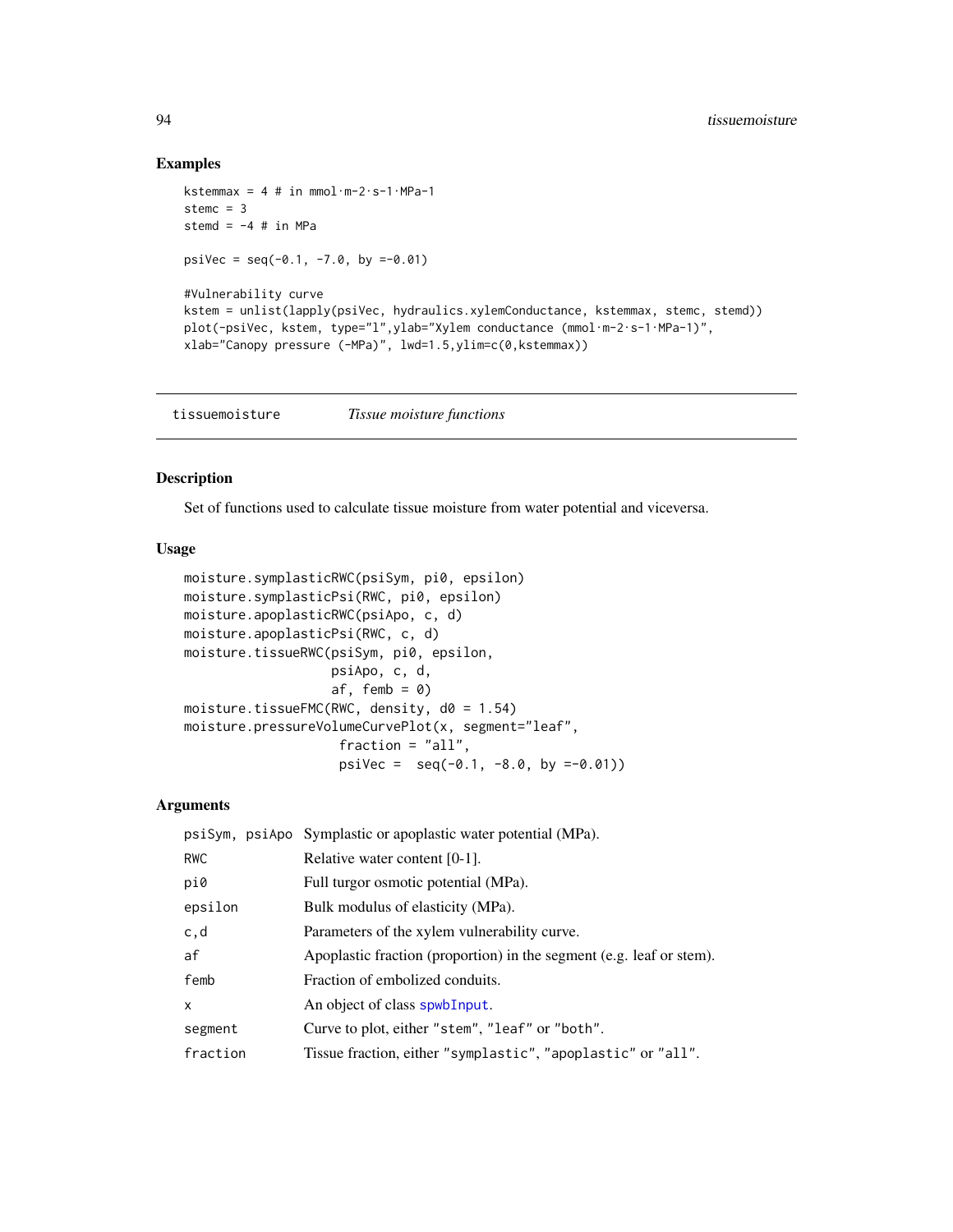## Examples

```
kstemmax = 4 # in mmol·m-2·s-1·MPa-1
stemc = 3
stemd = -4 # in MPa

psiVec = seq(-0.1, -7.0, by =-0.01)

#Vulnerability curve
kstem = unlist(lapply(psiVec, hydraulics.xylemConductance, kstemmax, stemc, stemd))
plot(-psiVec, kstem, type="l",ylab="Xylem conductance (mmol·m-2·s-1·MPa-1)",
xlab="Canopy pressure (-MPa)", lwd=1.5,ylim=c(0,kstemmax))
```

---

# tissuemoisture *Tissue moisture functions*

## Description

Set of functions used to calculate tissue moisture from water potential and viceversa.

## Usage

```
moisture.symplasticRWC(psiSym, pi0, epsilon)
moisture.symplasticPsi(RWC, pi0, epsilon)
moisture.apoplasticRWC(psiApo, c, d)
moisture.apoplasticPsi(RWC, c, d)
moisture.tissueRWC(psiSym, pi0, epsilon,
                   psiApo, c, d,
                   af, femb = 0)
moisture.tissueFMC(RWC, density, d0 = 1.54)
moisture.pressureVolumeCurvePlot(x, segment="leaf",
                    fraction = "all",
                    psiVec =  seq(-0.1, -8.0, by =-0.01))
```

## Arguments

| | |
|---|---|
| psiSym, psiApo | Symplastic or apoplastic water potential (MPa). |
| RWC | Relative water content [0-1]. |
| pi0 | Full turgor osmotic potential (MPa). |
| epsilon | Bulk modulus of elasticity (MPa). |
| c,d | Parameters of the xylem vulnerability curve. |
| af | Apoplastic fraction (proportion) in the segment (e.g. leaf or stem). |
| femb | Fraction of embolized conduits. |
| x | An object of class spwbInput. |
| segment | Curve to plot, either "stem", "leaf" or "both". |
| fraction | Tissue fraction, either "symplastic", "apoplastic" or "all". |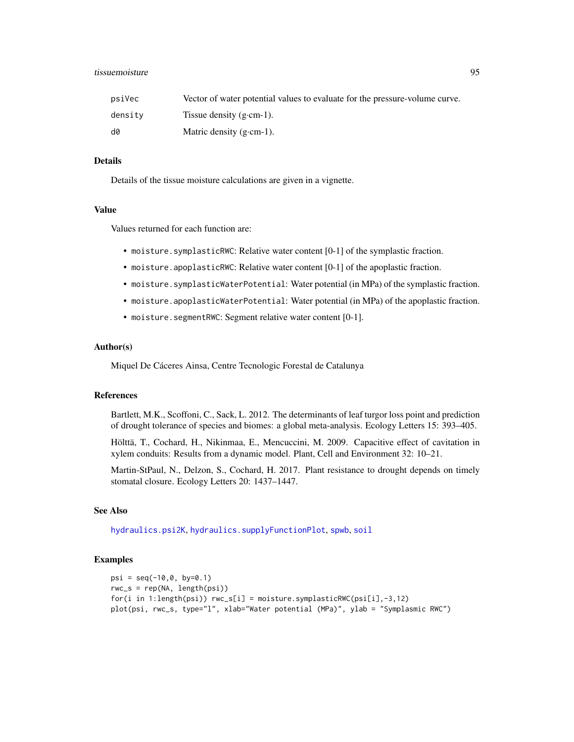| | |
|---|---|
| psiVec | Vector of water potential values to evaluate for the pressure-volume curve. |
| density | Tissue density (g·cm-1). |
| d0 | Matric density (g·cm-1). |

### Details

Details of the tissue moisture calculations are given in a vignette.

### Value

Values returned for each function are:

- `moisture.symplasticRWC`: Relative water content [0-1] of the symplastic fraction.
- `moisture.apoplasticRWC`: Relative water content [0-1] of the apoplastic fraction.
- `moisture.symplasticWaterPotential`: Water potential (in MPa) of the symplastic fraction.
- `moisture.apoplasticWaterPotential`: Water potential (in MPa) of the apoplastic fraction.
- `moisture.segmentRWC`: Segment relative water content [0-1].

### Author(s)

Miquel De Cáceres Ainsa, Centre Tecnologic Forestal de Catalunya

### References

Bartlett, M.K., Scoffoni, C., Sack, L. 2012. The determinants of leaf turgor loss point and prediction of drought tolerance of species and biomes: a global meta-analysis. Ecology Letters 15: 393–405.

Hölttä, T., Cochard, H., Nikinmaa, E., Mencuccini, M. 2009. Capacitive effect of cavitation in xylem conduits: Results from a dynamic model. Plant, Cell and Environment 32: 10–21.

Martin-StPaul, N., Delzon, S., Cochard, H. 2017. Plant resistance to drought depends on timely stomatal closure. Ecology Letters 20: 1437–1447.

### See Also

hydraulics.psi2K, hydraulics.supplyFunctionPlot, spwb, soil

### Examples

```
psi = seq(-10,0, by=0.1)
rwc_s = rep(NA, length(psi))
for(i in 1:length(psi)) rwc_s[i] = moisture.symplasticRWC(psi[i],-3,12)
plot(psi, rwc_s, type="l", xlab="Water potential (MPa)", ylab = "Symplasmic RWC")
```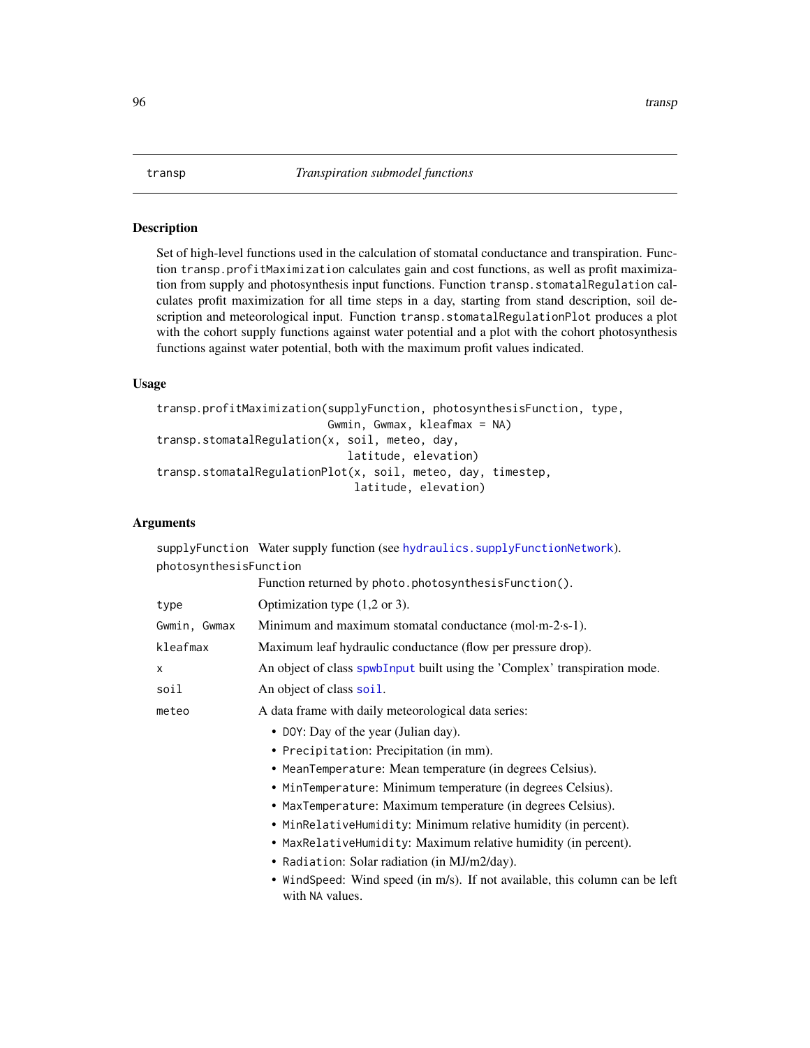## transp *Transpiration submodel functions*

### Description

Set of high-level functions used in the calculation of stomatal conductance and transpiration. Function `transp.profitMaximization` calculates gain and cost functions, as well as profit maximization from supply and photosynthesis input functions. Function `transp.stomatalRegulation` calculates profit maximization for all time steps in a day, starting from stand description, soil description and meteorological input. Function `transp.stomatalRegulationPlot` produces a plot with the cohort supply functions against water potential and a plot with the cohort photosynthesis functions against water potential, both with the maximum profit values indicated.

### Usage

```
transp.profitMaximization(supplyFunction, photosynthesisFunction, type,
                          Gwmin, Gwmax, kleafmax = NA)
transp.stomatalRegulation(x, soil, meteo, day,
                              latitude, elevation)
transp.stomatalRegulationPlot(x, soil, meteo, day, timestep,
                               latitude, elevation)
```

### Arguments

- `supplyFunction` Water supply function (see `hydraulics.supplyFunctionNetwork`).
- `photosynthesisFunction` Function returned by `photo.photosynthesisFunction()`.
- `type` Optimization type (1,2 or 3).
- `Gwmin, Gwmax` Minimum and maximum stomatal conductance (mol·m-2·s-1).
- `kleafmax` Maximum leaf hydraulic conductance (flow per pressure drop).
- `x` An object of class `spwbInput` built using the 'Complex' transpiration mode.
- `soil` An object of class `soil`.
- `meteo` A data frame with daily meteorological data series:
  - `DOY`: Day of the year (Julian day).
  - `Precipitation`: Precipitation (in mm).
  - `MeanTemperature`: Mean temperature (in degrees Celsius).
  - `MinTemperature`: Minimum temperature (in degrees Celsius).
  - `MaxTemperature`: Maximum temperature (in degrees Celsius).
  - `MinRelativeHumidity`: Minimum relative humidity (in percent).
  - `MaxRelativeHumidity`: Maximum relative humidity (in percent).
  - `Radiation`: Solar radiation (in MJ/m2/day).
  - `WindSpeed`: Wind speed (in m/s). If not available, this column can be left with `NA` values.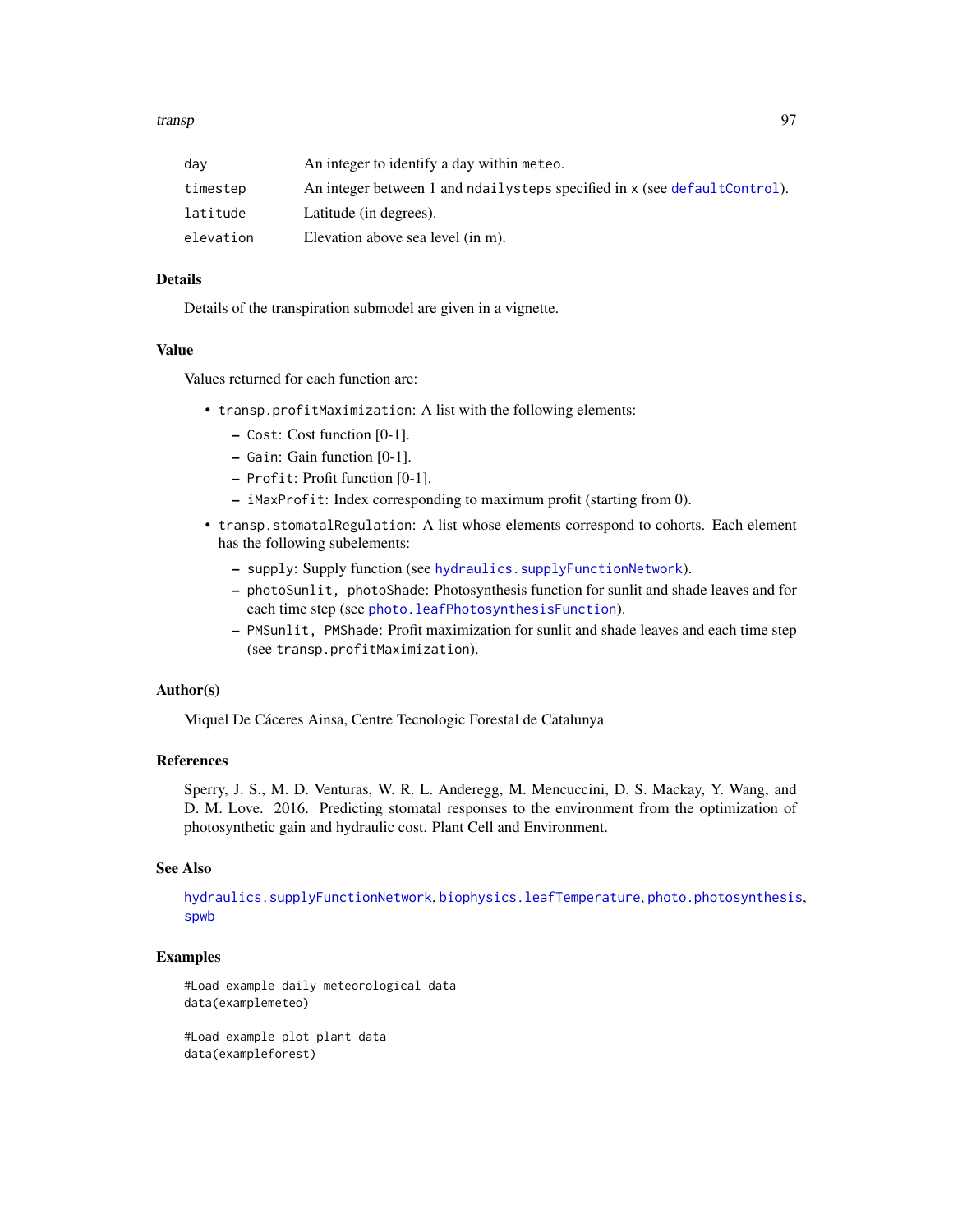| | |
|---|---|
| day | An integer to identify a day within meteo. |
| timestep | An integer between 1 and ndailysteps specified in x (see defaultControl). |
| latitude | Latitude (in degrees). |
| elevation | Elevation above sea level (in m). |

## Details

Details of the transpiration submodel are given in a vignette.

## Value

Values returned for each function are:

- transp.profitMaximization: A list with the following elements:
  - Cost: Cost function [0-1].
  - Gain: Gain function [0-1].
  - Profit: Profit function [0-1].
  - iMaxProfit: Index corresponding to maximum profit (starting from 0).
- transp.stomatalRegulation: A list whose elements correspond to cohorts. Each element has the following subelements:
  - supply: Supply function (see hydraulics.supplyFunctionNetwork).
  - photoSunlit, photoShade: Photosynthesis function for sunlit and shade leaves and for each time step (see photo.leafPhotosynthesisFunction).
  - PMSunlit, PMShade: Profit maximization for sunlit and shade leaves and each time step (see transp.profitMaximization).

## Author(s)

Miquel De Cáceres Ainsa, Centre Tecnologic Forestal de Catalunya

## References

Sperry, J. S., M. D. Venturas, W. R. L. Anderegg, M. Mencuccini, D. S. Mackay, Y. Wang, and D. M. Love. 2016. Predicting stomatal responses to the environment from the optimization of photosynthetic gain and hydraulic cost. Plant Cell and Environment.

## See Also

hydraulics.supplyFunctionNetwork, biophysics.leafTemperature, photo.photosynthesis, spwb

## Examples

```
#Load example daily meteorological data
data(examplemeteo)

#Load example plot plant data
data(exampleforest)
```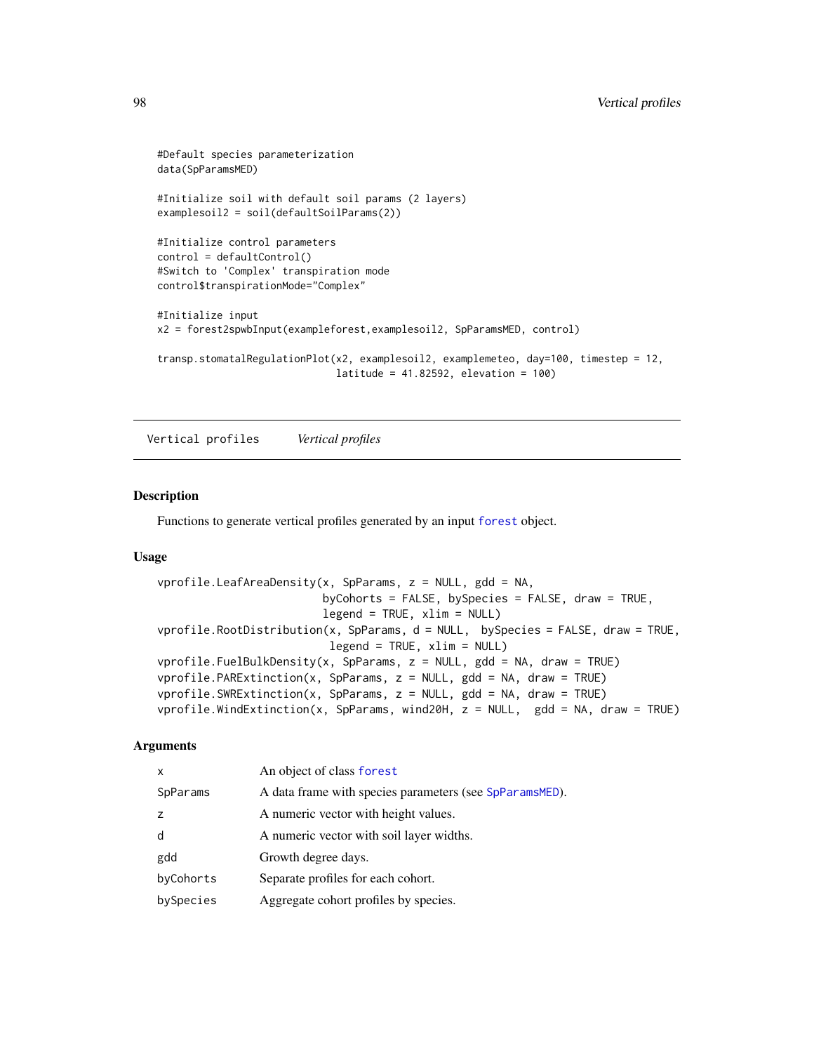```
#Default species parameterization
data(SpParamsMED)

#Initialize soil with default soil params (2 layers)
examplesoil2 = soil(defaultSoilParams(2))

#Initialize control parameters
control = defaultControl()
#Switch to 'Complex' transpiration mode
control$transpirationMode="Complex"

#Initialize input
x2 = forest2spwbInput(exampleforest,examplesoil2, SpParamsMED, control)

transp.stomatalRegulationPlot(x2, examplesoil2, examplemeteo, day=100, timestep = 12,
                              latitude = 41.82592, elevation = 100)
```

## Vertical profiles — *Vertical profiles*

### Description

Functions to generate vertical profiles generated by an input `forest` object.

### Usage

```
vprofile.LeafAreaDensity(x, SpParams, z = NULL, gdd = NA,
                         byCohorts = FALSE, bySpecies = FALSE, draw = TRUE,
                         legend = TRUE, xlim = NULL)
vprofile.RootDistribution(x, SpParams, d = NULL,  bySpecies = FALSE, draw = TRUE,
                          legend = TRUE, xlim = NULL)
vprofile.FuelBulkDensity(x, SpParams, z = NULL, gdd = NA, draw = TRUE)
vprofile.PARExtinction(x, SpParams, z = NULL, gdd = NA, draw = TRUE)
vprofile.SWRExtinction(x, SpParams, z = NULL, gdd = NA, draw = TRUE)
vprofile.WindExtinction(x, SpParams, wind20H, z = NULL,  gdd = NA, draw = TRUE)
```

### Arguments

| | |
|---|---|
| `x` | An object of class `forest` |
| `SpParams` | A data frame with species parameters (see `SpParamsMED`). |
| `z` | A numeric vector with height values. |
| `d` | A numeric vector with soil layer widths. |
| `gdd` | Growth degree days. |
| `byCohorts` | Separate profiles for each cohort. |
| `bySpecies` | Aggregate cohort profiles by species. |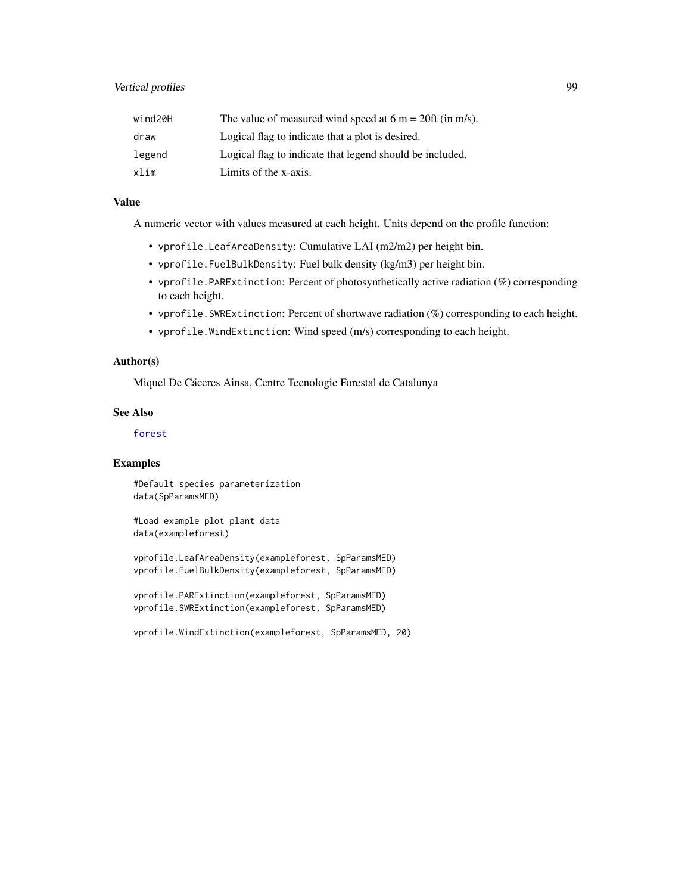| | |
|---|---|
| wind20H | The value of measured wind speed at 6 m = 20ft (in m/s). |
| draw | Logical flag to indicate that a plot is desired. |
| legend | Logical flag to indicate that legend should be included. |
| xlim | Limits of the x-axis. |

## Value

A numeric vector with values measured at each height. Units depend on the profile function:

- `vprofile.LeafAreaDensity`: Cumulative LAI (m2/m2) per height bin.
- `vprofile.FuelBulkDensity`: Fuel bulk density (kg/m3) per height bin.
- `vprofile.PARExtinction`: Percent of photosynthetically active radiation (%) corresponding to each height.
- `vprofile.SWRExtinction`: Percent of shortwave radiation (%) corresponding to each height.
- `vprofile.WindExtinction`: Wind speed (m/s) corresponding to each height.

## Author(s)

Miquel De Cáceres Ainsa, Centre Tecnologic Forestal de Catalunya

## See Also

`forest`

## Examples

```
#Default species parameterization
data(SpParamsMED)

#Load example plot plant data
data(exampleforest)

vprofile.LeafAreaDensity(exampleforest, SpParamsMED)
vprofile.FuelBulkDensity(exampleforest, SpParamsMED)

vprofile.PARExtinction(exampleforest, SpParamsMED)
vprofile.SWRExtinction(exampleforest, SpParamsMED)

vprofile.WindExtinction(exampleforest, SpParamsMED, 20)
```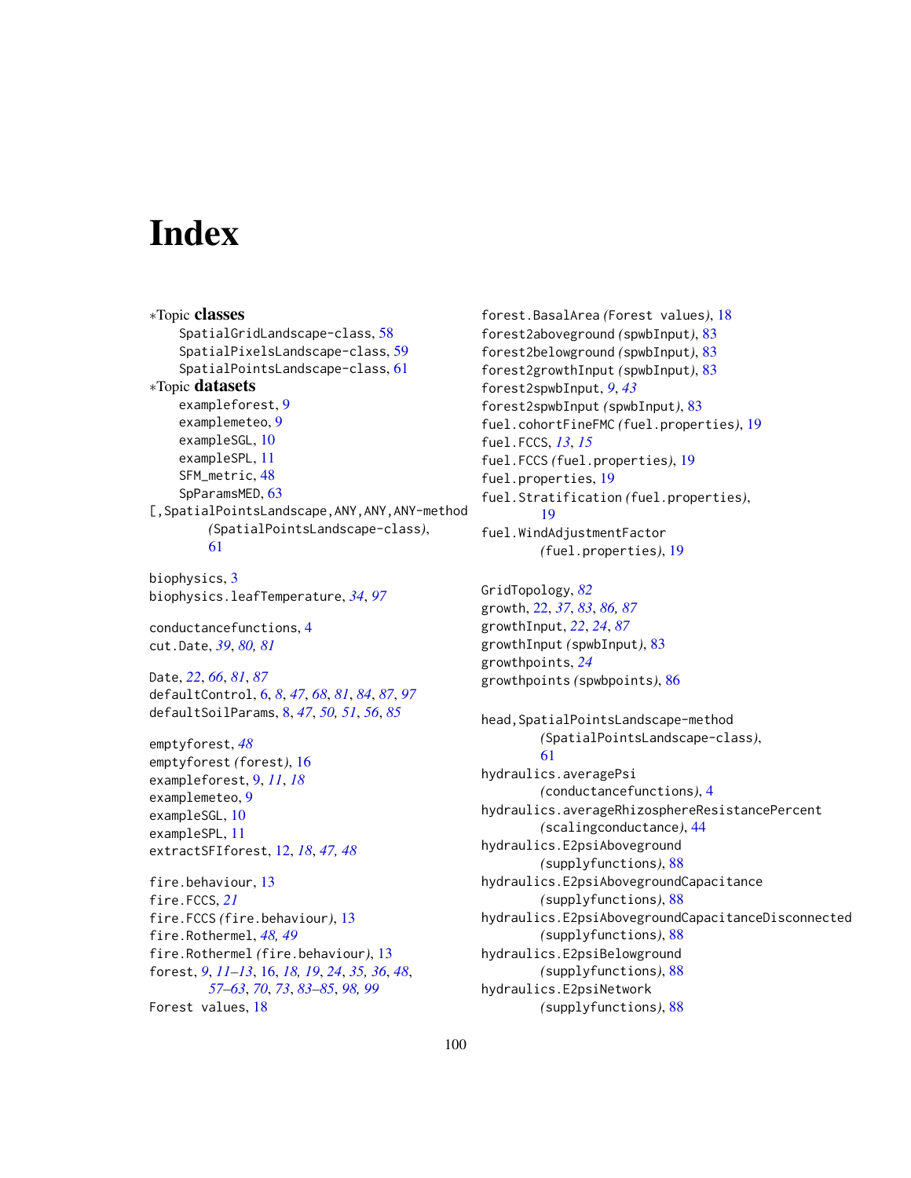# Index

∗Topic **classes**
- SpatialGridLandscape-class, 58
- SpatialPixelsLandscape-class, 59
- SpatialPointsLandscape-class, 61

∗Topic **datasets**
- exampleforest, 9
- examplemeteo, 9
- exampleSGL, 10
- exampleSPL, 11
- SFM_metric, 48
- SpParamsMED, 63

[,SpatialPointsLandscape,ANY,ANY,ANY-method *(SpatialPointsLandscape-class)*, 61

biophysics, 3
biophysics.leafTemperature, *34*, *97*

conductancefunctions, 4
cut.Date, *39*, *80, 81*

Date, *22*, *66*, *81*, *87*
defaultControl, 6, *8*, *47*, *68*, *81*, *84*, *87*, *97*
defaultSoilParams, 8, *47*, *50, 51*, *56*, *85*

emptyforest, *48*
emptyforest *(forest)*, 16
exampleforest, 9, *11*, *18*
examplemeteo, 9
exampleSGL, 10
exampleSPL, 11
extractSFIforest, 12, *18*, *47, 48*

fire.behaviour, 13
fire.FCCS, *21*
fire.FCCS *(fire.behaviour)*, 13
fire.Rothermel, *48, 49*
fire.Rothermel *(fire.behaviour)*, 13
forest, *9*, *11–13*, 16, *18, 19*, *24*, *35, 36*, *48*, *57–63*, *70*, *73*, *83–85*, *98, 99*
Forest values, 18

forest.BasalArea *(Forest values)*, 18
forest2aboveground *(spwbInput)*, 83
forest2belowground *(spwbInput)*, 83
forest2growthInput *(spwbInput)*, 83
forest2spwbInput, *9*, *43*
forest2spwbInput *(spwbInput)*, 83
fuel.cohortFineFMC *(fuel.properties)*, 19
fuel.FCCS, *13*, *15*
fuel.FCCS *(fuel.properties)*, 19
fuel.properties, 19
fuel.Stratification *(fuel.properties)*, 19
fuel.WindAdjustmentFactor *(fuel.properties)*, 19

GridTopology, *82*
growth, 22, *37*, *83*, *86, 87*
growthInput, *22*, *24*, *87*
growthInput *(spwbInput)*, 83
growthpoints, *24*
growthpoints *(spwbpoints)*, 86

head,SpatialPointsLandscape-method *(SpatialPointsLandscape-class)*, 61
hydraulics.averagePsi *(conductancefunctions)*, 4
hydraulics.averageRhizosphereResistancePercent *(scalingconductance)*, 44
hydraulics.E2psiAboveground *(supplyfunctions)*, 88
hydraulics.E2psiAbovegroundCapacitance *(supplyfunctions)*, 88
hydraulics.E2psiAbovegroundCapacitanceDisconnected *(supplyfunctions)*, 88
hydraulics.E2psiBelowground *(supplyfunctions)*, 88
hydraulics.E2psiNetwork *(supplyfunctions)*, 88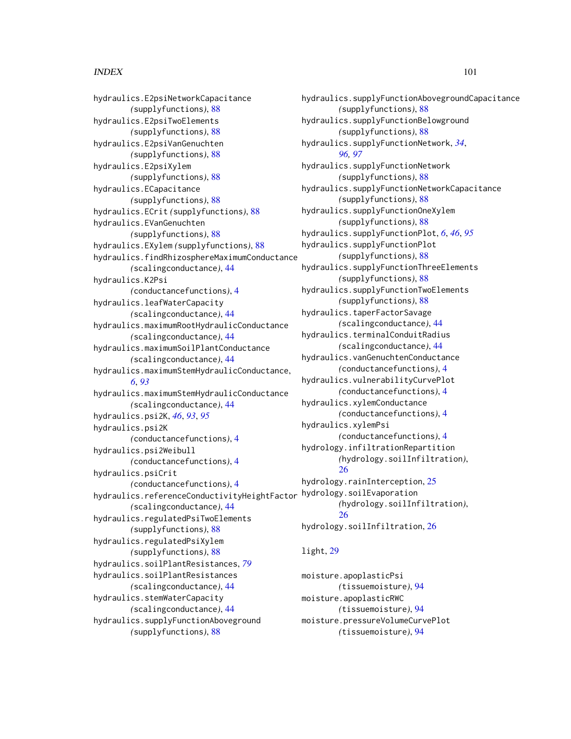hydraulics.E2psiNetworkCapacitance (supplyfunctions), 88
hydraulics.E2psiTwoElements (supplyfunctions), 88
hydraulics.E2psiVanGenuchten (supplyfunctions), 88
hydraulics.E2psiXylem (supplyfunctions), 88
hydraulics.ECapacitance (supplyfunctions), 88
hydraulics.ECrit (supplyfunctions), 88
hydraulics.EVanGenuchten (supplyfunctions), 88
hydraulics.EXylem (supplyfunctions), 88
hydraulics.findRhizosphereMaximumConductance (scalingconductance), 44
hydraulics.K2Psi (conductancefunctions), 4
hydraulics.leafWaterCapacity (scalingconductance), 44
hydraulics.maximumRootHydraulicConductance (scalingconductance), 44
hydraulics.maximumSoilPlantConductance (scalingconductance), 44
hydraulics.maximumStemHydraulicConductance, *6*, *93*
hydraulics.maximumStemHydraulicConductance (scalingconductance), 44
hydraulics.psi2K, *46*, *93*, *95*
hydraulics.psi2K (conductancefunctions), 4
hydraulics.psi2Weibull (conductancefunctions), 4
hydraulics.psiCrit (conductancefunctions), 4
hydraulics.referenceConductivityHeightFactor (scalingconductance), 44
hydraulics.regulatedPsiTwoElements (supplyfunctions), 88
hydraulics.regulatedPsiXylem (supplyfunctions), 88
hydraulics.soilPlantResistances, *79*
hydraulics.soilPlantResistances (scalingconductance), 44
hydraulics.stemWaterCapacity (scalingconductance), 44
hydraulics.supplyFunctionAboveground (supplyfunctions), 88
hydraulics.supplyFunctionAbovegroundCapacitance (supplyfunctions), 88
hydraulics.supplyFunctionBelowground (supplyfunctions), 88
hydraulics.supplyFunctionNetwork, *34*, *96*, *97*
hydraulics.supplyFunctionNetwork (supplyfunctions), 88
hydraulics.supplyFunctionNetworkCapacitance (supplyfunctions), 88
hydraulics.supplyFunctionOneXylem (supplyfunctions), 88
hydraulics.supplyFunctionPlot, *6*, *46*, *95*
hydraulics.supplyFunctionPlot (supplyfunctions), 88
hydraulics.supplyFunctionThreeElements (supplyfunctions), 88
hydraulics.supplyFunctionTwoElements (supplyfunctions), 88
hydraulics.taperFactorSavage (scalingconductance), 44
hydraulics.terminalConduitRadius (scalingconductance), 44
hydraulics.vanGenuchtenConductance (conductancefunctions), 4
hydraulics.vulnerabilityCurvePlot (conductancefunctions), 4
hydraulics.xylemConductance (conductancefunctions), 4
hydraulics.xylemPsi (conductancefunctions), 4
hydrology.infiltrationRepartition (hydrology.soilInfiltration), 26
hydrology.rainInterception, 25
hydrology.soilEvaporation (hydrology.soilInfiltration), 26
hydrology.soilInfiltration, 26

light, 29

moisture.apoplasticPsi (tissuemoisture), 94
moisture.apoplasticRWC (tissuemoisture), 94
moisture.pressureVolumeCurvePlot (tissuemoisture), 94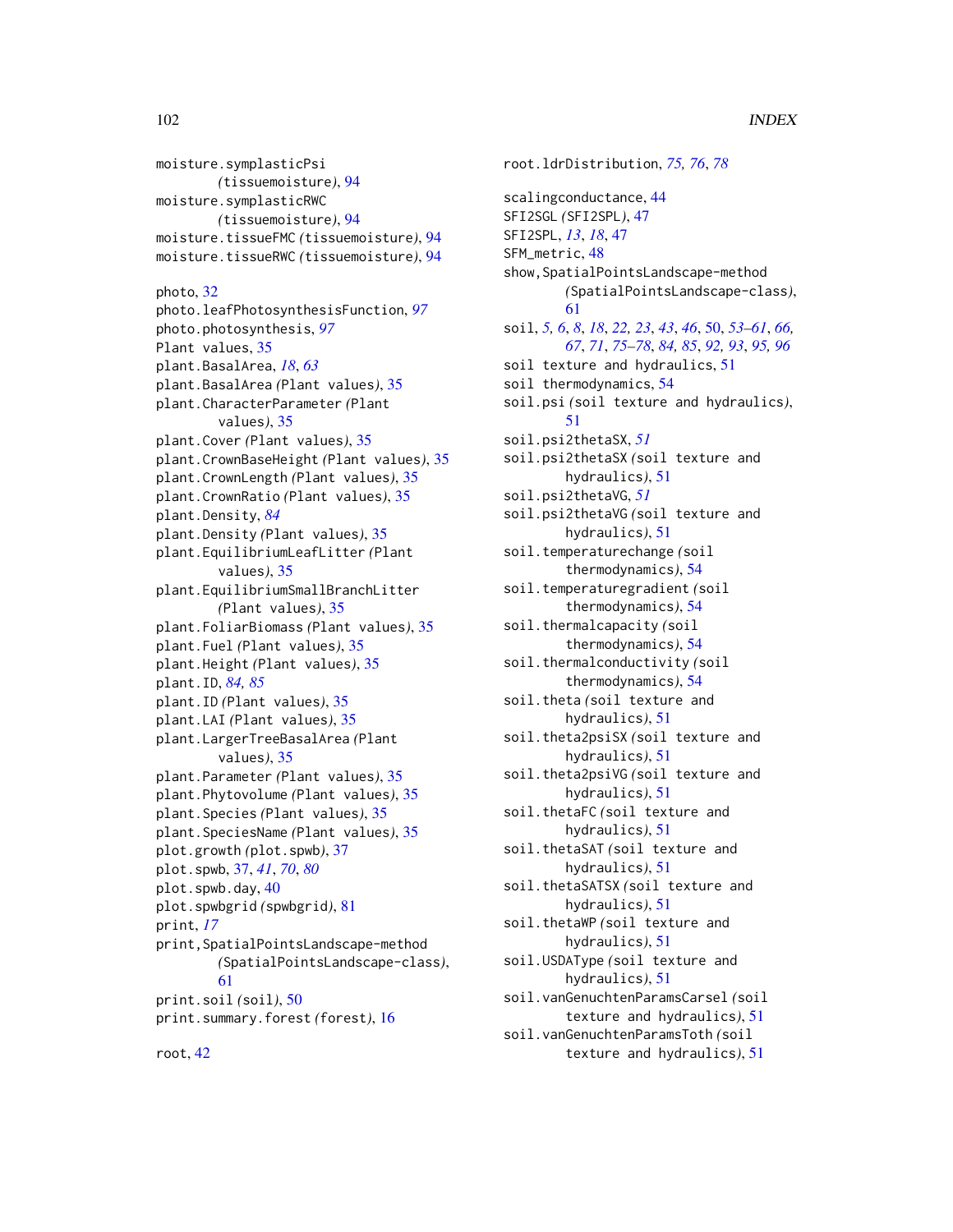moisture.symplasticPsi (tissuemoisture), 94
moisture.symplasticRWC (tissuemoisture), 94
moisture.tissueFMC (tissuemoisture), 94
moisture.tissueRWC (tissuemoisture), 94

photo, 32
photo.leafPhotosynthesisFunction, *97*
photo.photosynthesis, *97*
Plant values, 35
plant.BasalArea, *18*, *63*
plant.BasalArea (Plant values), 35
plant.CharacterParameter (Plant values), 35
plant.Cover (Plant values), 35
plant.CrownBaseHeight (Plant values), 35
plant.CrownLength (Plant values), 35
plant.CrownRatio (Plant values), 35
plant.Density, *84*
plant.Density (Plant values), 35
plant.EquilibriumLeafLitter (Plant values), 35
plant.EquilibriumSmallBranchLitter (Plant values), 35
plant.FoliarBiomass (Plant values), 35
plant.Fuel (Plant values), 35
plant.Height (Plant values), 35
plant.ID, *84*, *85*
plant.ID (Plant values), 35
plant.LAI (Plant values), 35
plant.LargerTreeBasalArea (Plant values), 35
plant.Parameter (Plant values), 35
plant.Phytovolume (Plant values), 35
plant.Species (Plant values), 35
plant.SpeciesName (Plant values), 35
plot.growth (plot.spwb), 37
plot.spwb, 37, *41*, *70*, *80*
plot.spwb.day, 40
plot.spwbgrid (spwbgrid), 81
print, *17*
print,SpatialPointsLandscape-method (SpatialPointsLandscape-class), 61
print.soil (soil), 50
print.summary.forest (forest), 16

root, 42
root.ldrDistribution, *75*, *76*, *78*

scalingconductance, 44
SFI2SGL (SFI2SPL), 47
SFI2SPL, *13*, *18*, 47
SFM_metric, 48
show,SpatialPointsLandscape-method (SpatialPointsLandscape-class), 61
soil, *5*, *6*, *8*, *18*, *22*, *23*, *43*, *46*, 50, *53–61*, *66*, *67*, *71*, *75–78*, *84*, *85*, *92*, *93*, *95*, *96*
soil texture and hydraulics, 51
soil thermodynamics, 54
soil.psi (soil texture and hydraulics), 51
soil.psi2thetaSX, *51*
soil.psi2thetaSX (soil texture and hydraulics), 51
soil.psi2thetaVG, *51*
soil.psi2thetaVG (soil texture and hydraulics), 51
soil.temperaturechange (soil thermodynamics), 54
soil.temperaturegradient (soil thermodynamics), 54
soil.thermalcapacity (soil thermodynamics), 54
soil.thermalconductivity (soil thermodynamics), 54
soil.theta (soil texture and hydraulics), 51
soil.theta2psiSX (soil texture and hydraulics), 51
soil.theta2psiVG (soil texture and hydraulics), 51
soil.thetaFC (soil texture and hydraulics), 51
soil.thetaSAT (soil texture and hydraulics), 51
soil.thetaSATSX (soil texture and hydraulics), 51
soil.thetaWP (soil texture and hydraulics), 51
soil.USDAType (soil texture and hydraulics), 51
soil.vanGenuchtenParamsCarsel (soil texture and hydraulics), 51
soil.vanGenuchtenParamsToth (soil texture and hydraulics), 51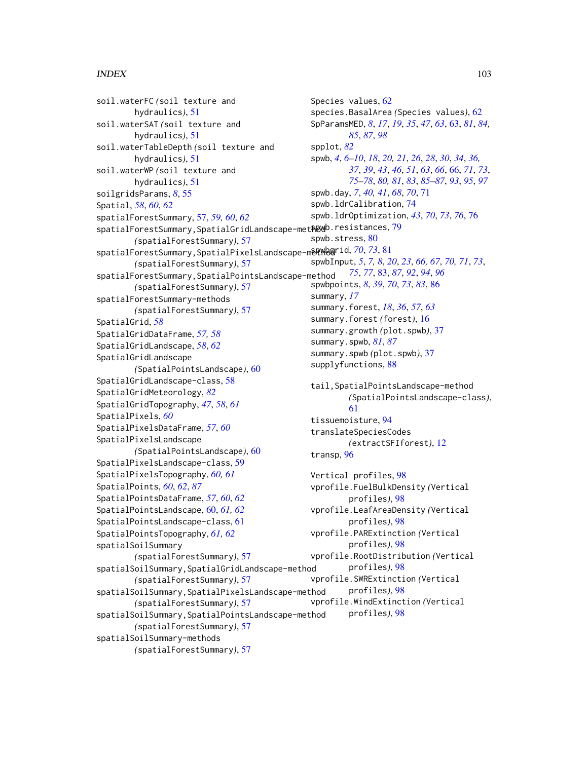soil.waterFC (soil texture and hydraulics), 51
soil.waterSAT (soil texture and hydraulics), 51
soil.waterTableDepth (soil texture and hydraulics), 51
soil.waterWP (soil texture and hydraulics), 51
soilgridsParams, *8*, 55
Spatial, *58*, *60*, *62*
spatialForestSummary, 57, *59, 60*, *62*
spatialForestSummary,SpatialGridLandscape-method (spatialForestSummary), 57
spatialForestSummary,SpatialPixelsLandscape-method (spatialForestSummary), 57
spatialForestSummary,SpatialPointsLandscape-method (spatialForestSummary), 57
spatialForestSummary-methods (spatialForestSummary), 57
SpatialGrid, *58*
SpatialGridDataFrame, *57, 58*
SpatialGridLandscape, *58*, *62*
SpatialGridLandscape (SpatialPointsLandscape), 60
SpatialGridLandscape-class, 58
SpatialGridMeteorology, *82*
SpatialGridTopography, *47*, *58*, *61*
SpatialPixels, *60*
SpatialPixelsDataFrame, *57*, *60*
SpatialPixelsLandscape (SpatialPointsLandscape), 60
SpatialPixelsLandscape-class, 59
SpatialPixelsTopography, *60, 61*
SpatialPoints, *60*, *62*, *87*
SpatialPointsDataFrame, *57*, *60*, *62*
SpatialPointsLandscape, 60, *61, 62*
SpatialPointsLandscape-class, 61
SpatialPointsTopography, *61, 62*
spatialSoilSummary (spatialForestSummary), 57
spatialSoilSummary,SpatialGridLandscape-method (spatialForestSummary), 57
spatialSoilSummary,SpatialPixelsLandscape-method (spatialForestSummary), 57
spatialSoilSummary,SpatialPointsLandscape-method (spatialForestSummary), 57
spatialSoilSummary-methods (spatialForestSummary), 57

Species values, 62
species.BasalArea (Species values), 62
SpParamsMED, *8*, *17*, *19*, *35*, *47*, *63*, 63, *81*, *84, 85*, *87*, *98*
spplot, *82*
spwb, *4*, *6–10*, *18*, *20, 21*, *26*, *28*, *30*, *34*, *36, 37*, *39*, *43*, *46*, *51*, *63*, *66*, 66, *71*, *73*, *75–78*, *80, 81*, *83*, *85–87*, *93*, *95*, *97*
spwb.day, *7*, *40, 41*, *68*, *70*, 71
spwb.ldrCalibration, 74
spwb.ldrOptimization, *43*, *70*, *73*, *76*, 76
spwb.resistances, 79
spwb.stress, 80
spwbgrid, *70*, *73*, 81
spwbInput, *5*, *7, 8*, *20*, *23*, *66, 67*, *70, 71*, *73*, *75*, *77*, 83, *87*, *92*, *94*, *96*
spwbpoints, *8*, *39*, *70*, *73*, *83*, 86
summary, *17*
summary.forest, *18*, *36*, *57*, *63*
summary.forest (forest), 16
summary.growth (plot.spwb), 37
summary.spwb, *81*, *87*
summary.spwb (plot.spwb), 37
supplyfunctions, 88

tail,SpatialPointsLandscape-method (SpatialPointsLandscape-class), 61
tissuemoisture, 94
translateSpeciesCodes (extractSFIforest), 12
transp, 96

Vertical profiles, 98
vprofile.FuelBulkDensity (Vertical profiles), 98
vprofile.LeafAreaDensity (Vertical profiles), 98
vprofile.PARExtinction (Vertical profiles), 98
vprofile.RootDistribution (Vertical profiles), 98
vprofile.SWRExtinction (Vertical profiles), 98
vprofile.WindExtinction (Vertical profiles), 98